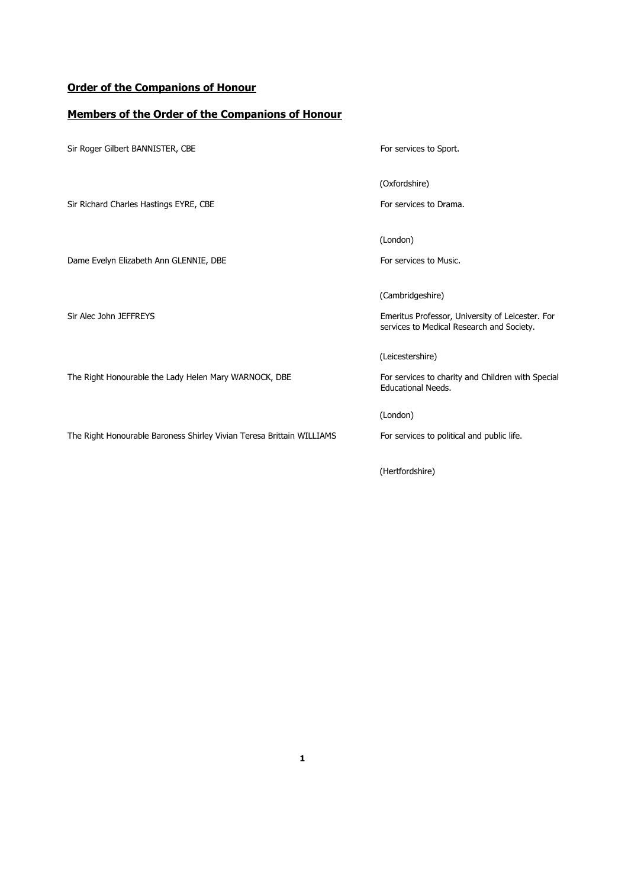## Order of the Companions of Honour

## Members of the Order of the Companions of Honour

| | |
|---|---|
| Sir Roger Gilbert BANNISTER, CBE | For services to Sport.<br><br>(Oxfordshire) |
| Sir Richard Charles Hastings EYRE, CBE | For services to Drama.<br><br>(London) |
| Dame Evelyn Elizabeth Ann GLENNIE, DBE | For services to Music.<br><br>(Cambridgeshire) |
| Sir Alec John JEFFREYS | Emeritus Professor, University of Leicester. For services to Medical Research and Society.<br><br>(Leicestershire) |
| The Right Honourable the Lady Helen Mary WARNOCK, DBE | For services to charity and Children with Special Educational Needs.<br><br>(London) |
| The Right Honourable Baroness Shirley Vivian Teresa Brittain WILLIAMS | For services to political and public life.<br><br>(Hertfordshire) |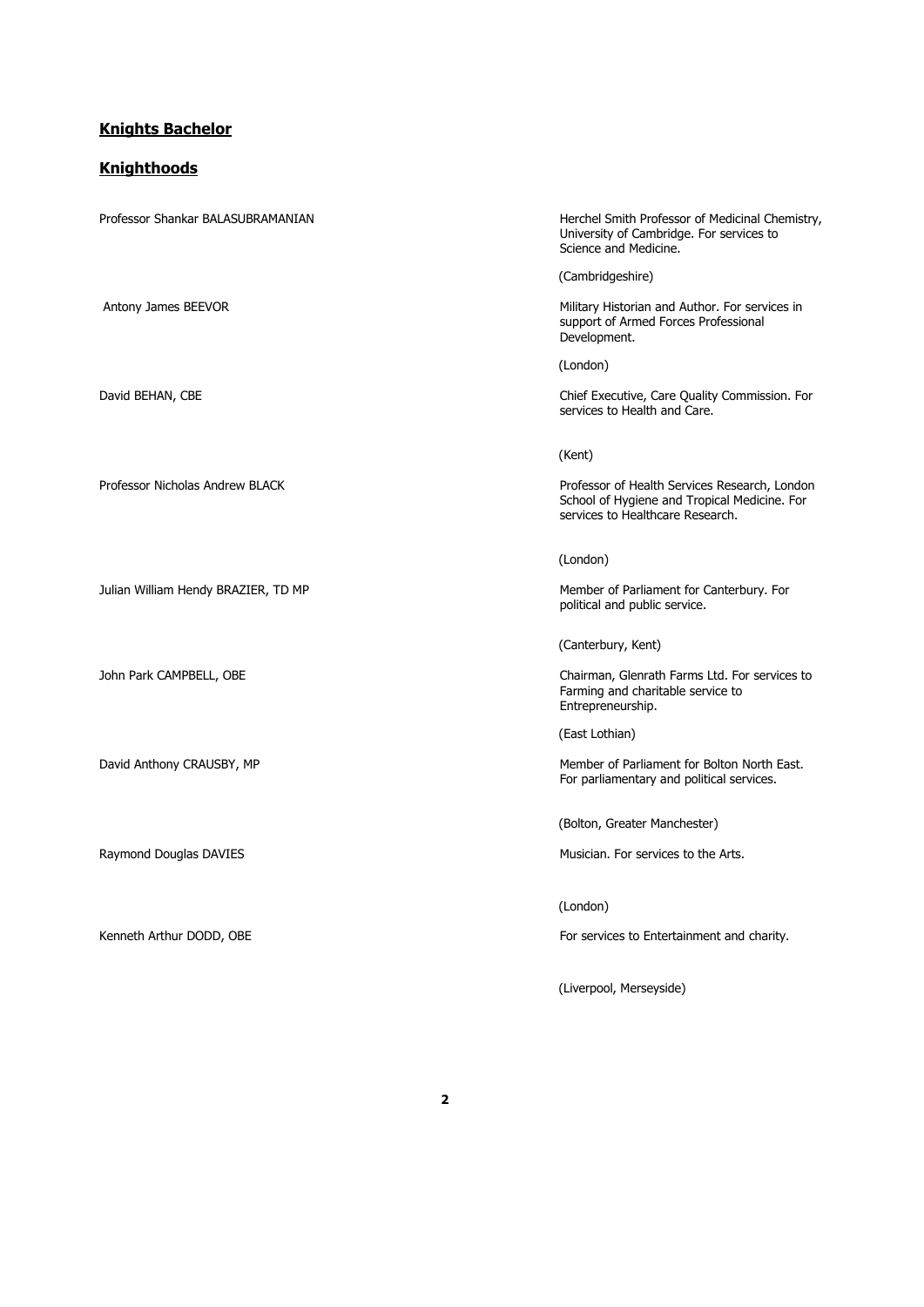## Knights Bachelor

## Knighthoods

| | |
|---|---|
| Professor Shankar BALASUBRAMANIAN | Herchel Smith Professor of Medicinal Chemistry, University of Cambridge. For services to Science and Medicine.<br><br>(Cambridgeshire) |
| Antony James BEEVOR | Military Historian and Author. For services in support of Armed Forces Professional Development.<br><br>(London) |
| David BEHAN, CBE | Chief Executive, Care Quality Commission. For services to Health and Care.<br><br>(Kent) |
| Professor Nicholas Andrew BLACK | Professor of Health Services Research, London School of Hygiene and Tropical Medicine. For services to Healthcare Research.<br><br>(London) |
| Julian William Hendy BRAZIER, TD MP | Member of Parliament for Canterbury. For political and public service.<br><br>(Canterbury, Kent) |
| John Park CAMPBELL, OBE | Chairman, Glenrath Farms Ltd. For services to Farming and charitable service to Entrepreneurship.<br><br>(East Lothian) |
| David Anthony CRAUSBY, MP | Member of Parliament for Bolton North East. For parliamentary and political services.<br><br>(Bolton, Greater Manchester) |
| Raymond Douglas DAVIES | Musician. For services to the Arts.<br><br>(London) |
| Kenneth Arthur DODD, OBE | For services to Entertainment and charity.<br><br>(Liverpool, Merseyside) |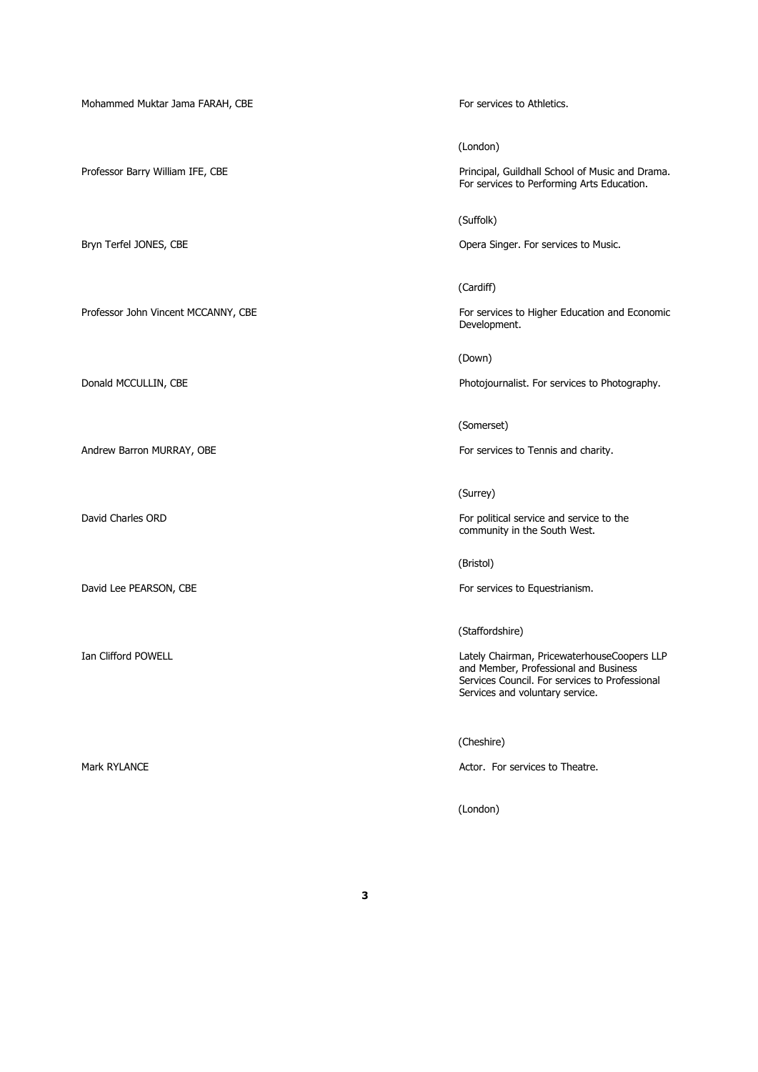| Name | Citation |
| --- | --- |
| Mohammed Muktar Jama FARAH, CBE | For services to Athletics. (London) |
| Professor Barry William IFE, CBE | Principal, Guildhall School of Music and Drama. For services to Performing Arts Education. (Suffolk) |
| Bryn Terfel JONES, CBE | Opera Singer. For services to Music. (Cardiff) |
| Professor John Vincent MCCANNY, CBE | For services to Higher Education and Economic Development. (Down) |
| Donald MCCULLIN, CBE | Photojournalist. For services to Photography. (Somerset) |
| Andrew Barron MURRAY, OBE | For services to Tennis and charity. (Surrey) |
| David Charles ORD | For political service and service to the community in the South West. (Bristol) |
| David Lee PEARSON, CBE | For services to Equestrianism. (Staffordshire) |
| Ian Clifford POWELL | Lately Chairman, PricewaterhouseCoopers LLP and Member, Professional and Business Services Council. For services to Professional Services and voluntary service. (Cheshire) |
| Mark RYLANCE | Actor. For services to Theatre. (London) |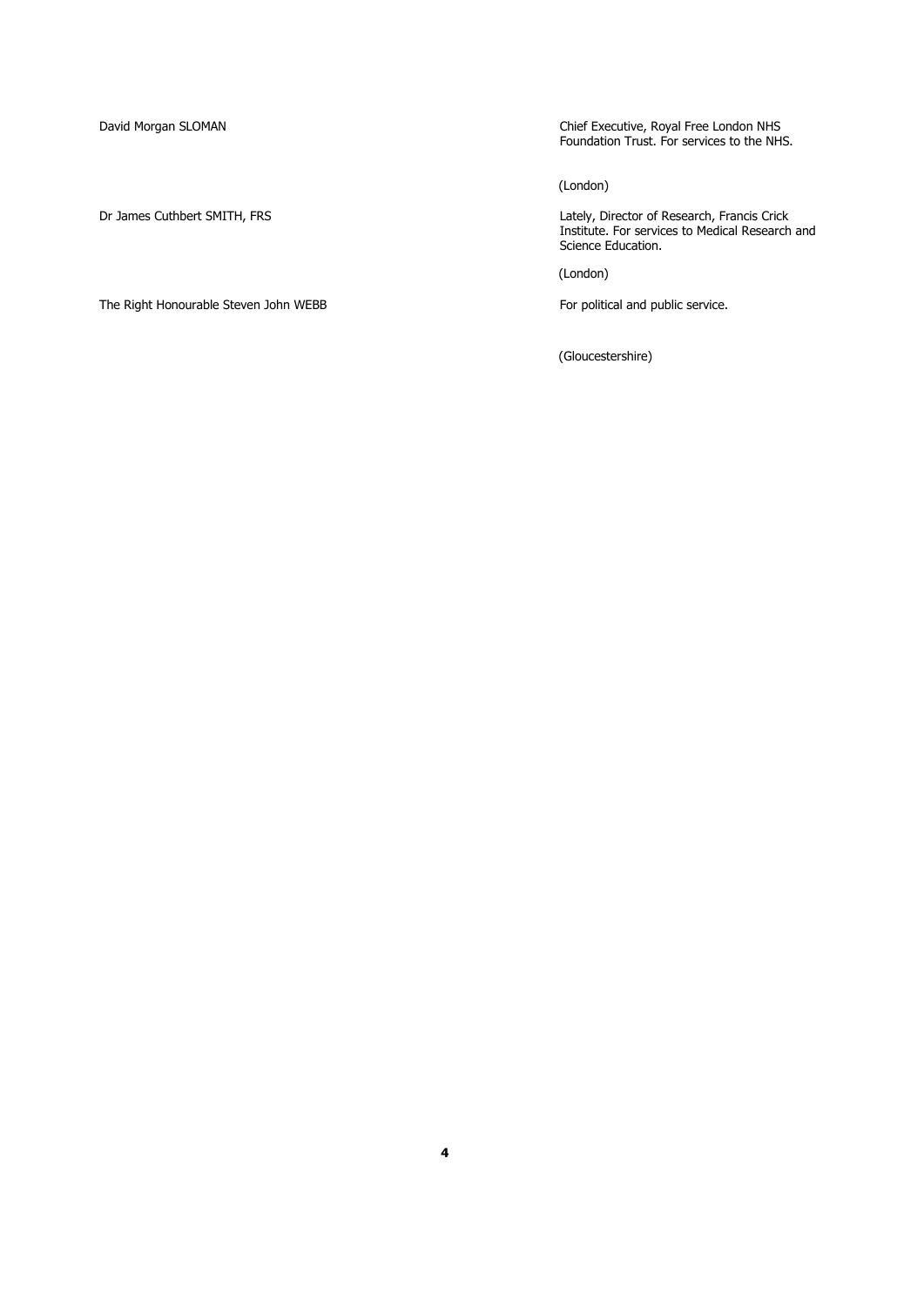| | |
|---|---|
| David Morgan SLOMAN | Chief Executive, Royal Free London NHS Foundation Trust. For services to the NHS.<br><br>(London) |
| Dr James Cuthbert SMITH, FRS | Lately, Director of Research, Francis Crick Institute. For services to Medical Research and Science Education.<br><br>(London) |
| The Right Honourable Steven John WEBB | For political and public service.<br><br>(Gloucestershire) |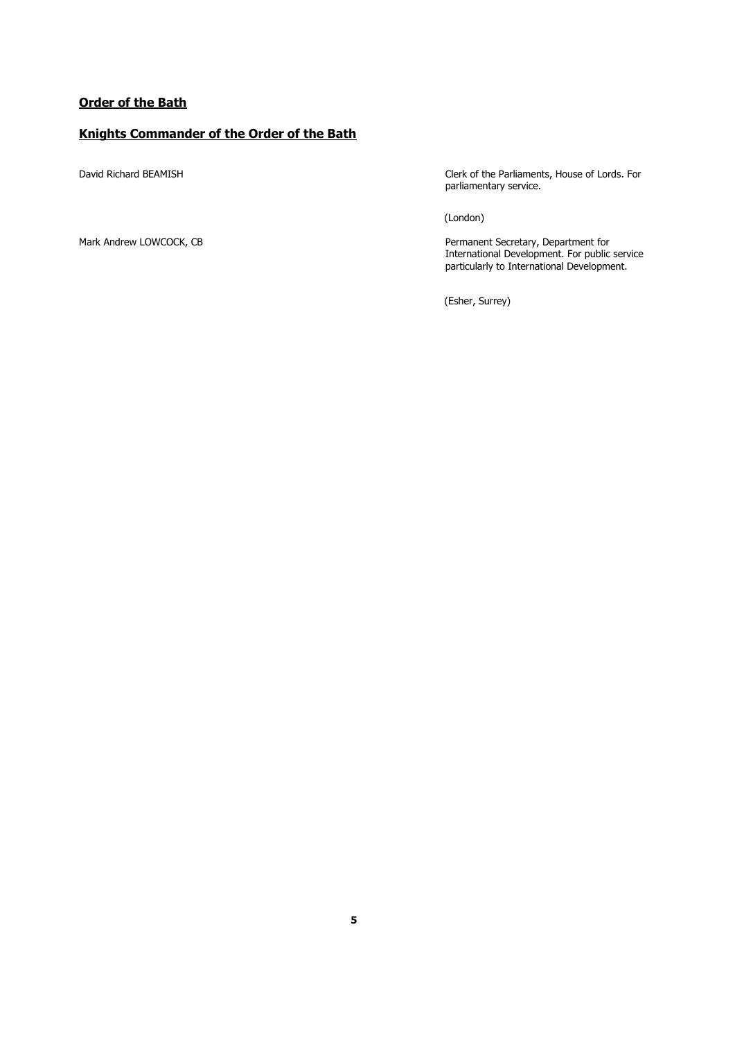## Order of the Bath

## Knights Commander of the Order of the Bath

David Richard BEAMISH

Clerk of the Parliaments, House of Lords. For parliamentary service.

(London)

Mark Andrew LOWCOCK, CB

Permanent Secretary, Department for International Development. For public service particularly to International Development.

(Esher, Surrey)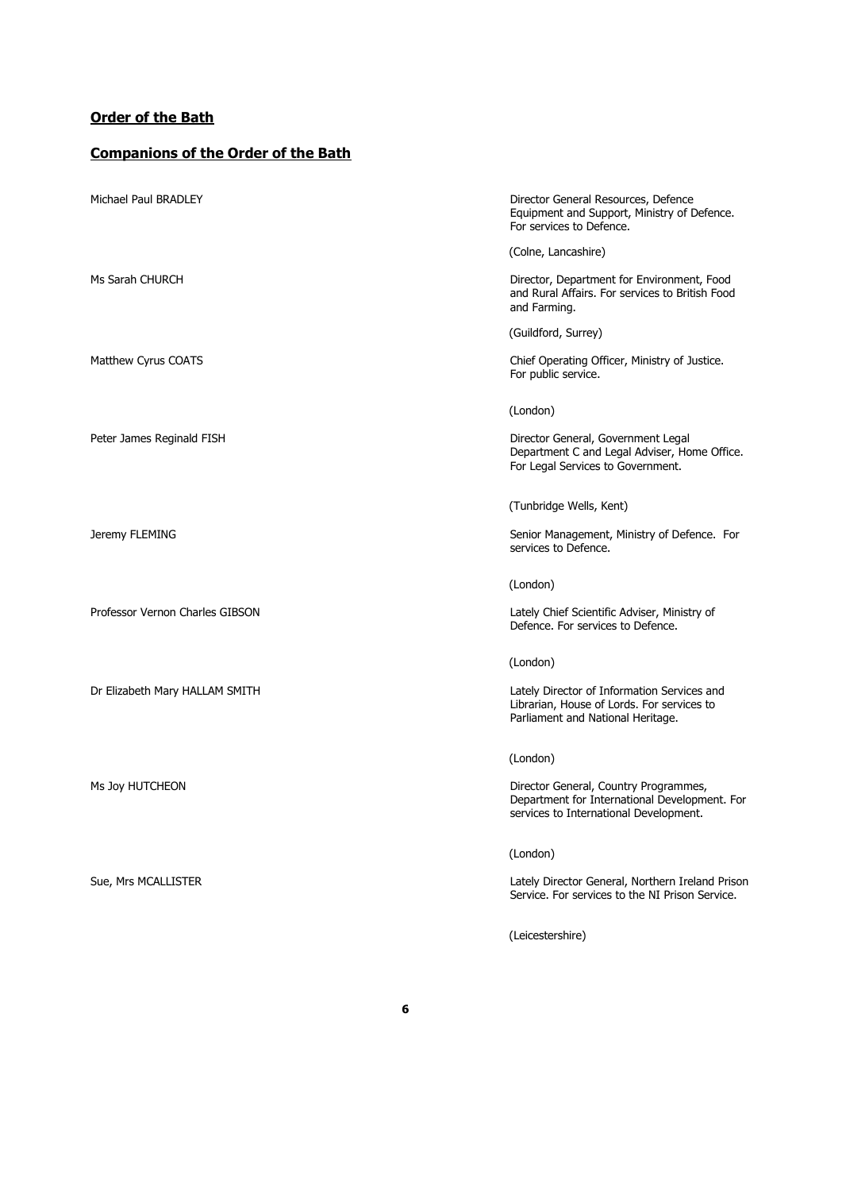## **Order of the Bath**

## **Companions of the Order of the Bath**

Michael Paul BRADLEY

Director General Resources, Defence Equipment and Support, Ministry of Defence. For services to Defence.

(Colne, Lancashire)

Ms Sarah CHURCH

Director, Department for Environment, Food and Rural Affairs. For services to British Food and Farming.

(Guildford, Surrey)

Matthew Cyrus COATS

Chief Operating Officer, Ministry of Justice. For public service.

(London)

Peter James Reginald FISH

Director General, Government Legal Department C and Legal Adviser, Home Office. For Legal Services to Government.

(Tunbridge Wells, Kent)

Jeremy FLEMING

Senior Management, Ministry of Defence. For services to Defence.

(London)

Professor Vernon Charles GIBSON

Lately Chief Scientific Adviser, Ministry of Defence. For services to Defence.

(London)

Dr Elizabeth Mary HALLAM SMITH

Lately Director of Information Services and Librarian, House of Lords. For services to Parliament and National Heritage.

(London)

Ms Joy HUTCHEON

Director General, Country Programmes, Department for International Development. For services to International Development.

(London)

Sue, Mrs MCALLISTER

Lately Director General, Northern Ireland Prison Service. For services to the NI Prison Service.

(Leicestershire)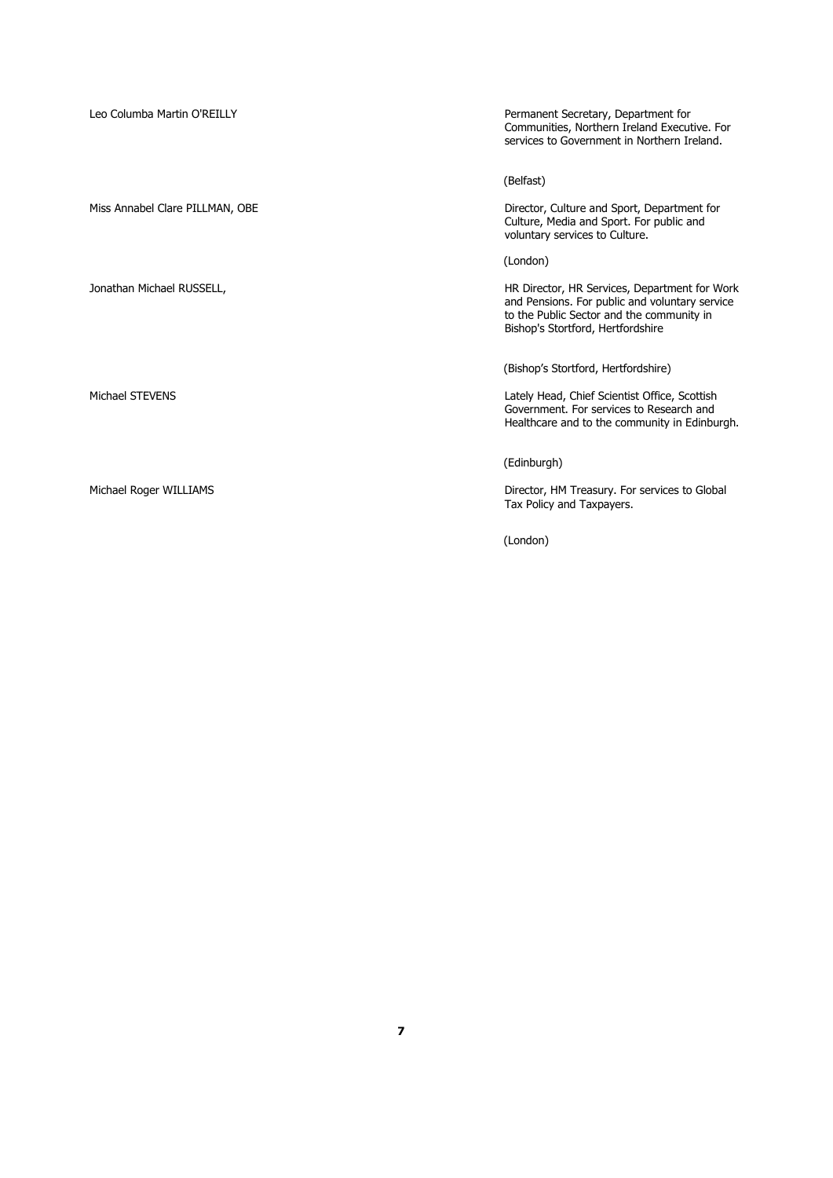Leo Columba Martin O'REILLY

Permanent Secretary, Department for Communities, Northern Ireland Executive. For services to Government in Northern Ireland.

(Belfast)

Miss Annabel Clare PILLMAN, OBE

Director, Culture and Sport, Department for Culture, Media and Sport. For public and voluntary services to Culture.

(London)

Jonathan Michael RUSSELL,

HR Director, HR Services, Department for Work and Pensions. For public and voluntary service to the Public Sector and the community in Bishop's Stortford, Hertfordshire

(Bishop’s Stortford, Hertfordshire)

Michael STEVENS

Lately Head, Chief Scientist Office, Scottish Government. For services to Research and Healthcare and to the community in Edinburgh.

(Edinburgh)

Michael Roger WILLIAMS

Director, HM Treasury. For services to Global Tax Policy and Taxpayers.

(London)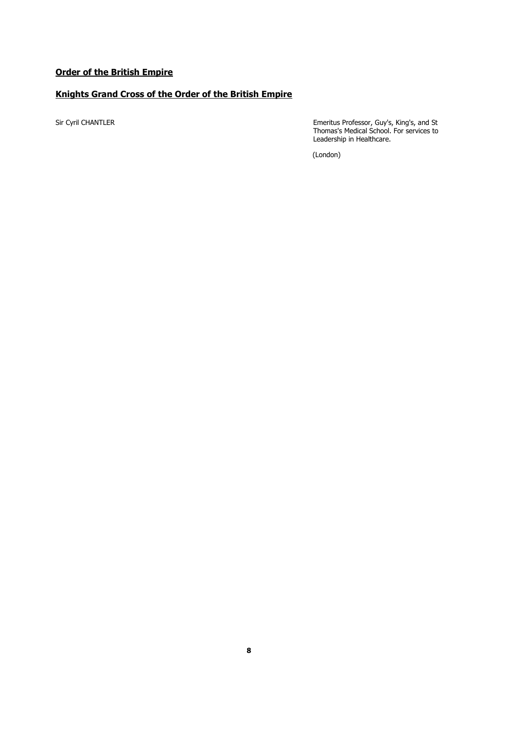## Order of the British Empire

### Knights Grand Cross of the Order of the British Empire

| | |
|---|---|
| Sir Cyril CHANTLER | Emeritus Professor, Guy's, King's, and St Thomas's Medical School. For services to Leadership in Healthcare. (London) |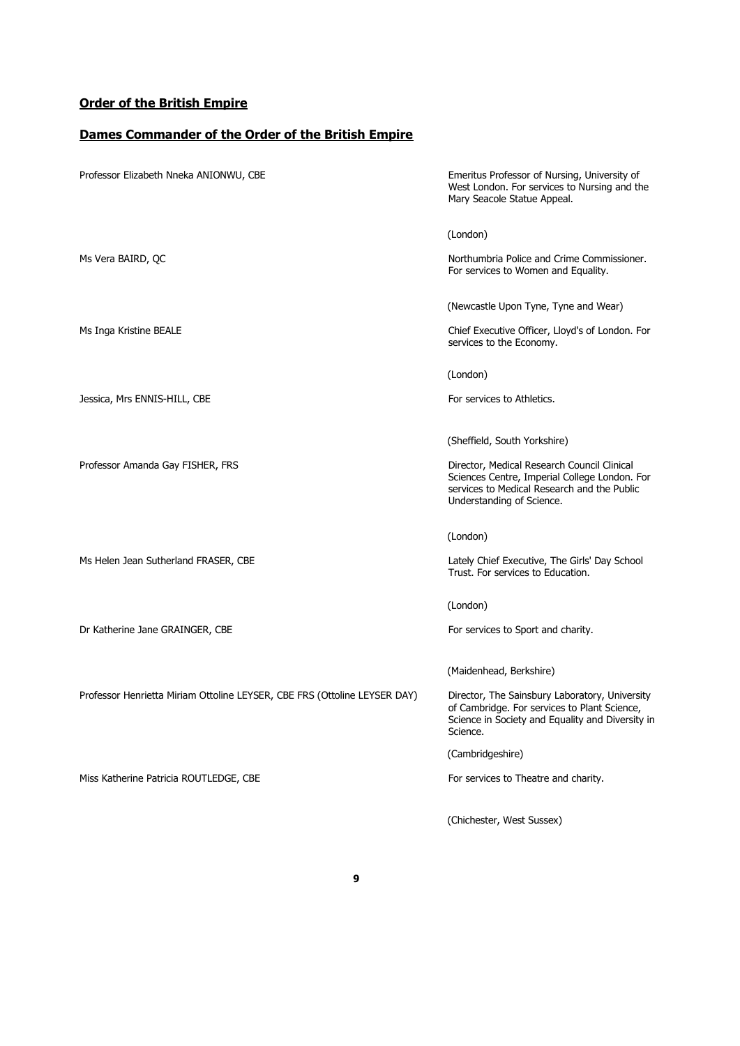## **Order of the British Empire**

### **Dames Commander of the Order of the British Empire**

| Name | Citation |
| --- | --- |
| Professor Elizabeth Nneka ANIONWU, CBE | Emeritus Professor of Nursing, University of West London. For services to Nursing and the Mary Seacole Statue Appeal.<br><br>(London) |
| Ms Vera BAIRD, QC | Northumbria Police and Crime Commissioner. For services to Women and Equality.<br><br>(Newcastle Upon Tyne, Tyne and Wear) |
| Ms Inga Kristine BEALE | Chief Executive Officer, Lloyd's of London. For services to the Economy.<br><br>(London) |
| Jessica, Mrs ENNIS-HILL, CBE | For services to Athletics.<br><br>(Sheffield, South Yorkshire) |
| Professor Amanda Gay FISHER, FRS | Director, Medical Research Council Clinical Sciences Centre, Imperial College London. For services to Medical Research and the Public Understanding of Science.<br><br>(London) |
| Ms Helen Jean Sutherland FRASER, CBE | Lately Chief Executive, The Girls' Day School Trust. For services to Education.<br><br>(London) |
| Dr Katherine Jane GRAINGER, CBE | For services to Sport and charity.<br><br>(Maidenhead, Berkshire) |
| Professor Henrietta Miriam Ottoline LEYSER, CBE FRS (Ottoline LEYSER DAY) | Director, The Sainsbury Laboratory, University of Cambridge. For services to Plant Science, Science in Society and Equality and Diversity in Science.<br><br>(Cambridgeshire) |
| Miss Katherine Patricia ROUTLEDGE, CBE | For services to Theatre and charity.<br><br>(Chichester, West Sussex) |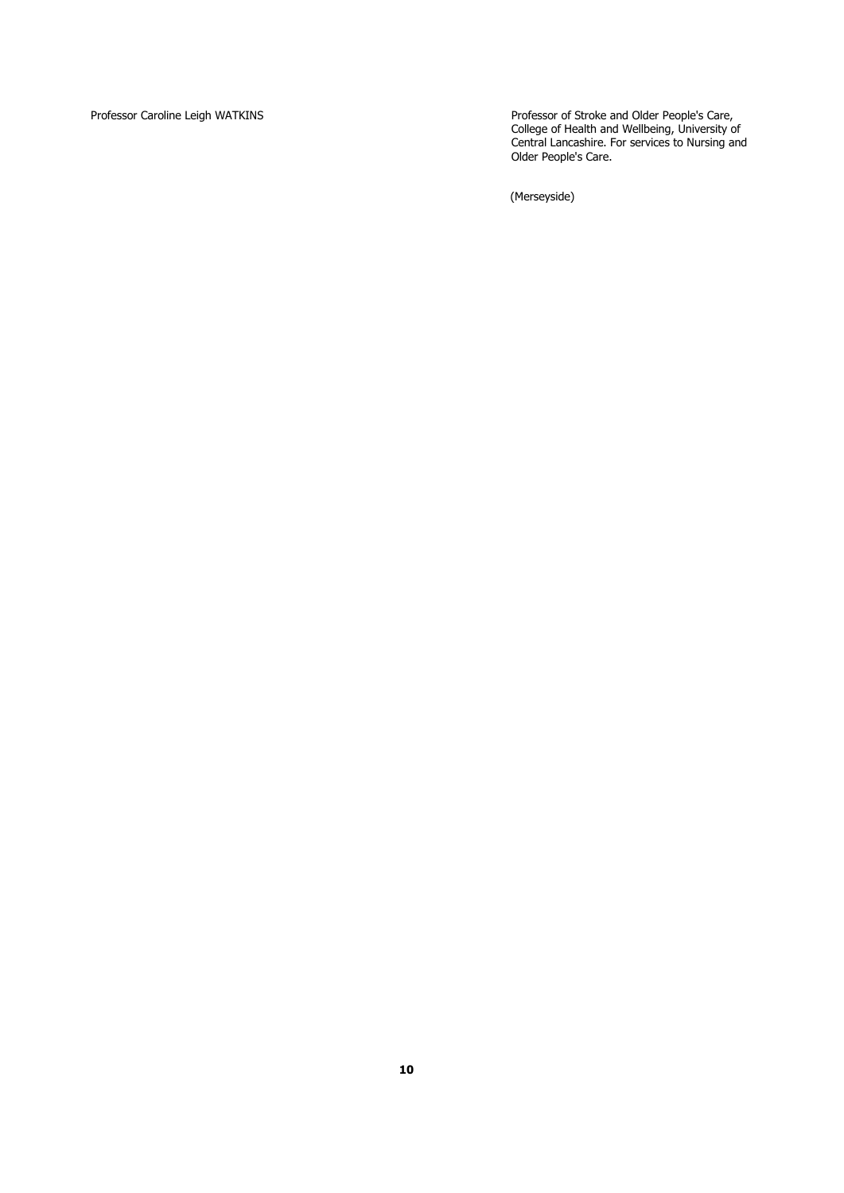| | |
|---|---|
| Professor Caroline Leigh WATKINS | Professor of Stroke and Older People's Care, College of Health and Wellbeing, University of Central Lancashire. For services to Nursing and Older People's Care.<br><br>(Merseyside) |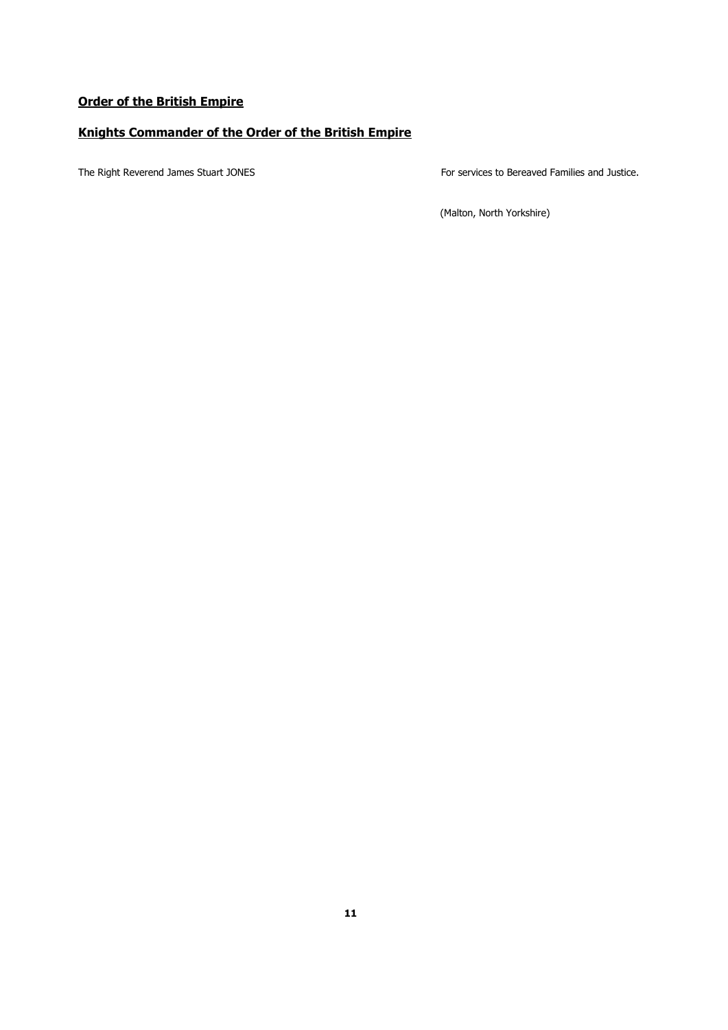## Order of the British Empire

### Knights Commander of the Order of the British Empire

The Right Reverend James Stuart JONES

For services to Bereaved Families and Justice.

(Malton, North Yorkshire)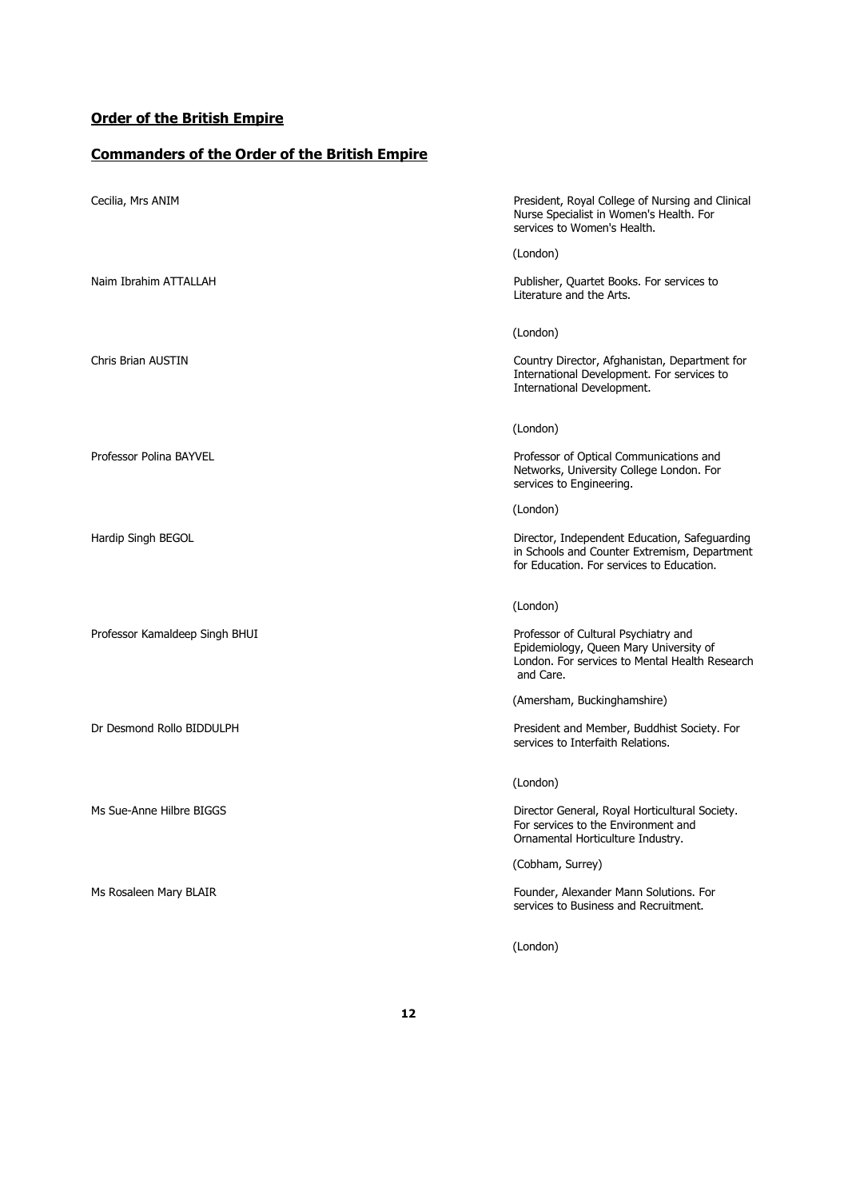## Order of the British Empire

### Commanders of the Order of the British Empire

Cecilia, Mrs ANIM

President, Royal College of Nursing and Clinical Nurse Specialist in Women's Health. For services to Women's Health.

(London)

Naim Ibrahim ATTALLAH

Publisher, Quartet Books. For services to Literature and the Arts.

(London)

Chris Brian AUSTIN

Country Director, Afghanistan, Department for International Development. For services to International Development.

(London)

Professor Polina BAYVEL

Professor of Optical Communications and Networks, University College London. For services to Engineering.

(London)

Hardip Singh BEGOL

Director, Independent Education, Safeguarding in Schools and Counter Extremism, Department for Education. For services to Education.

(London)

Professor Kamaldeep Singh BHUI

Professor of Cultural Psychiatry and Epidemiology, Queen Mary University of London. For services to Mental Health Research and Care.

(Amersham, Buckinghamshire)

Dr Desmond Rollo BIDDULPH

President and Member, Buddhist Society. For services to Interfaith Relations.

(London)

Ms Sue-Anne Hilbre BIGGS

Director General, Royal Horticultural Society. For services to the Environment and Ornamental Horticulture Industry.

(Cobham, Surrey)

Ms Rosaleen Mary BLAIR

Founder, Alexander Mann Solutions. For services to Business and Recruitment.

(London)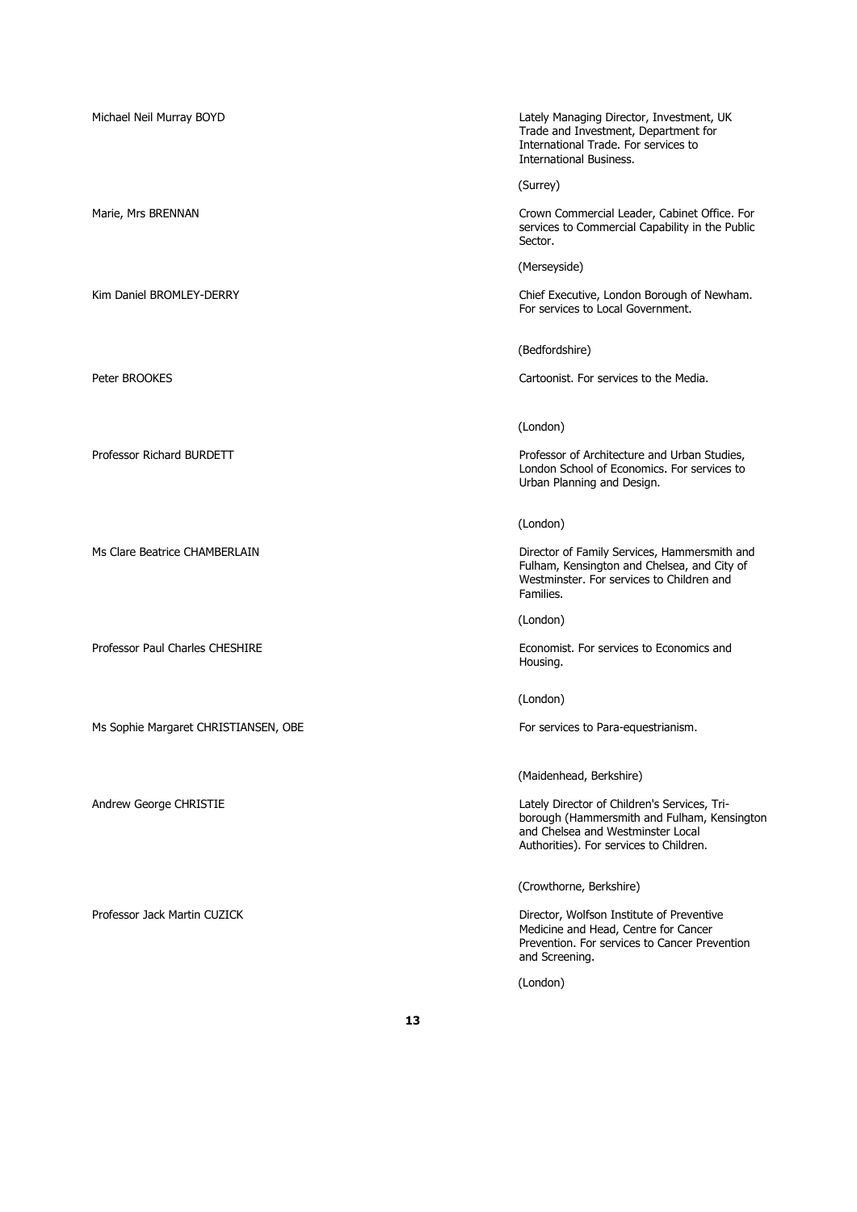Michael Neil Murray BOYD

Lately Managing Director, Investment, UK Trade and Investment, Department for International Trade. For services to International Business.

(Surrey)

Marie, Mrs BRENNAN

Crown Commercial Leader, Cabinet Office. For services to Commercial Capability in the Public Sector.

(Merseyside)

Kim Daniel BROMLEY-DERRY

Chief Executive, London Borough of Newham. For services to Local Government.

(Bedfordshire)

Peter BROOKES

Cartoonist. For services to the Media.

(London)

Professor Richard BURDETT

Professor of Architecture and Urban Studies, London School of Economics. For services to Urban Planning and Design.

(London)

Ms Clare Beatrice CHAMBERLAIN

Director of Family Services, Hammersmith and Fulham, Kensington and Chelsea, and City of Westminster. For services to Children and Families.

(London)

Professor Paul Charles CHESHIRE

Economist. For services to Economics and Housing.

(London)

Ms Sophie Margaret CHRISTIANSEN, OBE

For services to Para-equestrianism.

(Maidenhead, Berkshire)

Andrew George CHRISTIE

Lately Director of Children's Services, Tri-borough (Hammersmith and Fulham, Kensington and Chelsea and Westminster Local Authorities). For services to Children.

(Crowthorne, Berkshire)

Professor Jack Martin CUZICK

Director, Wolfson Institute of Preventive Medicine and Head, Centre for Cancer Prevention. For services to Cancer Prevention and Screening.

(London)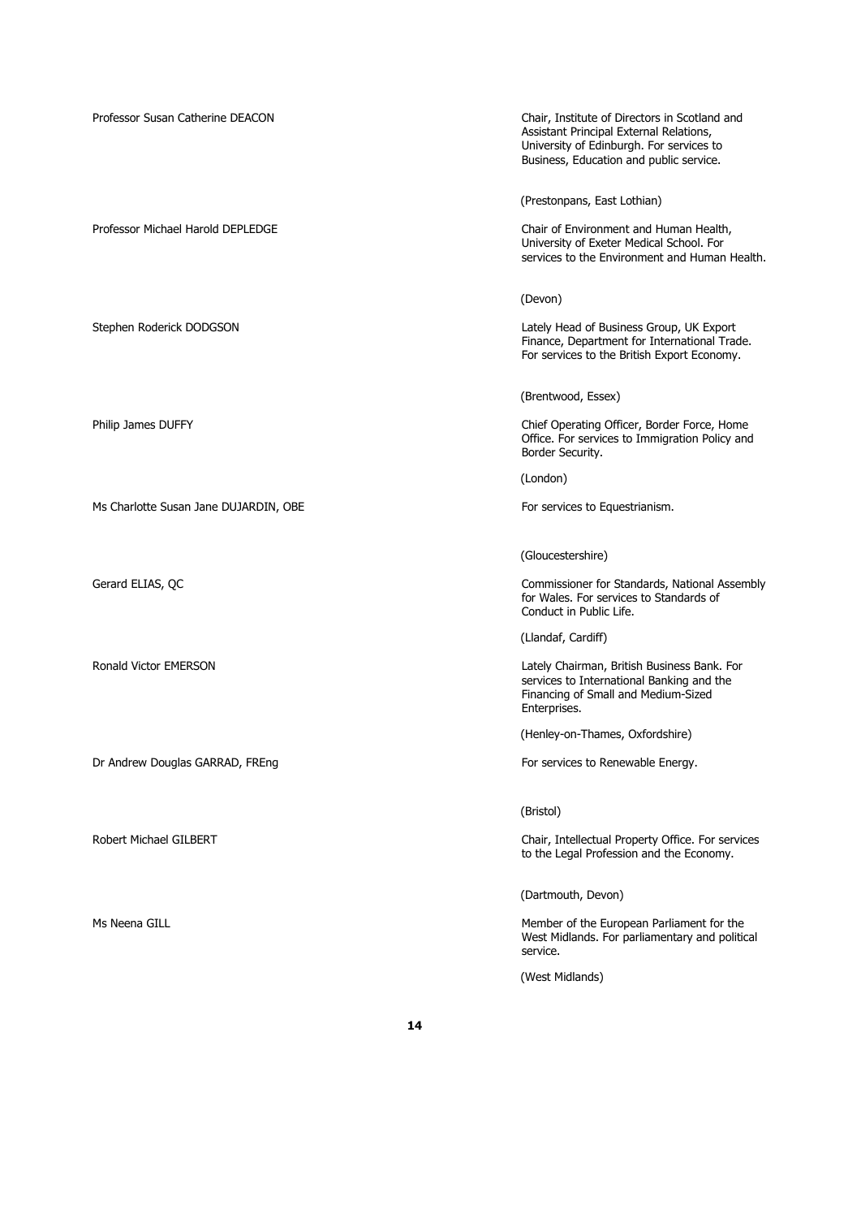Professor Susan Catherine DEACON

Chair, Institute of Directors in Scotland and Assistant Principal External Relations, University of Edinburgh. For services to Business, Education and public service.

(Prestonpans, East Lothian)

Professor Michael Harold DEPLEDGE

Chair of Environment and Human Health, University of Exeter Medical School. For services to the Environment and Human Health.

(Devon)

Stephen Roderick DODGSON

Lately Head of Business Group, UK Export Finance, Department for International Trade. For services to the British Export Economy.

(Brentwood, Essex)

Philip James DUFFY

Chief Operating Officer, Border Force, Home Office. For services to Immigration Policy and Border Security.

(London)

Ms Charlotte Susan Jane DUJARDIN, OBE

For services to Equestrianism.

(Gloucestershire)

Gerard ELIAS, QC

Commissioner for Standards, National Assembly for Wales. For services to Standards of Conduct in Public Life.

(Llandaf, Cardiff)

Ronald Victor EMERSON

Lately Chairman, British Business Bank. For services to International Banking and the Financing of Small and Medium-Sized Enterprises.

(Henley-on-Thames, Oxfordshire)

Dr Andrew Douglas GARRAD, FREng

For services to Renewable Energy.

(Bristol)

Robert Michael GILBERT

Chair, Intellectual Property Office. For services to the Legal Profession and the Economy.

(Dartmouth, Devon)

Ms Neena GILL

Member of the European Parliament for the West Midlands. For parliamentary and political service.

(West Midlands)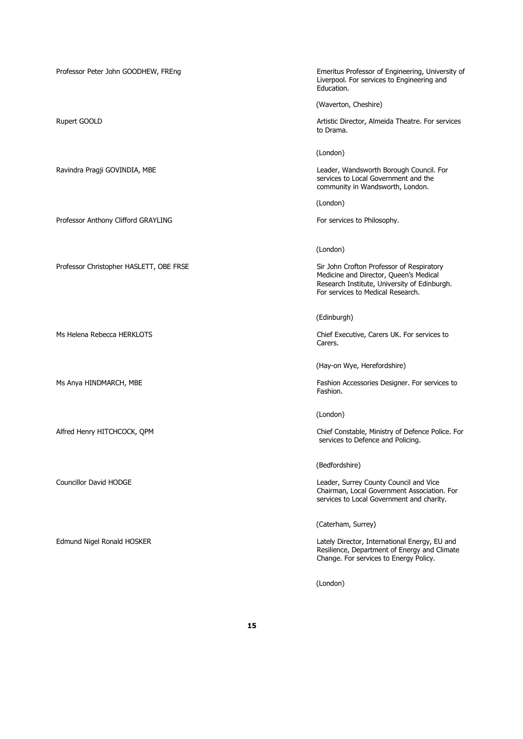| | |
|---|---|
| Professor Peter John GOODHEW, FREng | Emeritus Professor of Engineering, University of Liverpool. For services to Engineering and Education.<br><br>(Waverton, Cheshire) |
| Rupert GOOLD | Artistic Director, Almeida Theatre. For services to Drama.<br><br>(London) |
| Ravindra Pragji GOVINDIA, MBE | Leader, Wandsworth Borough Council. For services to Local Government and the community in Wandsworth, London.<br><br>(London) |
| Professor Anthony Clifford GRAYLING | For services to Philosophy.<br><br>(London) |
| Professor Christopher HASLETT, OBE FRSE | Sir John Crofton Professor of Respiratory Medicine and Director, Queen's Medical Research Institute, University of Edinburgh. For services to Medical Research.<br><br>(Edinburgh) |
| Ms Helena Rebecca HERKLOTS | Chief Executive, Carers UK. For services to Carers.<br><br>(Hay-on Wye, Herefordshire) |
| Ms Anya HINDMARCH, MBE | Fashion Accessories Designer. For services to Fashion.<br><br>(London) |
| Alfred Henry HITCHCOCK, QPM | Chief Constable, Ministry of Defence Police. For services to Defence and Policing.<br><br>(Bedfordshire) |
| Councillor David HODGE | Leader, Surrey County Council and Vice Chairman, Local Government Association. For services to Local Government and charity.<br><br>(Caterham, Surrey) |
| Edmund Nigel Ronald HOSKER | Lately Director, International Energy, EU and Resilience, Department of Energy and Climate Change. For services to Energy Policy.<br><br>(London) |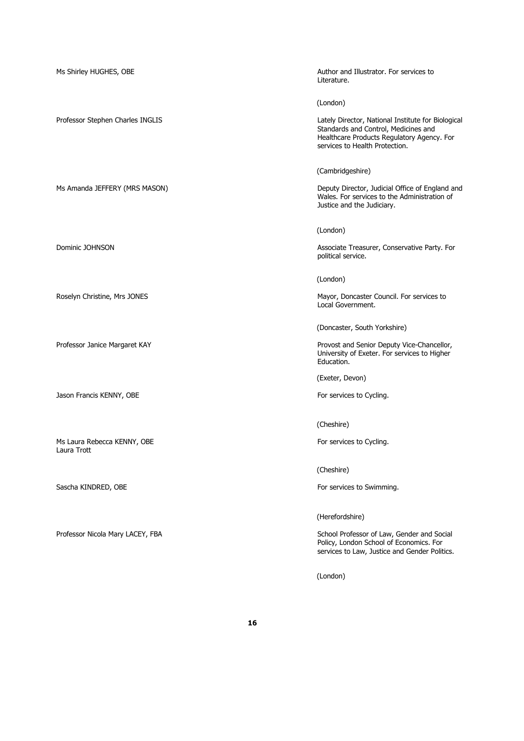Ms Shirley HUGHES, OBE

Author and Illustrator. For services to Literature.

(London)

Professor Stephen Charles INGLIS

Lately Director, National Institute for Biological Standards and Control, Medicines and Healthcare Products Regulatory Agency. For services to Health Protection.

(Cambridgeshire)

Ms Amanda JEFFERY (MRS MASON)

Deputy Director, Judicial Office of England and Wales. For services to the Administration of Justice and the Judiciary.

(London)

Dominic JOHNSON

Associate Treasurer, Conservative Party. For political service.

(London)

Roselyn Christine, Mrs JONES

Mayor, Doncaster Council. For services to Local Government.

(Doncaster, South Yorkshire)

Professor Janice Margaret KAY

Provost and Senior Deputy Vice-Chancellor, University of Exeter. For services to Higher Education.

(Exeter, Devon)

Jason Francis KENNY, OBE

For services to Cycling.

(Cheshire)

Ms Laura Rebecca KENNY, OBE
Laura Trott

For services to Cycling.

(Cheshire)

Sascha KINDRED, OBE

For services to Swimming.

(Herefordshire)

Professor Nicola Mary LACEY, FBA

School Professor of Law, Gender and Social Policy, London School of Economics. For services to Law, Justice and Gender Politics.

(London)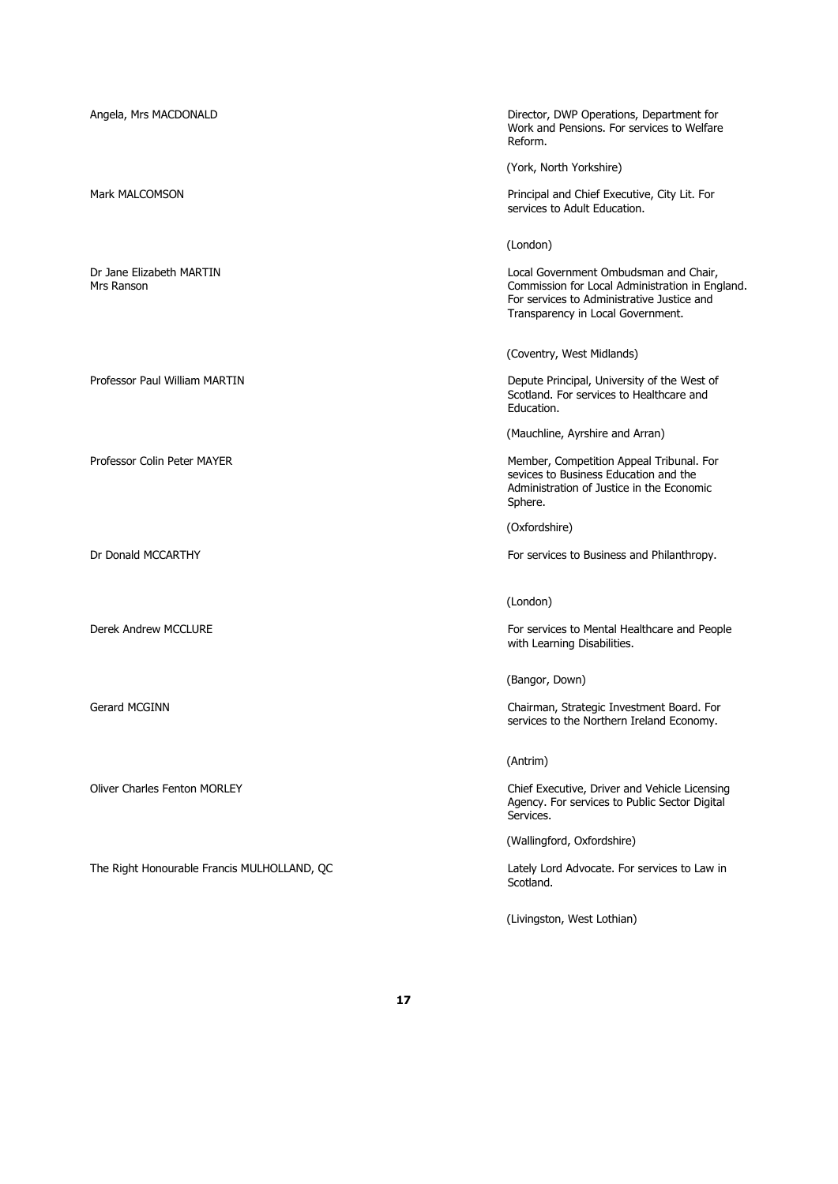| | |
|---|---|
| Angela, Mrs MACDONALD | Director, DWP Operations, Department for Work and Pensions. For services to Welfare Reform.<br><br>(York, North Yorkshire) |
| Mark MALCOMSON | Principal and Chief Executive, City Lit. For services to Adult Education.<br><br>(London) |
| Dr Jane Elizabeth MARTIN<br>Mrs Ranson | Local Government Ombudsman and Chair, Commission for Local Administration in England. For services to Administrative Justice and Transparency in Local Government.<br><br>(Coventry, West Midlands) |
| Professor Paul William MARTIN | Depute Principal, University of the West of Scotland. For services to Healthcare and Education.<br><br>(Mauchline, Ayrshire and Arran) |
| Professor Colin Peter MAYER | Member, Competition Appeal Tribunal. For sevices to Business Education and the Administration of Justice in the Economic Sphere.<br><br>(Oxfordshire) |
| Dr Donald MCCARTHY | For services to Business and Philanthropy.<br><br>(London) |
| Derek Andrew MCCLURE | For services to Mental Healthcare and People with Learning Disabilities.<br><br>(Bangor, Down) |
| Gerard MCGINN | Chairman, Strategic Investment Board. For services to the Northern Ireland Economy.<br><br>(Antrim) |
| Oliver Charles Fenton MORLEY | Chief Executive, Driver and Vehicle Licensing Agency. For services to Public Sector Digital Services.<br><br>(Wallingford, Oxfordshire) |
| The Right Honourable Francis MULHOLLAND, QC | Lately Lord Advocate. For services to Law in Scotland.<br><br>(Livingston, West Lothian) |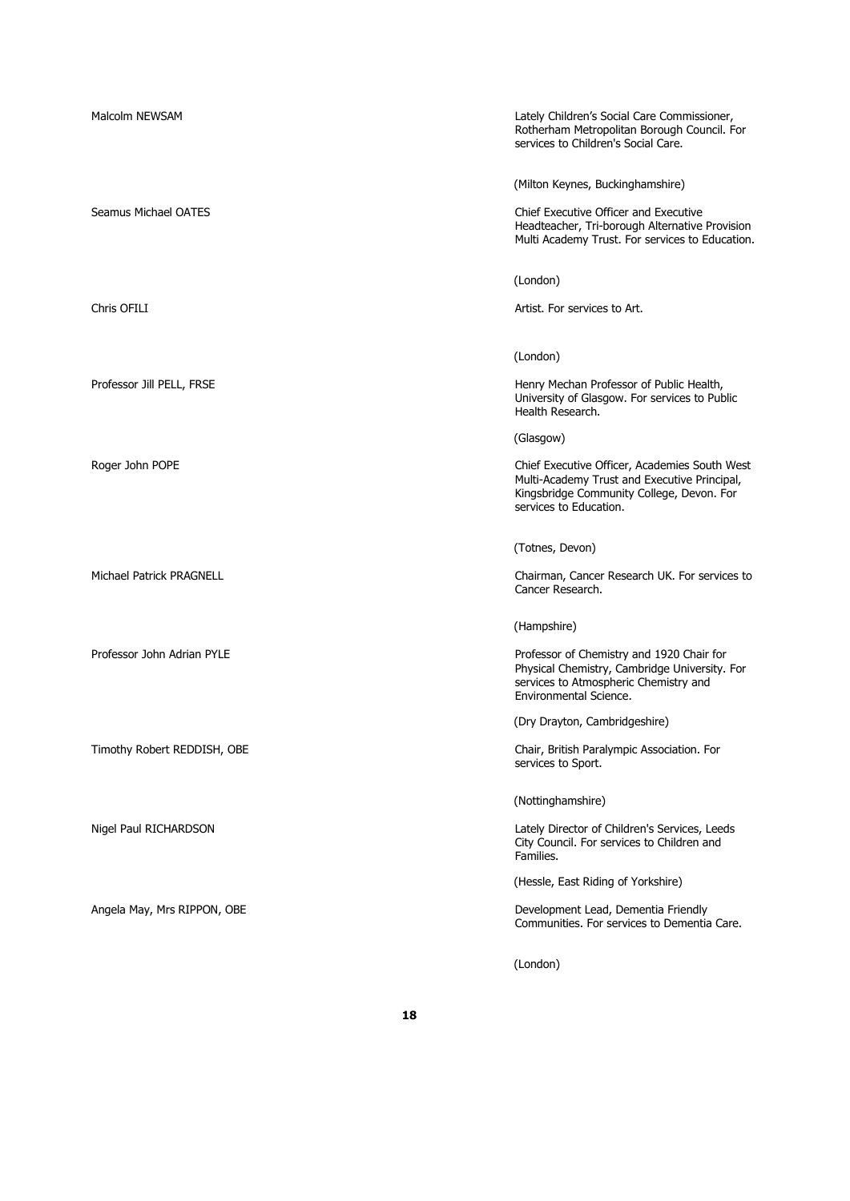Malcolm NEWSAM

Lately Children's Social Care Commissioner, Rotherham Metropolitan Borough Council. For services to Children's Social Care.

(Milton Keynes, Buckinghamshire)

Seamus Michael OATES

Chief Executive Officer and Executive Headteacher, Tri-borough Alternative Provision Multi Academy Trust. For services to Education.

(London)

Chris OFILI

Artist. For services to Art.

(London)

Professor Jill PELL, FRSE

Henry Mechan Professor of Public Health, University of Glasgow. For services to Public Health Research.

(Glasgow)

Roger John POPE

Chief Executive Officer, Academies South West Multi-Academy Trust and Executive Principal, Kingsbridge Community College, Devon. For services to Education.

(Totnes, Devon)

Michael Patrick PRAGNELL

Chairman, Cancer Research UK. For services to Cancer Research.

(Hampshire)

Professor John Adrian PYLE

Professor of Chemistry and 1920 Chair for Physical Chemistry, Cambridge University. For services to Atmospheric Chemistry and Environmental Science.

(Dry Drayton, Cambridgeshire)

Timothy Robert REDDISH, OBE

Chair, British Paralympic Association. For services to Sport.

(Nottinghamshire)

Nigel Paul RICHARDSON

Lately Director of Children's Services, Leeds City Council. For services to Children and Families.

(Hessle, East Riding of Yorkshire)

Angela May, Mrs RIPPON, OBE

Development Lead, Dementia Friendly Communities. For services to Dementia Care.

(London)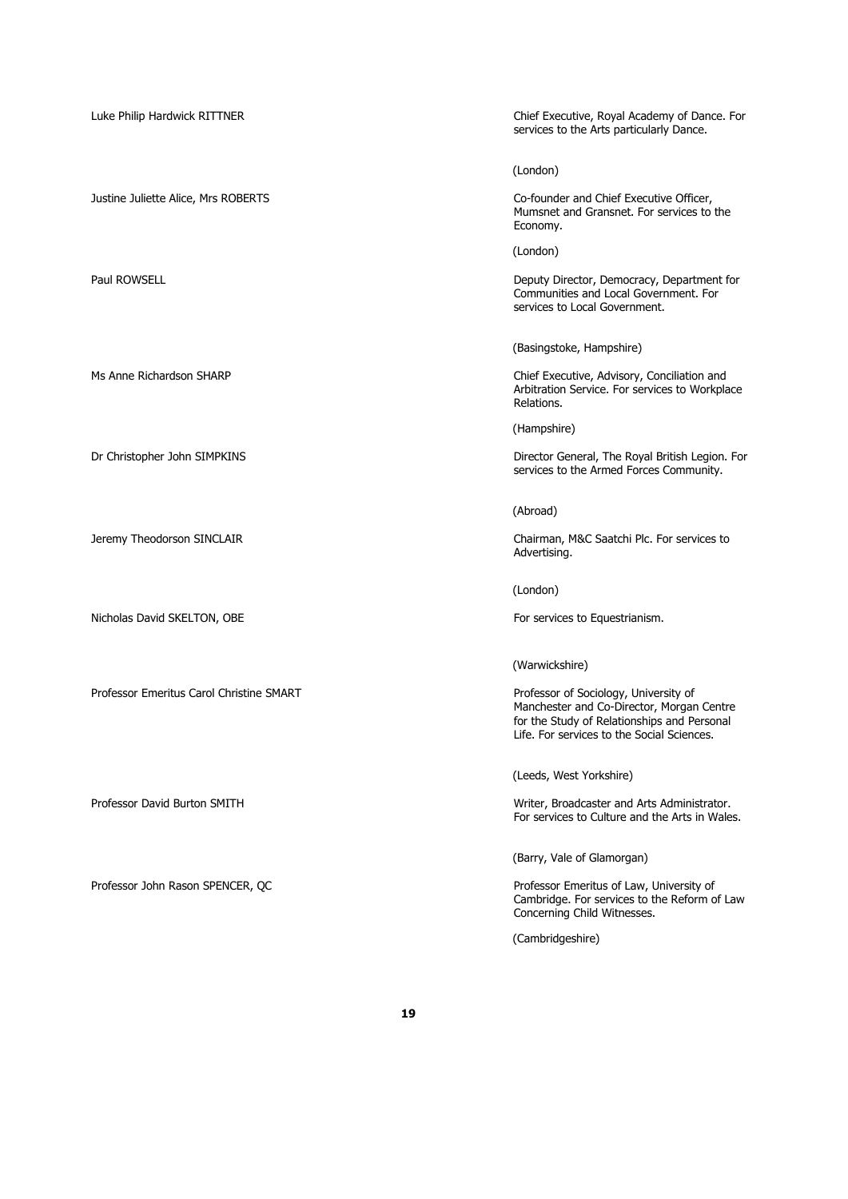Luke Philip Hardwick RITTNER

Chief Executive, Royal Academy of Dance. For services to the Arts particularly Dance.

(London)

Justine Juliette Alice, Mrs ROBERTS

Co-founder and Chief Executive Officer, Mumsnet and Gransnet. For services to the Economy.

(London)

Paul ROWSELL

Deputy Director, Democracy, Department for Communities and Local Government. For services to Local Government.

(Basingstoke, Hampshire)

Ms Anne Richardson SHARP

Chief Executive, Advisory, Conciliation and Arbitration Service. For services to Workplace Relations.

(Hampshire)

Dr Christopher John SIMPKINS

Director General, The Royal British Legion. For services to the Armed Forces Community.

(Abroad)

Jeremy Theodorson SINCLAIR

Chairman, M&C Saatchi Plc. For services to Advertising.

(London)

Nicholas David SKELTON, OBE

For services to Equestrianism.

(Warwickshire)

Professor Emeritus Carol Christine SMART

Professor of Sociology, University of Manchester and Co-Director, Morgan Centre for the Study of Relationships and Personal Life. For services to the Social Sciences.

(Leeds, West Yorkshire)

Professor David Burton SMITH

Writer, Broadcaster and Arts Administrator. For services to Culture and the Arts in Wales.

(Barry, Vale of Glamorgan)

Professor John Rason SPENCER, QC

Professor Emeritus of Law, University of Cambridge. For services to the Reform of Law Concerning Child Witnesses.

(Cambridgeshire)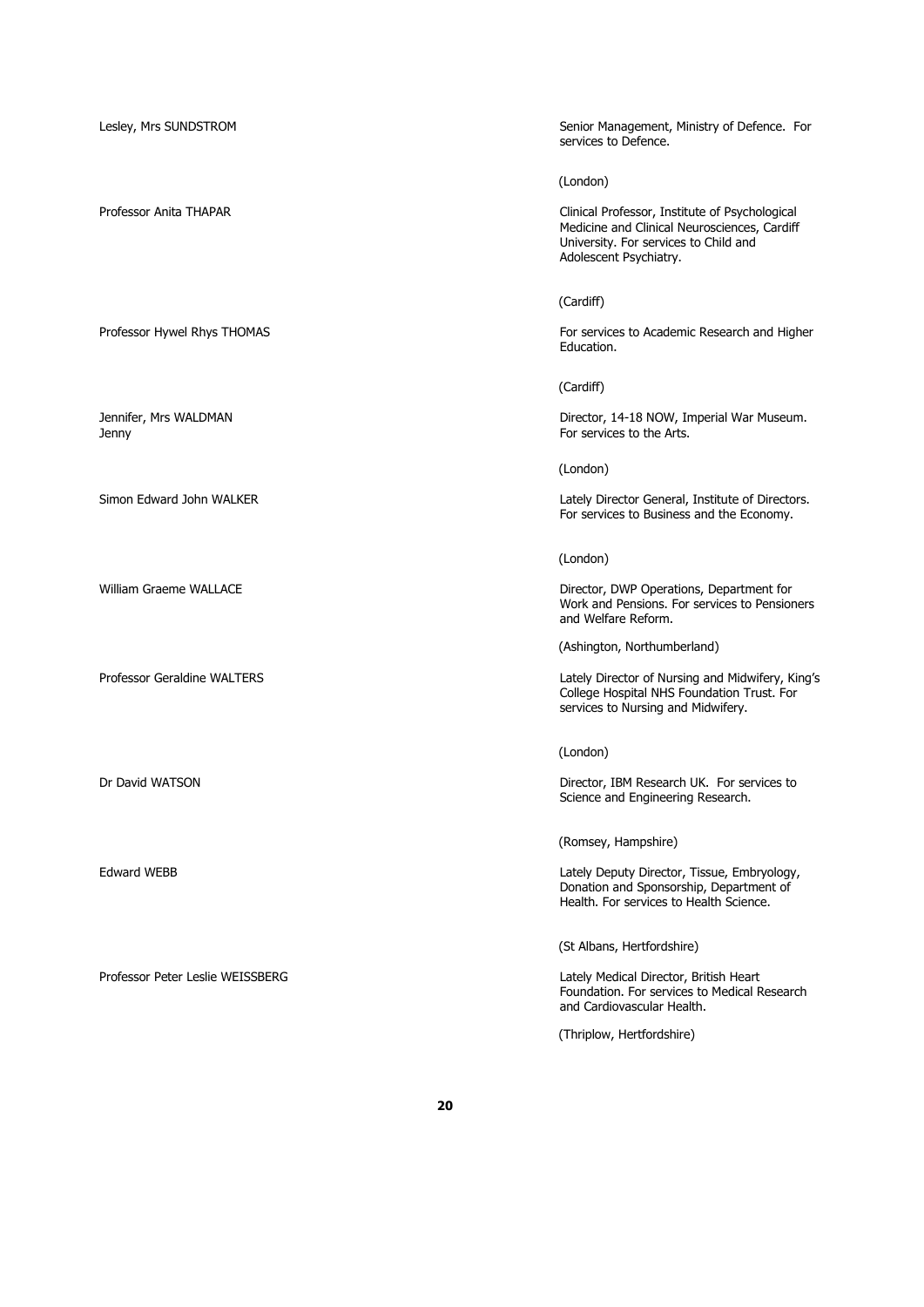Lesley, Mrs SUNDSTROM

Senior Management, Ministry of Defence. For services to Defence.

(London)

Professor Anita THAPAR

Clinical Professor, Institute of Psychological Medicine and Clinical Neurosciences, Cardiff University. For services to Child and Adolescent Psychiatry.

(Cardiff)

Professor Hywel Rhys THOMAS

For services to Academic Research and Higher Education.

(Cardiff)

Jennifer, Mrs WALDMAN
Jenny

Director, 14-18 NOW, Imperial War Museum. For services to the Arts.

(London)

Simon Edward John WALKER

Lately Director General, Institute of Directors. For services to Business and the Economy.

(London)

William Graeme WALLACE

Director, DWP Operations, Department for Work and Pensions. For services to Pensioners and Welfare Reform.

(Ashington, Northumberland)

Professor Geraldine WALTERS

Lately Director of Nursing and Midwifery, King's College Hospital NHS Foundation Trust. For services to Nursing and Midwifery.

(London)

Dr David WATSON

Director, IBM Research UK. For services to Science and Engineering Research.

(Romsey, Hampshire)

Edward WEBB

Lately Deputy Director, Tissue, Embryology, Donation and Sponsorship, Department of Health. For services to Health Science.

(St Albans, Hertfordshire)

Professor Peter Leslie WEISSBERG

Lately Medical Director, British Heart Foundation. For services to Medical Research and Cardiovascular Health.

(Thriplow, Hertfordshire)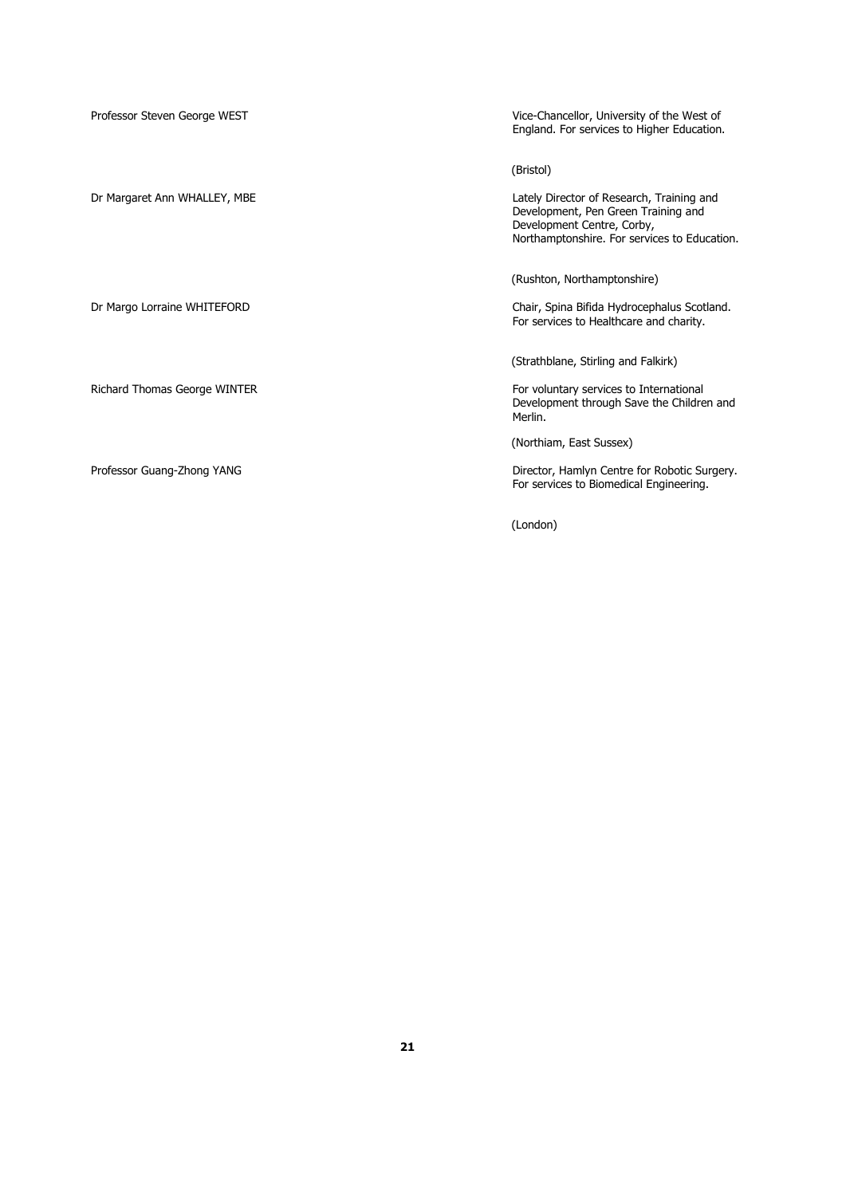| | |
|---|---|
| Professor Steven George WEST | Vice-Chancellor, University of the West of England. For services to Higher Education.<br><br>(Bristol) |
| Dr Margaret Ann WHALLEY, MBE | Lately Director of Research, Training and Development, Pen Green Training and Development Centre, Corby, Northamptonshire. For services to Education.<br><br>(Rushton, Northamptonshire) |
| Dr Margo Lorraine WHITEFORD | Chair, Spina Bifida Hydrocephalus Scotland. For services to Healthcare and charity.<br><br>(Strathblane, Stirling and Falkirk) |
| Richard Thomas George WINTER | For voluntary services to International Development through Save the Children and Merlin.<br><br>(Northiam, East Sussex) |
| Professor Guang-Zhong YANG | Director, Hamlyn Centre for Robotic Surgery. For services to Biomedical Engineering.<br><br>(London) |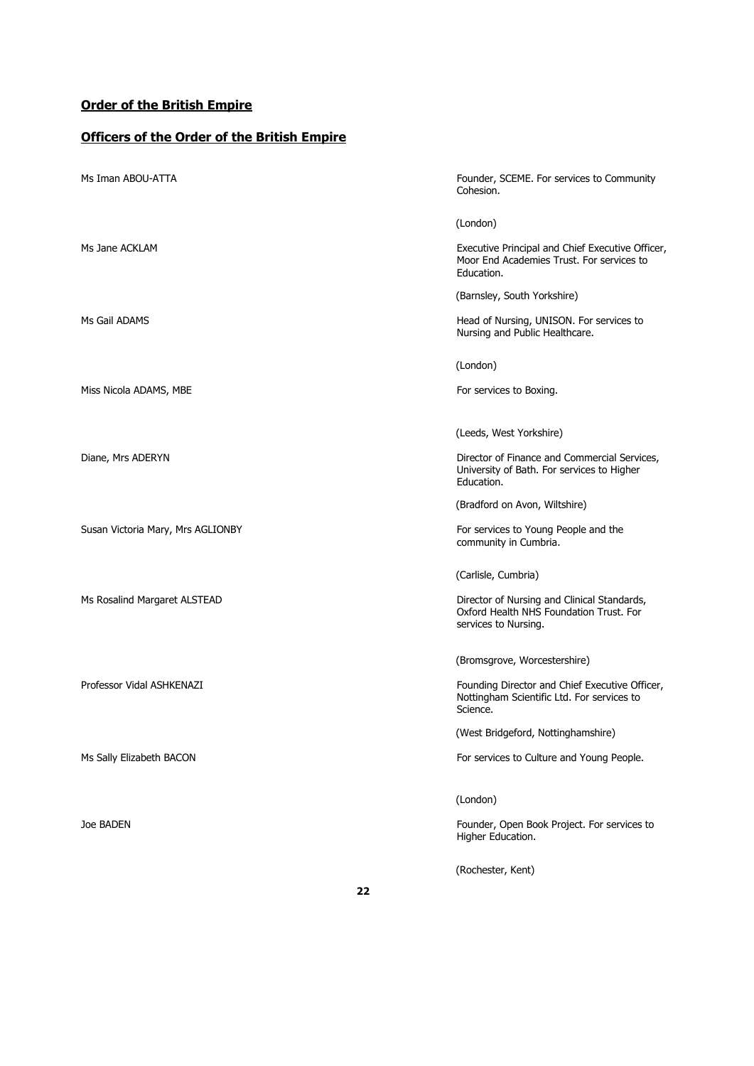## Order of the British Empire

### Officers of the Order of the British Empire

| Name | Citation |
| --- | --- |
| Ms Iman ABOU-ATTA | Founder, SCEME. For services to Community Cohesion. (London) |
| Ms Jane ACKLAM | Executive Principal and Chief Executive Officer, Moor End Academies Trust. For services to Education. (Barnsley, South Yorkshire) |
| Ms Gail ADAMS | Head of Nursing, UNISON. For services to Nursing and Public Healthcare. (London) |
| Miss Nicola ADAMS, MBE | For services to Boxing. (Leeds, West Yorkshire) |
| Diane, Mrs ADERYN | Director of Finance and Commercial Services, University of Bath. For services to Higher Education. (Bradford on Avon, Wiltshire) |
| Susan Victoria Mary, Mrs AGLIONBY | For services to Young People and the community in Cumbria. (Carlisle, Cumbria) |
| Ms Rosalind Margaret ALSTEAD | Director of Nursing and Clinical Standards, Oxford Health NHS Foundation Trust. For services to Nursing. (Bromsgrove, Worcestershire) |
| Professor Vidal ASHKENAZI | Founding Director and Chief Executive Officer, Nottingham Scientific Ltd. For services to Science. (West Bridgeford, Nottinghamshire) |
| Ms Sally Elizabeth BACON | For services to Culture and Young People. (London) |
| Joe BADEN | Founder, Open Book Project. For services to Higher Education. (Rochester, Kent) |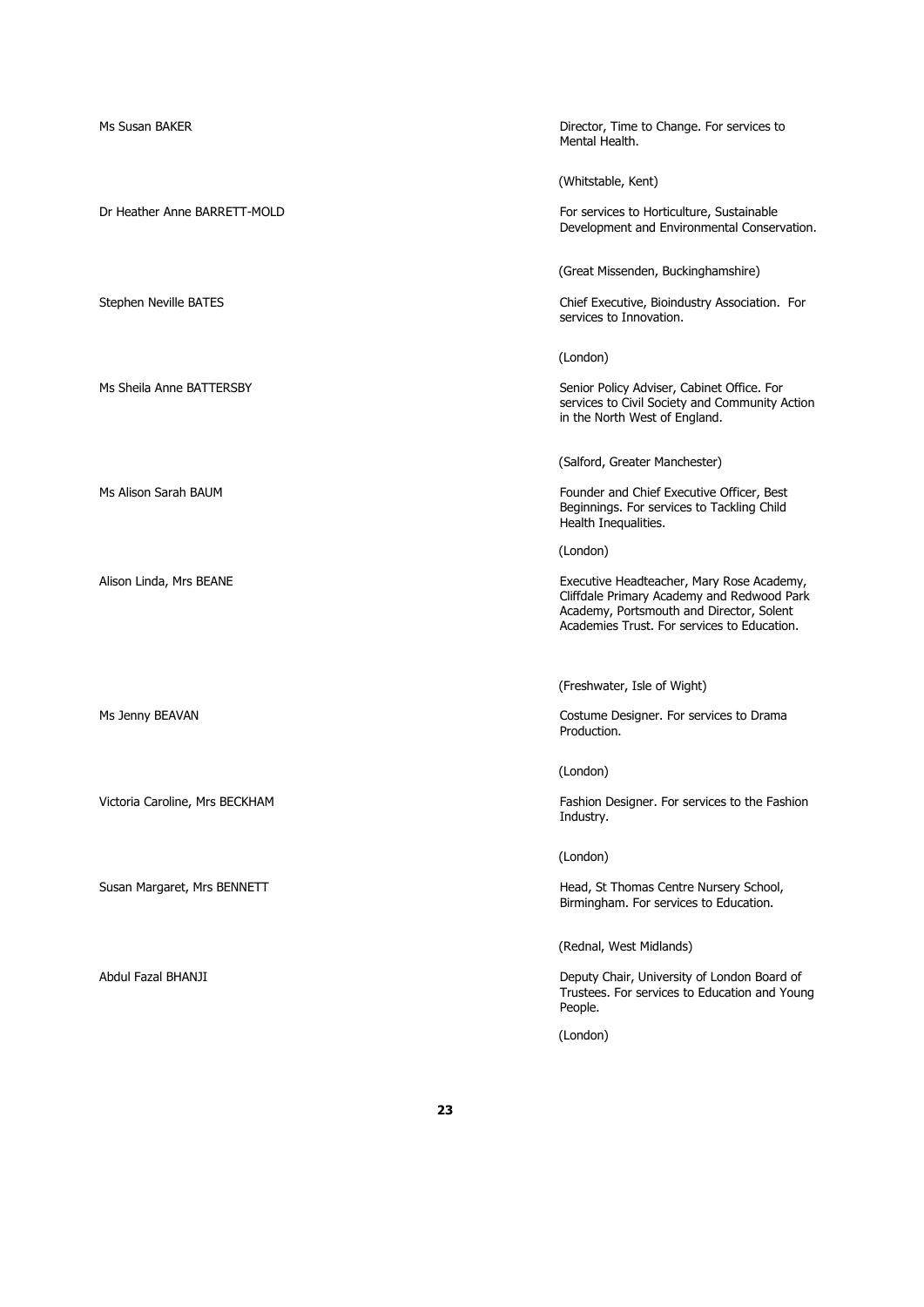Ms Susan BAKER

Director, Time to Change. For services to Mental Health.

(Whitstable, Kent)

Dr Heather Anne BARRETT-MOLD

For services to Horticulture, Sustainable Development and Environmental Conservation.

(Great Missenden, Buckinghamshire)

Stephen Neville BATES

Chief Executive, Bioindustry Association. For services to Innovation.

(London)

Ms Sheila Anne BATTERSBY

Senior Policy Adviser, Cabinet Office. For services to Civil Society and Community Action in the North West of England.

(Salford, Greater Manchester)

Ms Alison Sarah BAUM

Founder and Chief Executive Officer, Best Beginnings. For services to Tackling Child Health Inequalities.

(London)

Alison Linda, Mrs BEANE

Executive Headteacher, Mary Rose Academy, Cliffdale Primary Academy and Redwood Park Academy, Portsmouth and Director, Solent Academies Trust. For services to Education.

(Freshwater, Isle of Wight)

Ms Jenny BEAVAN

Costume Designer. For services to Drama Production.

(London)

Victoria Caroline, Mrs BECKHAM

Fashion Designer. For services to the Fashion Industry.

(London)

Susan Margaret, Mrs BENNETT

Head, St Thomas Centre Nursery School, Birmingham. For services to Education.

(Rednal, West Midlands)

Abdul Fazal BHANJI

Deputy Chair, University of London Board of Trustees. For services to Education and Young People.

(London)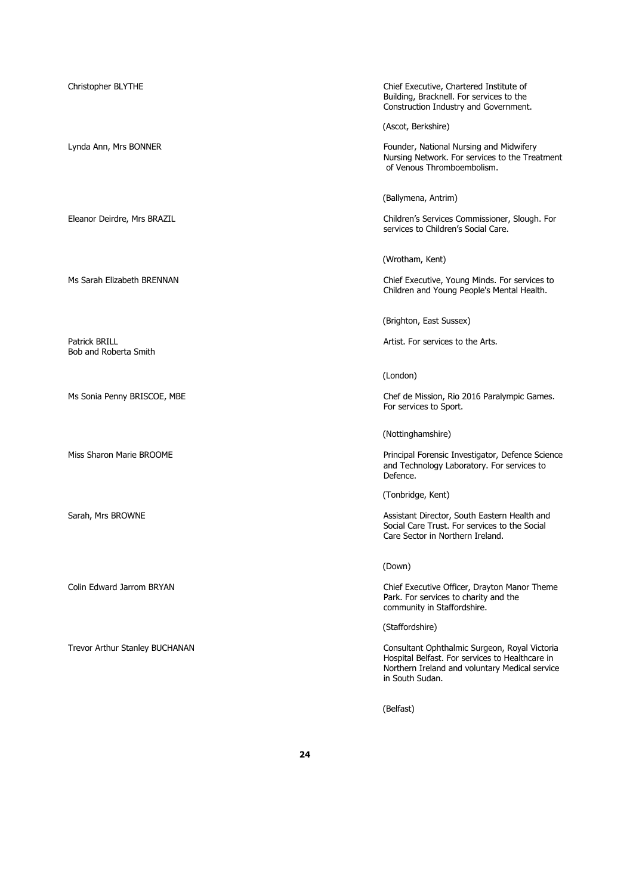| | |
|---|---|
| Christopher BLYTHE | Chief Executive, Chartered Institute of Building, Bracknell. For services to the Construction Industry and Government.<br><br>(Ascot, Berkshire) |
| Lynda Ann, Mrs BONNER | Founder, National Nursing and Midwifery Nursing Network. For services to the Treatment of Venous Thromboembolism.<br><br>(Ballymena, Antrim) |
| Eleanor Deirdre, Mrs BRAZIL | Children's Services Commissioner, Slough. For services to Children's Social Care.<br><br>(Wrotham, Kent) |
| Ms Sarah Elizabeth BRENNAN | Chief Executive, Young Minds. For services to Children and Young People's Mental Health.<br><br>(Brighton, East Sussex) |
| Patrick BRILL<br>Bob and Roberta Smith | Artist. For services to the Arts.<br><br>(London) |
| Ms Sonia Penny BRISCOE, MBE | Chef de Mission, Rio 2016 Paralympic Games. For services to Sport.<br><br>(Nottinghamshire) |
| Miss Sharon Marie BROOME | Principal Forensic Investigator, Defence Science and Technology Laboratory. For services to Defence.<br><br>(Tonbridge, Kent) |
| Sarah, Mrs BROWNE | Assistant Director, South Eastern Health and Social Care Trust. For services to the Social Care Sector in Northern Ireland.<br><br>(Down) |
| Colin Edward Jarrom BRYAN | Chief Executive Officer, Drayton Manor Theme Park. For services to charity and the community in Staffordshire.<br><br>(Staffordshire) |
| Trevor Arthur Stanley BUCHANAN | Consultant Ophthalmic Surgeon, Royal Victoria Hospital Belfast. For services to Healthcare in Northern Ireland and voluntary Medical service in South Sudan.<br><br>(Belfast) |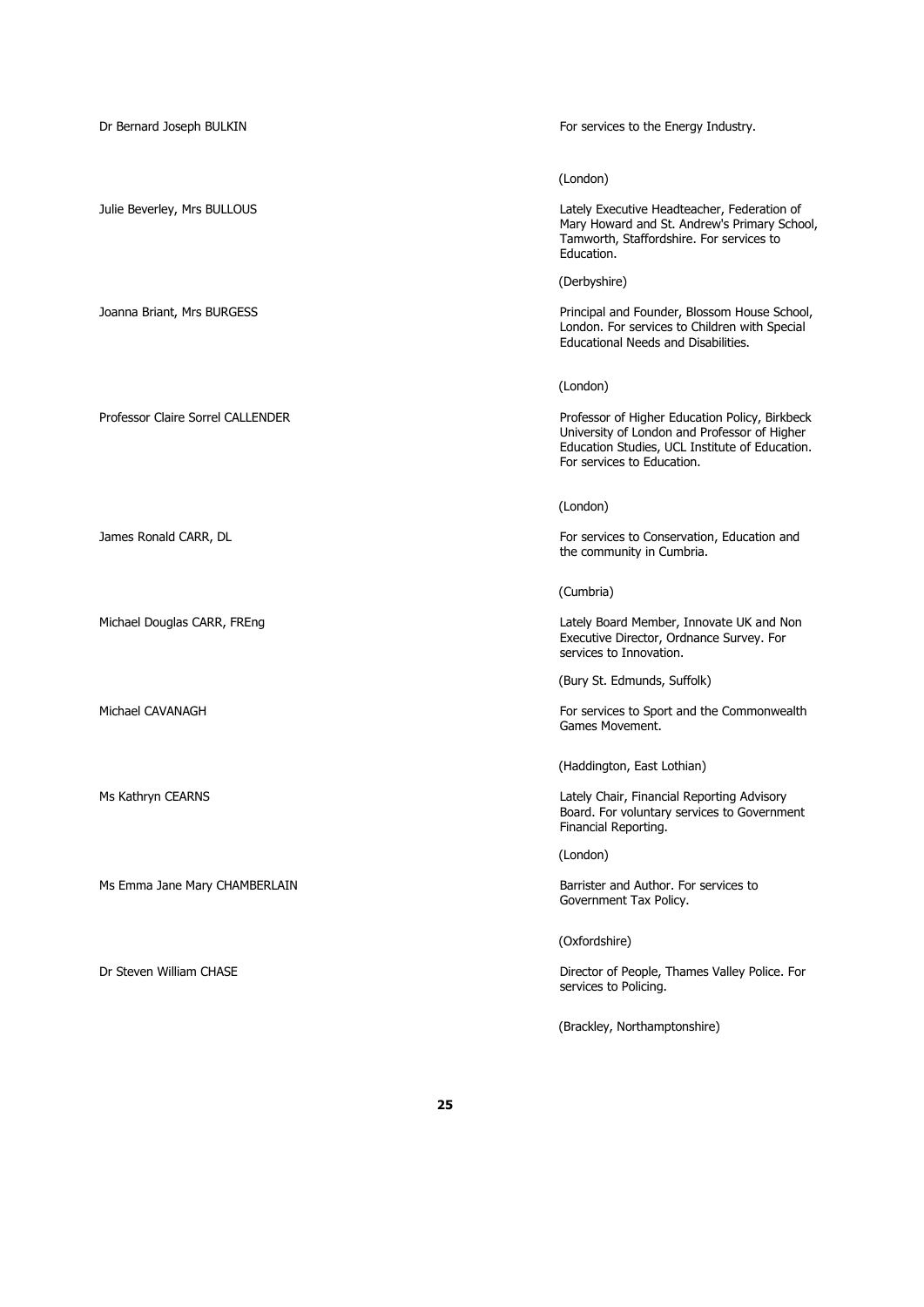Dr Bernard Joseph BULKIN

For services to the Energy Industry.

(London)

Julie Beverley, Mrs BULLOUS

Lately Executive Headteacher, Federation of Mary Howard and St. Andrew's Primary School, Tamworth, Staffordshire. For services to Education.

(Derbyshire)

Joanna Briant, Mrs BURGESS

Principal and Founder, Blossom House School, London. For services to Children with Special Educational Needs and Disabilities.

(London)

Professor Claire Sorrel CALLENDER

Professor of Higher Education Policy, Birkbeck University of London and Professor of Higher Education Studies, UCL Institute of Education. For services to Education.

(London)

James Ronald CARR, DL

For services to Conservation, Education and the community in Cumbria.

(Cumbria)

Michael Douglas CARR, FREng

Lately Board Member, Innovate UK and Non Executive Director, Ordnance Survey. For services to Innovation.

(Bury St. Edmunds, Suffolk)

Michael CAVANAGH

For services to Sport and the Commonwealth Games Movement.

(Haddington, East Lothian)

Ms Kathryn CEARNS

Lately Chair, Financial Reporting Advisory Board. For voluntary services to Government Financial Reporting.

(London)

Ms Emma Jane Mary CHAMBERLAIN

Barrister and Author. For services to Government Tax Policy.

(Oxfordshire)

Dr Steven William CHASE

Director of People, Thames Valley Police. For services to Policing.

(Brackley, Northamptonshire)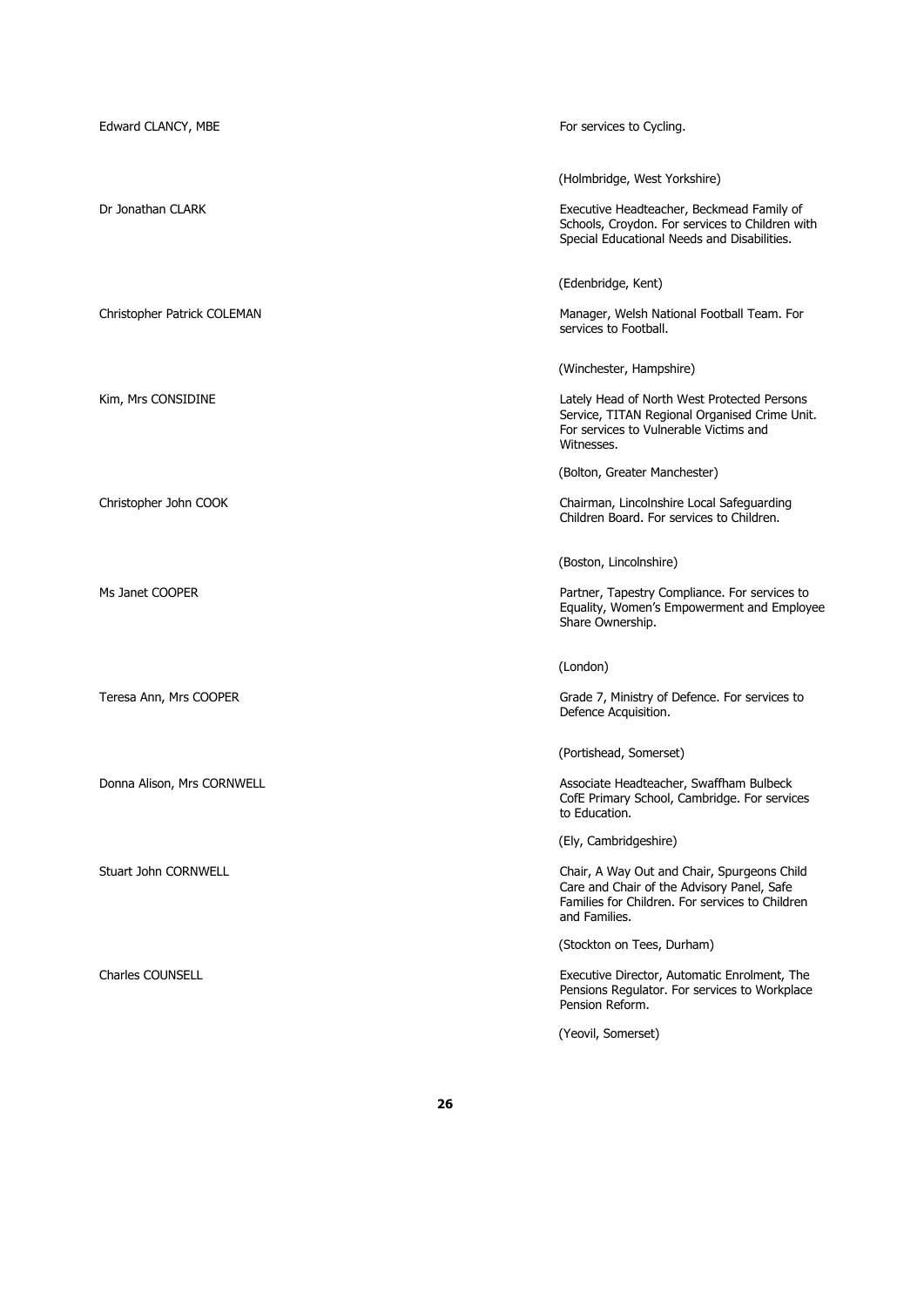Edward CLANCY, MBE

For services to Cycling.

(Holmbridge, West Yorkshire)

Dr Jonathan CLARK

Executive Headteacher, Beckmead Family of Schools, Croydon. For services to Children with Special Educational Needs and Disabilities.

(Edenbridge, Kent)

Christopher Patrick COLEMAN

Manager, Welsh National Football Team. For services to Football.

(Winchester, Hampshire)

Kim, Mrs CONSIDINE

Lately Head of North West Protected Persons Service, TITAN Regional Organised Crime Unit. For services to Vulnerable Victims and Witnesses.

(Bolton, Greater Manchester)

Christopher John COOK

Chairman, Lincolnshire Local Safeguarding Children Board. For services to Children.

(Boston, Lincolnshire)

Ms Janet COOPER

Partner, Tapestry Compliance. For services to Equality, Women's Empowerment and Employee Share Ownership.

(London)

Teresa Ann, Mrs COOPER

Grade 7, Ministry of Defence. For services to Defence Acquisition.

(Portishead, Somerset)

Donna Alison, Mrs CORNWELL

Associate Headteacher, Swaffham Bulbeck CofE Primary School, Cambridge. For services to Education.

(Ely, Cambridgeshire)

Stuart John CORNWELL

Chair, A Way Out and Chair, Spurgeons Child Care and Chair of the Advisory Panel, Safe Families for Children. For services to Children and Families.

(Stockton on Tees, Durham)

Charles COUNSELL

Executive Director, Automatic Enrolment, The Pensions Regulator. For services to Workplace Pension Reform.

(Yeovil, Somerset)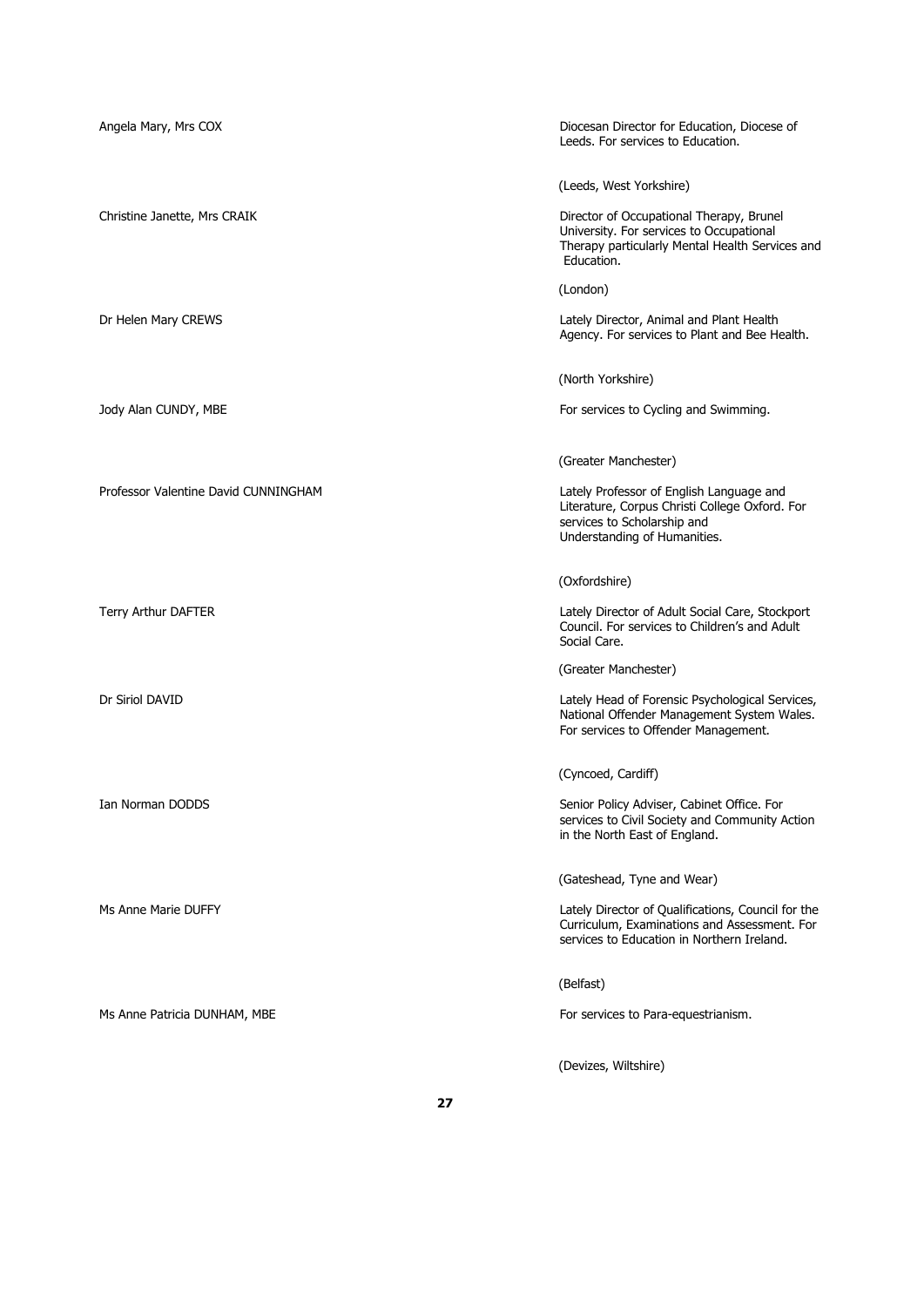| | |
|---|---|
| Angela Mary, Mrs COX | Diocesan Director for Education, Diocese of Leeds. For services to Education.<br><br>(Leeds, West Yorkshire) |
| Christine Janette, Mrs CRAIK | Director of Occupational Therapy, Brunel University. For services to Occupational Therapy particularly Mental Health Services and Education.<br><br>(London) |
| Dr Helen Mary CREWS | Lately Director, Animal and Plant Health Agency. For services to Plant and Bee Health.<br><br>(North Yorkshire) |
| Jody Alan CUNDY, MBE | For services to Cycling and Swimming.<br><br>(Greater Manchester) |
| Professor Valentine David CUNNINGHAM | Lately Professor of English Language and Literature, Corpus Christi College Oxford. For services to Scholarship and Understanding of Humanities.<br><br>(Oxfordshire) |
| Terry Arthur DAFTER | Lately Director of Adult Social Care, Stockport Council. For services to Children's and Adult Social Care.<br><br>(Greater Manchester) |
| Dr Siriol DAVID | Lately Head of Forensic Psychological Services, National Offender Management System Wales. For services to Offender Management.<br><br>(Cyncoed, Cardiff) |
| Ian Norman DODDS | Senior Policy Adviser, Cabinet Office. For services to Civil Society and Community Action in the North East of England.<br><br>(Gateshead, Tyne and Wear) |
| Ms Anne Marie DUFFY | Lately Director of Qualifications, Council for the Curriculum, Examinations and Assessment. For services to Education in Northern Ireland.<br><br>(Belfast) |
| Ms Anne Patricia DUNHAM, MBE | For services to Para-equestrianism.<br><br>(Devizes, Wiltshire) |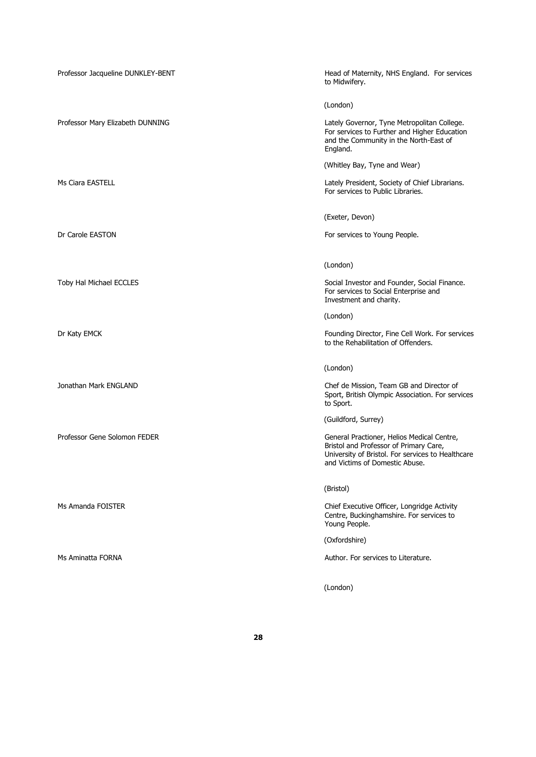Professor Jacqueline DUNKLEY-BENT

Head of Maternity, NHS England. For services to Midwifery.

(London)

Professor Mary Elizabeth DUNNING

Lately Governor, Tyne Metropolitan College. For services to Further and Higher Education and the Community in the North-East of England.

(Whitley Bay, Tyne and Wear)

Ms Ciara EASTELL

Lately President, Society of Chief Librarians. For services to Public Libraries.

(Exeter, Devon)

Dr Carole EASTON

For services to Young People.

(London)

Toby Hal Michael ECCLES

Social Investor and Founder, Social Finance. For services to Social Enterprise and Investment and charity.

(London)

Dr Katy EMCK

Founding Director, Fine Cell Work. For services to the Rehabilitation of Offenders.

(London)

Jonathan Mark ENGLAND

Chef de Mission, Team GB and Director of Sport, British Olympic Association. For services to Sport.

(Guildford, Surrey)

Professor Gene Solomon FEDER

General Practioner, Helios Medical Centre, Bristol and Professor of Primary Care, University of Bristol. For services to Healthcare and Victims of Domestic Abuse.

(Bristol)

Ms Amanda FOISTER

Chief Executive Officer, Longridge Activity Centre, Buckinghamshire. For services to Young People.

(Oxfordshire)

Ms Aminatta FORNA

Author. For services to Literature.

(London)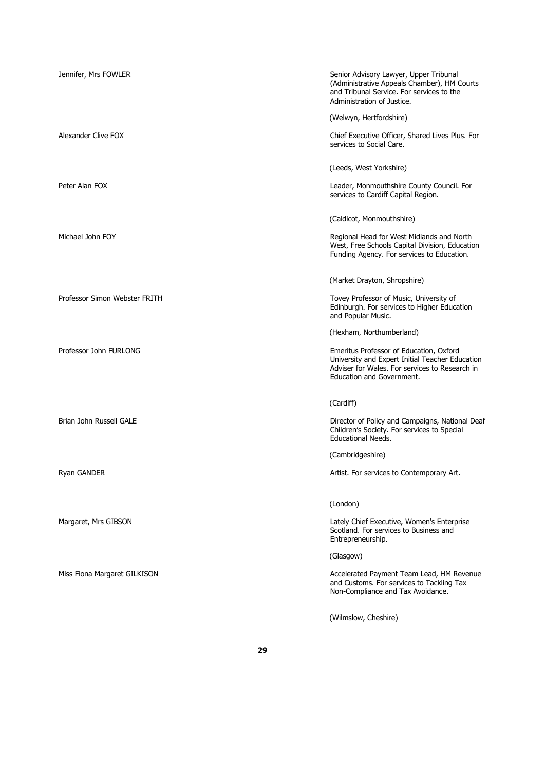| | |
|---|---|
| Jennifer, Mrs FOWLER | Senior Advisory Lawyer, Upper Tribunal (Administrative Appeals Chamber), HM Courts and Tribunal Service. For services to the Administration of Justice.<br><br>(Welwyn, Hertfordshire) |
| Alexander Clive FOX | Chief Executive Officer, Shared Lives Plus. For services to Social Care.<br><br>(Leeds, West Yorkshire) |
| Peter Alan FOX | Leader, Monmouthshire County Council. For services to Cardiff Capital Region.<br><br>(Caldicot, Monmouthshire) |
| Michael John FOY | Regional Head for West Midlands and North West, Free Schools Capital Division, Education Funding Agency. For services to Education.<br><br>(Market Drayton, Shropshire) |
| Professor Simon Webster FRITH | Tovey Professor of Music, University of Edinburgh. For services to Higher Education and Popular Music.<br><br>(Hexham, Northumberland) |
| Professor John FURLONG | Emeritus Professor of Education, Oxford University and Expert Initial Teacher Education Adviser for Wales. For services to Research in Education and Government.<br><br>(Cardiff) |
| Brian John Russell GALE | Director of Policy and Campaigns, National Deaf Children's Society. For services to Special Educational Needs.<br><br>(Cambridgeshire) |
| Ryan GANDER | Artist. For services to Contemporary Art.<br><br>(London) |
| Margaret, Mrs GIBSON | Lately Chief Executive, Women's Enterprise Scotland. For services to Business and Entrepreneurship.<br><br>(Glasgow) |
| Miss Fiona Margaret GILKISON | Accelerated Payment Team Lead, HM Revenue and Customs. For services to Tackling Tax Non-Compliance and Tax Avoidance.<br><br>(Wilmslow, Cheshire) |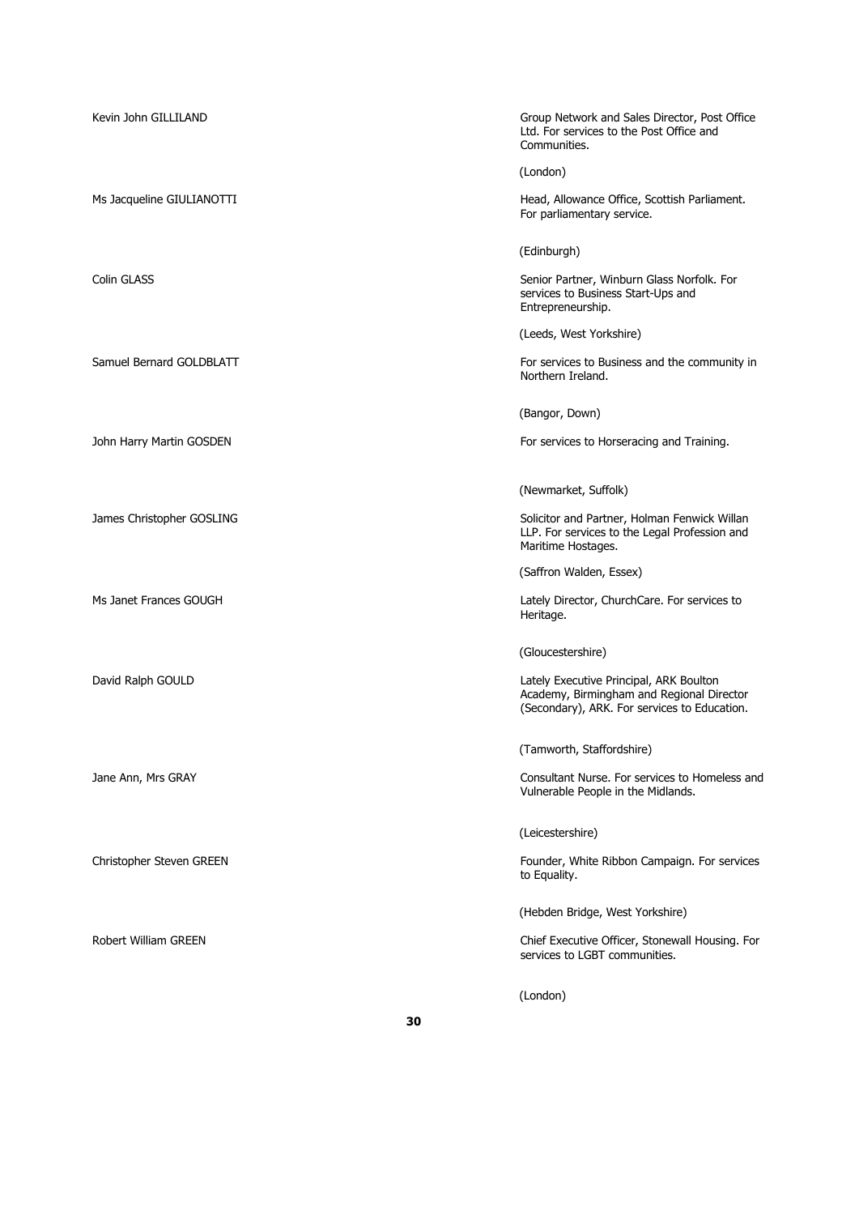Kevin John GILLILAND

Group Network and Sales Director, Post Office Ltd. For services to the Post Office and Communities.

(London)

Ms Jacqueline GIULIANOTTI

Head, Allowance Office, Scottish Parliament. For parliamentary service.

(Edinburgh)

Colin GLASS

Senior Partner, Winburn Glass Norfolk. For services to Business Start-Ups and Entrepreneurship.

(Leeds, West Yorkshire)

Samuel Bernard GOLDBLATT

For services to Business and the community in Northern Ireland.

(Bangor, Down)

John Harry Martin GOSDEN

For services to Horseracing and Training.

(Newmarket, Suffolk)

James Christopher GOSLING

Solicitor and Partner, Holman Fenwick Willan LLP. For services to the Legal Profession and Maritime Hostages.

(Saffron Walden, Essex)

Ms Janet Frances GOUGH

Lately Director, ChurchCare. For services to Heritage.

(Gloucestershire)

David Ralph GOULD

Lately Executive Principal, ARK Boulton Academy, Birmingham and Regional Director (Secondary), ARK. For services to Education.

(Tamworth, Staffordshire)

Jane Ann, Mrs GRAY

Consultant Nurse. For services to Homeless and Vulnerable People in the Midlands.

(Leicestershire)

Christopher Steven GREEN

Founder, White Ribbon Campaign. For services to Equality.

(Hebden Bridge, West Yorkshire)

Robert William GREEN

Chief Executive Officer, Stonewall Housing. For services to LGBT communities.

(London)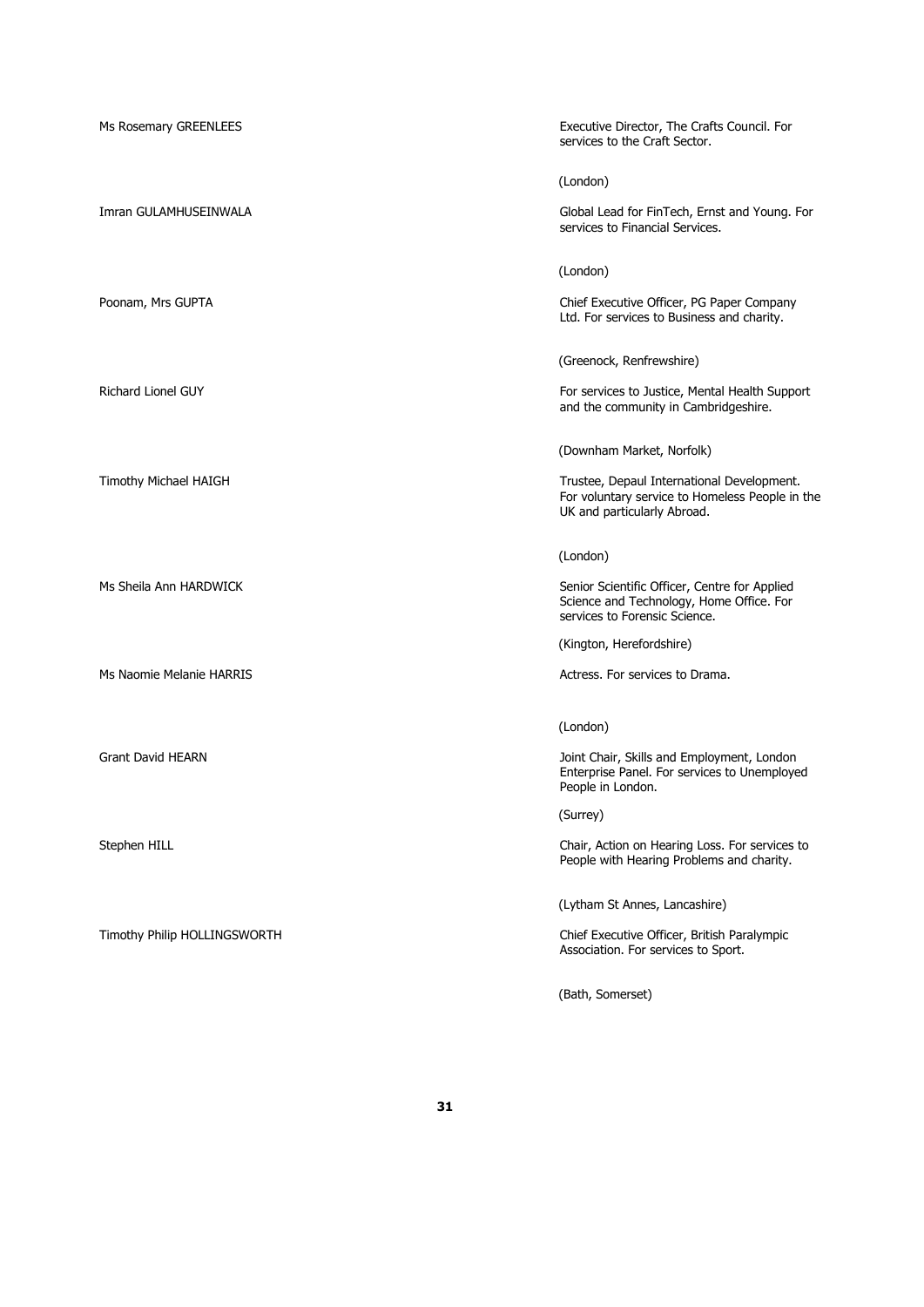| | |
|---|---|
| Ms Rosemary GREENLEES | Executive Director, The Crafts Council. For services to the Craft Sector.<br><br>(London) |
| Imran GULAMHUSEINWALA | Global Lead for FinTech, Ernst and Young. For services to Financial Services.<br><br>(London) |
| Poonam, Mrs GUPTA | Chief Executive Officer, PG Paper Company Ltd. For services to Business and charity.<br><br>(Greenock, Renfrewshire) |
| Richard Lionel GUY | For services to Justice, Mental Health Support and the community in Cambridgeshire.<br><br>(Downham Market, Norfolk) |
| Timothy Michael HAIGH | Trustee, Depaul International Development. For voluntary service to Homeless People in the UK and particularly Abroad.<br><br>(London) |
| Ms Sheila Ann HARDWICK | Senior Scientific Officer, Centre for Applied Science and Technology, Home Office. For services to Forensic Science.<br><br>(Kington, Herefordshire) |
| Ms Naomie Melanie HARRIS | Actress. For services to Drama.<br><br>(London) |
| Grant David HEARN | Joint Chair, Skills and Employment, London Enterprise Panel. For services to Unemployed People in London.<br><br>(Surrey) |
| Stephen HILL | Chair, Action on Hearing Loss. For services to People with Hearing Problems and charity.<br><br>(Lytham St Annes, Lancashire) |
| Timothy Philip HOLLINGSWORTH | Chief Executive Officer, British Paralympic Association. For services to Sport.<br><br>(Bath, Somerset) |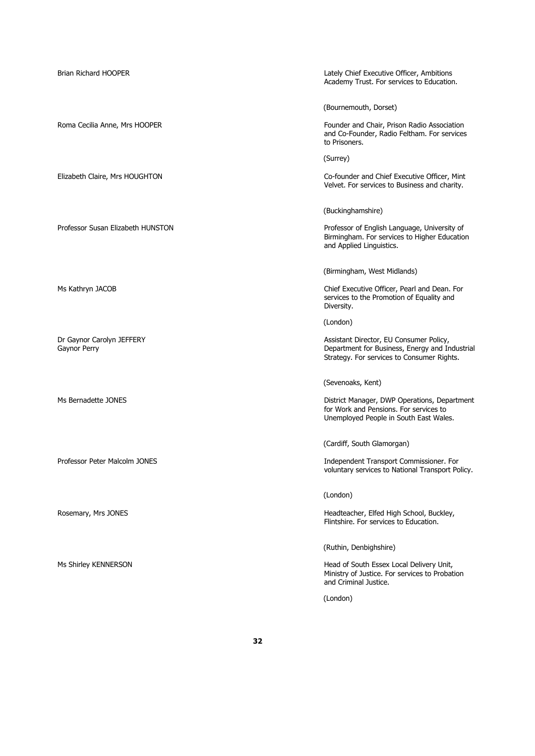| Name | Citation |
| --- | --- |
| Brian Richard HOOPER | Lately Chief Executive Officer, Ambitions Academy Trust. For services to Education.<br><br>(Bournemouth, Dorset) |
| Roma Cecilia Anne, Mrs HOOPER | Founder and Chair, Prison Radio Association and Co-Founder, Radio Feltham. For services to Prisoners.<br><br>(Surrey) |
| Elizabeth Claire, Mrs HOUGHTON | Co-founder and Chief Executive Officer, Mint Velvet. For services to Business and charity.<br><br>(Buckinghamshire) |
| Professor Susan Elizabeth HUNSTON | Professor of English Language, University of Birmingham. For services to Higher Education and Applied Linguistics.<br><br>(Birmingham, West Midlands) |
| Ms Kathryn JACOB | Chief Executive Officer, Pearl and Dean. For services to the Promotion of Equality and Diversity.<br><br>(London) |
| Dr Gaynor Carolyn JEFFERY<br>Gaynor Perry | Assistant Director, EU Consumer Policy, Department for Business, Energy and Industrial Strategy. For services to Consumer Rights.<br><br>(Sevenoaks, Kent) |
| Ms Bernadette JONES | District Manager, DWP Operations, Department for Work and Pensions. For services to Unemployed People in South East Wales.<br><br>(Cardiff, South Glamorgan) |
| Professor Peter Malcolm JONES | Independent Transport Commissioner. For voluntary services to National Transport Policy.<br><br>(London) |
| Rosemary, Mrs JONES | Headteacher, Elfed High School, Buckley, Flintshire. For services to Education.<br><br>(Ruthin, Denbighshire) |
| Ms Shirley KENNERSON | Head of South Essex Local Delivery Unit, Ministry of Justice. For services to Probation and Criminal Justice.<br><br>(London) |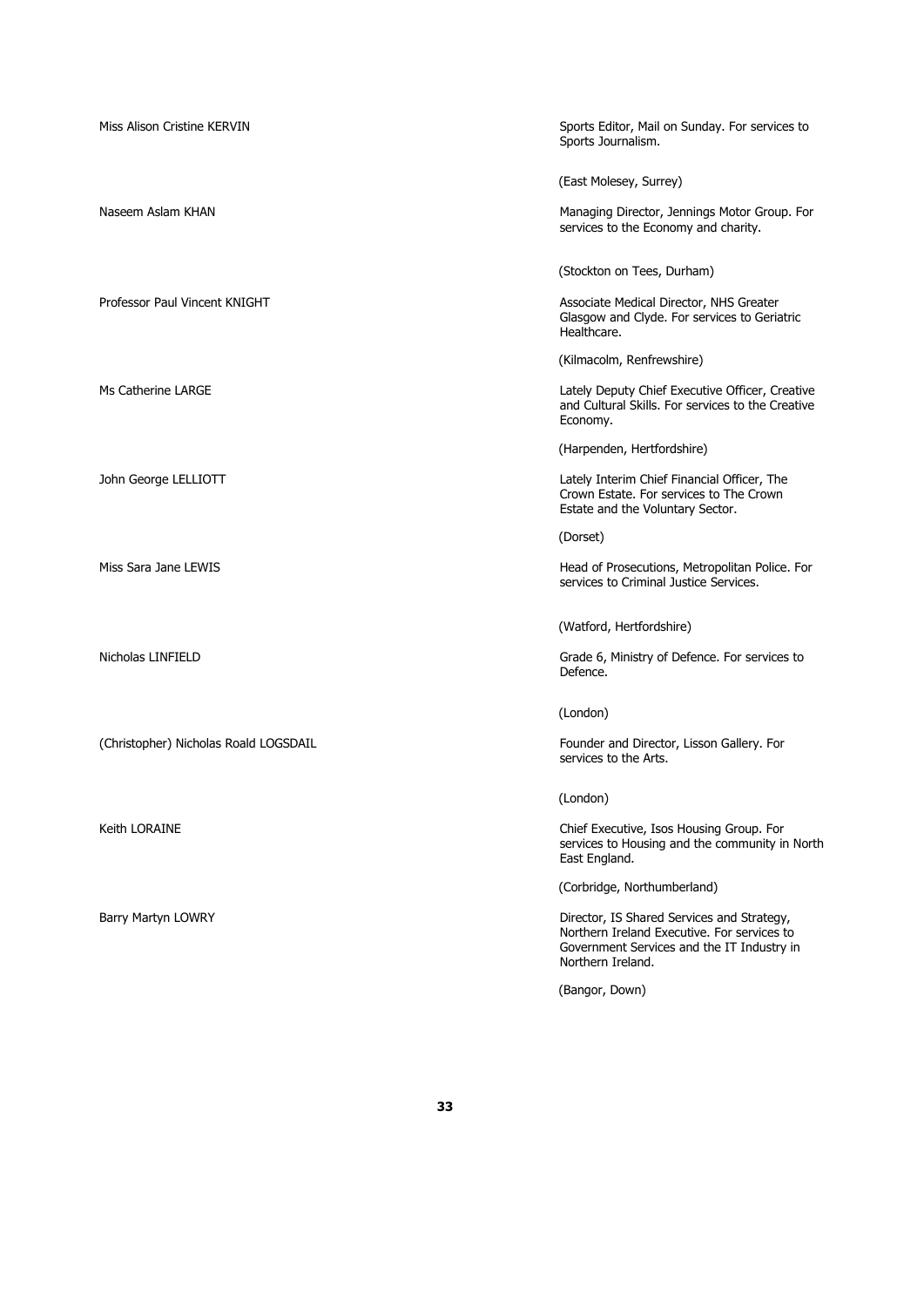Miss Alison Cristine KERVIN

Sports Editor, Mail on Sunday. For services to Sports Journalism.

(East Molesey, Surrey)

Naseem Aslam KHAN

Managing Director, Jennings Motor Group. For services to the Economy and charity.

(Stockton on Tees, Durham)

Professor Paul Vincent KNIGHT

Associate Medical Director, NHS Greater Glasgow and Clyde. For services to Geriatric Healthcare.

(Kilmacolm, Renfrewshire)

Ms Catherine LARGE

Lately Deputy Chief Executive Officer, Creative and Cultural Skills. For services to the Creative Economy.

(Harpenden, Hertfordshire)

John George LELLIOTT

Lately Interim Chief Financial Officer, The Crown Estate. For services to The Crown Estate and the Voluntary Sector.

(Dorset)

Miss Sara Jane LEWIS

Head of Prosecutions, Metropolitan Police. For services to Criminal Justice Services.

(Watford, Hertfordshire)

Nicholas LINFIELD

Grade 6, Ministry of Defence. For services to Defence.

(London)

(Christopher) Nicholas Roald LOGSDAIL

Founder and Director, Lisson Gallery. For services to the Arts.

(London)

Keith LORAINE

Chief Executive, Isos Housing Group. For services to Housing and the community in North East England.

(Corbridge, Northumberland)

Barry Martyn LOWRY

Director, IS Shared Services and Strategy, Northern Ireland Executive. For services to Government Services and the IT Industry in Northern Ireland.

(Bangor, Down)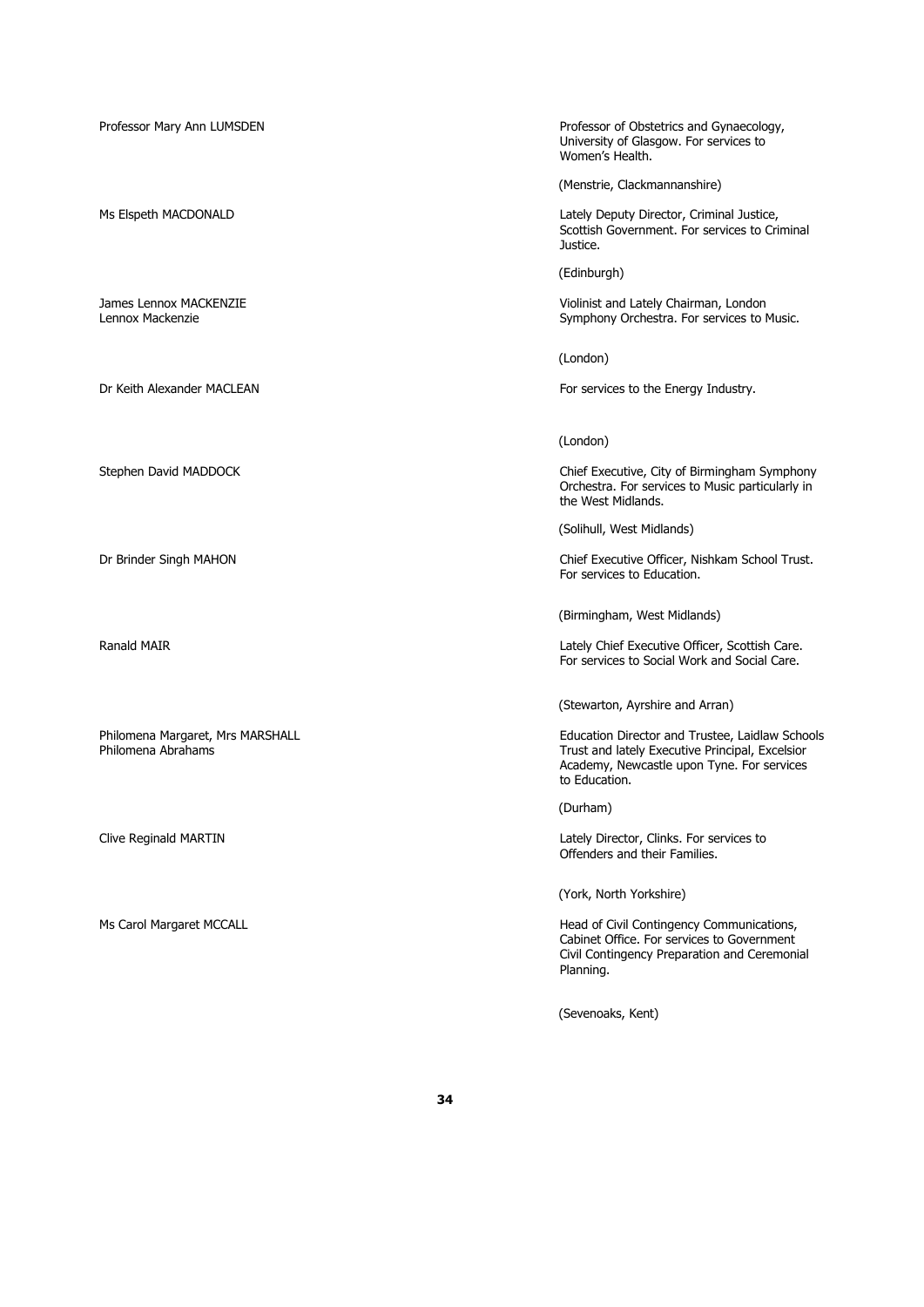| | |
|---|---|
| Professor Mary Ann LUMSDEN | Professor of Obstetrics and Gynaecology, University of Glasgow. For services to Women's Health.<br><br>(Menstrie, Clackmannanshire) |
| Ms Elspeth MACDONALD | Lately Deputy Director, Criminal Justice, Scottish Government. For services to Criminal Justice.<br><br>(Edinburgh) |
| James Lennox MACKENZIE<br>Lennox Mackenzie | Violinist and Lately Chairman, London Symphony Orchestra. For services to Music.<br><br>(London) |
| Dr Keith Alexander MACLEAN | For services to the Energy Industry.<br><br>(London) |
| Stephen David MADDOCK | Chief Executive, City of Birmingham Symphony Orchestra. For services to Music particularly in the West Midlands.<br><br>(Solihull, West Midlands) |
| Dr Brinder Singh MAHON | Chief Executive Officer, Nishkam School Trust. For services to Education.<br><br>(Birmingham, West Midlands) |
| Ranald MAIR | Lately Chief Executive Officer, Scottish Care. For services to Social Work and Social Care.<br><br>(Stewarton, Ayrshire and Arran) |
| Philomena Margaret, Mrs MARSHALL<br>Philomena Abrahams | Education Director and Trustee, Laidlaw Schools Trust and lately Executive Principal, Excelsior Academy, Newcastle upon Tyne. For services to Education.<br><br>(Durham) |
| Clive Reginald MARTIN | Lately Director, Clinks. For services to Offenders and their Families.<br><br>(York, North Yorkshire) |
| Ms Carol Margaret MCCALL | Head of Civil Contingency Communications, Cabinet Office. For services to Government Civil Contingency Preparation and Ceremonial Planning.<br><br>(Sevenoaks, Kent) |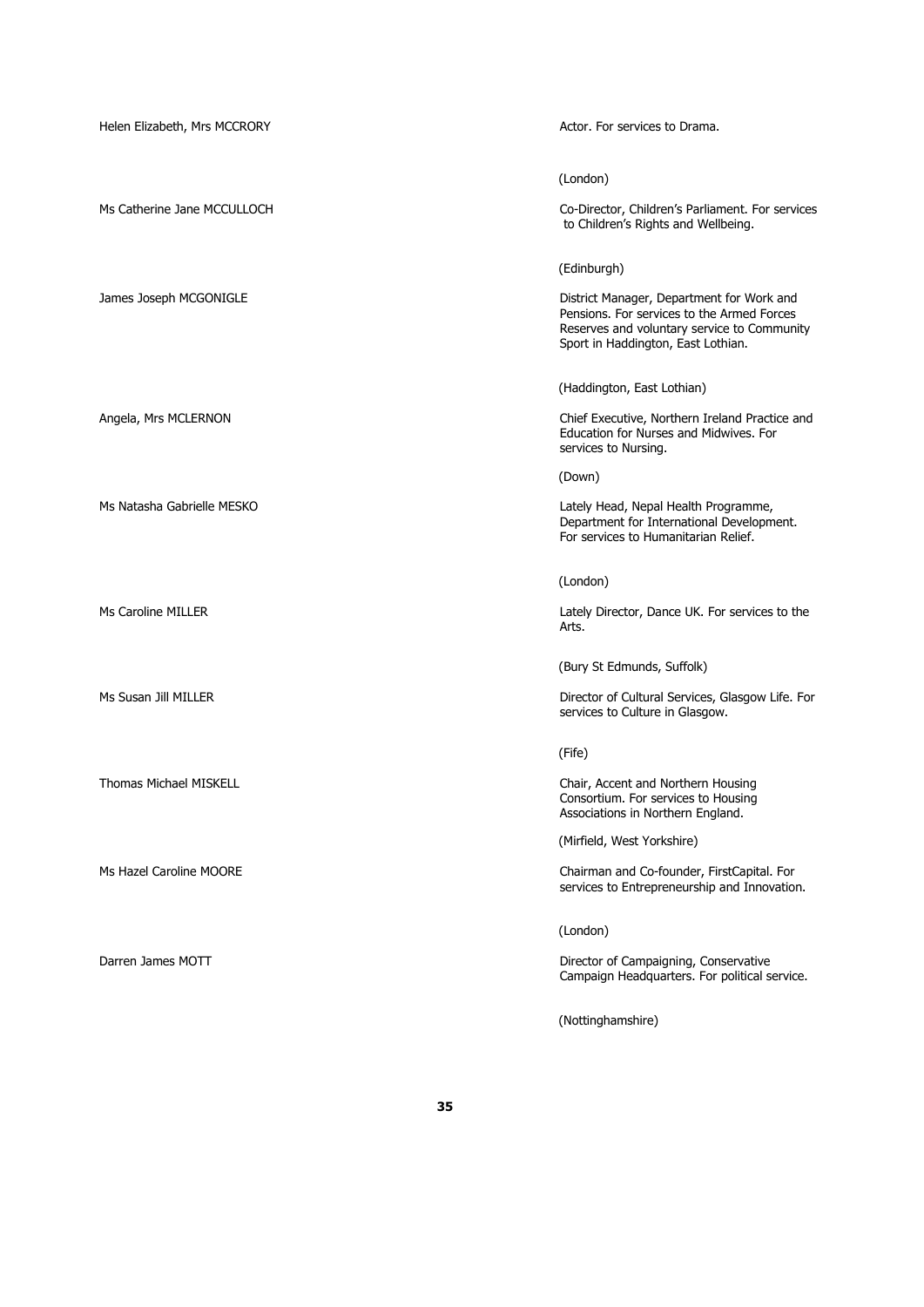| | |
|---|---|
| Helen Elizabeth, Mrs MCCRORY | Actor. For services to Drama.<br><br>(London) |
| Ms Catherine Jane MCCULLOCH | Co-Director, Children's Parliament. For services to Children's Rights and Wellbeing.<br><br>(Edinburgh) |
| James Joseph MCGONIGLE | District Manager, Department for Work and Pensions. For services to the Armed Forces Reserves and voluntary service to Community Sport in Haddington, East Lothian.<br><br>(Haddington, East Lothian) |
| Angela, Mrs MCLERNON | Chief Executive, Northern Ireland Practice and Education for Nurses and Midwives. For services to Nursing.<br><br>(Down) |
| Ms Natasha Gabrielle MESKO | Lately Head, Nepal Health Programme, Department for International Development. For services to Humanitarian Relief.<br><br>(London) |
| Ms Caroline MILLER | Lately Director, Dance UK. For services to the Arts.<br><br>(Bury St Edmunds, Suffolk) |
| Ms Susan Jill MILLER | Director of Cultural Services, Glasgow Life. For services to Culture in Glasgow.<br><br>(Fife) |
| Thomas Michael MISKELL | Chair, Accent and Northern Housing Consortium. For services to Housing Associations in Northern England.<br><br>(Mirfield, West Yorkshire) |
| Ms Hazel Caroline MOORE | Chairman and Co-founder, FirstCapital. For services to Entrepreneurship and Innovation.<br><br>(London) |
| Darren James MOTT | Director of Campaigning, Conservative Campaign Headquarters. For political service.<br><br>(Nottinghamshire) |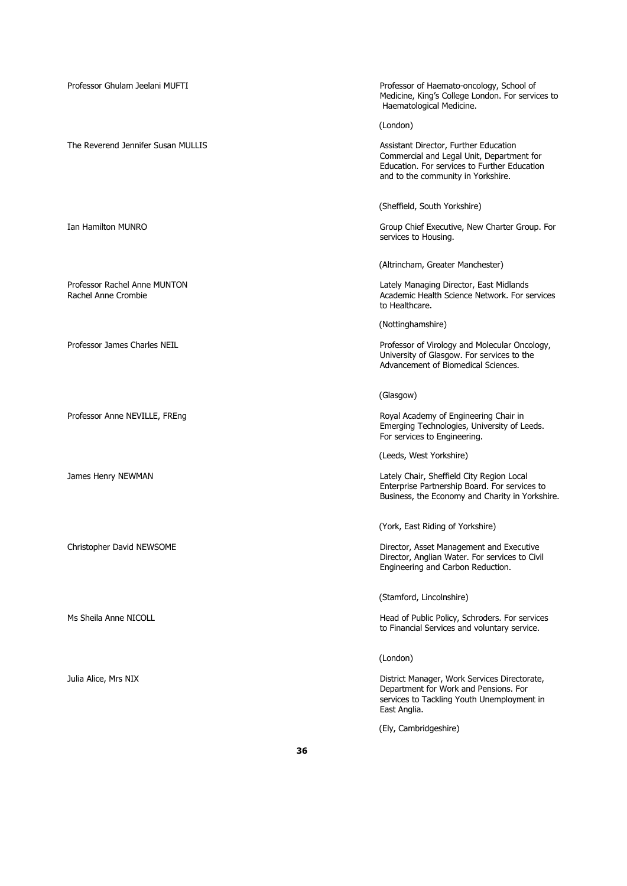Professor Ghulam Jeelani MUFTI

Professor of Haemato-oncology, School of Medicine, King's College London. For services to Haematological Medicine.

(London)

The Reverend Jennifer Susan MULLIS

Assistant Director, Further Education Commercial and Legal Unit, Department for Education. For services to Further Education and to the community in Yorkshire.

(Sheffield, South Yorkshire)

Ian Hamilton MUNRO

Group Chief Executive, New Charter Group. For services to Housing.

(Altrincham, Greater Manchester)

Professor Rachel Anne MUNTON
Rachel Anne Crombie

Lately Managing Director, East Midlands Academic Health Science Network. For services to Healthcare.

(Nottinghamshire)

Professor James Charles NEIL

Professor of Virology and Molecular Oncology, University of Glasgow. For services to the Advancement of Biomedical Sciences.

(Glasgow)

Professor Anne NEVILLE, FREng

Royal Academy of Engineering Chair in Emerging Technologies, University of Leeds. For services to Engineering.

(Leeds, West Yorkshire)

James Henry NEWMAN

Lately Chair, Sheffield City Region Local Enterprise Partnership Board. For services to Business, the Economy and Charity in Yorkshire.

(York, East Riding of Yorkshire)

Christopher David NEWSOME

Director, Asset Management and Executive Director, Anglian Water. For services to Civil Engineering and Carbon Reduction.

(Stamford, Lincolnshire)

Ms Sheila Anne NICOLL

Head of Public Policy, Schroders. For services to Financial Services and voluntary service.

(London)

Julia Alice, Mrs NIX

District Manager, Work Services Directorate, Department for Work and Pensions. For services to Tackling Youth Unemployment in East Anglia.

(Ely, Cambridgeshire)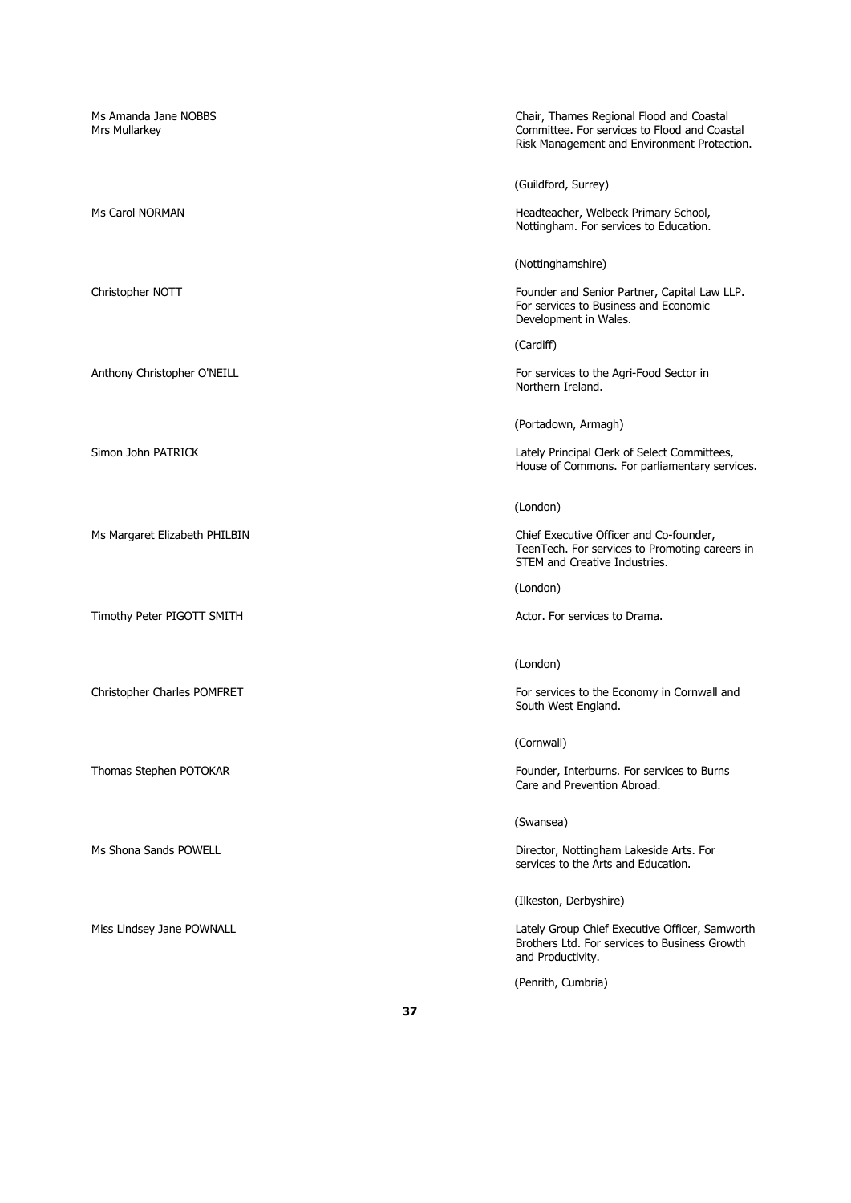| | |
|---|---|
| Ms Amanda Jane NOBBS<br>Mrs Mullarkey | Chair, Thames Regional Flood and Coastal Committee. For services to Flood and Coastal Risk Management and Environment Protection.<br><br>(Guildford, Surrey) |
| Ms Carol NORMAN | Headteacher, Welbeck Primary School, Nottingham. For services to Education.<br><br>(Nottinghamshire) |
| Christopher NOTT | Founder and Senior Partner, Capital Law LLP. For services to Business and Economic Development in Wales.<br><br>(Cardiff) |
| Anthony Christopher O'NEILL | For services to the Agri-Food Sector in Northern Ireland.<br><br>(Portadown, Armagh) |
| Simon John PATRICK | Lately Principal Clerk of Select Committees, House of Commons. For parliamentary services.<br><br>(London) |
| Ms Margaret Elizabeth PHILBIN | Chief Executive Officer and Co-founder, TeenTech. For services to Promoting careers in STEM and Creative Industries.<br><br>(London) |
| Timothy Peter PIGOTT SMITH | Actor. For services to Drama.<br><br>(London) |
| Christopher Charles POMFRET | For services to the Economy in Cornwall and South West England.<br><br>(Cornwall) |
| Thomas Stephen POTOKAR | Founder, Interburns. For services to Burns Care and Prevention Abroad.<br><br>(Swansea) |
| Ms Shona Sands POWELL | Director, Nottingham Lakeside Arts. For services to the Arts and Education.<br><br>(Ilkeston, Derbyshire) |
| Miss Lindsey Jane POWNALL | Lately Group Chief Executive Officer, Samworth Brothers Ltd. For services to Business Growth and Productivity.<br><br>(Penrith, Cumbria) |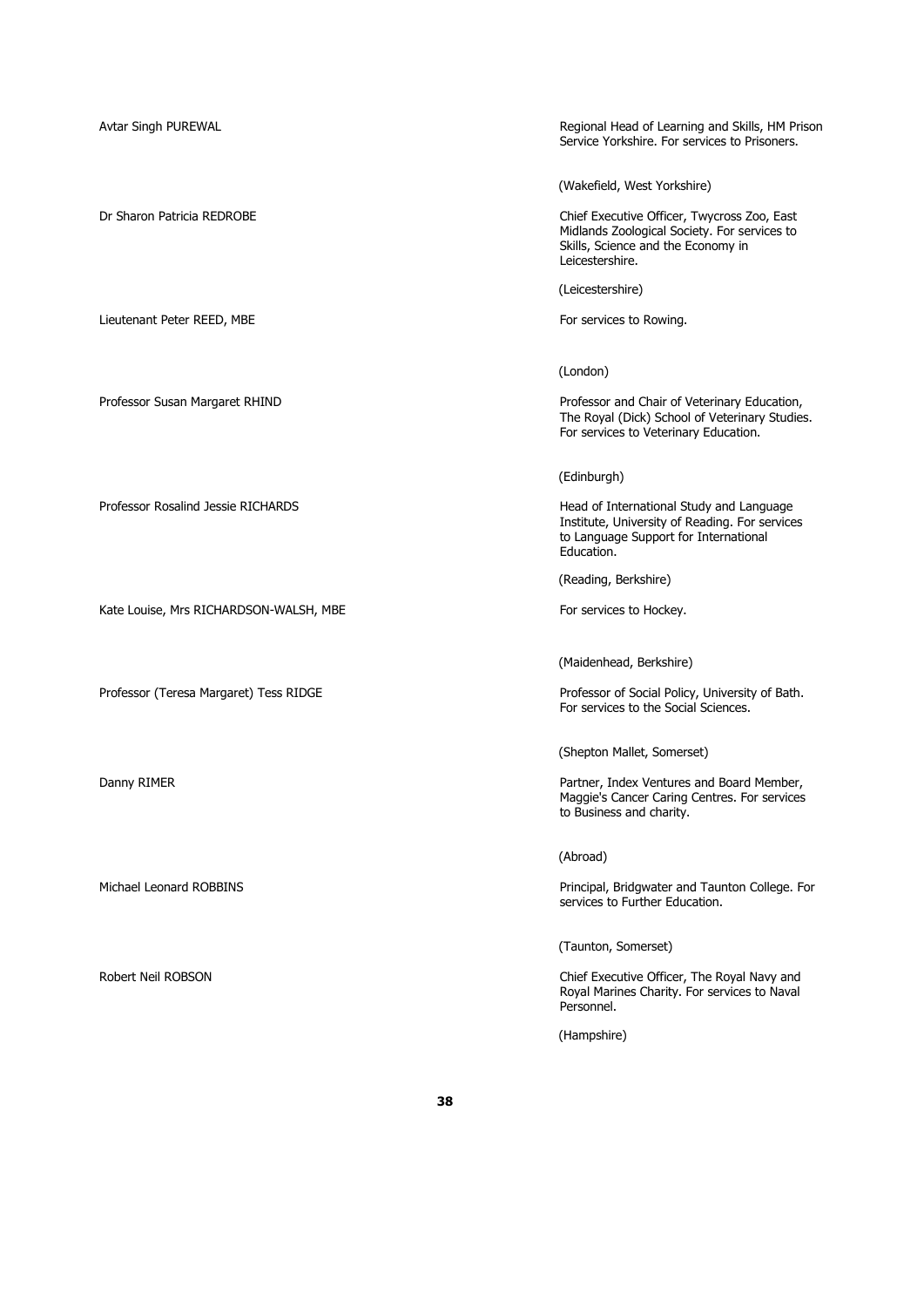Avtar Singh PUREWAL

Regional Head of Learning and Skills, HM Prison Service Yorkshire. For services to Prisoners.

(Wakefield, West Yorkshire)

Dr Sharon Patricia REDROBE

Chief Executive Officer, Twycross Zoo, East Midlands Zoological Society. For services to Skills, Science and the Economy in Leicestershire.

(Leicestershire)

Lieutenant Peter REED, MBE

For services to Rowing.

(London)

Professor Susan Margaret RHIND

Professor and Chair of Veterinary Education, The Royal (Dick) School of Veterinary Studies. For services to Veterinary Education.

(Edinburgh)

Professor Rosalind Jessie RICHARDS

Head of International Study and Language Institute, University of Reading. For services to Language Support for International Education.

(Reading, Berkshire)

Kate Louise, Mrs RICHARDSON-WALSH, MBE

For services to Hockey.

(Maidenhead, Berkshire)

Professor (Teresa Margaret) Tess RIDGE

Professor of Social Policy, University of Bath. For services to the Social Sciences.

(Shepton Mallet, Somerset)

Danny RIMER

Partner, Index Ventures and Board Member, Maggie's Cancer Caring Centres. For services to Business and charity.

(Abroad)

Michael Leonard ROBBINS

Principal, Bridgwater and Taunton College. For services to Further Education.

(Taunton, Somerset)

Robert Neil ROBSON

Chief Executive Officer, The Royal Navy and Royal Marines Charity. For services to Naval Personnel.

(Hampshire)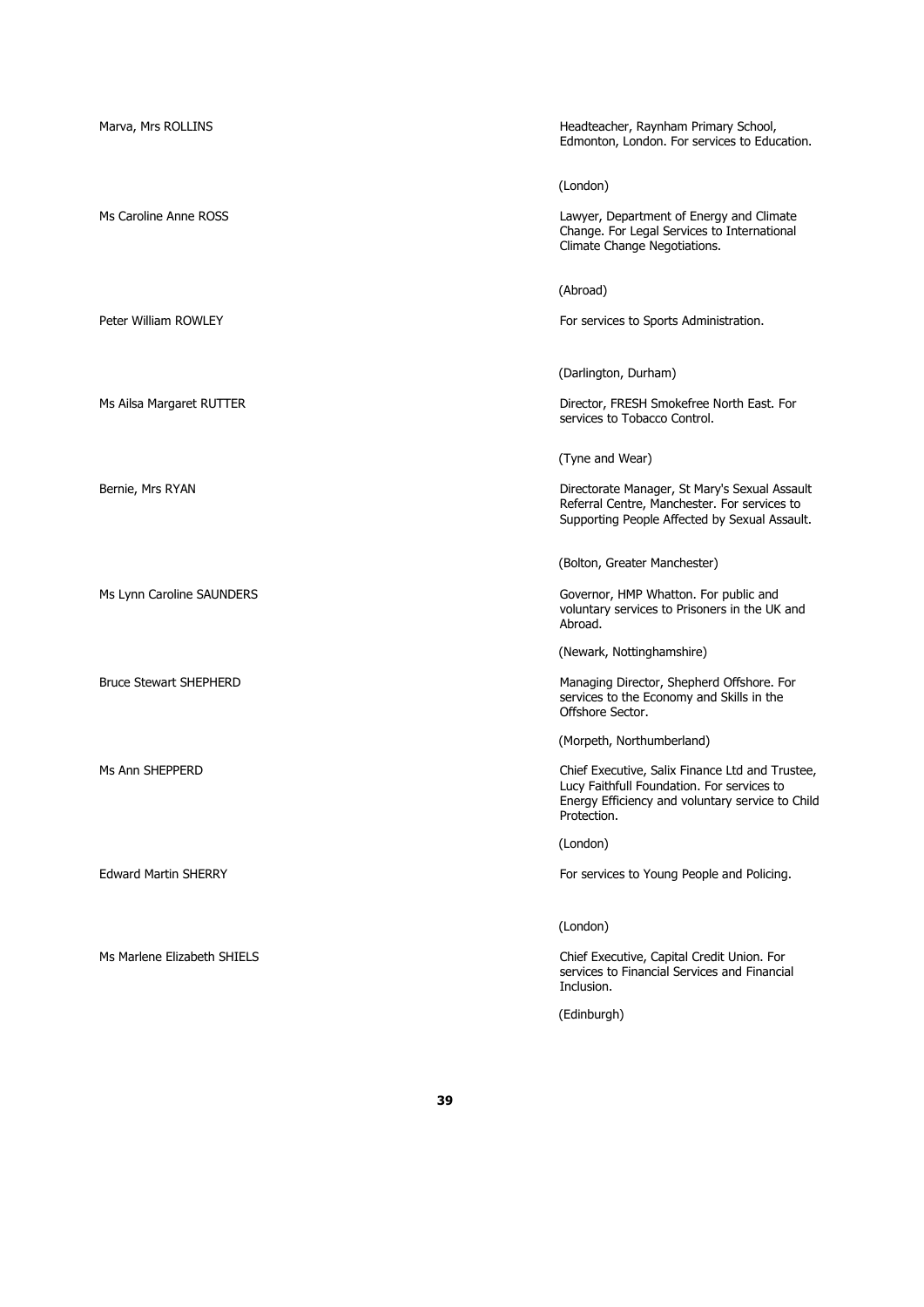| | |
|---|---|
| Marva, Mrs ROLLINS | Headteacher, Raynham Primary School, Edmonton, London. For services to Education.<br><br>(London) |
| Ms Caroline Anne ROSS | Lawyer, Department of Energy and Climate Change. For Legal Services to International Climate Change Negotiations.<br><br>(Abroad) |
| Peter William ROWLEY | For services to Sports Administration.<br><br>(Darlington, Durham) |
| Ms Ailsa Margaret RUTTER | Director, FRESH Smokefree North East. For services to Tobacco Control.<br><br>(Tyne and Wear) |
| Bernie, Mrs RYAN | Directorate Manager, St Mary's Sexual Assault Referral Centre, Manchester. For services to Supporting People Affected by Sexual Assault.<br><br>(Bolton, Greater Manchester) |
| Ms Lynn Caroline SAUNDERS | Governor, HMP Whatton. For public and voluntary services to Prisoners in the UK and Abroad.<br><br>(Newark, Nottinghamshire) |
| Bruce Stewart SHEPHERD | Managing Director, Shepherd Offshore. For services to the Economy and Skills in the Offshore Sector.<br><br>(Morpeth, Northumberland) |
| Ms Ann SHEPPERD | Chief Executive, Salix Finance Ltd and Trustee, Lucy Faithfull Foundation. For services to Energy Efficiency and voluntary service to Child Protection.<br><br>(London) |
| Edward Martin SHERRY | For services to Young People and Policing.<br><br>(London) |
| Ms Marlene Elizabeth SHIELS | Chief Executive, Capital Credit Union. For services to Financial Services and Financial Inclusion.<br><br>(Edinburgh) |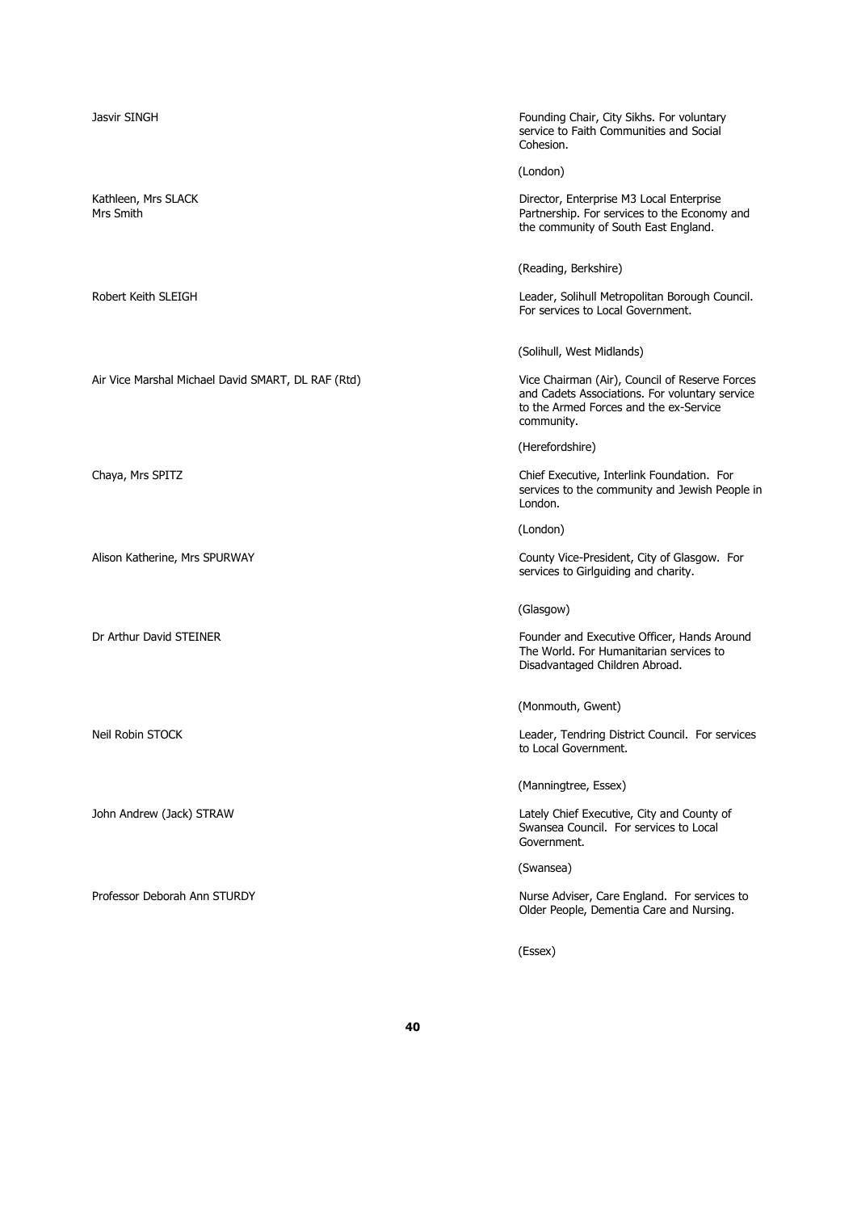Jasvir SINGH

Founding Chair, City Sikhs. For voluntary service to Faith Communities and Social Cohesion.

(London)

Kathleen, Mrs SLACK
Mrs Smith

Director, Enterprise M3 Local Enterprise Partnership. For services to the Economy and the community of South East England.

(Reading, Berkshire)

Robert Keith SLEIGH

Leader, Solihull Metropolitan Borough Council. For services to Local Government.

(Solihull, West Midlands)

Air Vice Marshal Michael David SMART, DL RAF (Rtd)

Vice Chairman (Air), Council of Reserve Forces and Cadets Associations. For voluntary service to the Armed Forces and the ex-Service community.

(Herefordshire)

Chaya, Mrs SPITZ

Chief Executive, Interlink Foundation. For services to the community and Jewish People in London.

(London)

Alison Katherine, Mrs SPURWAY

County Vice-President, City of Glasgow. For services to Girlguiding and charity.

(Glasgow)

Dr Arthur David STEINER

Founder and Executive Officer, Hands Around The World. For Humanitarian services to Disadvantaged Children Abroad.

(Monmouth, Gwent)

Neil Robin STOCK

Leader, Tendring District Council. For services to Local Government.

(Manningtree, Essex)

John Andrew (Jack) STRAW

Lately Chief Executive, City and County of Swansea Council. For services to Local Government.

(Swansea)

Professor Deborah Ann STURDY

Nurse Adviser, Care England. For services to Older People, Dementia Care and Nursing.

(Essex)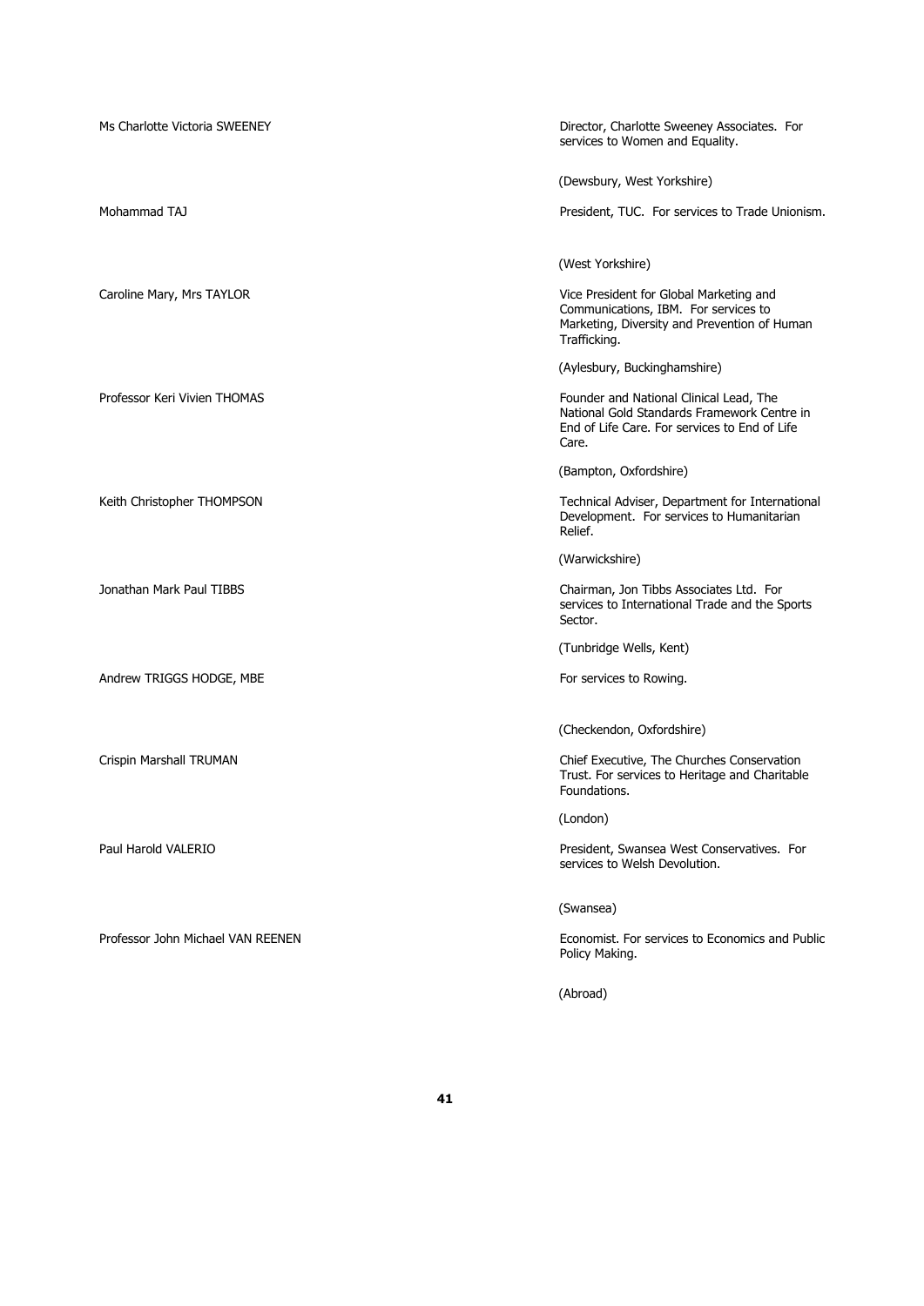| | |
|---|---|
| Ms Charlotte Victoria SWEENEY | Director, Charlotte Sweeney Associates. For services to Women and Equality.<br><br>(Dewsbury, West Yorkshire) |
| Mohammad TAJ | President, TUC. For services to Trade Unionism.<br><br>(West Yorkshire) |
| Caroline Mary, Mrs TAYLOR | Vice President for Global Marketing and Communications, IBM. For services to Marketing, Diversity and Prevention of Human Trafficking.<br><br>(Aylesbury, Buckinghamshire) |
| Professor Keri Vivien THOMAS | Founder and National Clinical Lead, The National Gold Standards Framework Centre in End of Life Care. For services to End of Life Care.<br><br>(Bampton, Oxfordshire) |
| Keith Christopher THOMPSON | Technical Adviser, Department for International Development. For services to Humanitarian Relief.<br><br>(Warwickshire) |
| Jonathan Mark Paul TIBBS | Chairman, Jon Tibbs Associates Ltd. For services to International Trade and the Sports Sector.<br><br>(Tunbridge Wells, Kent) |
| Andrew TRIGGS HODGE, MBE | For services to Rowing.<br><br>(Checkendon, Oxfordshire) |
| Crispin Marshall TRUMAN | Chief Executive, The Churches Conservation Trust. For services to Heritage and Charitable Foundations.<br><br>(London) |
| Paul Harold VALERIO | President, Swansea West Conservatives. For services to Welsh Devolution.<br><br>(Swansea) |
| Professor John Michael VAN REENEN | Economist. For services to Economics and Public Policy Making.<br><br>(Abroad) |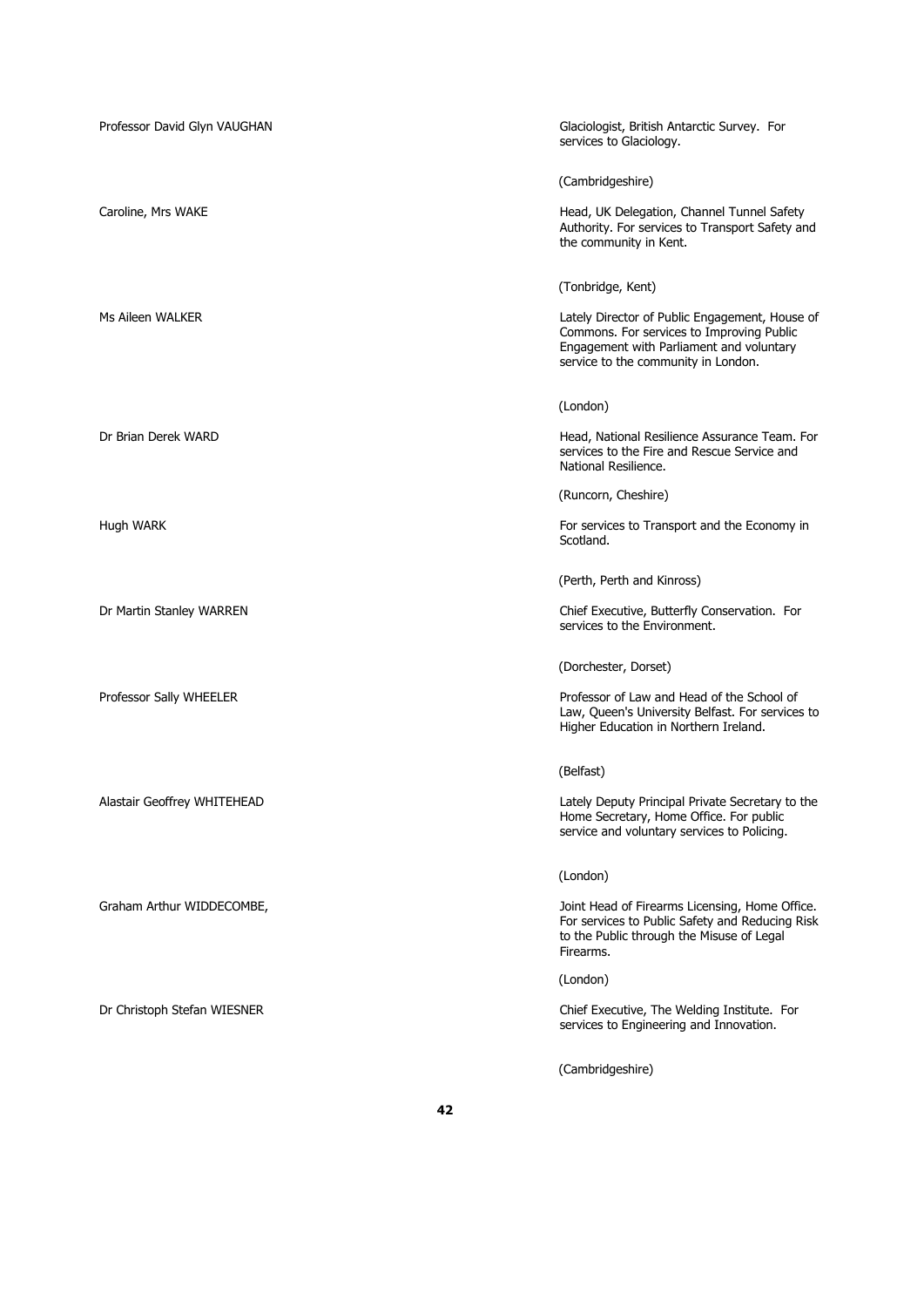Professor David Glyn VAUGHAN

Glaciologist, British Antarctic Survey. For services to Glaciology.

(Cambridgeshire)

Caroline, Mrs WAKE

Head, UK Delegation, Channel Tunnel Safety Authority. For services to Transport Safety and the community in Kent.

(Tonbridge, Kent)

Ms Aileen WALKER

Lately Director of Public Engagement, House of Commons. For services to Improving Public Engagement with Parliament and voluntary service to the community in London.

(London)

Dr Brian Derek WARD

Head, National Resilience Assurance Team. For services to the Fire and Rescue Service and National Resilience.

(Runcorn, Cheshire)

Hugh WARK

For services to Transport and the Economy in Scotland.

(Perth, Perth and Kinross)

Dr Martin Stanley WARREN

Chief Executive, Butterfly Conservation. For services to the Environment.

(Dorchester, Dorset)

Professor Sally WHEELER

Professor of Law and Head of the School of Law, Queen's University Belfast. For services to Higher Education in Northern Ireland.

(Belfast)

Alastair Geoffrey WHITEHEAD

Lately Deputy Principal Private Secretary to the Home Secretary, Home Office. For public service and voluntary services to Policing.

(London)

Graham Arthur WIDDECOMBE,

Joint Head of Firearms Licensing, Home Office. For services to Public Safety and Reducing Risk to the Public through the Misuse of Legal Firearms.

(London)

Dr Christoph Stefan WIESNER

Chief Executive, The Welding Institute. For services to Engineering and Innovation.

(Cambridgeshire)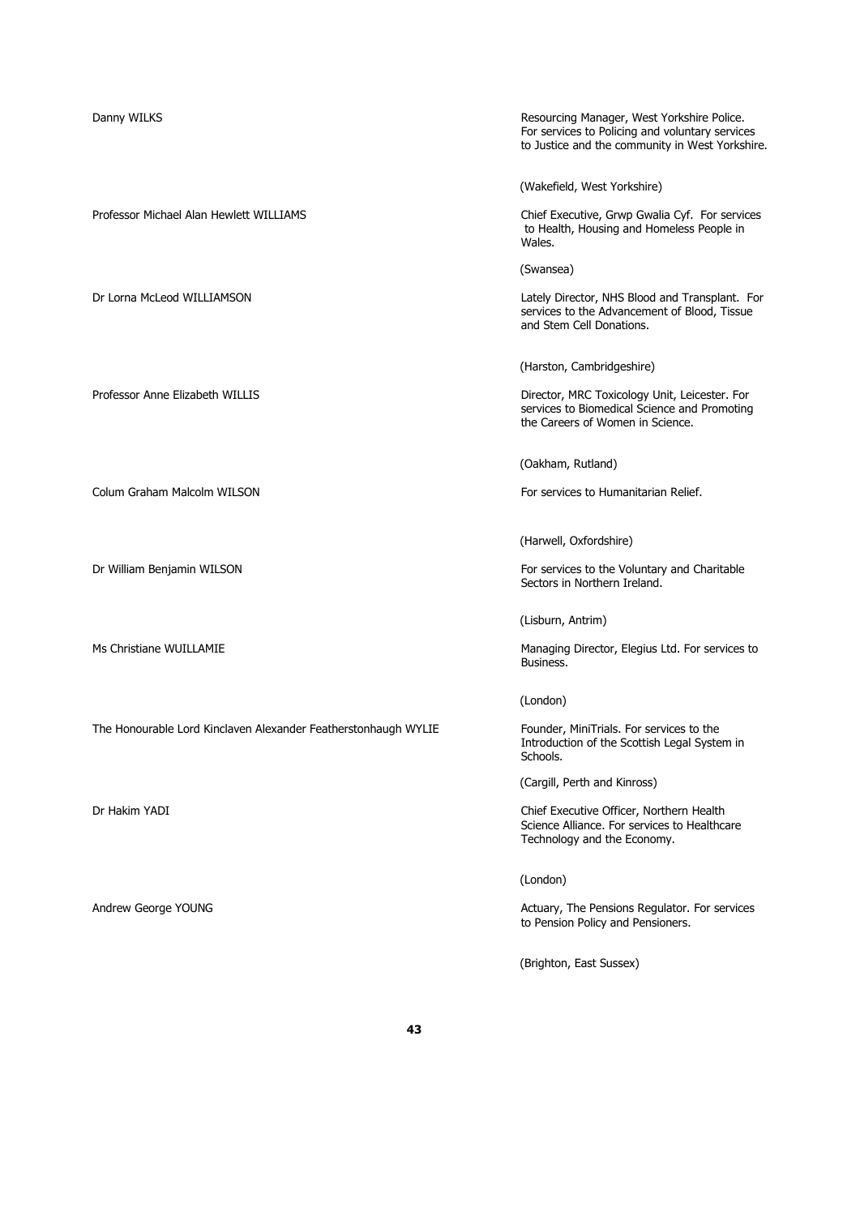Danny WILKS

Resourcing Manager, West Yorkshire Police. For services to Policing and voluntary services to Justice and the community in West Yorkshire.

(Wakefield, West Yorkshire)

Professor Michael Alan Hewlett WILLIAMS

Chief Executive, Grwp Gwalia Cyf. For services to Health, Housing and Homeless People in Wales.

(Swansea)

Dr Lorna McLeod WILLIAMSON

Lately Director, NHS Blood and Transplant. For services to the Advancement of Blood, Tissue and Stem Cell Donations.

(Harston, Cambridgeshire)

Professor Anne Elizabeth WILLIS

Director, MRC Toxicology Unit, Leicester. For services to Biomedical Science and Promoting the Careers of Women in Science.

(Oakham, Rutland)

Colum Graham Malcolm WILSON

For services to Humanitarian Relief.

(Harwell, Oxfordshire)

Dr William Benjamin WILSON

For services to the Voluntary and Charitable Sectors in Northern Ireland.

(Lisburn, Antrim)

Ms Christiane WUILLAMIE

Managing Director, Elegius Ltd. For services to Business.

(London)

The Honourable Lord Kinclaven Alexander Featherstonhaugh WYLIE

Founder, MiniTrials. For services to the Introduction of the Scottish Legal System in Schools.

(Cargill, Perth and Kinross)

Dr Hakim YADI

Chief Executive Officer, Northern Health Science Alliance. For services to Healthcare Technology and the Economy.

(London)

Andrew George YOUNG

Actuary, The Pensions Regulator. For services to Pension Policy and Pensioners.

(Brighton, East Sussex)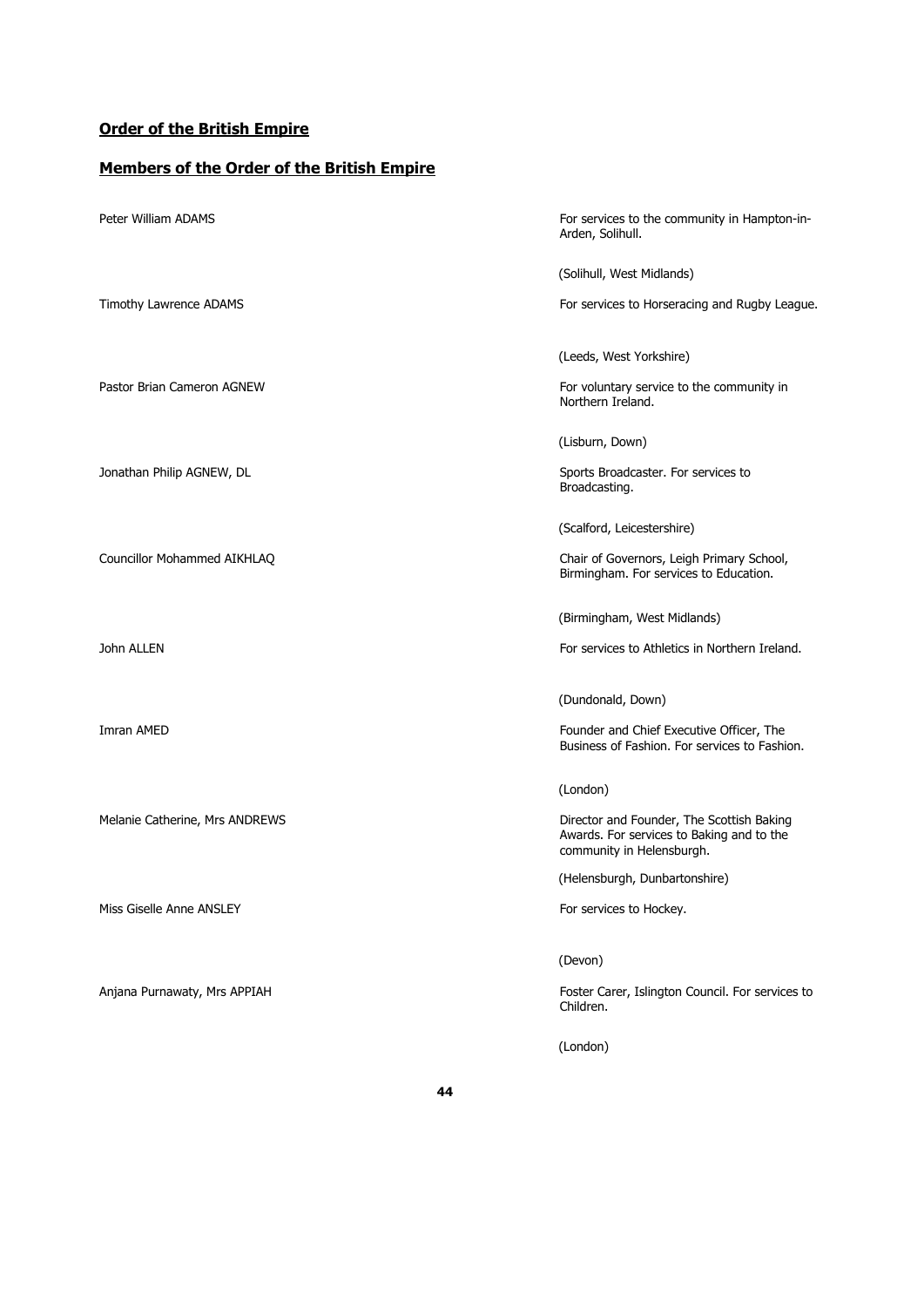## Order of the British Empire

## Members of the Order of the British Empire

| | |
|---|---|
| Peter William ADAMS | For services to the community in Hampton-in-Arden, Solihull.<br><br>(Solihull, West Midlands) |
| Timothy Lawrence ADAMS | For services to Horseracing and Rugby League.<br><br>(Leeds, West Yorkshire) |
| Pastor Brian Cameron AGNEW | For voluntary service to the community in Northern Ireland.<br><br>(Lisburn, Down) |
| Jonathan Philip AGNEW, DL | Sports Broadcaster. For services to Broadcasting.<br><br>(Scalford, Leicestershire) |
| Councillor Mohammed AIKHLAQ | Chair of Governors, Leigh Primary School, Birmingham. For services to Education.<br><br>(Birmingham, West Midlands) |
| John ALLEN | For services to Athletics in Northern Ireland.<br><br>(Dundonald, Down) |
| Imran AMED | Founder and Chief Executive Officer, The Business of Fashion. For services to Fashion.<br><br>(London) |
| Melanie Catherine, Mrs ANDREWS | Director and Founder, The Scottish Baking Awards. For services to Baking and to the community in Helensburgh.<br><br>(Helensburgh, Dunbartonshire) |
| Miss Giselle Anne ANSLEY | For services to Hockey.<br><br>(Devon) |
| Anjana Purnawaty, Mrs APPIAH | Foster Carer, Islington Council. For services to Children.<br><br>(London) |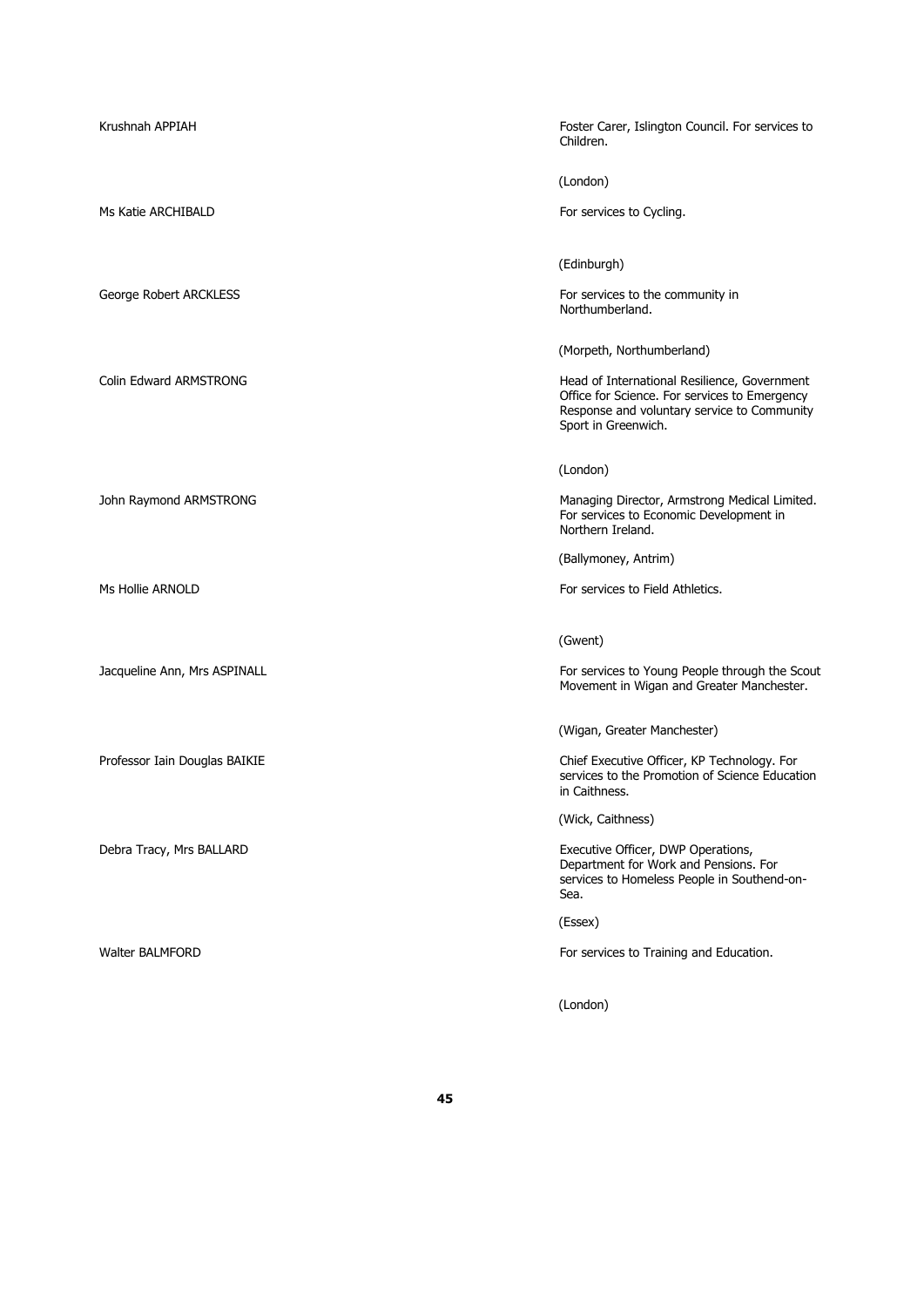| | |
|---|---|
| Krushnah APPIAH | Foster Carer, Islington Council. For services to Children.<br><br>(London) |
| Ms Katie ARCHIBALD | For services to Cycling.<br><br>(Edinburgh) |
| George Robert ARCKLESS | For services to the community in Northumberland.<br><br>(Morpeth, Northumberland) |
| Colin Edward ARMSTRONG | Head of International Resilience, Government Office for Science. For services to Emergency Response and voluntary service to Community Sport in Greenwich.<br><br>(London) |
| John Raymond ARMSTRONG | Managing Director, Armstrong Medical Limited. For services to Economic Development in Northern Ireland.<br><br>(Ballymoney, Antrim) |
| Ms Hollie ARNOLD | For services to Field Athletics.<br><br>(Gwent) |
| Jacqueline Ann, Mrs ASPINALL | For services to Young People through the Scout Movement in Wigan and Greater Manchester.<br><br>(Wigan, Greater Manchester) |
| Professor Iain Douglas BAIKIE | Chief Executive Officer, KP Technology. For services to the Promotion of Science Education in Caithness.<br><br>(Wick, Caithness) |
| Debra Tracy, Mrs BALLARD | Executive Officer, DWP Operations, Department for Work and Pensions. For services to Homeless People in Southend-on-Sea.<br><br>(Essex) |
| Walter BALMFORD | For services to Training and Education.<br><br>(London) |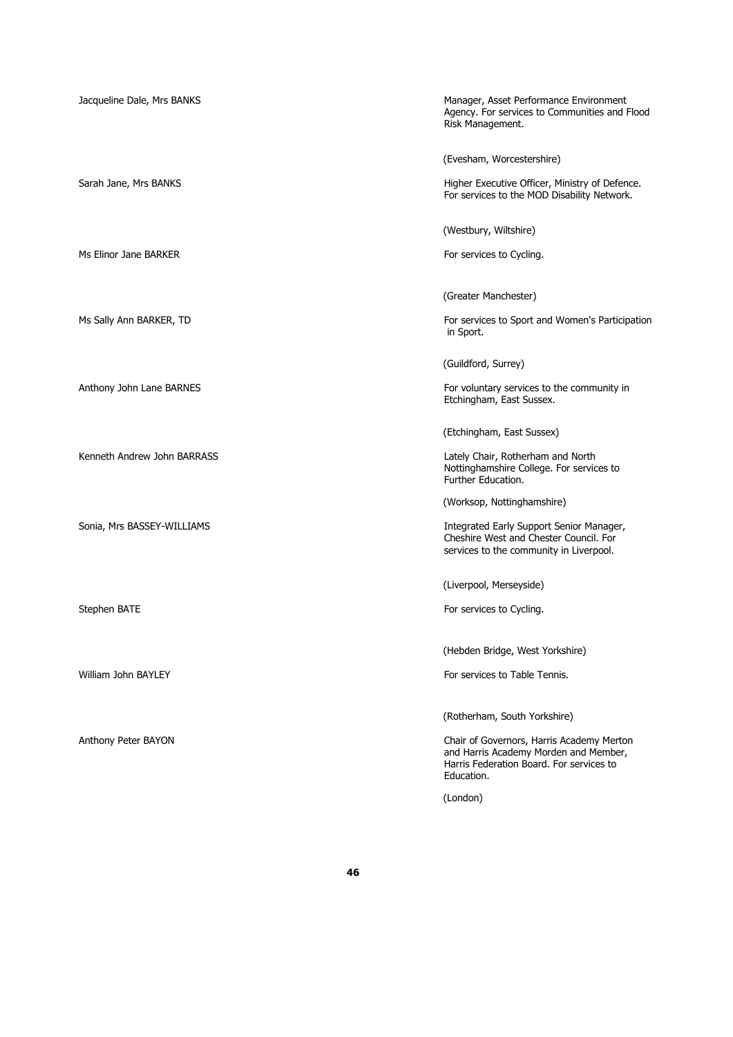Jacqueline Dale, Mrs BANKS

Manager, Asset Performance Environment Agency. For services to Communities and Flood Risk Management.

(Evesham, Worcestershire)

Sarah Jane, Mrs BANKS

Higher Executive Officer, Ministry of Defence. For services to the MOD Disability Network.

(Westbury, Wiltshire)

Ms Elinor Jane BARKER

For services to Cycling.

(Greater Manchester)

Ms Sally Ann BARKER, TD

For services to Sport and Women's Participation in Sport.

(Guildford, Surrey)

Anthony John Lane BARNES

For voluntary services to the community in Etchingham, East Sussex.

(Etchingham, East Sussex)

Kenneth Andrew John BARRASS

Lately Chair, Rotherham and North Nottinghamshire College. For services to Further Education.

(Worksop, Nottinghamshire)

Sonia, Mrs BASSEY-WILLIAMS

Integrated Early Support Senior Manager, Cheshire West and Chester Council. For services to the community in Liverpool.

(Liverpool, Merseyside)

Stephen BATE

For services to Cycling.

(Hebden Bridge, West Yorkshire)

William John BAYLEY

For services to Table Tennis.

(Rotherham, South Yorkshire)

Anthony Peter BAYON

Chair of Governors, Harris Academy Merton and Harris Academy Morden and Member, Harris Federation Board. For services to Education.

(London)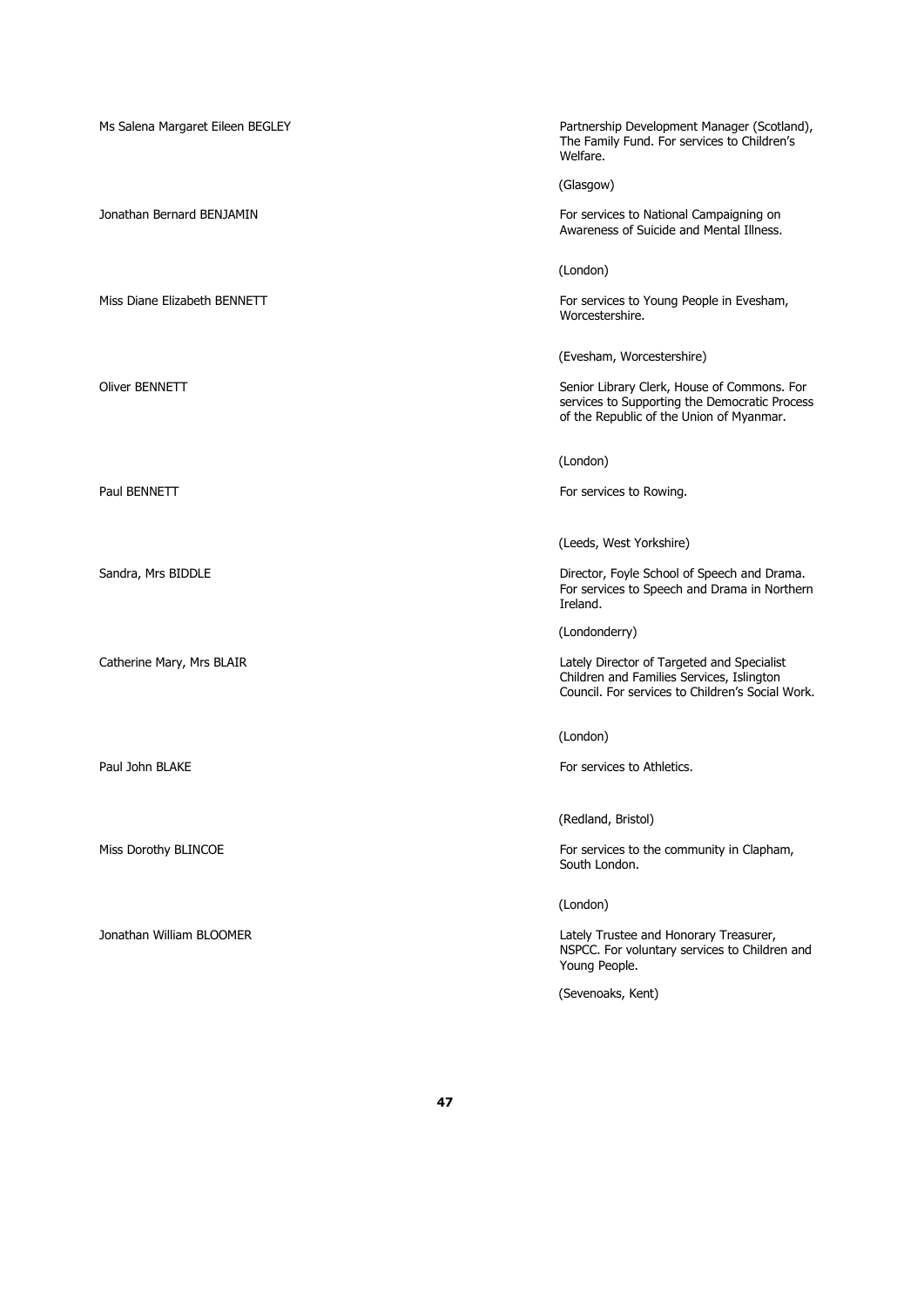Ms Salena Margaret Eileen BEGLEY

Partnership Development Manager (Scotland), The Family Fund. For services to Children's Welfare.

(Glasgow)

Jonathan Bernard BENJAMIN

For services to National Campaigning on Awareness of Suicide and Mental Illness.

(London)

Miss Diane Elizabeth BENNETT

For services to Young People in Evesham, Worcestershire.

(Evesham, Worcestershire)

Oliver BENNETT

Senior Library Clerk, House of Commons. For services to Supporting the Democratic Process of the Republic of the Union of Myanmar.

(London)

Paul BENNETT

For services to Rowing.

(Leeds, West Yorkshire)

Sandra, Mrs BIDDLE

Director, Foyle School of Speech and Drama. For services to Speech and Drama in Northern Ireland.

(Londonderry)

Catherine Mary, Mrs BLAIR

Lately Director of Targeted and Specialist Children and Families Services, Islington Council. For services to Children's Social Work.

(London)

Paul John BLAKE

For services to Athletics.

(Redland, Bristol)

Miss Dorothy BLINCOE

For services to the community in Clapham, South London.

(London)

Jonathan William BLOOMER

Lately Trustee and Honorary Treasurer, NSPCC. For voluntary services to Children and Young People.

(Sevenoaks, Kent)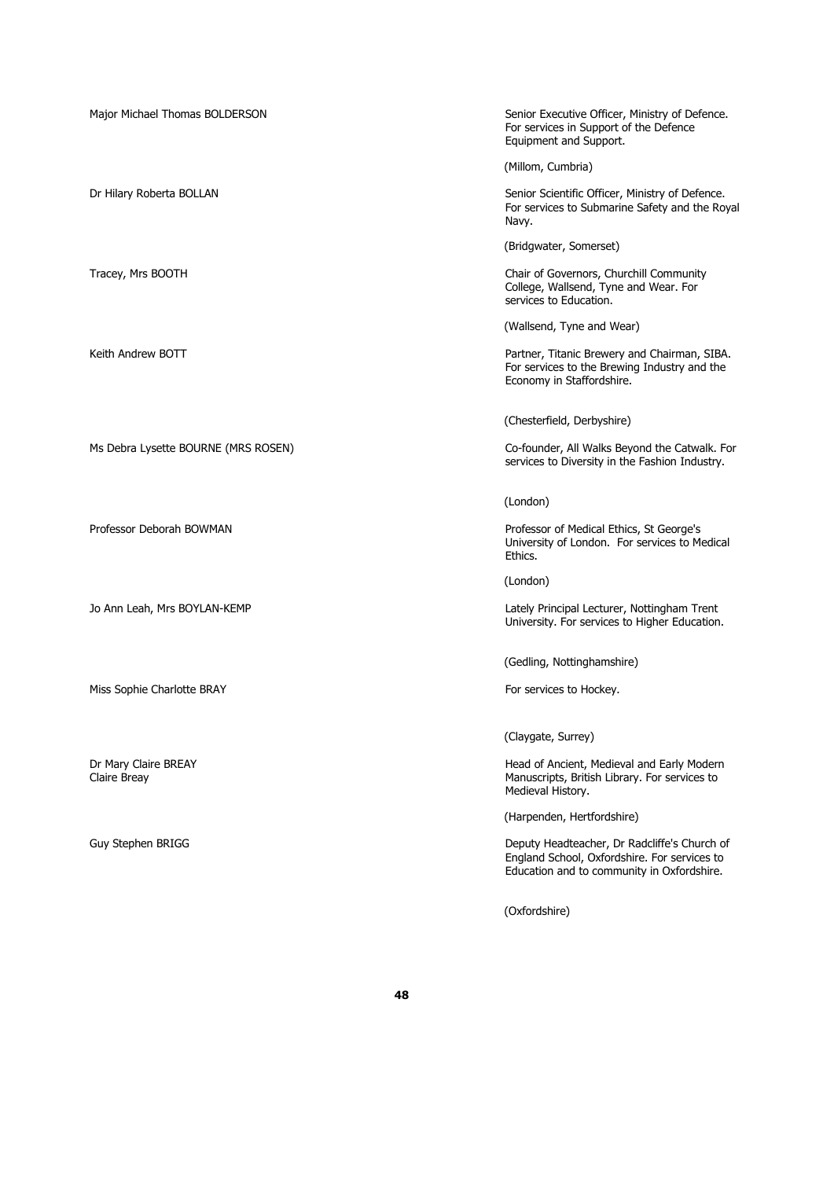Major Michael Thomas BOLDERSON

Senior Executive Officer, Ministry of Defence. For services in Support of the Defence Equipment and Support.

(Millom, Cumbria)

Dr Hilary Roberta BOLLAN

Senior Scientific Officer, Ministry of Defence. For services to Submarine Safety and the Royal Navy.

(Bridgwater, Somerset)

Tracey, Mrs BOOTH

Chair of Governors, Churchill Community College, Wallsend, Tyne and Wear. For services to Education.

(Wallsend, Tyne and Wear)

Keith Andrew BOTT

Partner, Titanic Brewery and Chairman, SIBA. For services to the Brewing Industry and the Economy in Staffordshire.

(Chesterfield, Derbyshire)

Ms Debra Lysette BOURNE (MRS ROSEN)

Co-founder, All Walks Beyond the Catwalk. For services to Diversity in the Fashion Industry.

(London)

Professor Deborah BOWMAN

Professor of Medical Ethics, St George's University of London. For services to Medical Ethics.

(London)

Jo Ann Leah, Mrs BOYLAN-KEMP

Lately Principal Lecturer, Nottingham Trent University. For services to Higher Education.

(Gedling, Nottinghamshire)

Miss Sophie Charlotte BRAY

For services to Hockey.

(Claygate, Surrey)

Dr Mary Claire BREAY
Claire Breay

Head of Ancient, Medieval and Early Modern Manuscripts, British Library. For services to Medieval History.

(Harpenden, Hertfordshire)

Guy Stephen BRIGG

Deputy Headteacher, Dr Radcliffe's Church of England School, Oxfordshire. For services to Education and to community in Oxfordshire.

(Oxfordshire)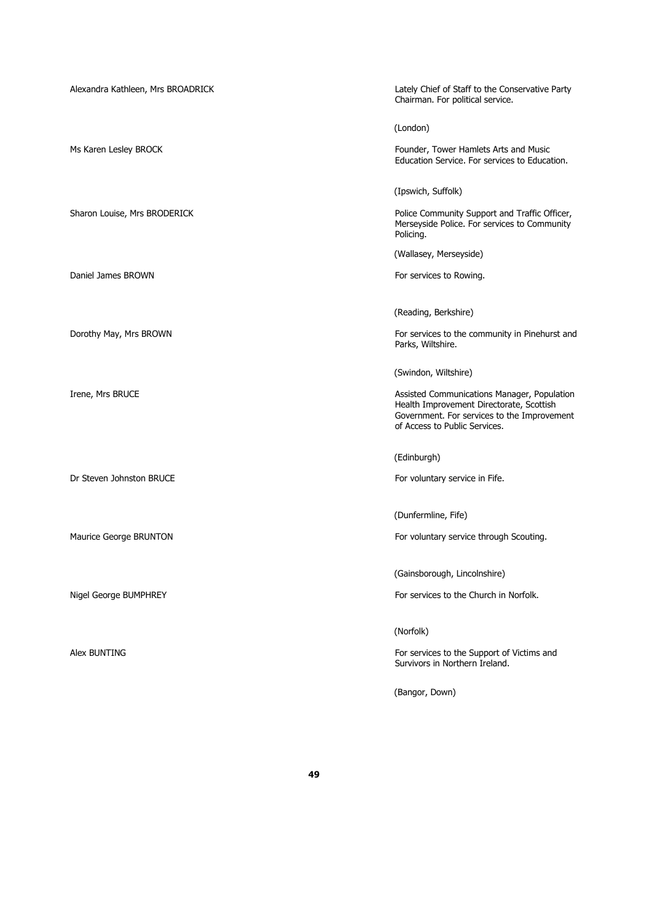| | |
|---|---|
| Alexandra Kathleen, Mrs BROADRICK | Lately Chief of Staff to the Conservative Party Chairman. For political service.<br><br>(London) |
| Ms Karen Lesley BROCK | Founder, Tower Hamlets Arts and Music Education Service. For services to Education.<br><br>(Ipswich, Suffolk) |
| Sharon Louise, Mrs BRODERICK | Police Community Support and Traffic Officer, Merseyside Police. For services to Community Policing.<br><br>(Wallasey, Merseyside) |
| Daniel James BROWN | For services to Rowing.<br><br>(Reading, Berkshire) |
| Dorothy May, Mrs BROWN | For services to the community in Pinehurst and Parks, Wiltshire.<br><br>(Swindon, Wiltshire) |
| Irene, Mrs BRUCE | Assisted Communications Manager, Population Health Improvement Directorate, Scottish Government. For services to the Improvement of Access to Public Services.<br><br>(Edinburgh) |
| Dr Steven Johnston BRUCE | For voluntary service in Fife.<br><br>(Dunfermline, Fife) |
| Maurice George BRUNTON | For voluntary service through Scouting.<br><br>(Gainsborough, Lincolnshire) |
| Nigel George BUMPHREY | For services to the Church in Norfolk.<br><br>(Norfolk) |
| Alex BUNTING | For services to the Support of Victims and Survivors in Northern Ireland.<br><br>(Bangor, Down) |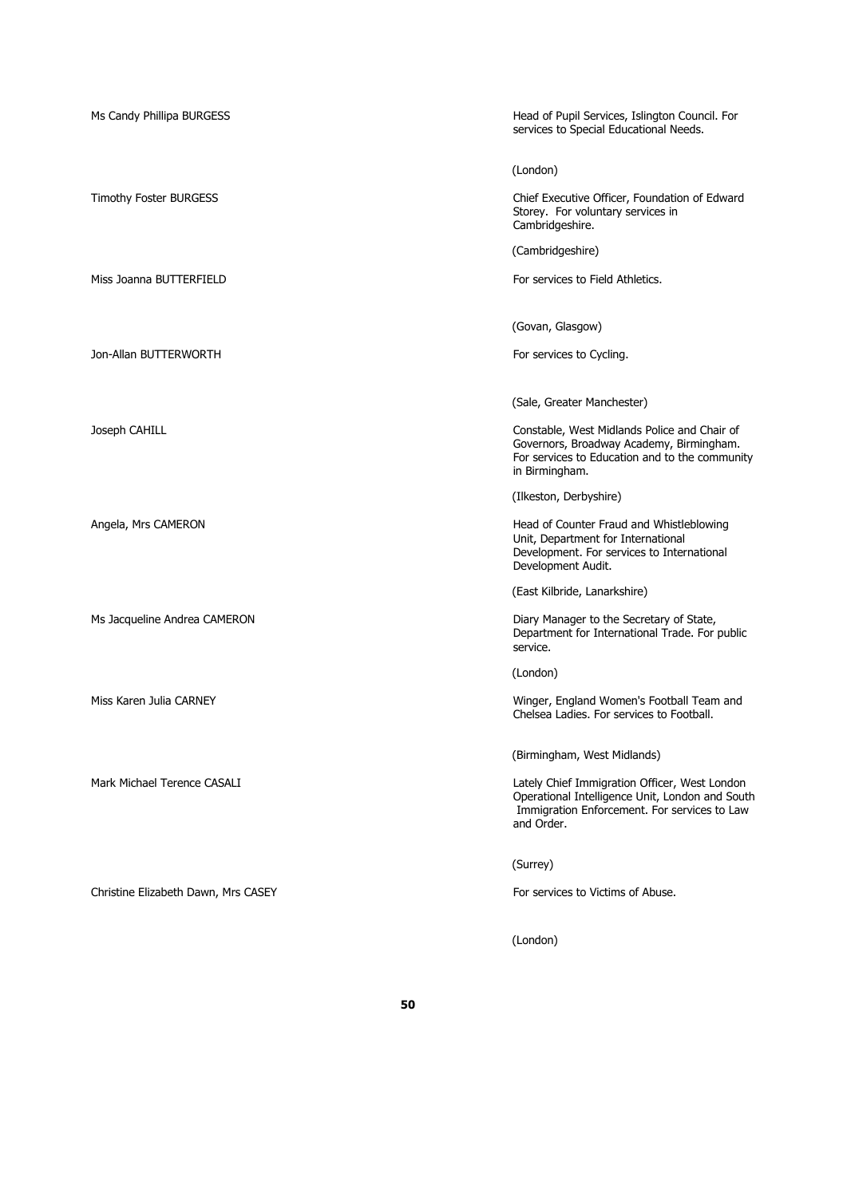| | |
|---|---|
| Ms Candy Phillipa BURGESS | Head of Pupil Services, Islington Council. For services to Special Educational Needs.<br><br>(London) |
| Timothy Foster BURGESS | Chief Executive Officer, Foundation of Edward Storey. For voluntary services in Cambridgeshire.<br><br>(Cambridgeshire) |
| Miss Joanna BUTTERFIELD | For services to Field Athletics.<br><br>(Govan, Glasgow) |
| Jon-Allan BUTTERWORTH | For services to Cycling.<br><br>(Sale, Greater Manchester) |
| Joseph CAHILL | Constable, West Midlands Police and Chair of Governors, Broadway Academy, Birmingham. For services to Education and to the community in Birmingham.<br><br>(Ilkeston, Derbyshire) |
| Angela, Mrs CAMERON | Head of Counter Fraud and Whistleblowing Unit, Department for International Development. For services to International Development Audit.<br><br>(East Kilbride, Lanarkshire) |
| Ms Jacqueline Andrea CAMERON | Diary Manager to the Secretary of State, Department for International Trade. For public service.<br><br>(London) |
| Miss Karen Julia CARNEY | Winger, England Women's Football Team and Chelsea Ladies. For services to Football.<br><br>(Birmingham, West Midlands) |
| Mark Michael Terence CASALI | Lately Chief Immigration Officer, West London Operational Intelligence Unit, London and South Immigration Enforcement. For services to Law and Order.<br><br>(Surrey) |
| Christine Elizabeth Dawn, Mrs CASEY | For services to Victims of Abuse.<br><br>(London) |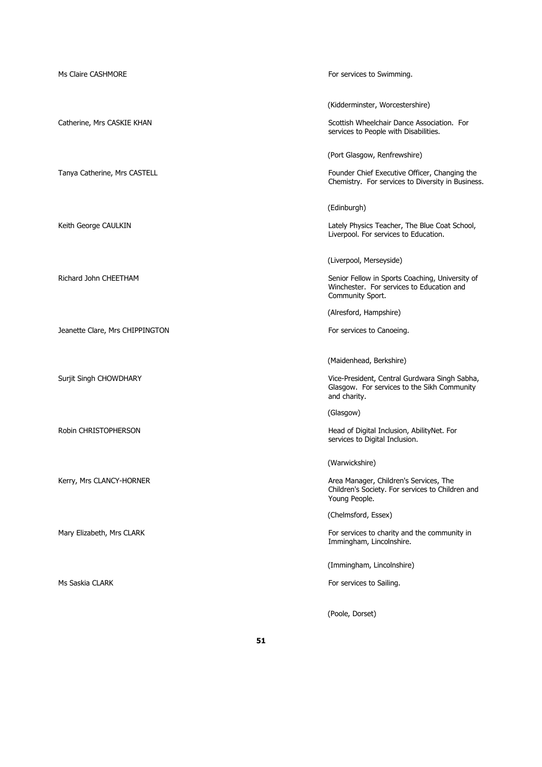Ms Claire CASHMORE

For services to Swimming.

(Kidderminster, Worcestershire)

Catherine, Mrs CASKIE KHAN

Scottish Wheelchair Dance Association. For services to People with Disabilities.

(Port Glasgow, Renfrewshire)

Tanya Catherine, Mrs CASTELL

Founder Chief Executive Officer, Changing the Chemistry. For services to Diversity in Business.

(Edinburgh)

Keith George CAULKIN

Lately Physics Teacher, The Blue Coat School, Liverpool. For services to Education.

(Liverpool, Merseyside)

Richard John CHEETHAM

Senior Fellow in Sports Coaching, University of Winchester. For services to Education and Community Sport.

(Alresford, Hampshire)

Jeanette Clare, Mrs CHIPPINGTON

For services to Canoeing.

(Maidenhead, Berkshire)

Surjit Singh CHOWDHARY

Vice-President, Central Gurdwara Singh Sabha, Glasgow. For services to the Sikh Community and charity.

(Glasgow)

Robin CHRISTOPHERSON

Head of Digital Inclusion, AbilityNet. For services to Digital Inclusion.

(Warwickshire)

Kerry, Mrs CLANCY-HORNER

Area Manager, Children's Services, The Children's Society. For services to Children and Young People.

(Chelmsford, Essex)

Mary Elizabeth, Mrs CLARK

For services to charity and the community in Immingham, Lincolnshire.

(Immingham, Lincolnshire)

Ms Saskia CLARK

For services to Sailing.

(Poole, Dorset)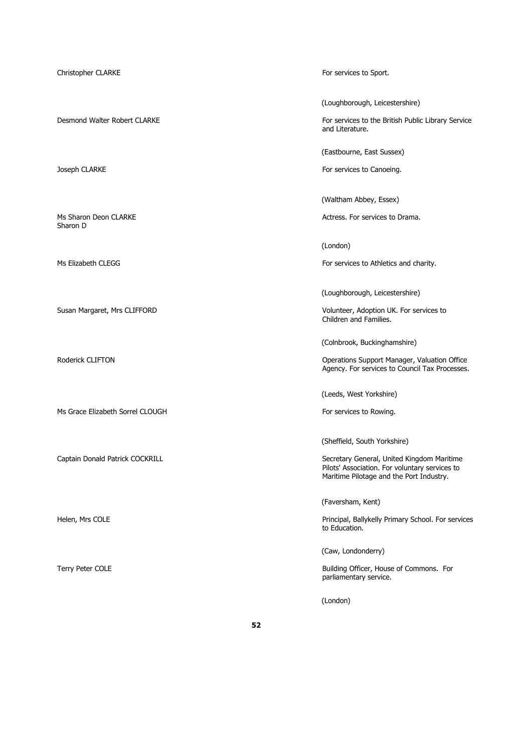| | |
|---|---|
| Christopher CLARKE | For services to Sport.<br><br>(Loughborough, Leicestershire) |
| Desmond Walter Robert CLARKE | For services to the British Public Library Service and Literature.<br><br>(Eastbourne, East Sussex) |
| Joseph CLARKE | For services to Canoeing.<br><br>(Waltham Abbey, Essex) |
| Ms Sharon Deon CLARKE<br>Sharon D | Actress. For services to Drama.<br><br>(London) |
| Ms Elizabeth CLEGG | For services to Athletics and charity.<br><br>(Loughborough, Leicestershire) |
| Susan Margaret, Mrs CLIFFORD | Volunteer, Adoption UK. For services to Children and Families.<br><br>(Colnbrook, Buckinghamshire) |
| Roderick CLIFTON | Operations Support Manager, Valuation Office Agency. For services to Council Tax Processes.<br><br>(Leeds, West Yorkshire) |
| Ms Grace Elizabeth Sorrel CLOUGH | For services to Rowing.<br><br>(Sheffield, South Yorkshire) |
| Captain Donald Patrick COCKRILL | Secretary General, United Kingdom Maritime Pilots' Association. For voluntary services to Maritime Pilotage and the Port Industry.<br><br>(Faversham, Kent) |
| Helen, Mrs COLE | Principal, Ballykelly Primary School. For services to Education.<br><br>(Caw, Londonderry) |
| Terry Peter COLE | Building Officer, House of Commons. For parliamentary service.<br><br>(London) |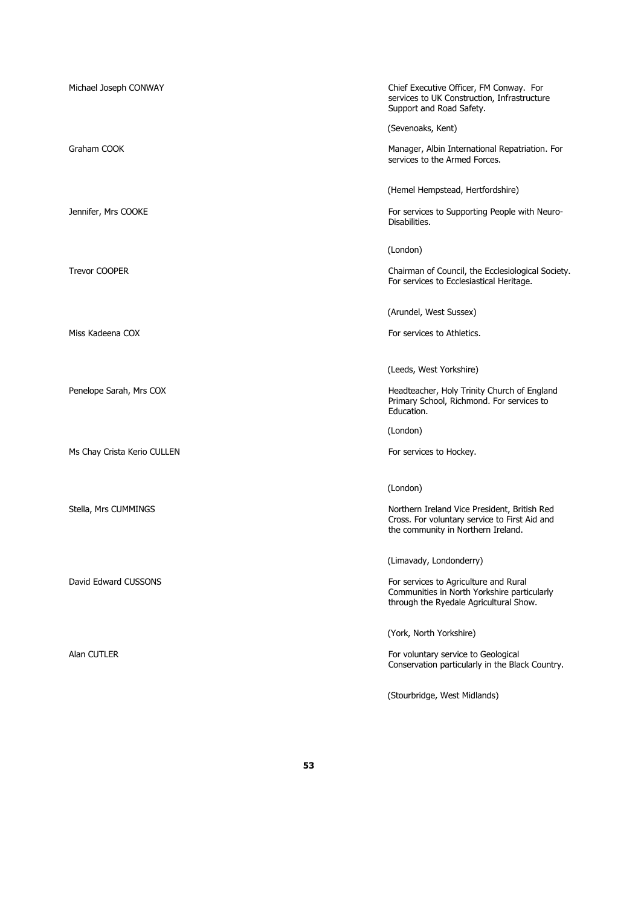| | |
|---|---|
| Michael Joseph CONWAY | Chief Executive Officer, FM Conway. For services to UK Construction, Infrastructure Support and Road Safety.<br><br>(Sevenoaks, Kent) |
| Graham COOK | Manager, Albin International Repatriation. For services to the Armed Forces.<br><br>(Hemel Hempstead, Hertfordshire) |
| Jennifer, Mrs COOKE | For services to Supporting People with Neuro-Disabilities.<br><br>(London) |
| Trevor COOPER | Chairman of Council, the Ecclesiological Society. For services to Ecclesiastical Heritage.<br><br>(Arundel, West Sussex) |
| Miss Kadeena COX | For services to Athletics.<br><br>(Leeds, West Yorkshire) |
| Penelope Sarah, Mrs COX | Headteacher, Holy Trinity Church of England Primary School, Richmond. For services to Education.<br><br>(London) |
| Ms Chay Crista Kerio CULLEN | For services to Hockey.<br><br>(London) |
| Stella, Mrs CUMMINGS | Northern Ireland Vice President, British Red Cross. For voluntary service to First Aid and the community in Northern Ireland.<br><br>(Limavady, Londonderry) |
| David Edward CUSSONS | For services to Agriculture and Rural Communities in North Yorkshire particularly through the Ryedale Agricultural Show.<br><br>(York, North Yorkshire) |
| Alan CUTLER | For voluntary service to Geological Conservation particularly in the Black Country.<br><br>(Stourbridge, West Midlands) |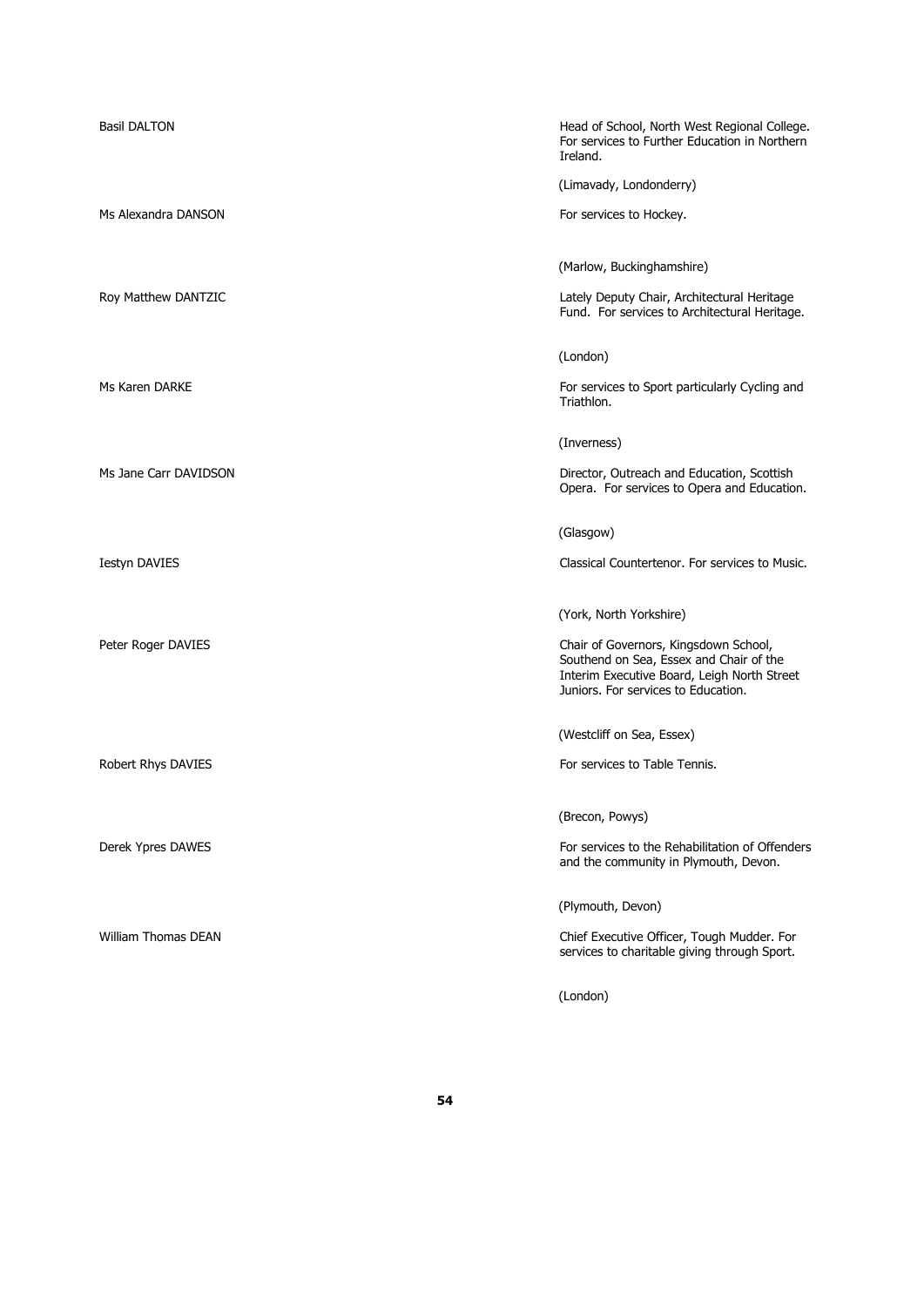| | |
|---|---|
| Basil DALTON | Head of School, North West Regional College. For services to Further Education in Northern Ireland.<br><br>(Limavady, Londonderry) |
| Ms Alexandra DANSON | For services to Hockey.<br><br>(Marlow, Buckinghamshire) |
| Roy Matthew DANTZIC | Lately Deputy Chair, Architectural Heritage Fund. For services to Architectural Heritage.<br><br>(London) |
| Ms Karen DARKE | For services to Sport particularly Cycling and Triathlon.<br><br>(Inverness) |
| Ms Jane Carr DAVIDSON | Director, Outreach and Education, Scottish Opera. For services to Opera and Education.<br><br>(Glasgow) |
| Iestyn DAVIES | Classical Countertenor. For services to Music.<br><br>(York, North Yorkshire) |
| Peter Roger DAVIES | Chair of Governors, Kingsdown School, Southend on Sea, Essex and Chair of the Interim Executive Board, Leigh North Street Juniors. For services to Education.<br><br>(Westcliff on Sea, Essex) |
| Robert Rhys DAVIES | For services to Table Tennis.<br><br>(Brecon, Powys) |
| Derek Ypres DAWES | For services to the Rehabilitation of Offenders and the community in Plymouth, Devon.<br><br>(Plymouth, Devon) |
| William Thomas DEAN | Chief Executive Officer, Tough Mudder. For services to charitable giving through Sport.<br><br>(London) |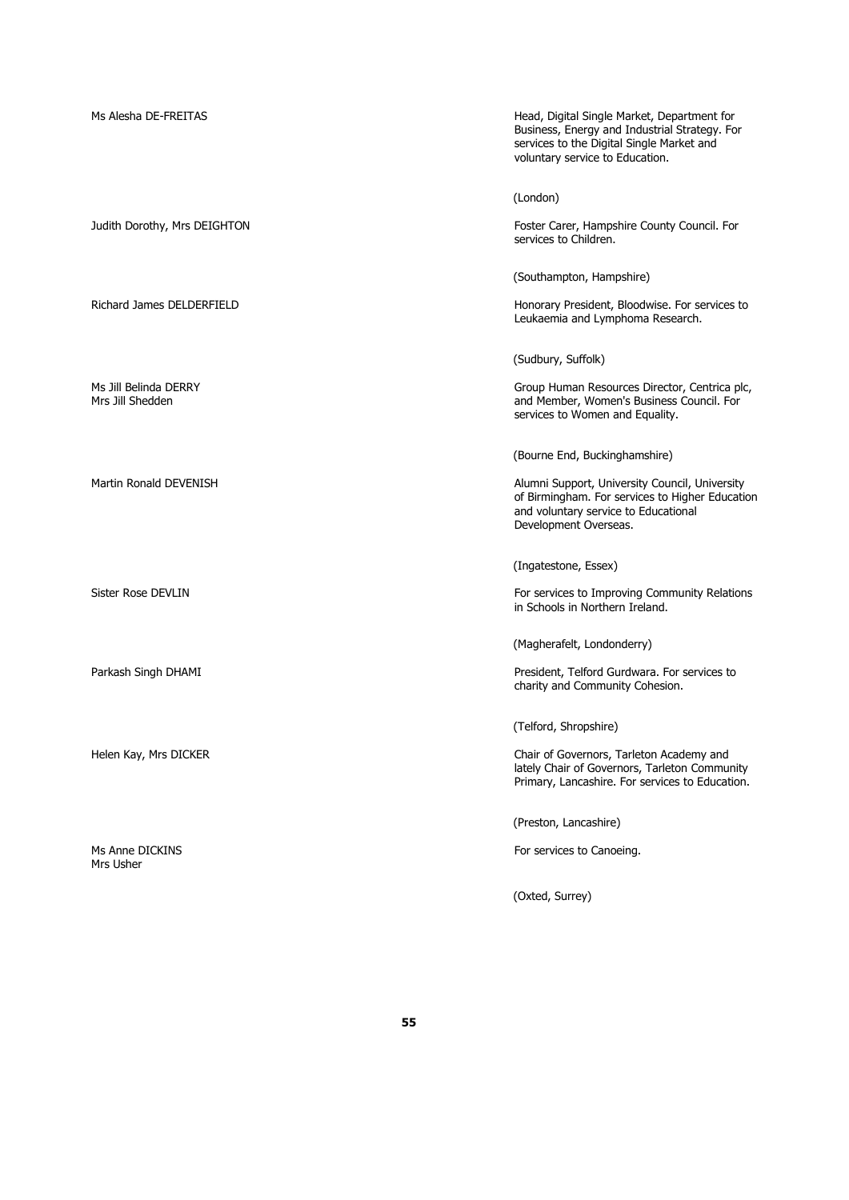Ms Alesha DE-FREITAS

Head, Digital Single Market, Department for Business, Energy and Industrial Strategy. For services to the Digital Single Market and voluntary service to Education.

(London)

Judith Dorothy, Mrs DEIGHTON

Foster Carer, Hampshire County Council. For services to Children.

(Southampton, Hampshire)

Richard James DELDERFIELD

Honorary President, Bloodwise. For services to Leukaemia and Lymphoma Research.

(Sudbury, Suffolk)

Ms Jill Belinda DERRY
Mrs Jill Shedden

Group Human Resources Director, Centrica plc, and Member, Women's Business Council. For services to Women and Equality.

(Bourne End, Buckinghamshire)

Martin Ronald DEVENISH

Alumni Support, University Council, University of Birmingham. For services to Higher Education and voluntary service to Educational Development Overseas.

(Ingatestone, Essex)

Sister Rose DEVLIN

For services to Improving Community Relations in Schools in Northern Ireland.

(Magherafelt, Londonderry)

Parkash Singh DHAMI

President, Telford Gurdwara. For services to charity and Community Cohesion.

(Telford, Shropshire)

Helen Kay, Mrs DICKER

Chair of Governors, Tarleton Academy and lately Chair of Governors, Tarleton Community Primary, Lancashire. For services to Education.

(Preston, Lancashire)

Ms Anne DICKINS
Mrs Usher

For services to Canoeing.

(Oxted, Surrey)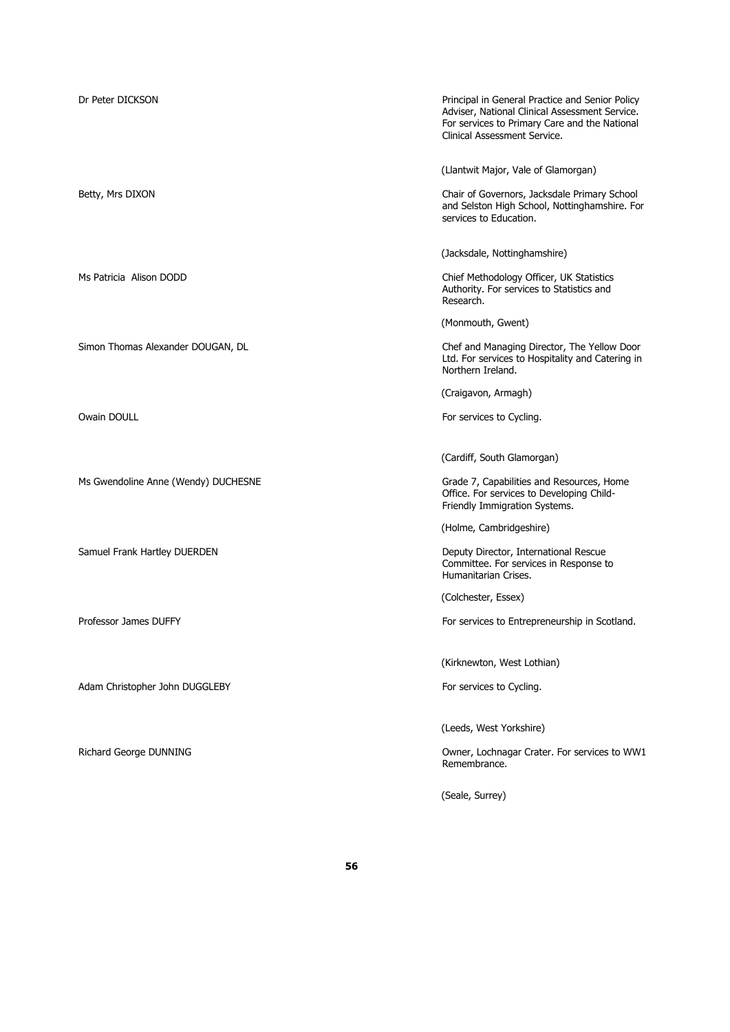Dr Peter DICKSON

Principal in General Practice and Senior Policy Adviser, National Clinical Assessment Service. For services to Primary Care and the National Clinical Assessment Service.

(Llantwit Major, Vale of Glamorgan)

Betty, Mrs DIXON

Chair of Governors, Jacksdale Primary School and Selston High School, Nottinghamshire. For services to Education.

(Jacksdale, Nottinghamshire)

Ms Patricia Alison DODD

Chief Methodology Officer, UK Statistics Authority. For services to Statistics and Research.

(Monmouth, Gwent)

Simon Thomas Alexander DOUGAN, DL

Chef and Managing Director, The Yellow Door Ltd. For services to Hospitality and Catering in Northern Ireland.

(Craigavon, Armagh)

Owain DOULL

For services to Cycling.

(Cardiff, South Glamorgan)

Ms Gwendoline Anne (Wendy) DUCHESNE

Grade 7, Capabilities and Resources, Home Office. For services to Developing Child-Friendly Immigration Systems.

(Holme, Cambridgeshire)

Samuel Frank Hartley DUERDEN

Deputy Director, International Rescue Committee. For services in Response to Humanitarian Crises.

(Colchester, Essex)

Professor James DUFFY

For services to Entrepreneurship in Scotland.

(Kirknewton, West Lothian)

Adam Christopher John DUGGLEBY

For services to Cycling.

(Leeds, West Yorkshire)

Richard George DUNNING

Owner, Lochnagar Crater. For services to WW1 Remembrance.

(Seale, Surrey)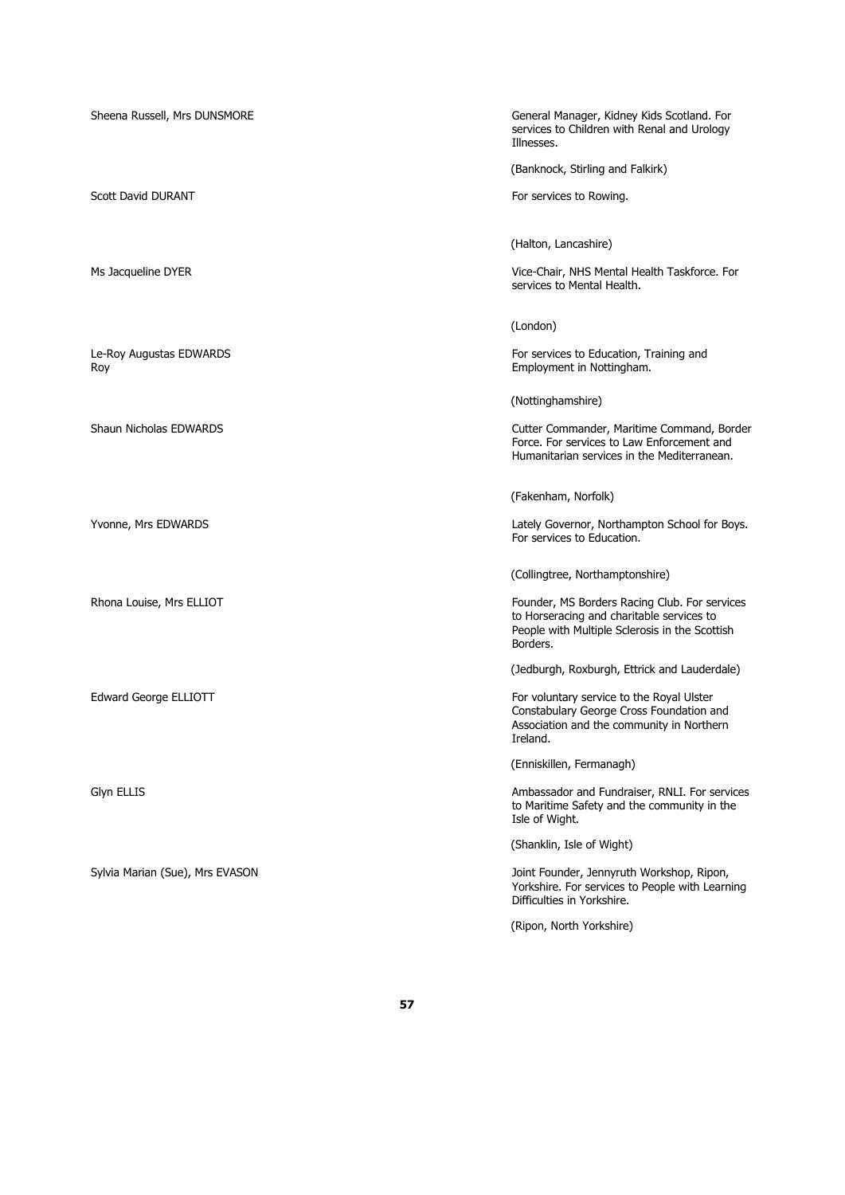| | |
|---|---|
| Sheena Russell, Mrs DUNSMORE | General Manager, Kidney Kids Scotland. For services to Children with Renal and Urology Illnesses.<br><br>(Banknock, Stirling and Falkirk) |
| Scott David DURANT | For services to Rowing.<br><br>(Halton, Lancashire) |
| Ms Jacqueline DYER | Vice-Chair, NHS Mental Health Taskforce. For services to Mental Health.<br><br>(London) |
| Le-Roy Augustas EDWARDS<br>Roy | For services to Education, Training and Employment in Nottingham.<br><br>(Nottinghamshire) |
| Shaun Nicholas EDWARDS | Cutter Commander, Maritime Command, Border Force. For services to Law Enforcement and Humanitarian services in the Mediterranean.<br><br>(Fakenham, Norfolk) |
| Yvonne, Mrs EDWARDS | Lately Governor, Northampton School for Boys. For services to Education.<br><br>(Collingtree, Northamptonshire) |
| Rhona Louise, Mrs ELLIOT | Founder, MS Borders Racing Club. For services to Horseracing and charitable services to People with Multiple Sclerosis in the Scottish Borders.<br><br>(Jedburgh, Roxburgh, Ettrick and Lauderdale) |
| Edward George ELLIOTT | For voluntary service to the Royal Ulster Constabulary George Cross Foundation and Association and the community in Northern Ireland.<br><br>(Enniskillen, Fermanagh) |
| Glyn ELLIS | Ambassador and Fundraiser, RNLI. For services to Maritime Safety and the community in the Isle of Wight.<br><br>(Shanklin, Isle of Wight) |
| Sylvia Marian (Sue), Mrs EVASON | Joint Founder, Jennyruth Workshop, Ripon, Yorkshire. For services to People with Learning Difficulties in Yorkshire.<br><br>(Ripon, North Yorkshire) |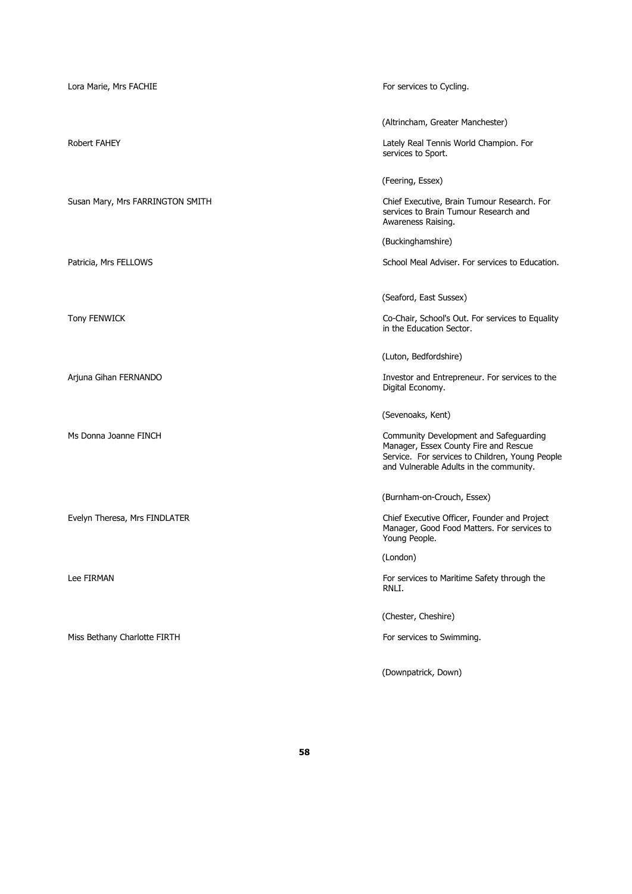| | |
|---|---|
| Lora Marie, Mrs FACHIE | For services to Cycling.<br><br>(Altrincham, Greater Manchester) |
| Robert FAHEY | Lately Real Tennis World Champion. For services to Sport.<br><br>(Feering, Essex) |
| Susan Mary, Mrs FARRINGTON SMITH | Chief Executive, Brain Tumour Research. For services to Brain Tumour Research and Awareness Raising.<br><br>(Buckinghamshire) |
| Patricia, Mrs FELLOWS | School Meal Adviser. For services to Education.<br><br>(Seaford, East Sussex) |
| Tony FENWICK | Co-Chair, School's Out. For services to Equality in the Education Sector.<br><br>(Luton, Bedfordshire) |
| Arjuna Gihan FERNANDO | Investor and Entrepreneur. For services to the Digital Economy.<br><br>(Sevenoaks, Kent) |
| Ms Donna Joanne FINCH | Community Development and Safeguarding Manager, Essex County Fire and Rescue Service. For services to Children, Young People and Vulnerable Adults in the community.<br><br>(Burnham-on-Crouch, Essex) |
| Evelyn Theresa, Mrs FINDLATER | Chief Executive Officer, Founder and Project Manager, Good Food Matters. For services to Young People.<br><br>(London) |
| Lee FIRMAN | For services to Maritime Safety through the RNLI.<br><br>(Chester, Cheshire) |
| Miss Bethany Charlotte FIRTH | For services to Swimming.<br><br>(Downpatrick, Down) |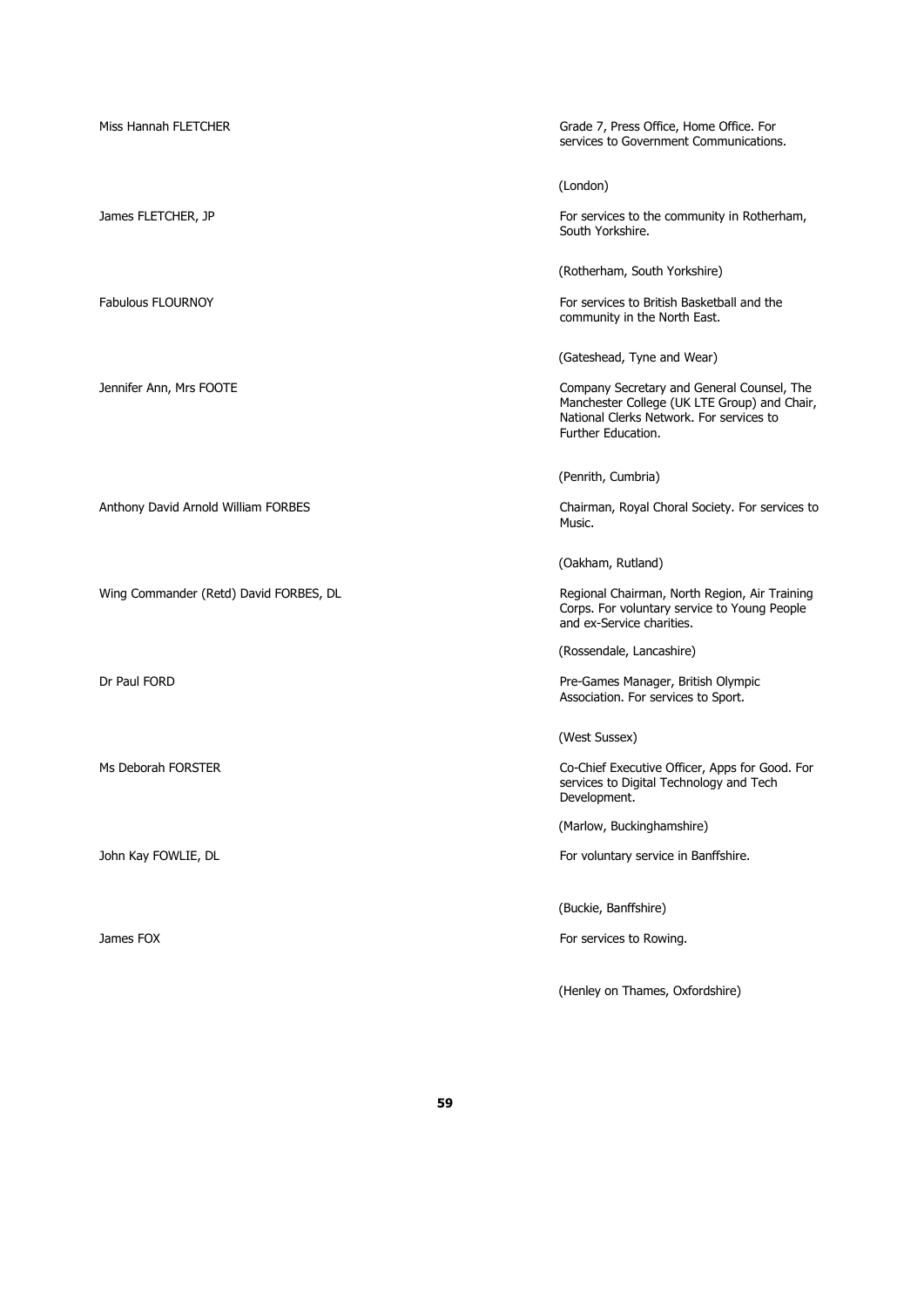| | |
|---|---|
| Miss Hannah FLETCHER | Grade 7, Press Office, Home Office. For services to Government Communications.<br><br>(London) |
| James FLETCHER, JP | For services to the community in Rotherham, South Yorkshire.<br><br>(Rotherham, South Yorkshire) |
| Fabulous FLOURNOY | For services to British Basketball and the community in the North East.<br><br>(Gateshead, Tyne and Wear) |
| Jennifer Ann, Mrs FOOTE | Company Secretary and General Counsel, The Manchester College (UK LTE Group) and Chair, National Clerks Network. For services to Further Education.<br><br>(Penrith, Cumbria) |
| Anthony David Arnold William FORBES | Chairman, Royal Choral Society. For services to Music.<br><br>(Oakham, Rutland) |
| Wing Commander (Retd) David FORBES, DL | Regional Chairman, North Region, Air Training Corps. For voluntary service to Young People and ex-Service charities.<br><br>(Rossendale, Lancashire) |
| Dr Paul FORD | Pre-Games Manager, British Olympic Association. For services to Sport.<br><br>(West Sussex) |
| Ms Deborah FORSTER | Co-Chief Executive Officer, Apps for Good. For services to Digital Technology and Tech Development.<br><br>(Marlow, Buckinghamshire) |
| John Kay FOWLIE, DL | For voluntary service in Banffshire.<br><br>(Buckie, Banffshire) |
| James FOX | For services to Rowing.<br><br>(Henley on Thames, Oxfordshire) |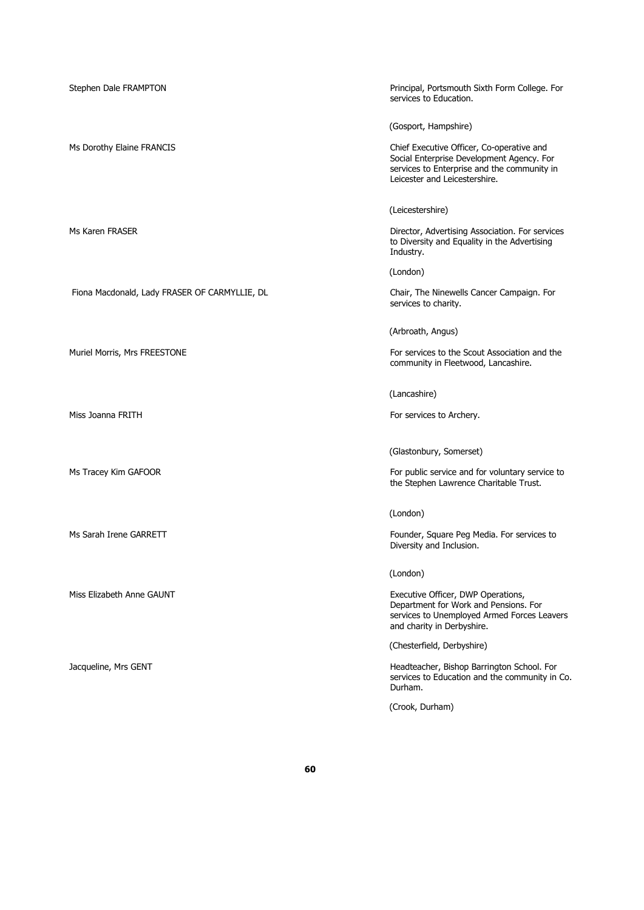| | |
|---|---|
| Stephen Dale FRAMPTON | Principal, Portsmouth Sixth Form College. For services to Education.<br><br>(Gosport, Hampshire) |
| Ms Dorothy Elaine FRANCIS | Chief Executive Officer, Co-operative and Social Enterprise Development Agency. For services to Enterprise and the community in Leicester and Leicestershire.<br><br>(Leicestershire) |
| Ms Karen FRASER | Director, Advertising Association. For services to Diversity and Equality in the Advertising Industry.<br><br>(London) |
| Fiona Macdonald, Lady FRASER OF CARMYLLIE, DL | Chair, The Ninewells Cancer Campaign. For services to charity.<br><br>(Arbroath, Angus) |
| Muriel Morris, Mrs FREESTONE | For services to the Scout Association and the community in Fleetwood, Lancashire.<br><br>(Lancashire) |
| Miss Joanna FRITH | For services to Archery.<br><br>(Glastonbury, Somerset) |
| Ms Tracey Kim GAFOOR | For public service and for voluntary service to the Stephen Lawrence Charitable Trust.<br><br>(London) |
| Ms Sarah Irene GARRETT | Founder, Square Peg Media. For services to Diversity and Inclusion.<br><br>(London) |
| Miss Elizabeth Anne GAUNT | Executive Officer, DWP Operations, Department for Work and Pensions. For services to Unemployed Armed Forces Leavers and charity in Derbyshire.<br><br>(Chesterfield, Derbyshire) |
| Jacqueline, Mrs GENT | Headteacher, Bishop Barrington School. For services to Education and the community in Co. Durham.<br><br>(Crook, Durham) |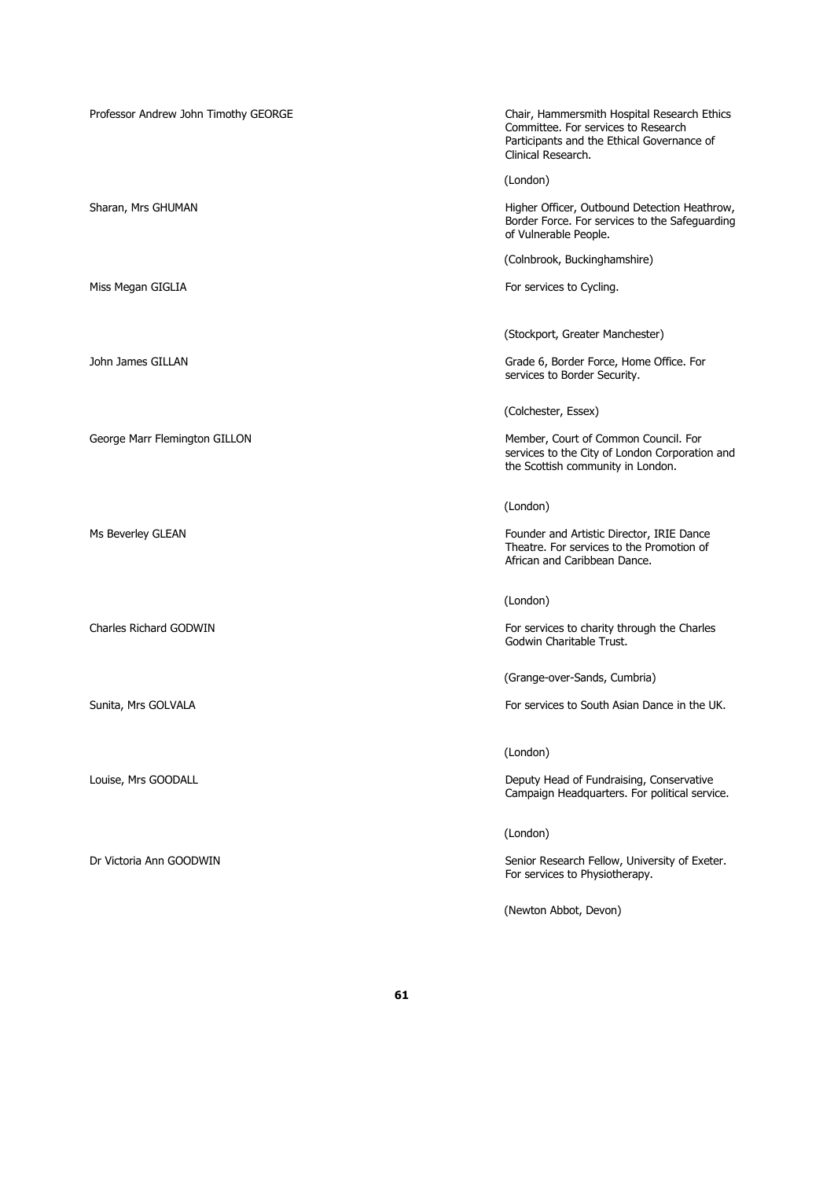Professor Andrew John Timothy GEORGE

Chair, Hammersmith Hospital Research Ethics Committee. For services to Research Participants and the Ethical Governance of Clinical Research.

(London)

Sharan, Mrs GHUMAN

Higher Officer, Outbound Detection Heathrow, Border Force. For services to the Safeguarding of Vulnerable People.

(Colnbrook, Buckinghamshire)

Miss Megan GIGLIA

For services to Cycling.

(Stockport, Greater Manchester)

John James GILLAN

Grade 6, Border Force, Home Office. For services to Border Security.

(Colchester, Essex)

George Marr Flemington GILLON

Member, Court of Common Council. For services to the City of London Corporation and the Scottish community in London.

(London)

Ms Beverley GLEAN

Founder and Artistic Director, IRIE Dance Theatre. For services to the Promotion of African and Caribbean Dance.

(London)

Charles Richard GODWIN

For services to charity through the Charles Godwin Charitable Trust.

(Grange-over-Sands, Cumbria)

Sunita, Mrs GOLVALA

For services to South Asian Dance in the UK.

(London)

Louise, Mrs GOODALL

Deputy Head of Fundraising, Conservative Campaign Headquarters. For political service.

(London)

Dr Victoria Ann GOODWIN

Senior Research Fellow, University of Exeter. For services to Physiotherapy.

(Newton Abbot, Devon)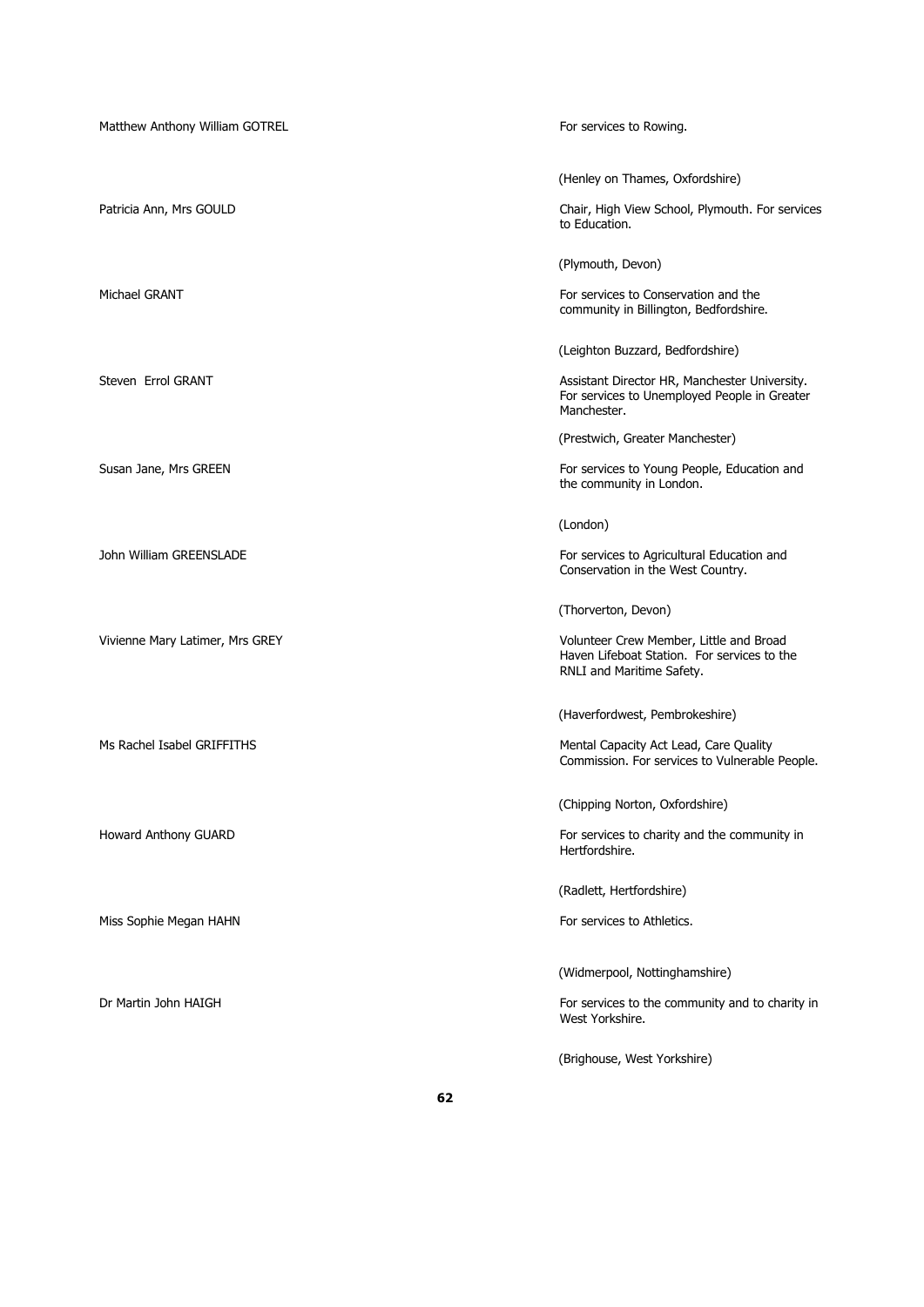Matthew Anthony William GOTREL

For services to Rowing.

(Henley on Thames, Oxfordshire)

Patricia Ann, Mrs GOULD

Chair, High View School, Plymouth. For services to Education.

(Plymouth, Devon)

Michael GRANT

For services to Conservation and the community in Billington, Bedfordshire.

(Leighton Buzzard, Bedfordshire)

Steven Errol GRANT

Assistant Director HR, Manchester University. For services to Unemployed People in Greater Manchester.

(Prestwich, Greater Manchester)

Susan Jane, Mrs GREEN

For services to Young People, Education and the community in London.

(London)

John William GREENSLADE

For services to Agricultural Education and Conservation in the West Country.

(Thorverton, Devon)

Vivienne Mary Latimer, Mrs GREY

Volunteer Crew Member, Little and Broad Haven Lifeboat Station. For services to the RNLI and Maritime Safety.

(Haverfordwest, Pembrokeshire)

Ms Rachel Isabel GRIFFITHS

Mental Capacity Act Lead, Care Quality Commission. For services to Vulnerable People.

(Chipping Norton, Oxfordshire)

Howard Anthony GUARD

For services to charity and the community in Hertfordshire.

(Radlett, Hertfordshire)

Miss Sophie Megan HAHN

For services to Athletics.

(Widmerpool, Nottinghamshire)

Dr Martin John HAIGH

For services to the community and to charity in West Yorkshire.

(Brighouse, West Yorkshire)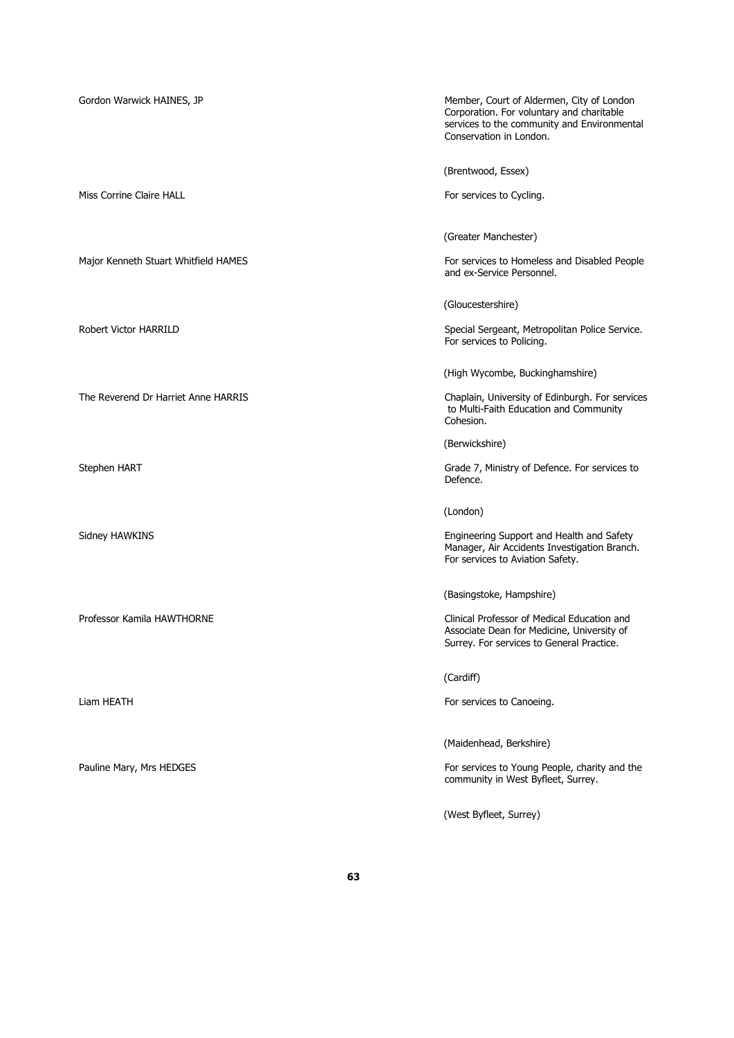Gordon Warwick HAINES, JP

Member, Court of Aldermen, City of London Corporation. For voluntary and charitable services to the community and Environmental Conservation in London.

(Brentwood, Essex)

Miss Corrine Claire HALL

For services to Cycling.

(Greater Manchester)

Major Kenneth Stuart Whitfield HAMES

For services to Homeless and Disabled People and ex-Service Personnel.

(Gloucestershire)

Robert Victor HARRILD

Special Sergeant, Metropolitan Police Service. For services to Policing.

(High Wycombe, Buckinghamshire)

The Reverend Dr Harriet Anne HARRIS

Chaplain, University of Edinburgh. For services to Multi-Faith Education and Community Cohesion.

(Berwickshire)

Stephen HART

Grade 7, Ministry of Defence. For services to Defence.

(London)

Sidney HAWKINS

Engineering Support and Health and Safety Manager, Air Accidents Investigation Branch. For services to Aviation Safety.

(Basingstoke, Hampshire)

Professor Kamila HAWTHORNE

Clinical Professor of Medical Education and Associate Dean for Medicine, University of Surrey. For services to General Practice.

(Cardiff)

Liam HEATH

For services to Canoeing.

(Maidenhead, Berkshire)

Pauline Mary, Mrs HEDGES

For services to Young People, charity and the community in West Byfleet, Surrey.

(West Byfleet, Surrey)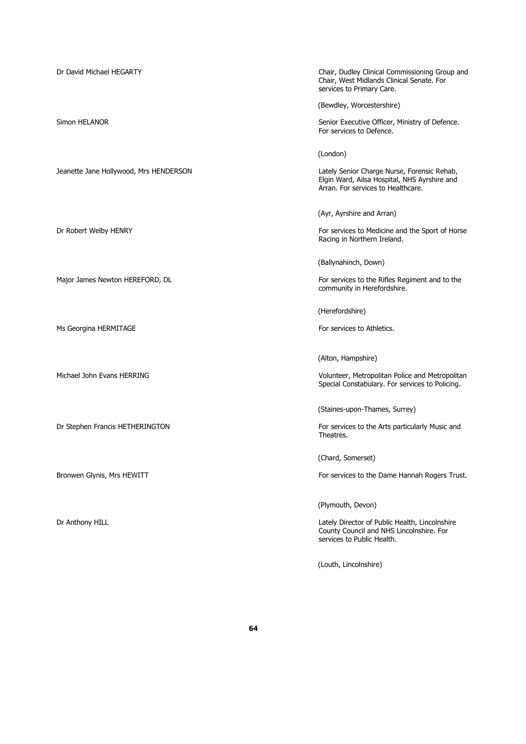Dr David Michael HEGARTY

Chair, Dudley Clinical Commissioning Group and Chair, West Midlands Clinical Senate. For services to Primary Care.

(Bewdley, Worcestershire)

Simon HELANOR

Senior Executive Officer, Ministry of Defence. For services to Defence.

(London)

Jeanette Jane Hollywood, Mrs HENDERSON

Lately Senior Charge Nurse, Forensic Rehab, Elgin Ward, Ailsa Hospital, NHS Ayrshire and Arran. For services to Healthcare.

(Ayr, Ayrshire and Arran)

Dr Robert Welby HENRY

For services to Medicine and the Sport of Horse Racing in Northern Ireland.

(Ballynahinch, Down)

Major James Newton HEREFORD, DL

For services to the Rifles Regiment and to the community in Herefordshire.

(Herefordshire)

Ms Georgina HERMITAGE

For services to Athletics.

(Alton, Hampshire)

Michael John Evans HERRING

Volunteer, Metropolitan Police and Metropolitan Special Constabulary. For services to Policing.

(Staines-upon-Thames, Surrey)

Dr Stephen Francis HETHERINGTON

For services to the Arts particularly Music and Theatres.

(Chard, Somerset)

Bronwen Glynis, Mrs HEWITT

For services to the Dame Hannah Rogers Trust.

(Plymouth, Devon)

Dr Anthony HILL

Lately Director of Public Health, Lincolnshire County Council and NHS Lincolnshire. For services to Public Health.

(Louth, Lincolnshire)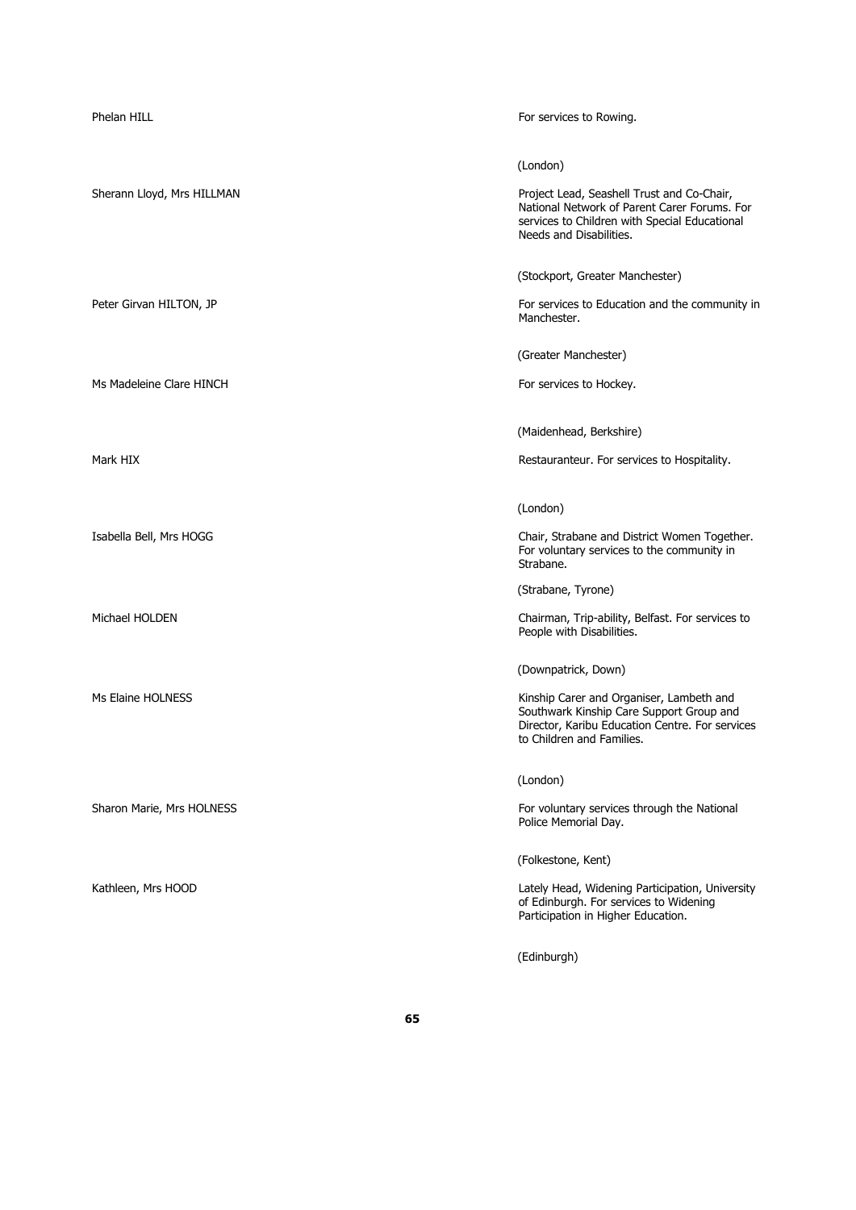Phelan HILL

For services to Rowing.

(London)

Sherann Lloyd, Mrs HILLMAN

Project Lead, Seashell Trust and Co-Chair, National Network of Parent Carer Forums. For services to Children with Special Educational Needs and Disabilities.

(Stockport, Greater Manchester)

Peter Girvan HILTON, JP

For services to Education and the community in Manchester.

(Greater Manchester)

Ms Madeleine Clare HINCH

For services to Hockey.

(Maidenhead, Berkshire)

Mark HIX

Restauranteur. For services to Hospitality.

(London)

Isabella Bell, Mrs HOGG

Chair, Strabane and District Women Together. For voluntary services to the community in Strabane.

(Strabane, Tyrone)

Michael HOLDEN

Chairman, Trip-ability, Belfast. For services to People with Disabilities.

(Downpatrick, Down)

Ms Elaine HOLNESS

Kinship Carer and Organiser, Lambeth and Southwark Kinship Care Support Group and Director, Karibu Education Centre. For services to Children and Families.

(London)

Sharon Marie, Mrs HOLNESS

For voluntary services through the National Police Memorial Day.

(Folkestone, Kent)

Kathleen, Mrs HOOD

Lately Head, Widening Participation, University of Edinburgh. For services to Widening Participation in Higher Education.

(Edinburgh)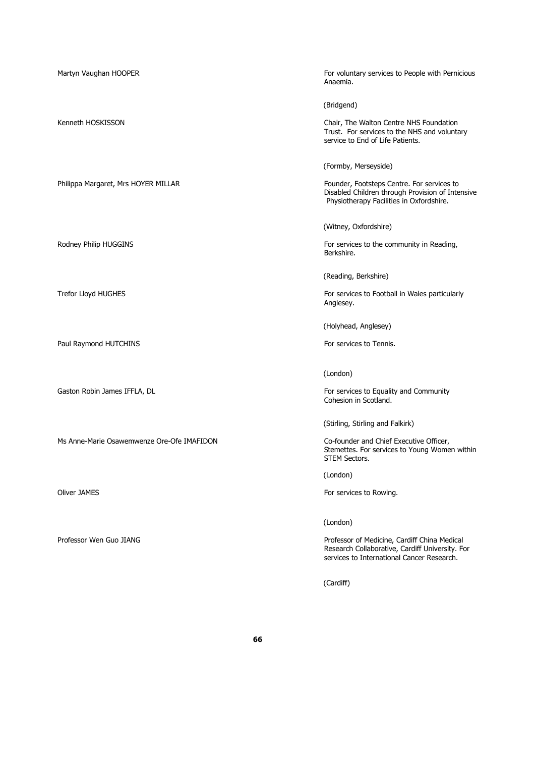| | |
|---|---|
| Martyn Vaughan HOOPER | For voluntary services to People with Pernicious Anaemia.<br><br>(Bridgend) |
| Kenneth HOSKISSON | Chair, The Walton Centre NHS Foundation Trust. For services to the NHS and voluntary service to End of Life Patients.<br><br>(Formby, Merseyside) |
| Philippa Margaret, Mrs HOYER MILLAR | Founder, Footsteps Centre. For services to Disabled Children through Provision of Intensive Physiotherapy Facilities in Oxfordshire.<br><br>(Witney, Oxfordshire) |
| Rodney Philip HUGGINS | For services to the community in Reading, Berkshire.<br><br>(Reading, Berkshire) |
| Trefor Lloyd HUGHES | For services to Football in Wales particularly Anglesey.<br><br>(Holyhead, Anglesey) |
| Paul Raymond HUTCHINS | For services to Tennis.<br><br>(London) |
| Gaston Robin James IFFLA, DL | For services to Equality and Community Cohesion in Scotland.<br><br>(Stirling, Stirling and Falkirk) |
| Ms Anne-Marie Osawemwenze Ore-Ofe IMAFIDON | Co-founder and Chief Executive Officer, Stemettes. For services to Young Women within STEM Sectors.<br><br>(London) |
| Oliver JAMES | For services to Rowing.<br><br>(London) |
| Professor Wen Guo JIANG | Professor of Medicine, Cardiff China Medical Research Collaborative, Cardiff University. For services to International Cancer Research.<br><br>(Cardiff) |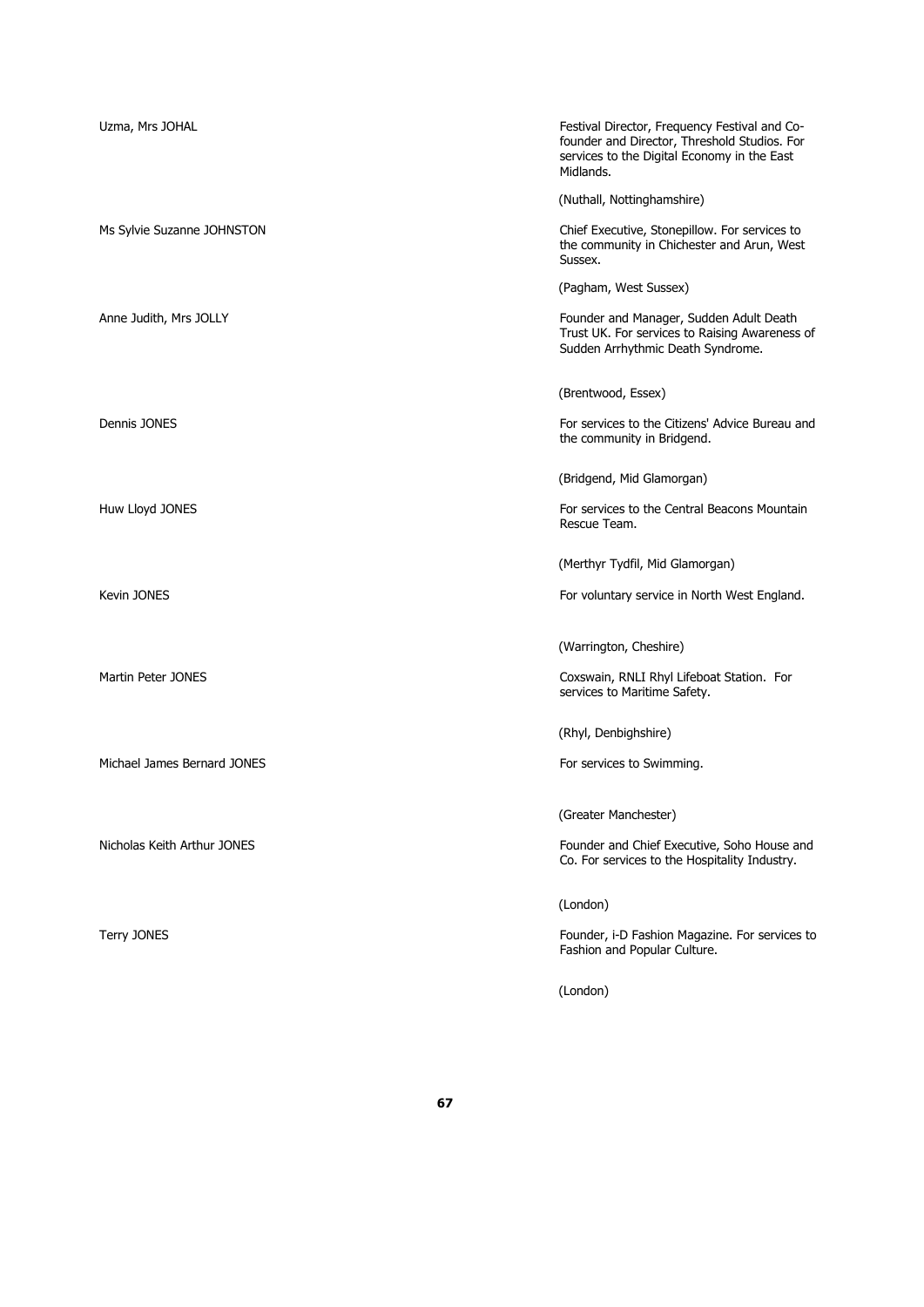| | |
|---|---|
| Uzma, Mrs JOHAL | Festival Director, Frequency Festival and Co-founder and Director, Threshold Studios. For services to the Digital Economy in the East Midlands. |
| | (Nuthall, Nottinghamshire) |
| Ms Sylvie Suzanne JOHNSTON | Chief Executive, Stonepillow. For services to the community in Chichester and Arun, West Sussex. |
| | (Pagham, West Sussex) |
| Anne Judith, Mrs JOLLY | Founder and Manager, Sudden Adult Death Trust UK. For services to Raising Awareness of Sudden Arrhythmic Death Syndrome. |
| | (Brentwood, Essex) |
| Dennis JONES | For services to the Citizens' Advice Bureau and the community in Bridgend. |
| | (Bridgend, Mid Glamorgan) |
| Huw Lloyd JONES | For services to the Central Beacons Mountain Rescue Team. |
| | (Merthyr Tydfil, Mid Glamorgan) |
| Kevin JONES | For voluntary service in North West England. |
| | (Warrington, Cheshire) |
| Martin Peter JONES | Coxswain, RNLI Rhyl Lifeboat Station. For services to Maritime Safety. |
| | (Rhyl, Denbighshire) |
| Michael James Bernard JONES | For services to Swimming. |
| | (Greater Manchester) |
| Nicholas Keith Arthur JONES | Founder and Chief Executive, Soho House and Co. For services to the Hospitality Industry. |
| | (London) |
| Terry JONES | Founder, i-D Fashion Magazine. For services to Fashion and Popular Culture. |
| | (London) |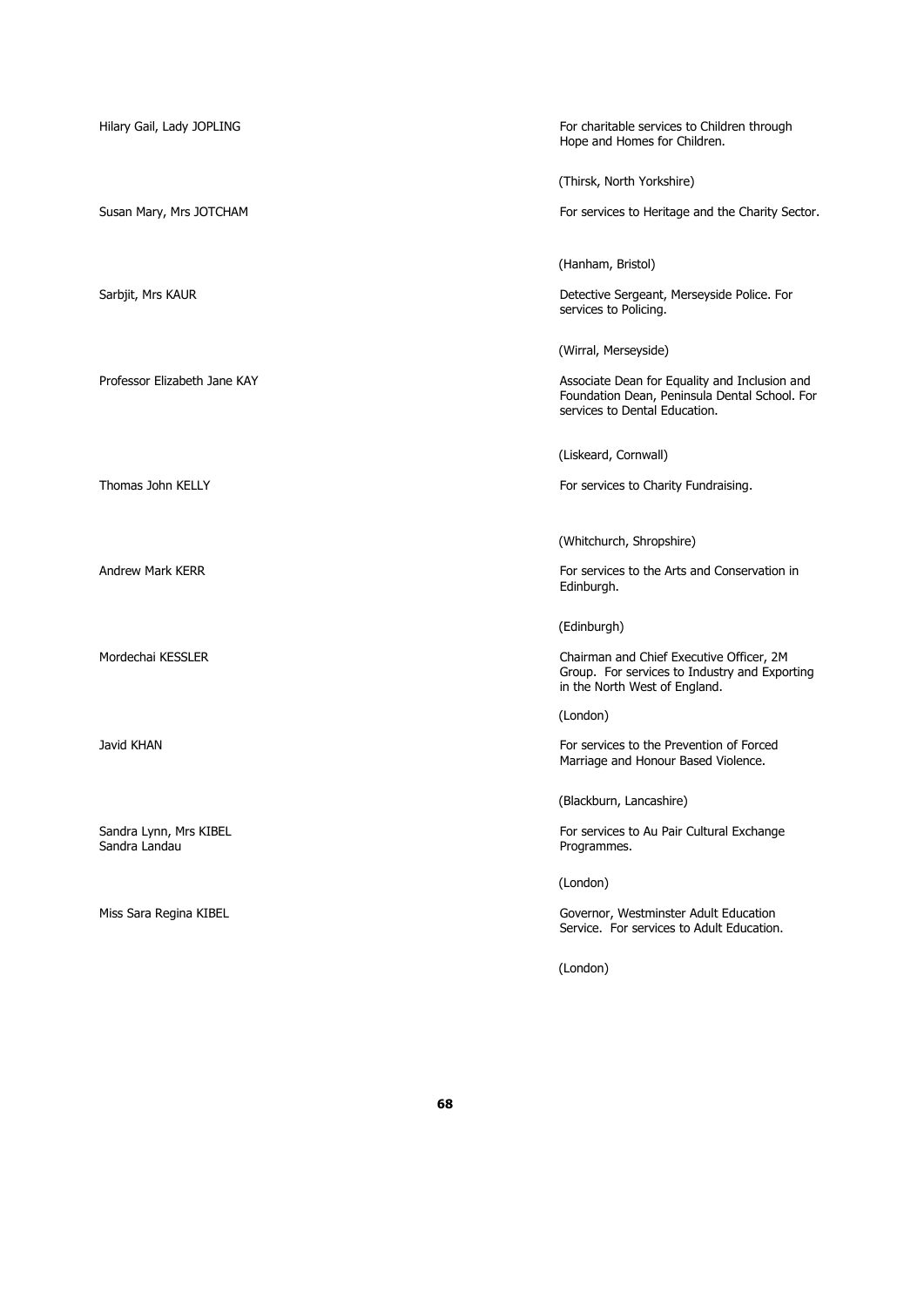Hilary Gail, Lady JOPLING

For charitable services to Children through Hope and Homes for Children.

(Thirsk, North Yorkshire)

Susan Mary, Mrs JOTCHAM

For services to Heritage and the Charity Sector.

(Hanham, Bristol)

Sarbjit, Mrs KAUR

Detective Sergeant, Merseyside Police. For services to Policing.

(Wirral, Merseyside)

Professor Elizabeth Jane KAY

Associate Dean for Equality and Inclusion and Foundation Dean, Peninsula Dental School. For services to Dental Education.

(Liskeard, Cornwall)

Thomas John KELLY

For services to Charity Fundraising.

(Whitchurch, Shropshire)

Andrew Mark KERR

For services to the Arts and Conservation in Edinburgh.

(Edinburgh)

Mordechai KESSLER

Chairman and Chief Executive Officer, 2M Group. For services to Industry and Exporting in the North West of England.

(London)

Javid KHAN

For services to the Prevention of Forced Marriage and Honour Based Violence.

(Blackburn, Lancashire)

Sandra Lynn, Mrs KIBEL
Sandra Landau

For services to Au Pair Cultural Exchange Programmes.

(London)

Miss Sara Regina KIBEL

Governor, Westminster Adult Education Service. For services to Adult Education.

(London)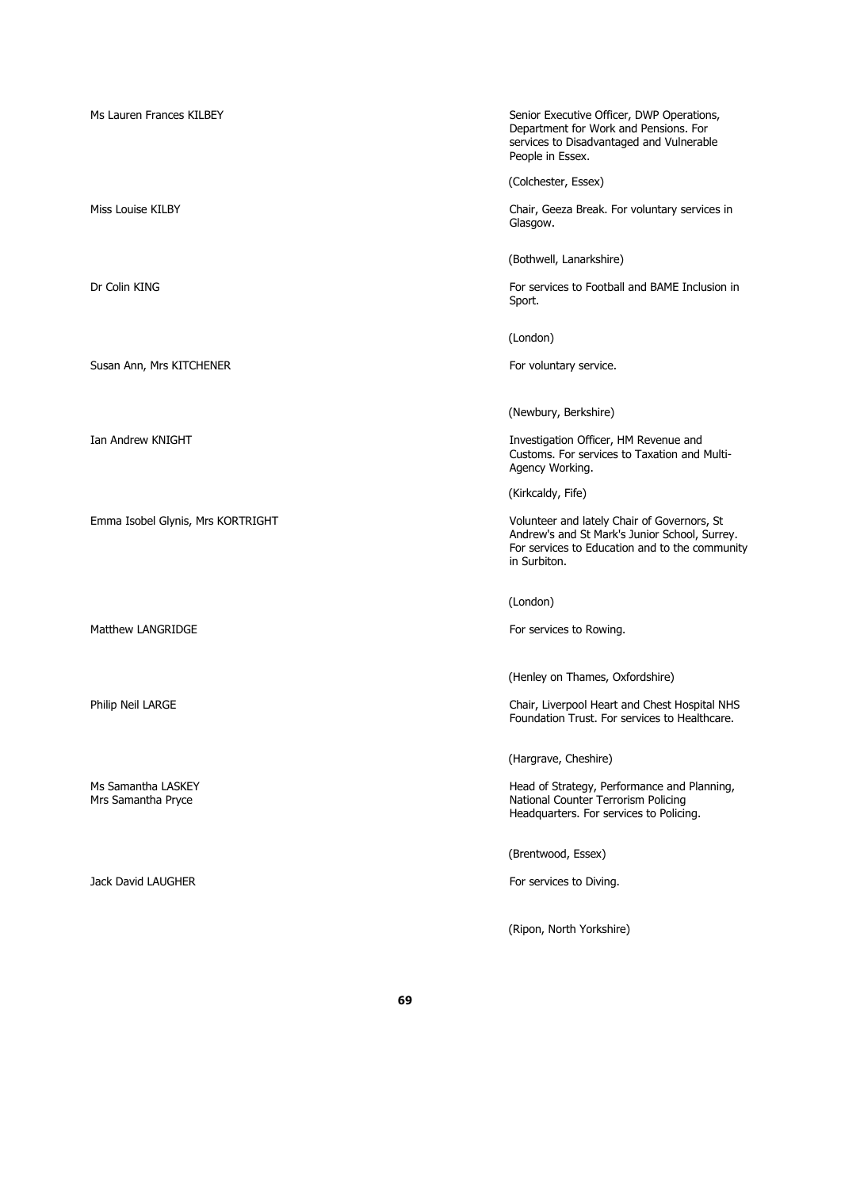Ms Lauren Frances KILBEY

Senior Executive Officer, DWP Operations, Department for Work and Pensions. For services to Disadvantaged and Vulnerable People in Essex.

(Colchester, Essex)

Miss Louise KILBY

Chair, Geeza Break. For voluntary services in Glasgow.

(Bothwell, Lanarkshire)

Dr Colin KING

For services to Football and BAME Inclusion in Sport.

(London)

Susan Ann, Mrs KITCHENER

For voluntary service.

(Newbury, Berkshire)

Ian Andrew KNIGHT

Investigation Officer, HM Revenue and Customs. For services to Taxation and Multi-Agency Working.

(Kirkcaldy, Fife)

Emma Isobel Glynis, Mrs KORTRIGHT

Volunteer and lately Chair of Governors, St Andrew's and St Mark's Junior School, Surrey. For services to Education and to the community in Surbiton.

(London)

Matthew LANGRIDGE

For services to Rowing.

(Henley on Thames, Oxfordshire)

Philip Neil LARGE

Chair, Liverpool Heart and Chest Hospital NHS Foundation Trust. For services to Healthcare.

(Hargrave, Cheshire)

Ms Samantha LASKEY
Mrs Samantha Pryce

Head of Strategy, Performance and Planning, National Counter Terrorism Policing Headquarters. For services to Policing.

(Brentwood, Essex)

Jack David LAUGHER

For services to Diving.

(Ripon, North Yorkshire)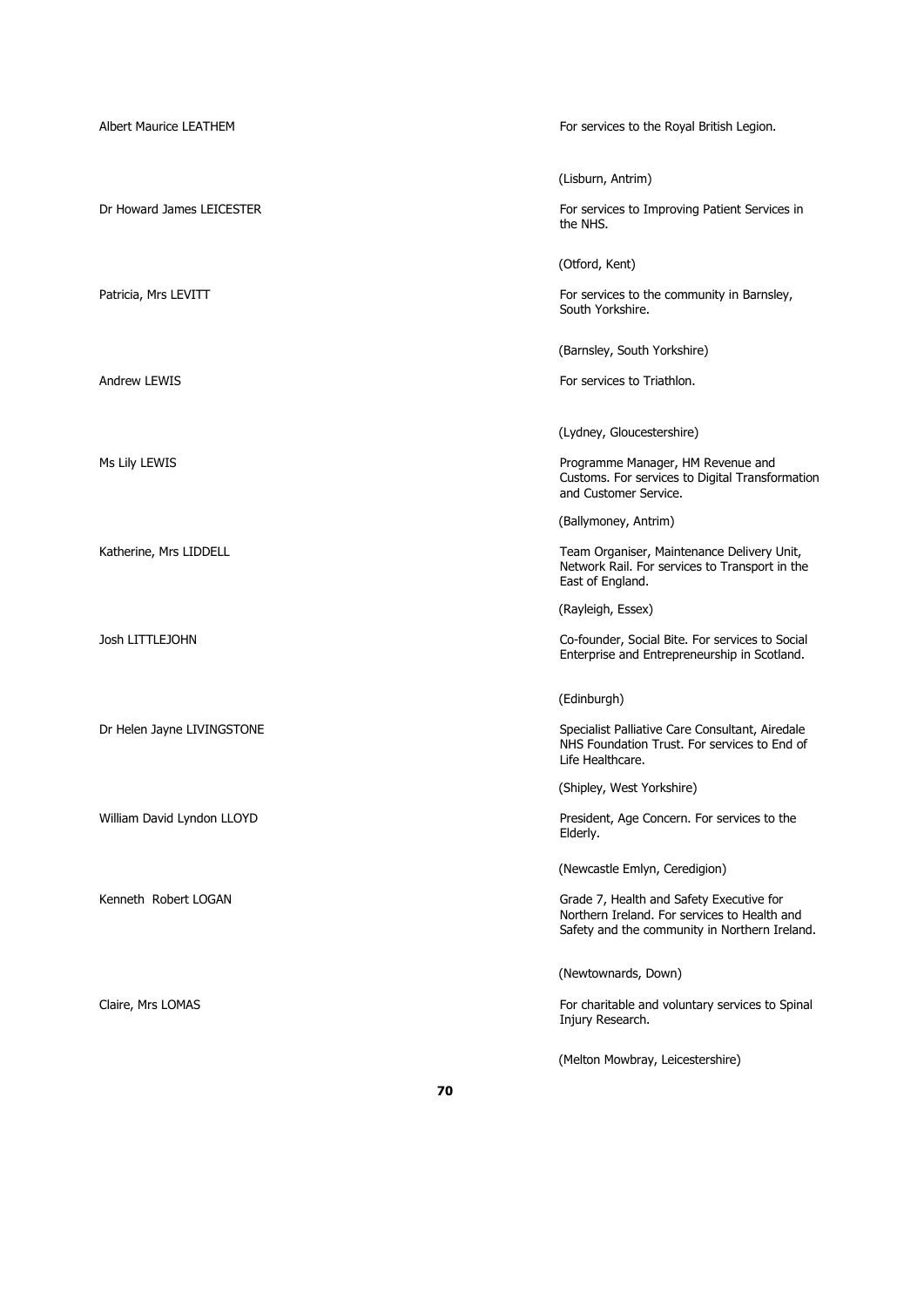| | |
|---|---|
| Albert Maurice LEATHEM | For services to the Royal British Legion.<br><br>(Lisburn, Antrim) |
| Dr Howard James LEICESTER | For services to Improving Patient Services in the NHS.<br><br>(Otford, Kent) |
| Patricia, Mrs LEVITT | For services to the community in Barnsley, South Yorkshire.<br><br>(Barnsley, South Yorkshire) |
| Andrew LEWIS | For services to Triathlon.<br><br>(Lydney, Gloucestershire) |
| Ms Lily LEWIS | Programme Manager, HM Revenue and Customs. For services to Digital Transformation and Customer Service.<br><br>(Ballymoney, Antrim) |
| Katherine, Mrs LIDDELL | Team Organiser, Maintenance Delivery Unit, Network Rail. For services to Transport in the East of England.<br><br>(Rayleigh, Essex) |
| Josh LITTLEJOHN | Co-founder, Social Bite. For services to Social Enterprise and Entrepreneurship in Scotland.<br><br>(Edinburgh) |
| Dr Helen Jayne LIVINGSTONE | Specialist Palliative Care Consultant, Airedale NHS Foundation Trust. For services to End of Life Healthcare.<br><br>(Shipley, West Yorkshire) |
| William David Lyndon LLOYD | President, Age Concern. For services to the Elderly.<br><br>(Newcastle Emlyn, Ceredigion) |
| Kenneth Robert LOGAN | Grade 7, Health and Safety Executive for Northern Ireland. For services to Health and Safety and the community in Northern Ireland.<br><br>(Newtownards, Down) |
| Claire, Mrs LOMAS | For charitable and voluntary services to Spinal Injury Research.<br><br>(Melton Mowbray, Leicestershire) |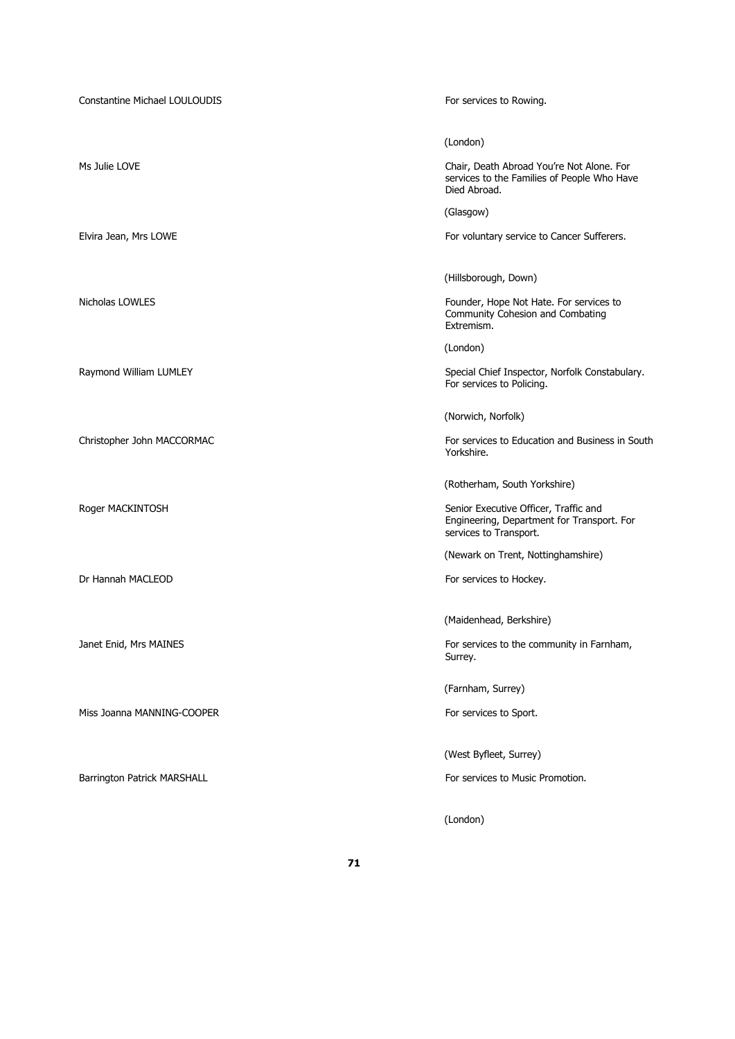Constantine Michael LOULOUDIS

For services to Rowing.

(London)

Ms Julie LOVE

Chair, Death Abroad You're Not Alone. For services to the Families of People Who Have Died Abroad.

(Glasgow)

Elvira Jean, Mrs LOWE

For voluntary service to Cancer Sufferers.

(Hillsborough, Down)

Nicholas LOWLES

Founder, Hope Not Hate. For services to Community Cohesion and Combating Extremism.

(London)

Raymond William LUMLEY

Special Chief Inspector, Norfolk Constabulary. For services to Policing.

(Norwich, Norfolk)

Christopher John MACCORMAC

For services to Education and Business in South Yorkshire.

(Rotherham, South Yorkshire)

Roger MACKINTOSH

Senior Executive Officer, Traffic and Engineering, Department for Transport. For services to Transport.

(Newark on Trent, Nottinghamshire)

Dr Hannah MACLEOD

For services to Hockey.

(Maidenhead, Berkshire)

Janet Enid, Mrs MAINES

For services to the community in Farnham, Surrey.

(Farnham, Surrey)

Miss Joanna MANNING-COOPER

For services to Sport.

(West Byfleet, Surrey)

Barrington Patrick MARSHALL

For services to Music Promotion.

(London)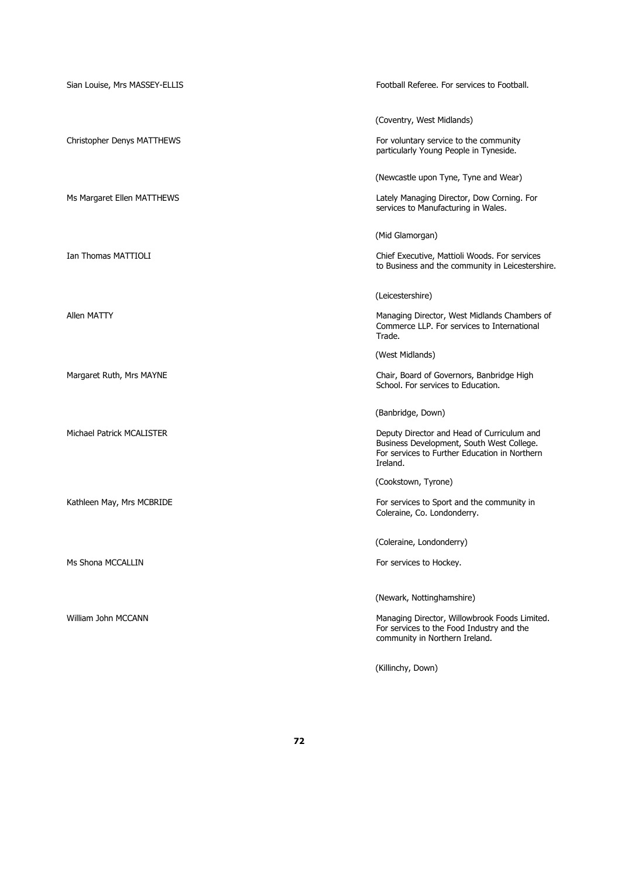| Name | Citation |
| --- | --- |
| Sian Louise, Mrs MASSEY-ELLIS | Football Referee. For services to Football.<br><br>(Coventry, West Midlands) |
| Christopher Denys MATTHEWS | For voluntary service to the community particularly Young People in Tyneside.<br><br>(Newcastle upon Tyne, Tyne and Wear) |
| Ms Margaret Ellen MATTHEWS | Lately Managing Director, Dow Corning. For services to Manufacturing in Wales.<br><br>(Mid Glamorgan) |
| Ian Thomas MATTIOLI | Chief Executive, Mattioli Woods. For services to Business and the community in Leicestershire.<br><br>(Leicestershire) |
| Allen MATTY | Managing Director, West Midlands Chambers of Commerce LLP. For services to International Trade.<br><br>(West Midlands) |
| Margaret Ruth, Mrs MAYNE | Chair, Board of Governors, Banbridge High School. For services to Education.<br><br>(Banbridge, Down) |
| Michael Patrick MCALISTER | Deputy Director and Head of Curriculum and Business Development, South West College. For services to Further Education in Northern Ireland.<br><br>(Cookstown, Tyrone) |
| Kathleen May, Mrs MCBRIDE | For services to Sport and the community in Coleraine, Co. Londonderry.<br><br>(Coleraine, Londonderry) |
| Ms Shona MCCALLIN | For services to Hockey.<br><br>(Newark, Nottinghamshire) |
| William John MCCANN | Managing Director, Willowbrook Foods Limited. For services to the Food Industry and the community in Northern Ireland.<br><br>(Killinchy, Down) |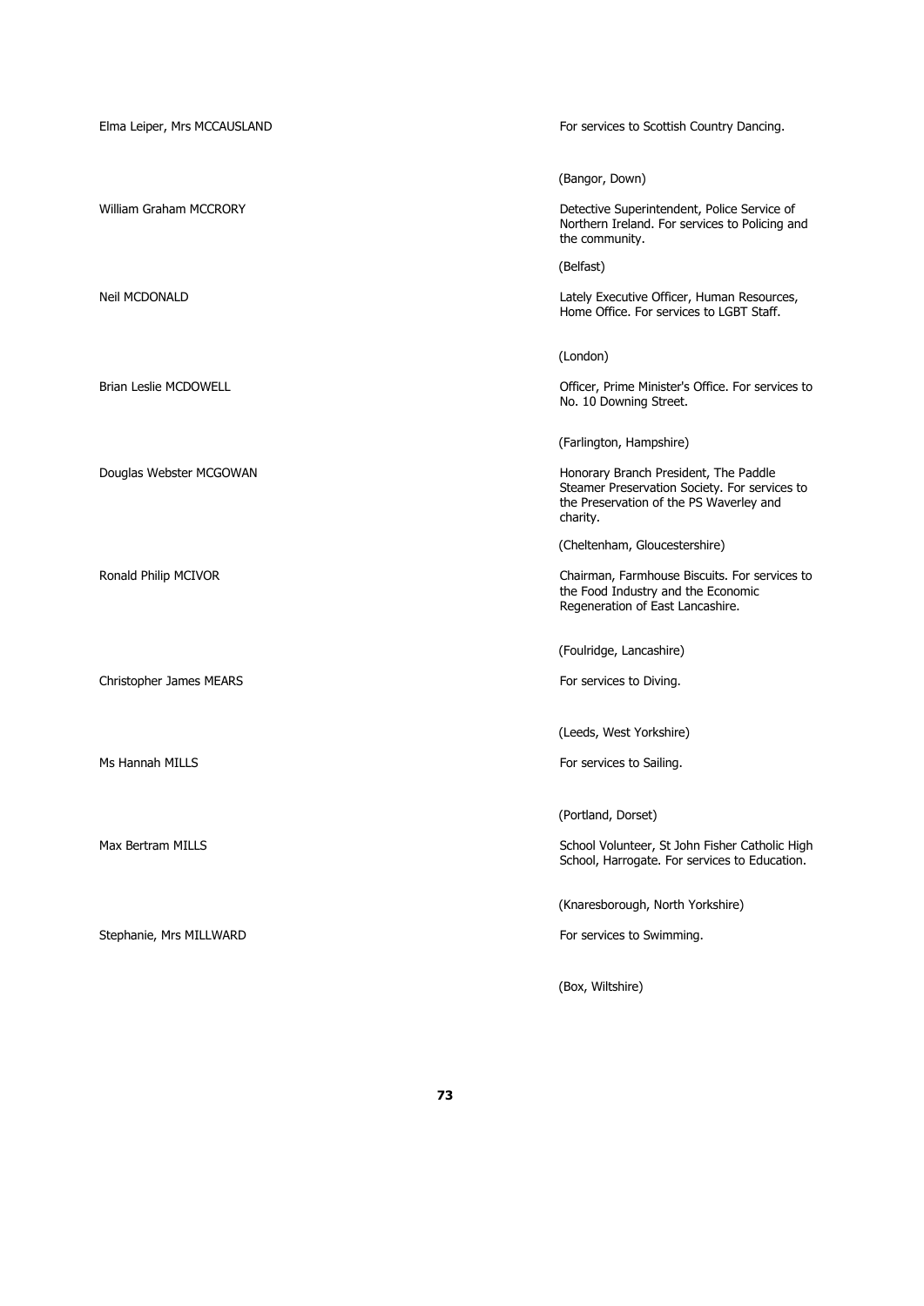Elma Leiper, Mrs MCCAUSLAND

For services to Scottish Country Dancing.

(Bangor, Down)

William Graham MCCRORY

Detective Superintendent, Police Service of Northern Ireland. For services to Policing and the community.

(Belfast)

Neil MCDONALD

Lately Executive Officer, Human Resources, Home Office. For services to LGBT Staff.

(London)

Brian Leslie MCDOWELL

Officer, Prime Minister's Office. For services to No. 10 Downing Street.

(Farlington, Hampshire)

Douglas Webster MCGOWAN

Honorary Branch President, The Paddle Steamer Preservation Society. For services to the Preservation of the PS Waverley and charity.

(Cheltenham, Gloucestershire)

Ronald Philip MCIVOR

Chairman, Farmhouse Biscuits. For services to the Food Industry and the Economic Regeneration of East Lancashire.

(Foulridge, Lancashire)

Christopher James MEARS

For services to Diving.

(Leeds, West Yorkshire)

Ms Hannah MILLS

For services to Sailing.

(Portland, Dorset)

Max Bertram MILLS

School Volunteer, St John Fisher Catholic High School, Harrogate. For services to Education.

(Knaresborough, North Yorkshire)

Stephanie, Mrs MILLWARD

For services to Swimming.

(Box, Wiltshire)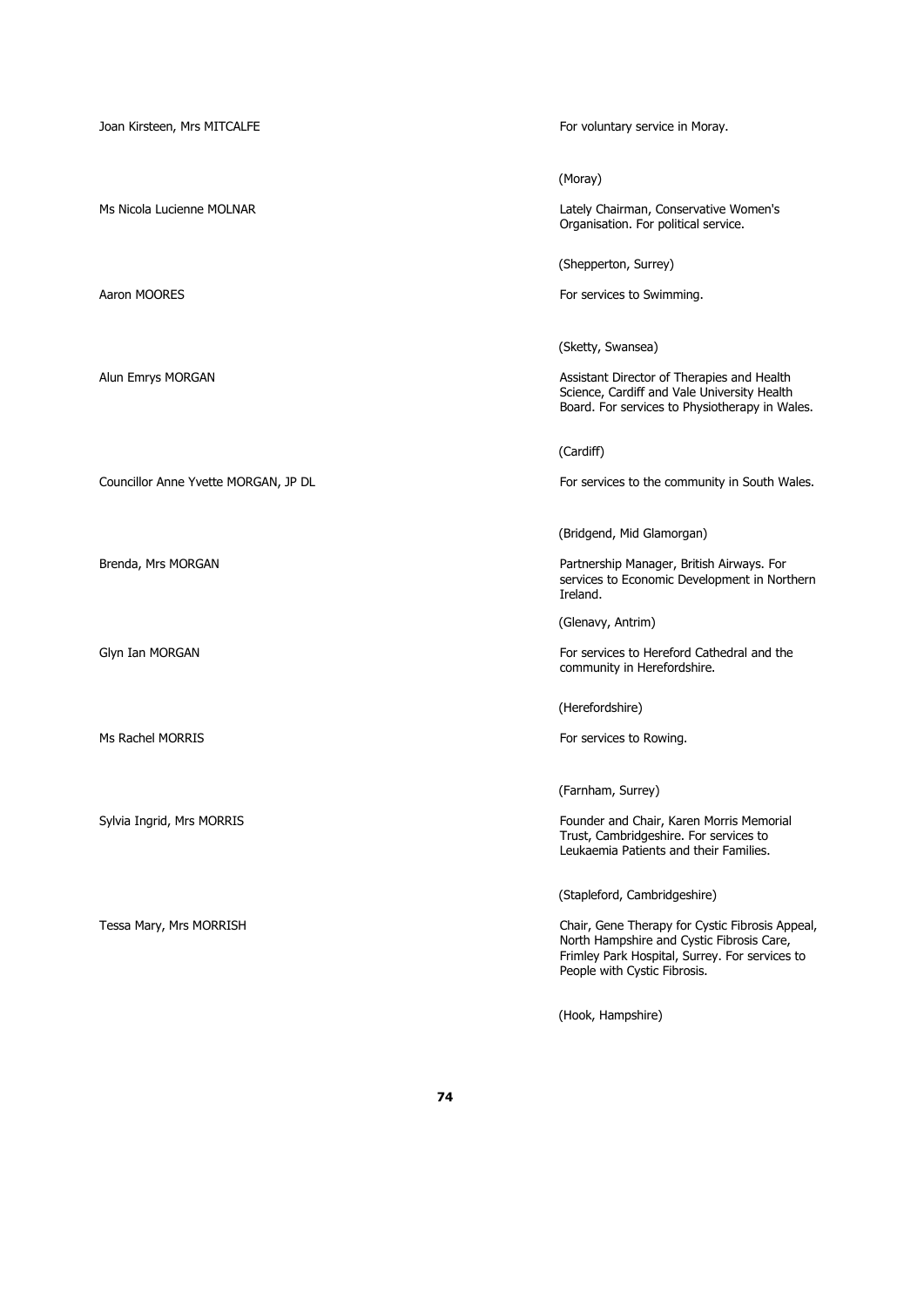| | |
|---|---|
| Joan Kirsteen, Mrs MITCALFE | For voluntary service in Moray.<br><br>(Moray) |
| Ms Nicola Lucienne MOLNAR | Lately Chairman, Conservative Women's Organisation. For political service.<br><br>(Shepperton, Surrey) |
| Aaron MOORES | For services to Swimming.<br><br>(Sketty, Swansea) |
| Alun Emrys MORGAN | Assistant Director of Therapies and Health Science, Cardiff and Vale University Health Board. For services to Physiotherapy in Wales.<br><br>(Cardiff) |
| Councillor Anne Yvette MORGAN, JP DL | For services to the community in South Wales.<br><br>(Bridgend, Mid Glamorgan) |
| Brenda, Mrs MORGAN | Partnership Manager, British Airways. For services to Economic Development in Northern Ireland.<br><br>(Glenavy, Antrim) |
| Glyn Ian MORGAN | For services to Hereford Cathedral and the community in Herefordshire.<br><br>(Herefordshire) |
| Ms Rachel MORRIS | For services to Rowing.<br><br>(Farnham, Surrey) |
| Sylvia Ingrid, Mrs MORRIS | Founder and Chair, Karen Morris Memorial Trust, Cambridgeshire. For services to Leukaemia Patients and their Families.<br><br>(Stapleford, Cambridgeshire) |
| Tessa Mary, Mrs MORRISH | Chair, Gene Therapy for Cystic Fibrosis Appeal, North Hampshire and Cystic Fibrosis Care, Frimley Park Hospital, Surrey. For services to People with Cystic Fibrosis.<br><br>(Hook, Hampshire) |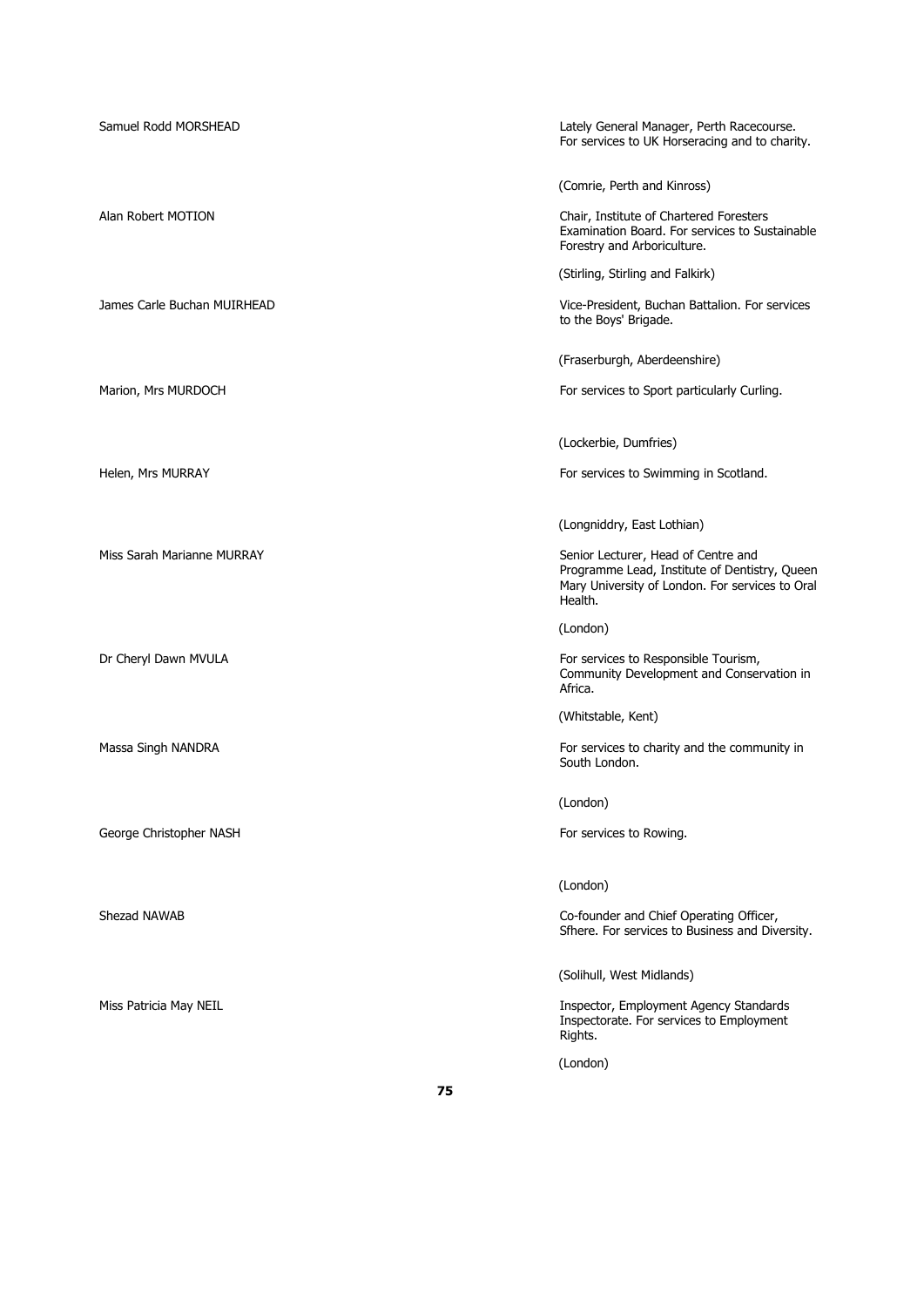Samuel Rodd MORSHEAD

Lately General Manager, Perth Racecourse. For services to UK Horseracing and to charity.

(Comrie, Perth and Kinross)

Alan Robert MOTION

Chair, Institute of Chartered Foresters Examination Board. For services to Sustainable Forestry and Arboriculture.

(Stirling, Stirling and Falkirk)

James Carle Buchan MUIRHEAD

Vice-President, Buchan Battalion. For services to the Boys' Brigade.

(Fraserburgh, Aberdeenshire)

Marion, Mrs MURDOCH

For services to Sport particularly Curling.

(Lockerbie, Dumfries)

Helen, Mrs MURRAY

For services to Swimming in Scotland.

(Longniddry, East Lothian)

Miss Sarah Marianne MURRAY

Senior Lecturer, Head of Centre and Programme Lead, Institute of Dentistry, Queen Mary University of London. For services to Oral Health.

(London)

Dr Cheryl Dawn MVULA

For services to Responsible Tourism, Community Development and Conservation in Africa.

(Whitstable, Kent)

Massa Singh NANDRA

For services to charity and the community in South London.

(London)

George Christopher NASH

For services to Rowing.

(London)

Shezad NAWAB

Co-founder and Chief Operating Officer, Sfhere. For services to Business and Diversity.

(Solihull, West Midlands)

Miss Patricia May NEIL

Inspector, Employment Agency Standards Inspectorate. For services to Employment Rights.

(London)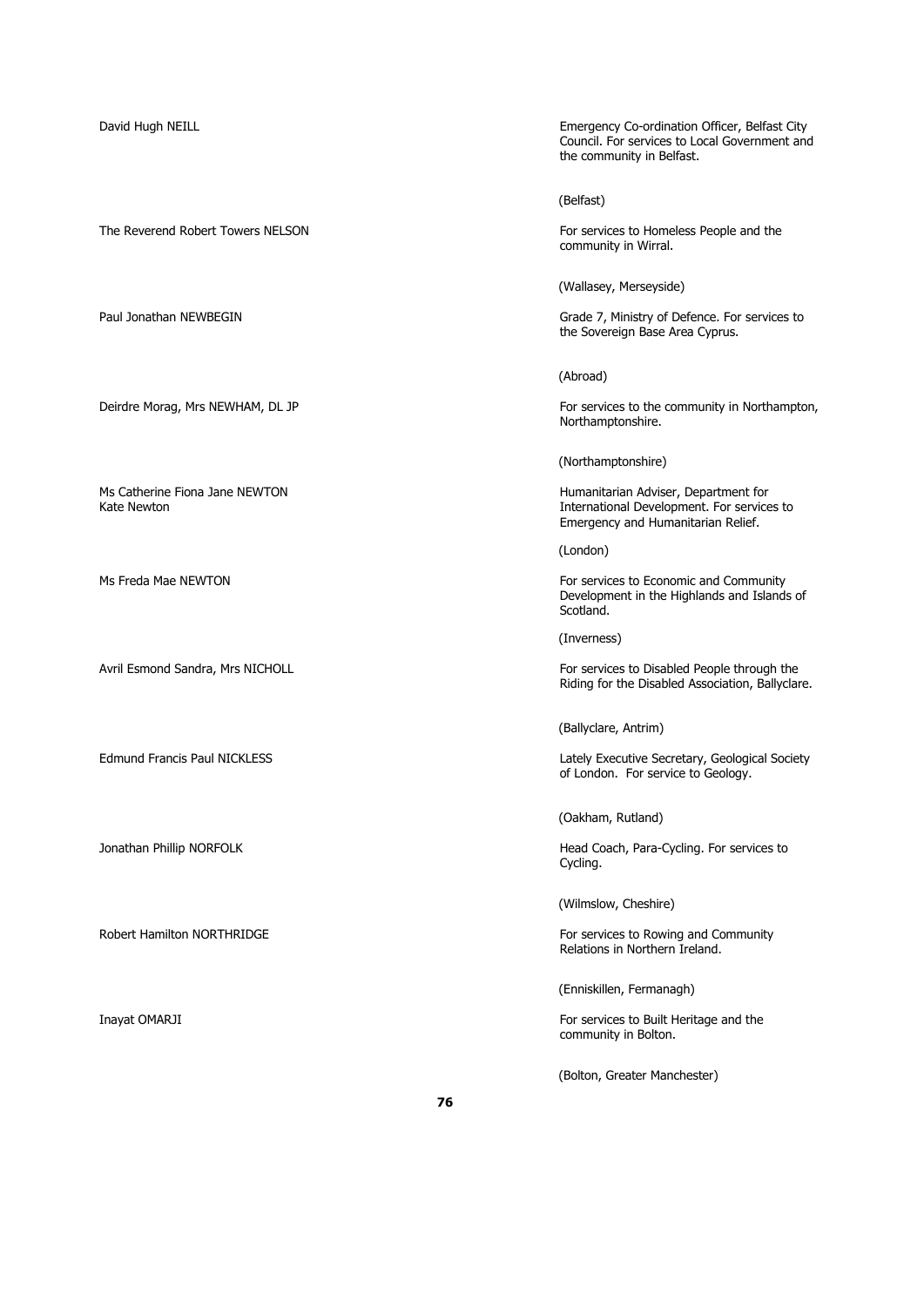David Hugh NEILL

Emergency Co-ordination Officer, Belfast City Council. For services to Local Government and the community in Belfast.

(Belfast)

The Reverend Robert Towers NELSON

For services to Homeless People and the community in Wirral.

(Wallasey, Merseyside)

Paul Jonathan NEWBEGIN

Grade 7, Ministry of Defence. For services to the Sovereign Base Area Cyprus.

(Abroad)

Deirdre Morag, Mrs NEWHAM, DL JP

For services to the community in Northampton, Northamptonshire.

(Northamptonshire)

Ms Catherine Fiona Jane NEWTON
Kate Newton

Humanitarian Adviser, Department for International Development. For services to Emergency and Humanitarian Relief.

(London)

Ms Freda Mae NEWTON

For services to Economic and Community Development in the Highlands and Islands of Scotland.

(Inverness)

Avril Esmond Sandra, Mrs NICHOLL

For services to Disabled People through the Riding for the Disabled Association, Ballyclare.

(Ballyclare, Antrim)

Edmund Francis Paul NICKLESS

Lately Executive Secretary, Geological Society of London. For service to Geology.

(Oakham, Rutland)

Jonathan Phillip NORFOLK

Head Coach, Para-Cycling. For services to Cycling.

(Wilmslow, Cheshire)

Robert Hamilton NORTHRIDGE

For services to Rowing and Community Relations in Northern Ireland.

(Enniskillen, Fermanagh)

Inayat OMARJI

For services to Built Heritage and the community in Bolton.

(Bolton, Greater Manchester)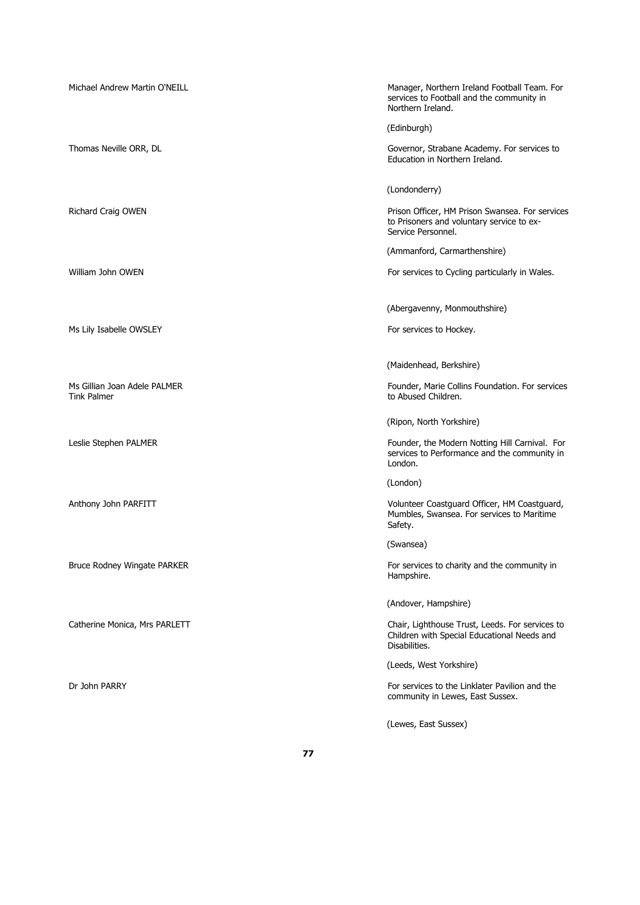Michael Andrew Martin O'NEILL

Manager, Northern Ireland Football Team. For services to Football and the community in Northern Ireland.

(Edinburgh)

Thomas Neville ORR, DL

Governor, Strabane Academy. For services to Education in Northern Ireland.

(Londonderry)

Richard Craig OWEN

Prison Officer, HM Prison Swansea. For services to Prisoners and voluntary service to ex-Service Personnel.

(Ammanford, Carmarthenshire)

William John OWEN

For services to Cycling particularly in Wales.

(Abergavenny, Monmouthshire)

Ms Lily Isabelle OWSLEY

For services to Hockey.

(Maidenhead, Berkshire)

Ms Gillian Joan Adele PALMER
Tink Palmer

Founder, Marie Collins Foundation. For services to Abused Children.

(Ripon, North Yorkshire)

Leslie Stephen PALMER

Founder, the Modern Notting Hill Carnival. For services to Performance and the community in London.

(London)

Anthony John PARFITT

Volunteer Coastguard Officer, HM Coastguard, Mumbles, Swansea. For services to Maritime Safety.

(Swansea)

Bruce Rodney Wingate PARKER

For services to charity and the community in Hampshire.

(Andover, Hampshire)

Catherine Monica, Mrs PARLETT

Chair, Lighthouse Trust, Leeds. For services to Children with Special Educational Needs and Disabilities.

(Leeds, West Yorkshire)

Dr John PARRY

For services to the Linklater Pavilion and the community in Lewes, East Sussex.

(Lewes, East Sussex)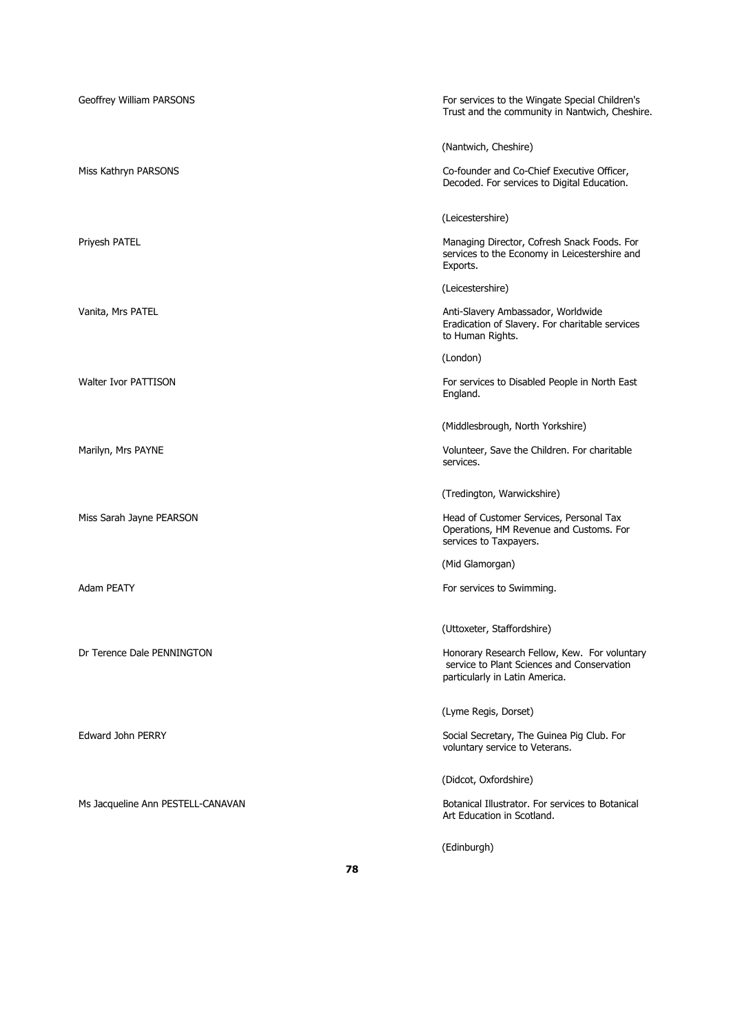Geoffrey William PARSONS

For services to the Wingate Special Children's Trust and the community in Nantwich, Cheshire.

(Nantwich, Cheshire)

Miss Kathryn PARSONS

Co-founder and Co-Chief Executive Officer, Decoded. For services to Digital Education.

(Leicestershire)

Priyesh PATEL

Managing Director, Cofresh Snack Foods. For services to the Economy in Leicestershire and Exports.

(Leicestershire)

Vanita, Mrs PATEL

Anti-Slavery Ambassador, Worldwide Eradication of Slavery. For charitable services to Human Rights.

(London)

Walter Ivor PATTISON

For services to Disabled People in North East England.

(Middlesbrough, North Yorkshire)

Marilyn, Mrs PAYNE

Volunteer, Save the Children. For charitable services.

(Tredington, Warwickshire)

Miss Sarah Jayne PEARSON

Head of Customer Services, Personal Tax Operations, HM Revenue and Customs. For services to Taxpayers.

(Mid Glamorgan)

Adam PEATY

For services to Swimming.

(Uttoxeter, Staffordshire)

Dr Terence Dale PENNINGTON

Honorary Research Fellow, Kew. For voluntary service to Plant Sciences and Conservation particularly in Latin America.

(Lyme Regis, Dorset)

Edward John PERRY

Social Secretary, The Guinea Pig Club. For voluntary service to Veterans.

(Didcot, Oxfordshire)

Ms Jacqueline Ann PESTELL-CANAVAN

Botanical Illustrator. For services to Botanical Art Education in Scotland.

(Edinburgh)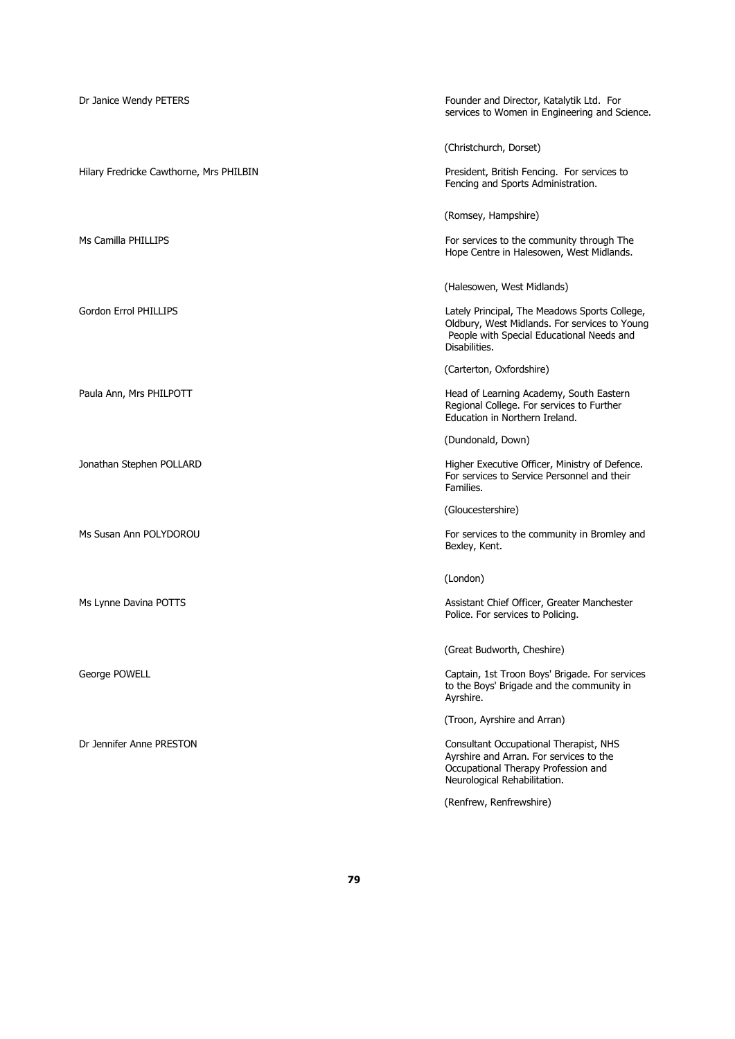Dr Janice Wendy PETERS

Founder and Director, Katalytik Ltd. For services to Women in Engineering and Science.

(Christchurch, Dorset)

Hilary Fredricke Cawthorne, Mrs PHILBIN

President, British Fencing. For services to Fencing and Sports Administration.

(Romsey, Hampshire)

Ms Camilla PHILLIPS

For services to the community through The Hope Centre in Halesowen, West Midlands.

(Halesowen, West Midlands)

Gordon Errol PHILLIPS

Lately Principal, The Meadows Sports College, Oldbury, West Midlands. For services to Young People with Special Educational Needs and Disabilities.

(Carterton, Oxfordshire)

Paula Ann, Mrs PHILPOTT

Head of Learning Academy, South Eastern Regional College. For services to Further Education in Northern Ireland.

(Dundonald, Down)

Jonathan Stephen POLLARD

Higher Executive Officer, Ministry of Defence. For services to Service Personnel and their Families.

(Gloucestershire)

Ms Susan Ann POLYDOROU

For services to the community in Bromley and Bexley, Kent.

(London)

Ms Lynne Davina POTTS

Assistant Chief Officer, Greater Manchester Police. For services to Policing.

(Great Budworth, Cheshire)

George POWELL

Captain, 1st Troon Boys' Brigade. For services to the Boys' Brigade and the community in Ayrshire.

(Troon, Ayrshire and Arran)

Dr Jennifer Anne PRESTON

Consultant Occupational Therapist, NHS Ayrshire and Arran. For services to the Occupational Therapy Profession and Neurological Rehabilitation.

(Renfrew, Renfrewshire)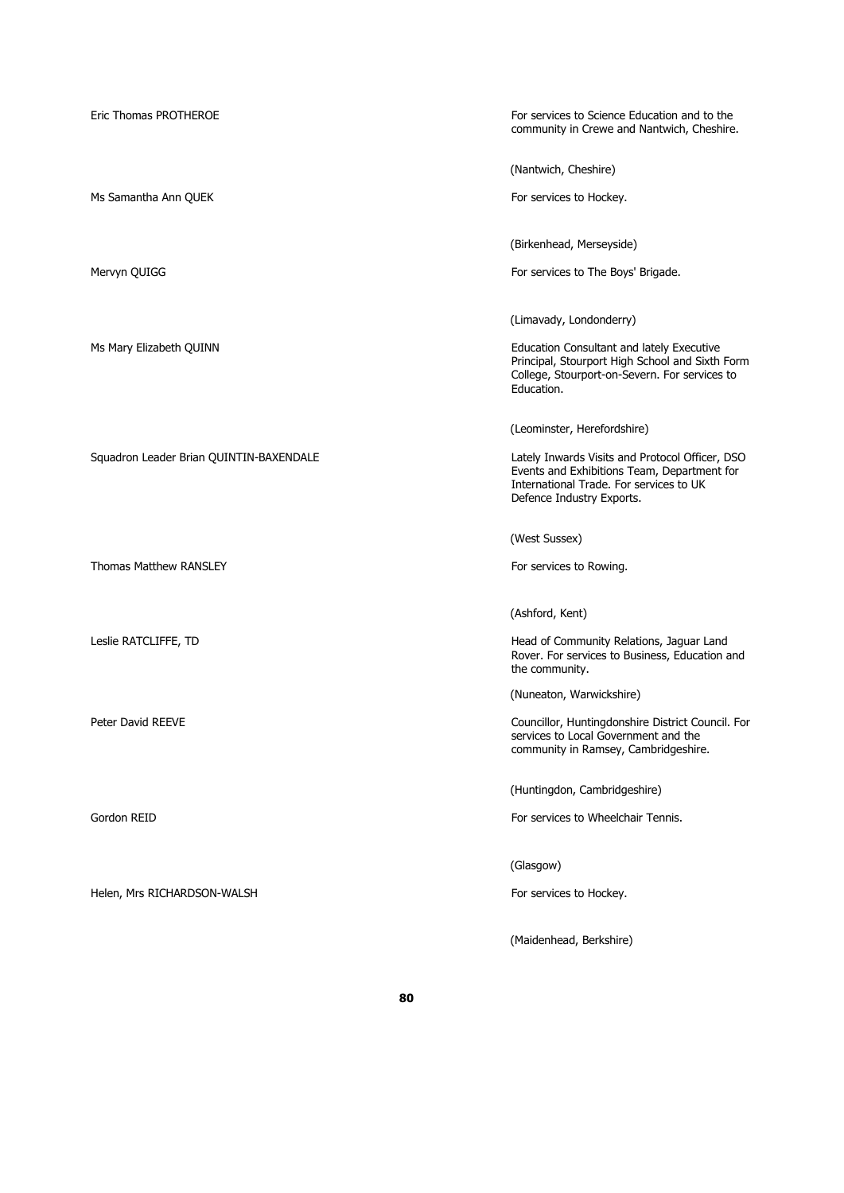| | |
|---|---|
| Eric Thomas PROTHEROE | For services to Science Education and to the community in Crewe and Nantwich, Cheshire.<br><br>(Nantwich, Cheshire) |
| Ms Samantha Ann QUEK | For services to Hockey.<br><br>(Birkenhead, Merseyside) |
| Mervyn QUIGG | For services to The Boys' Brigade.<br><br>(Limavady, Londonderry) |
| Ms Mary Elizabeth QUINN | Education Consultant and lately Executive Principal, Stourport High School and Sixth Form College, Stourport-on-Severn. For services to Education.<br><br>(Leominster, Herefordshire) |
| Squadron Leader Brian QUINTIN-BAXENDALE | Lately Inwards Visits and Protocol Officer, DSO Events and Exhibitions Team, Department for International Trade. For services to UK Defence Industry Exports.<br><br>(West Sussex) |
| Thomas Matthew RANSLEY | For services to Rowing.<br><br>(Ashford, Kent) |
| Leslie RATCLIFFE, TD | Head of Community Relations, Jaguar Land Rover. For services to Business, Education and the community.<br><br>(Nuneaton, Warwickshire) |
| Peter David REEVE | Councillor, Huntingdonshire District Council. For services to Local Government and the community in Ramsey, Cambridgeshire.<br><br>(Huntingdon, Cambridgeshire) |
| Gordon REID | For services to Wheelchair Tennis.<br><br>(Glasgow) |
| Helen, Mrs RICHARDSON-WALSH | For services to Hockey.<br><br>(Maidenhead, Berkshire) |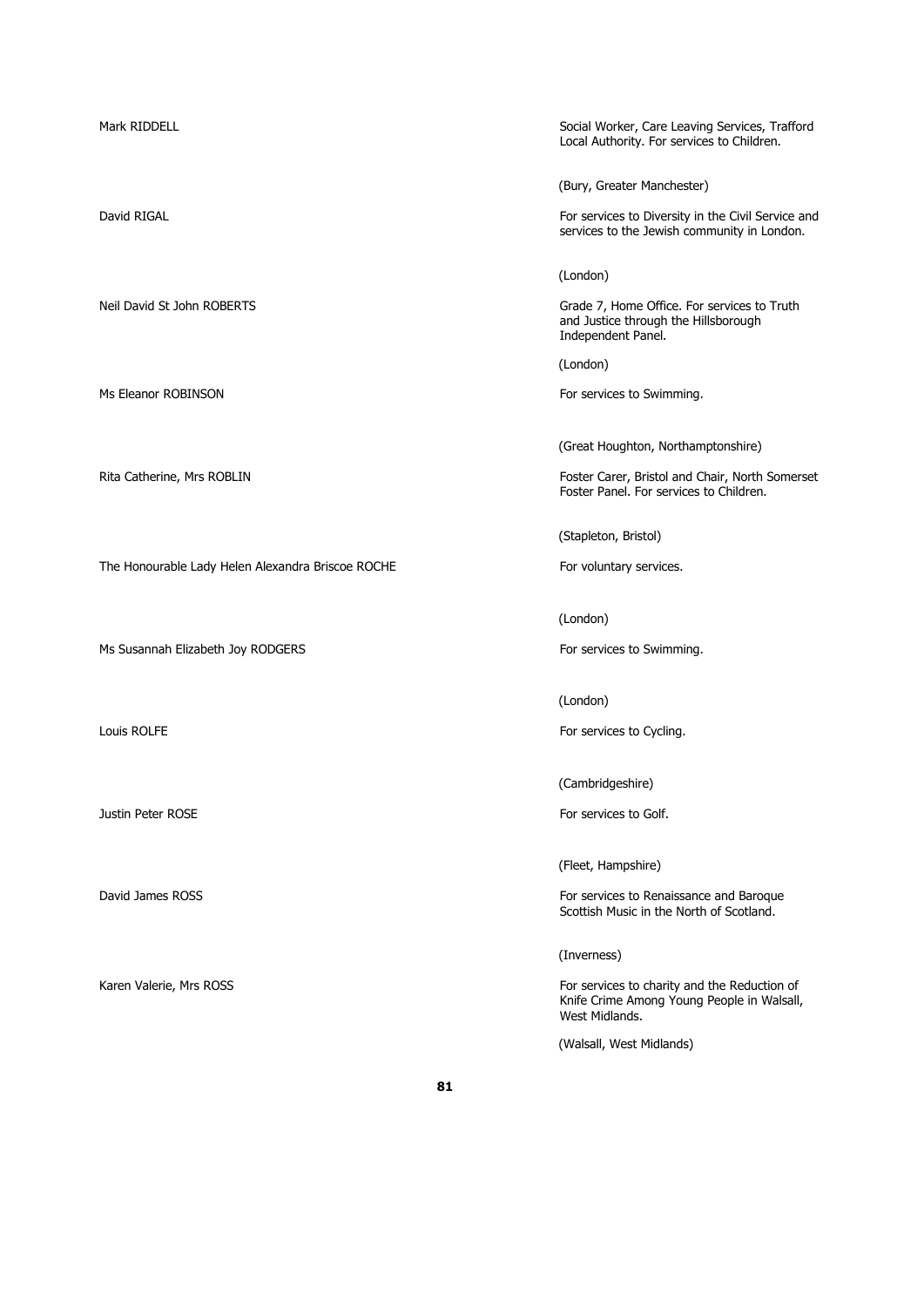| | |
|---|---|
| Mark RIDDELL | Social Worker, Care Leaving Services, Trafford Local Authority. For services to Children.<br><br>(Bury, Greater Manchester) |
| David RIGAL | For services to Diversity in the Civil Service and services to the Jewish community in London.<br><br>(London) |
| Neil David St John ROBERTS | Grade 7, Home Office. For services to Truth and Justice through the Hillsborough Independent Panel.<br><br>(London) |
| Ms Eleanor ROBINSON | For services to Swimming.<br><br>(Great Houghton, Northamptonshire) |
| Rita Catherine, Mrs ROBLIN | Foster Carer, Bristol and Chair, North Somerset Foster Panel. For services to Children.<br><br>(Stapleton, Bristol) |
| The Honourable Lady Helen Alexandra Briscoe ROCHE | For voluntary services.<br><br>(London) |
| Ms Susannah Elizabeth Joy RODGERS | For services to Swimming.<br><br>(London) |
| Louis ROLFE | For services to Cycling.<br><br>(Cambridgeshire) |
| Justin Peter ROSE | For services to Golf.<br><br>(Fleet, Hampshire) |
| David James ROSS | For services to Renaissance and Baroque Scottish Music in the North of Scotland.<br><br>(Inverness) |
| Karen Valerie, Mrs ROSS | For services to charity and the Reduction of Knife Crime Among Young People in Walsall, West Midlands.<br><br>(Walsall, West Midlands) |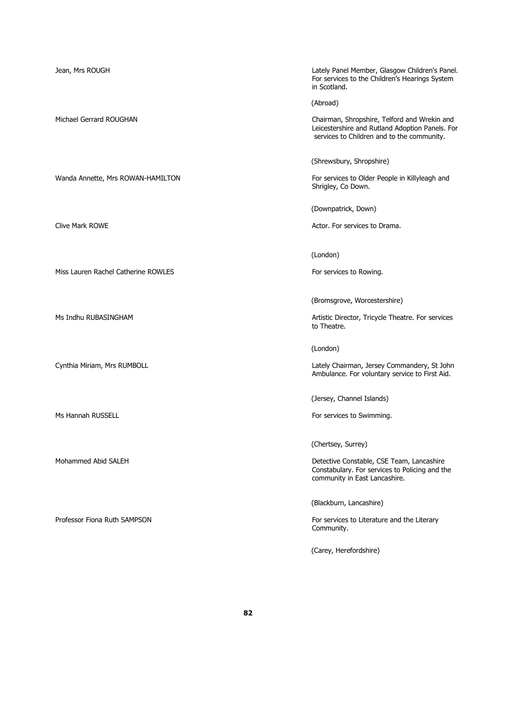Jean, Mrs ROUGH

Lately Panel Member, Glasgow Children's Panel. For services to the Children's Hearings System in Scotland.

(Abroad)

Michael Gerrard ROUGHAN

Chairman, Shropshire, Telford and Wrekin and Leicestershire and Rutland Adoption Panels. For services to Children and to the community.

(Shrewsbury, Shropshire)

Wanda Annette, Mrs ROWAN-HAMILTON

For services to Older People in Killyleagh and Shrigley, Co Down.

(Downpatrick, Down)

Clive Mark ROWE

Actor. For services to Drama.

(London)

Miss Lauren Rachel Catherine ROWLES

For services to Rowing.

(Bromsgrove, Worcestershire)

Ms Indhu RUBASINGHAM

Artistic Director, Tricycle Theatre. For services to Theatre.

(London)

Cynthia Miriam, Mrs RUMBOLL

Lately Chairman, Jersey Commandery, St John Ambulance. For voluntary service to First Aid.

(Jersey, Channel Islands)

Ms Hannah RUSSELL

For services to Swimming.

(Chertsey, Surrey)

Mohammed Abid SALEH

Detective Constable, CSE Team, Lancashire Constabulary. For services to Policing and the community in East Lancashire.

(Blackburn, Lancashire)

Professor Fiona Ruth SAMPSON

For services to Literature and the Literary Community.

(Carey, Herefordshire)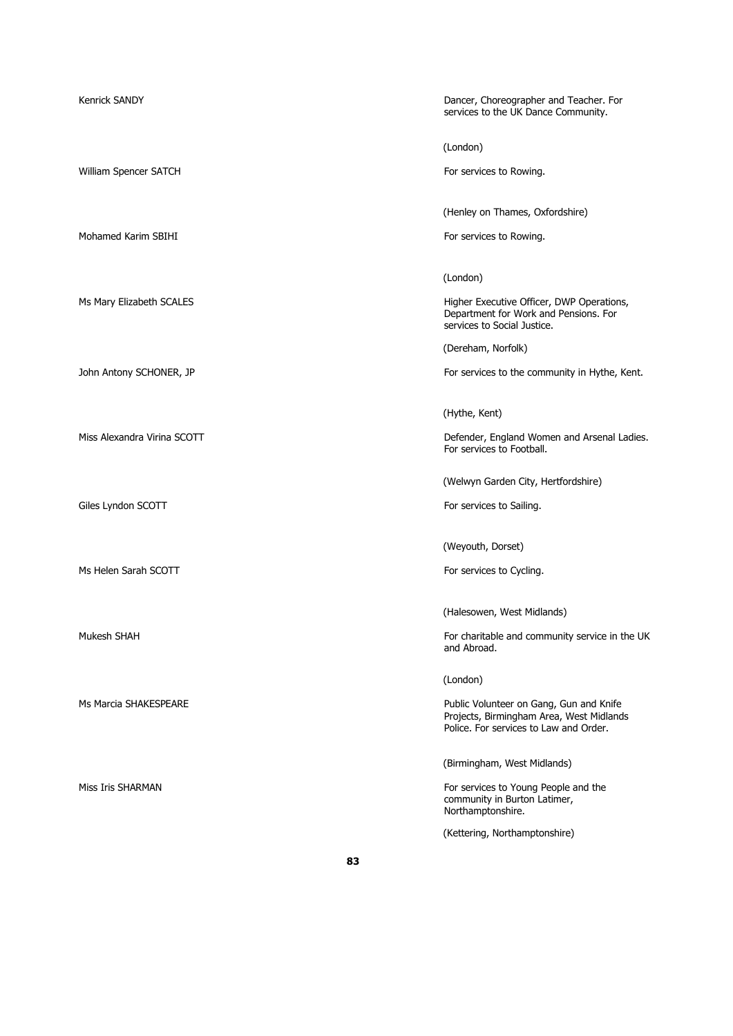| | |
|---|---|
| Kenrick SANDY | Dancer, Choreographer and Teacher. For services to the UK Dance Community.<br><br>(London) |
| William Spencer SATCH | For services to Rowing.<br><br>(Henley on Thames, Oxfordshire) |
| Mohamed Karim SBIHI | For services to Rowing.<br><br>(London) |
| Ms Mary Elizabeth SCALES | Higher Executive Officer, DWP Operations, Department for Work and Pensions. For services to Social Justice.<br><br>(Dereham, Norfolk) |
| John Antony SCHONER, JP | For services to the community in Hythe, Kent.<br><br>(Hythe, Kent) |
| Miss Alexandra Virina SCOTT | Defender, England Women and Arsenal Ladies. For services to Football.<br><br>(Welwyn Garden City, Hertfordshire) |
| Giles Lyndon SCOTT | For services to Sailing.<br><br>(Weyouth, Dorset) |
| Ms Helen Sarah SCOTT | For services to Cycling.<br><br>(Halesowen, West Midlands) |
| Mukesh SHAH | For charitable and community service in the UK and Abroad.<br><br>(London) |
| Ms Marcia SHAKESPEARE | Public Volunteer on Gang, Gun and Knife Projects, Birmingham Area, West Midlands Police. For services to Law and Order.<br><br>(Birmingham, West Midlands) |
| Miss Iris SHARMAN | For services to Young People and the community in Burton Latimer, Northamptonshire.<br><br>(Kettering, Northamptonshire) |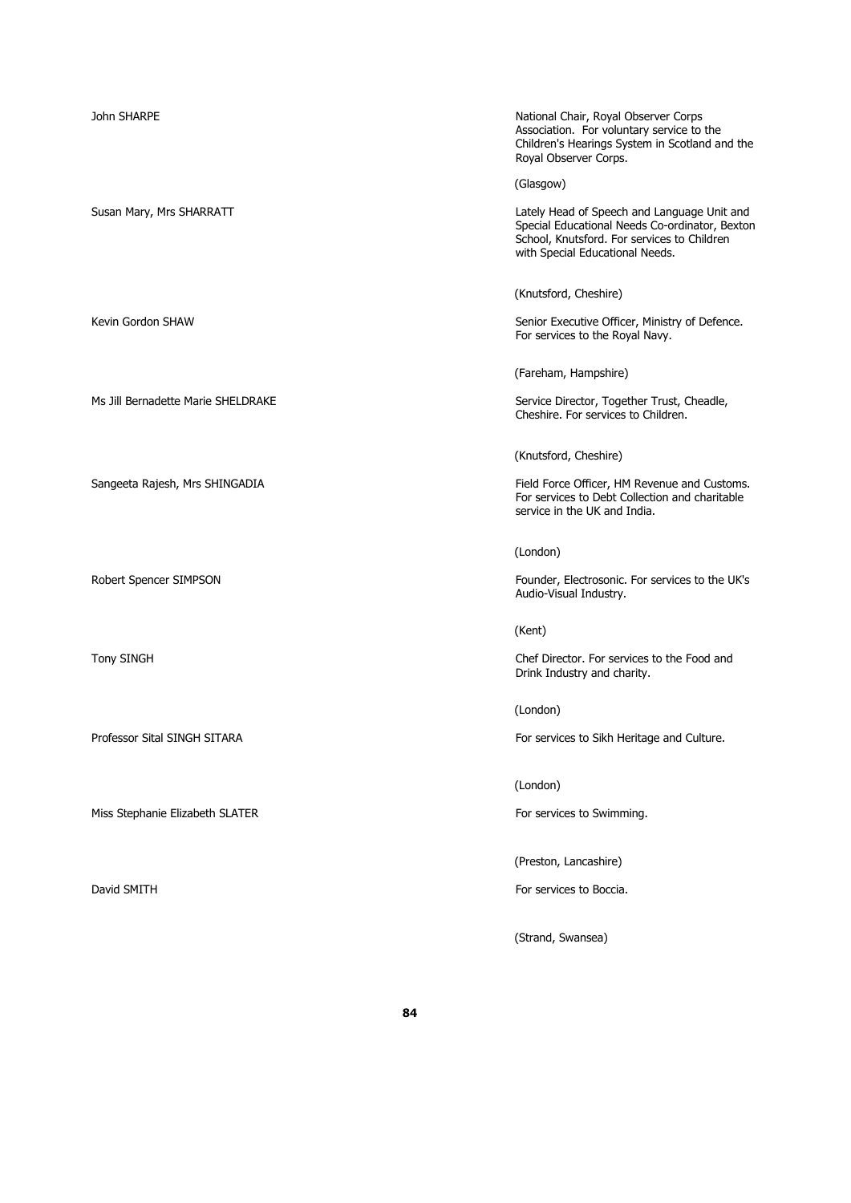John SHARPE

National Chair, Royal Observer Corps Association. For voluntary service to the Children's Hearings System in Scotland and the Royal Observer Corps.

(Glasgow)

Susan Mary, Mrs SHARRATT

Lately Head of Speech and Language Unit and Special Educational Needs Co-ordinator, Bexton School, Knutsford. For services to Children with Special Educational Needs.

(Knutsford, Cheshire)

Kevin Gordon SHAW

Senior Executive Officer, Ministry of Defence. For services to the Royal Navy.

(Fareham, Hampshire)

Ms Jill Bernadette Marie SHELDRAKE

Service Director, Together Trust, Cheadle, Cheshire. For services to Children.

(Knutsford, Cheshire)

Sangeeta Rajesh, Mrs SHINGADIA

Field Force Officer, HM Revenue and Customs. For services to Debt Collection and charitable service in the UK and India.

(London)

Robert Spencer SIMPSON

Founder, Electrosonic. For services to the UK's Audio-Visual Industry.

(Kent)

Tony SINGH

Chef Director. For services to the Food and Drink Industry and charity.

(London)

Professor Sital SINGH SITARA

For services to Sikh Heritage and Culture.

(London)

Miss Stephanie Elizabeth SLATER

For services to Swimming.

(Preston, Lancashire)

David SMITH

For services to Boccia.

(Strand, Swansea)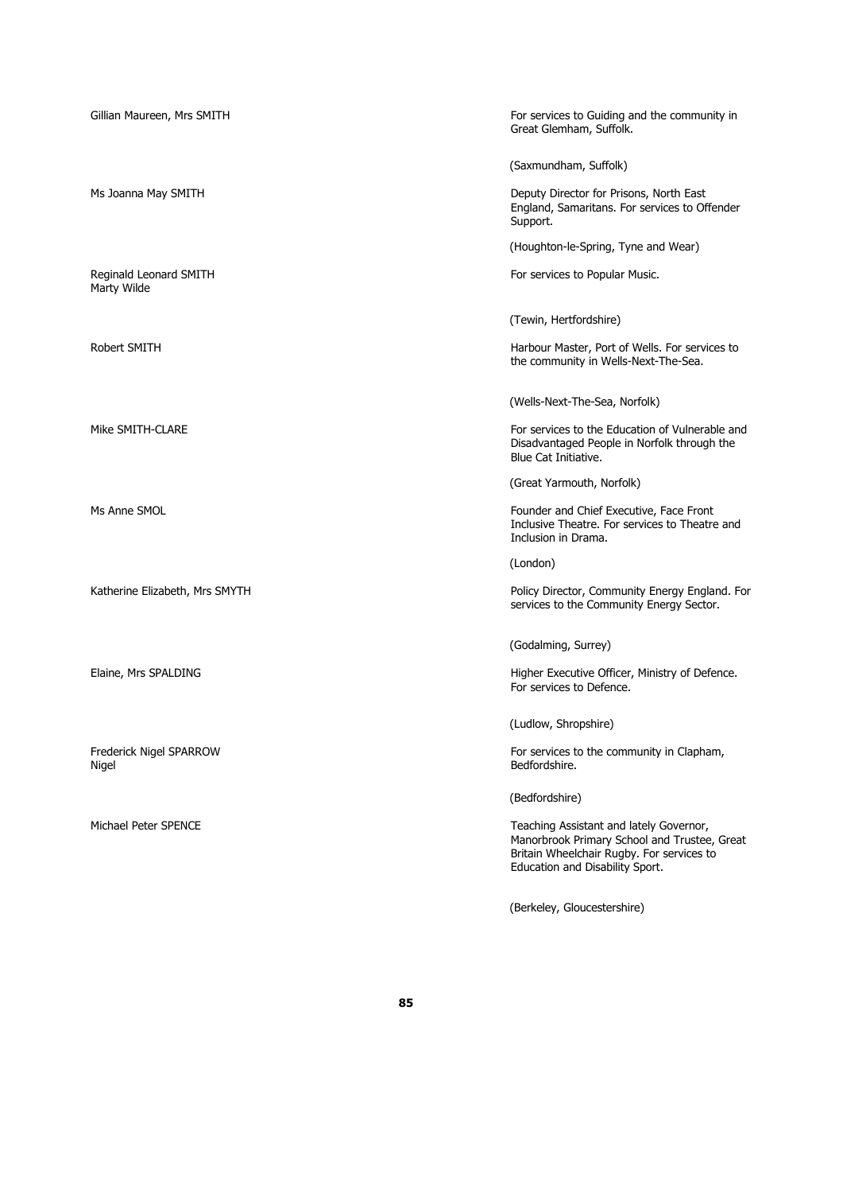Gillian Maureen, Mrs SMITH

For services to Guiding and the community in Great Glemham, Suffolk.

(Saxmundham, Suffolk)

Ms Joanna May SMITH

Deputy Director for Prisons, North East England, Samaritans. For services to Offender Support.

(Houghton-le-Spring, Tyne and Wear)

Reginald Leonard SMITH
Marty Wilde

For services to Popular Music.

(Tewin, Hertfordshire)

Robert SMITH

Harbour Master, Port of Wells. For services to the community in Wells-Next-The-Sea.

(Wells-Next-The-Sea, Norfolk)

Mike SMITH-CLARE

For services to the Education of Vulnerable and Disadvantaged People in Norfolk through the Blue Cat Initiative.

(Great Yarmouth, Norfolk)

Ms Anne SMOL

Founder and Chief Executive, Face Front Inclusive Theatre. For services to Theatre and Inclusion in Drama.

(London)

Katherine Elizabeth, Mrs SMYTH

Policy Director, Community Energy England. For services to the Community Energy Sector.

(Godalming, Surrey)

Elaine, Mrs SPALDING

Higher Executive Officer, Ministry of Defence. For services to Defence.

(Ludlow, Shropshire)

Frederick Nigel SPARROW
Nigel

For services to the community in Clapham, Bedfordshire.

(Bedfordshire)

Michael Peter SPENCE

Teaching Assistant and lately Governor, Manorbrook Primary School and Trustee, Great Britain Wheelchair Rugby. For services to Education and Disability Sport.

(Berkeley, Gloucestershire)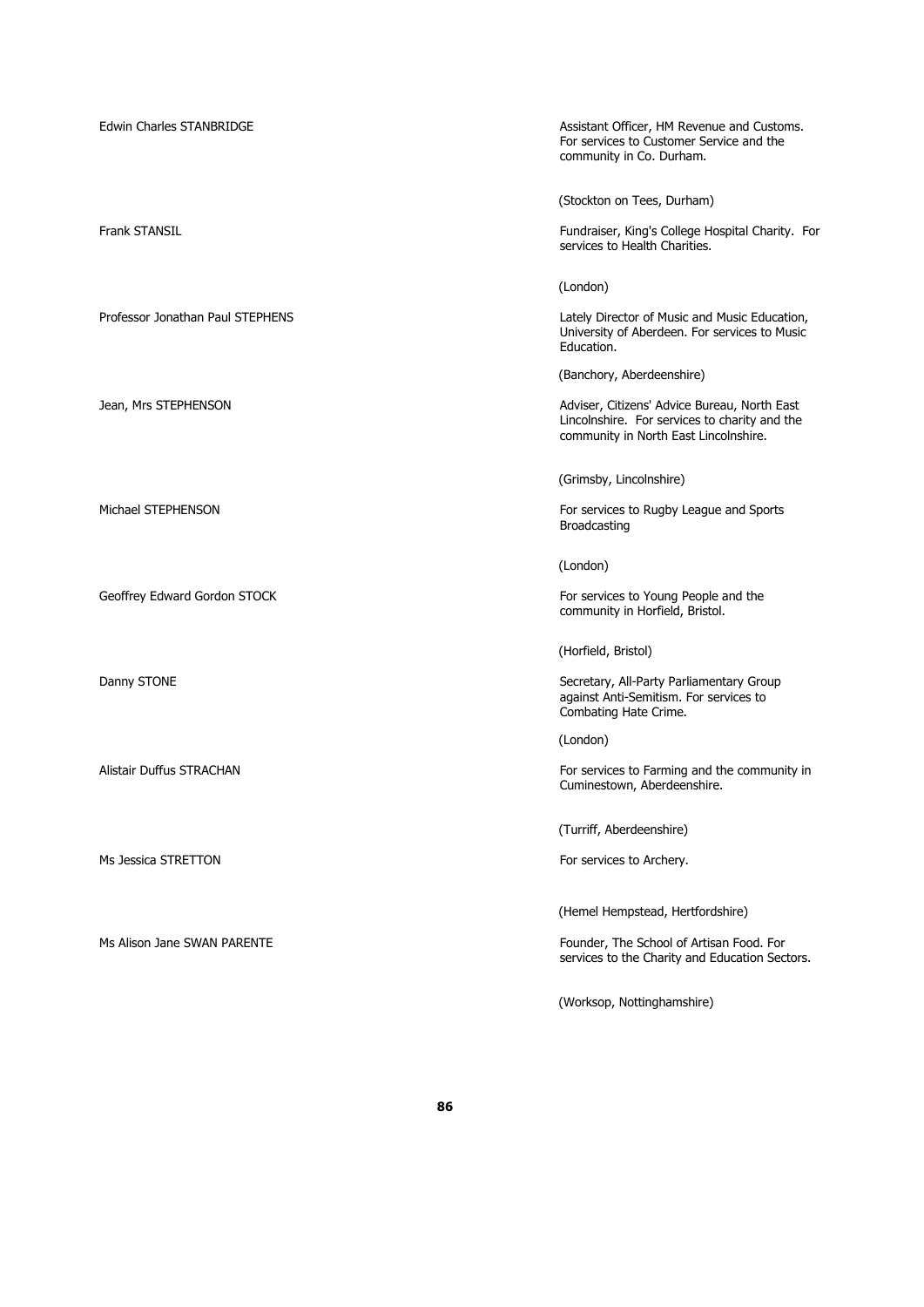| | |
|---|---|
| Edwin Charles STANBRIDGE | Assistant Officer, HM Revenue and Customs. For services to Customer Service and the community in Co. Durham.<br><br>(Stockton on Tees, Durham) |
| Frank STANSIL | Fundraiser, King's College Hospital Charity. For services to Health Charities.<br><br>(London) |
| Professor Jonathan Paul STEPHENS | Lately Director of Music and Music Education, University of Aberdeen. For services to Music Education.<br><br>(Banchory, Aberdeenshire) |
| Jean, Mrs STEPHENSON | Adviser, Citizens' Advice Bureau, North East Lincolnshire. For services to charity and the community in North East Lincolnshire.<br><br>(Grimsby, Lincolnshire) |
| Michael STEPHENSON | For services to Rugby League and Sports Broadcasting<br><br>(London) |
| Geoffrey Edward Gordon STOCK | For services to Young People and the community in Horfield, Bristol.<br><br>(Horfield, Bristol) |
| Danny STONE | Secretary, All-Party Parliamentary Group against Anti-Semitism. For services to Combating Hate Crime.<br><br>(London) |
| Alistair Duffus STRACHAN | For services to Farming and the community in Cuminestown, Aberdeenshire.<br><br>(Turriff, Aberdeenshire) |
| Ms Jessica STRETTON | For services to Archery.<br><br>(Hemel Hempstead, Hertfordshire) |
| Ms Alison Jane SWAN PARENTE | Founder, The School of Artisan Food. For services to the Charity and Education Sectors.<br><br>(Worksop, Nottinghamshire) |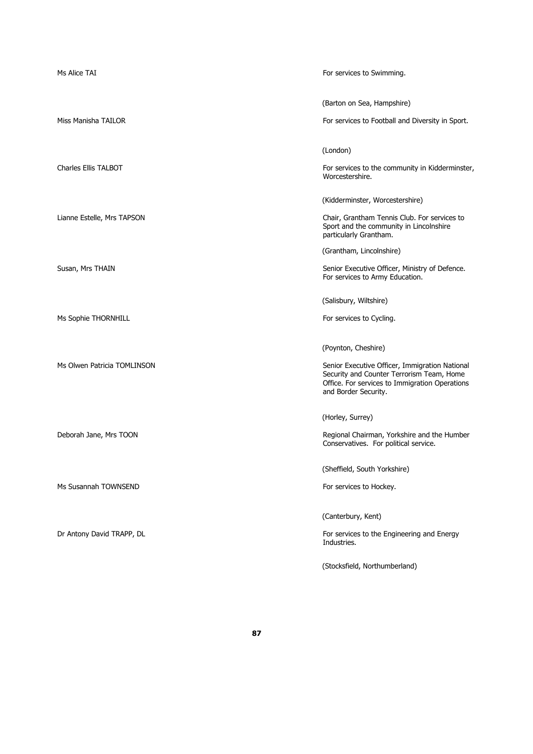Ms Alice TAI

For services to Swimming.

(Barton on Sea, Hampshire)

Miss Manisha TAILOR

For services to Football and Diversity in Sport.

(London)

Charles Ellis TALBOT

For services to the community in Kidderminster, Worcestershire.

(Kidderminster, Worcestershire)

Lianne Estelle, Mrs TAPSON

Chair, Grantham Tennis Club. For services to Sport and the community in Lincolnshire particularly Grantham.

(Grantham, Lincolnshire)

Susan, Mrs THAIN

Senior Executive Officer, Ministry of Defence. For services to Army Education.

(Salisbury, Wiltshire)

Ms Sophie THORNHILL

For services to Cycling.

(Poynton, Cheshire)

Ms Olwen Patricia TOMLINSON

Senior Executive Officer, Immigration National Security and Counter Terrorism Team, Home Office. For services to Immigration Operations and Border Security.

(Horley, Surrey)

Deborah Jane, Mrs TOON

Regional Chairman, Yorkshire and the Humber Conservatives. For political service.

(Sheffield, South Yorkshire)

Ms Susannah TOWNSEND

For services to Hockey.

(Canterbury, Kent)

Dr Antony David TRAPP, DL

For services to the Engineering and Energy Industries.

(Stocksfield, Northumberland)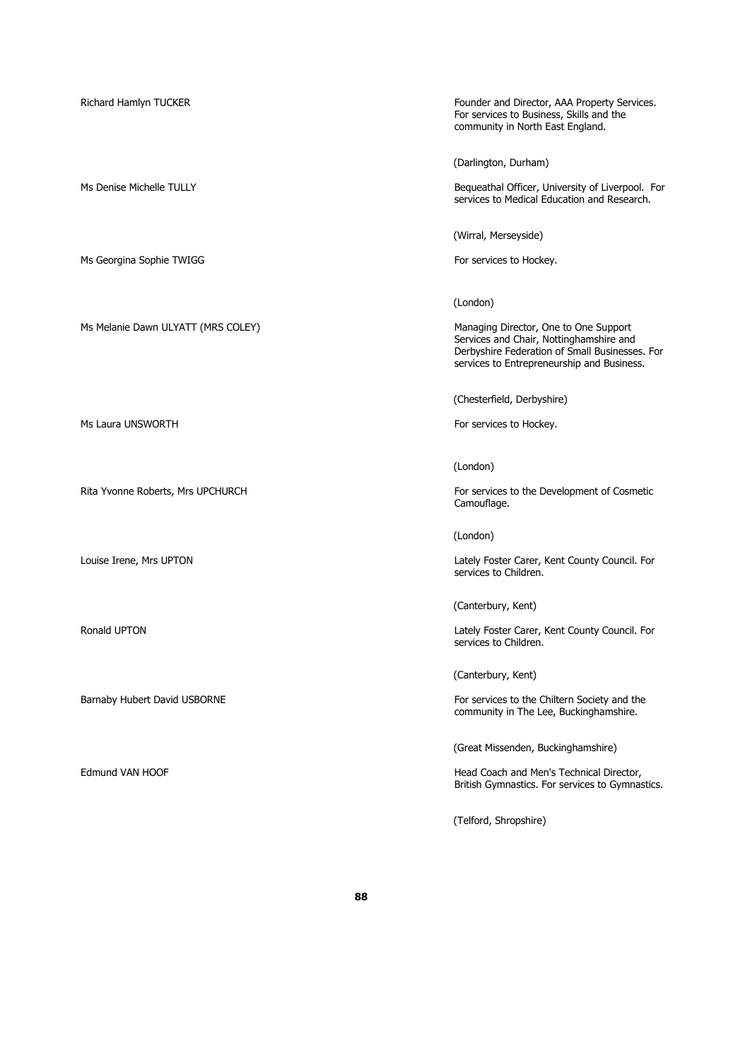| | |
|---|---|
| Richard Hamlyn TUCKER | Founder and Director, AAA Property Services. For services to Business, Skills and the community in North East England.<br><br>(Darlington, Durham) |
| Ms Denise Michelle TULLY | Bequeathal Officer, University of Liverpool. For services to Medical Education and Research.<br><br>(Wirral, Merseyside) |
| Ms Georgina Sophie TWIGG | For services to Hockey.<br><br>(London) |
| Ms Melanie Dawn ULYATT (MRS COLEY) | Managing Director, One to One Support Services and Chair, Nottinghamshire and Derbyshire Federation of Small Businesses. For services to Entrepreneurship and Business.<br><br>(Chesterfield, Derbyshire) |
| Ms Laura UNSWORTH | For services to Hockey.<br><br>(London) |
| Rita Yvonne Roberts, Mrs UPCHURCH | For services to the Development of Cosmetic Camouflage.<br><br>(London) |
| Louise Irene, Mrs UPTON | Lately Foster Carer, Kent County Council. For services to Children.<br><br>(Canterbury, Kent) |
| Ronald UPTON | Lately Foster Carer, Kent County Council. For services to Children.<br><br>(Canterbury, Kent) |
| Barnaby Hubert David USBORNE | For services to the Chiltern Society and the community in The Lee, Buckinghamshire.<br><br>(Great Missenden, Buckinghamshire) |
| Edmund VAN HOOF | Head Coach and Men's Technical Director, British Gymnastics. For services to Gymnastics.<br><br>(Telford, Shropshire) |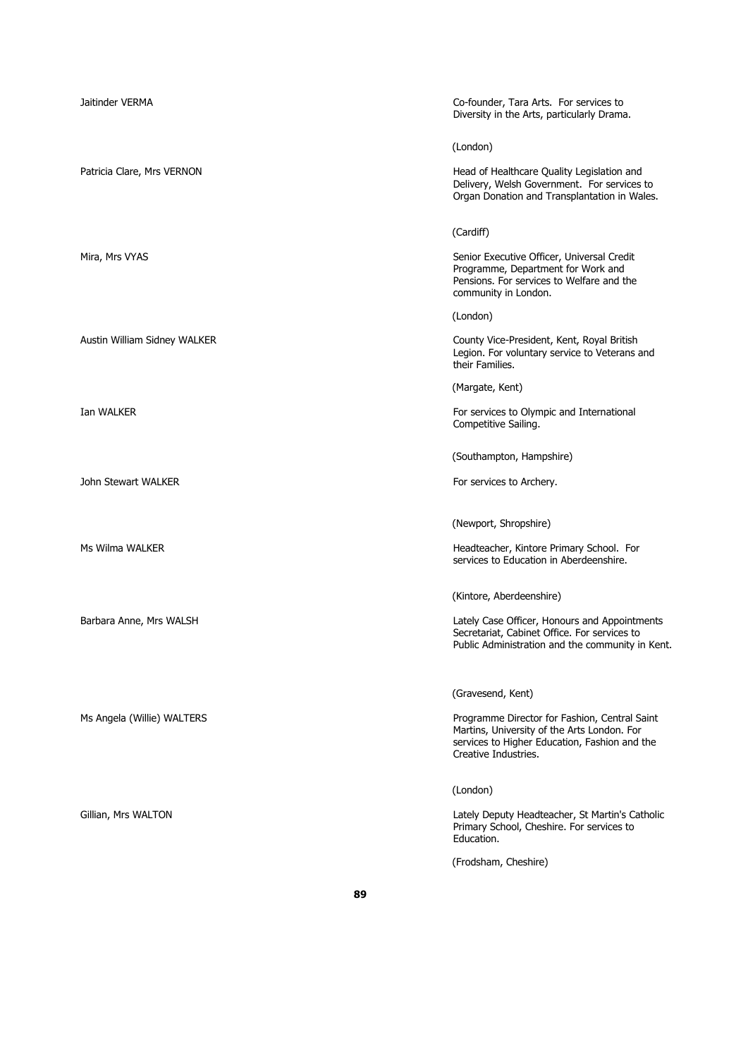Jaitinder VERMA

Co-founder, Tara Arts. For services to Diversity in the Arts, particularly Drama.

(London)

Patricia Clare, Mrs VERNON

Head of Healthcare Quality Legislation and Delivery, Welsh Government. For services to Organ Donation and Transplantation in Wales.

(Cardiff)

Mira, Mrs VYAS

Senior Executive Officer, Universal Credit Programme, Department for Work and Pensions. For services to Welfare and the community in London.

(London)

Austin William Sidney WALKER

County Vice-President, Kent, Royal British Legion. For voluntary service to Veterans and their Families.

(Margate, Kent)

Ian WALKER

For services to Olympic and International Competitive Sailing.

(Southampton, Hampshire)

John Stewart WALKER

For services to Archery.

(Newport, Shropshire)

Ms Wilma WALKER

Headteacher, Kintore Primary School. For services to Education in Aberdeenshire.

(Kintore, Aberdeenshire)

Barbara Anne, Mrs WALSH

Lately Case Officer, Honours and Appointments Secretariat, Cabinet Office. For services to Public Administration and the community in Kent.

(Gravesend, Kent)

Ms Angela (Willie) WALTERS

Programme Director for Fashion, Central Saint Martins, University of the Arts London. For services to Higher Education, Fashion and the Creative Industries.

(London)

Gillian, Mrs WALTON

Lately Deputy Headteacher, St Martin's Catholic Primary School, Cheshire. For services to Education.

(Frodsham, Cheshire)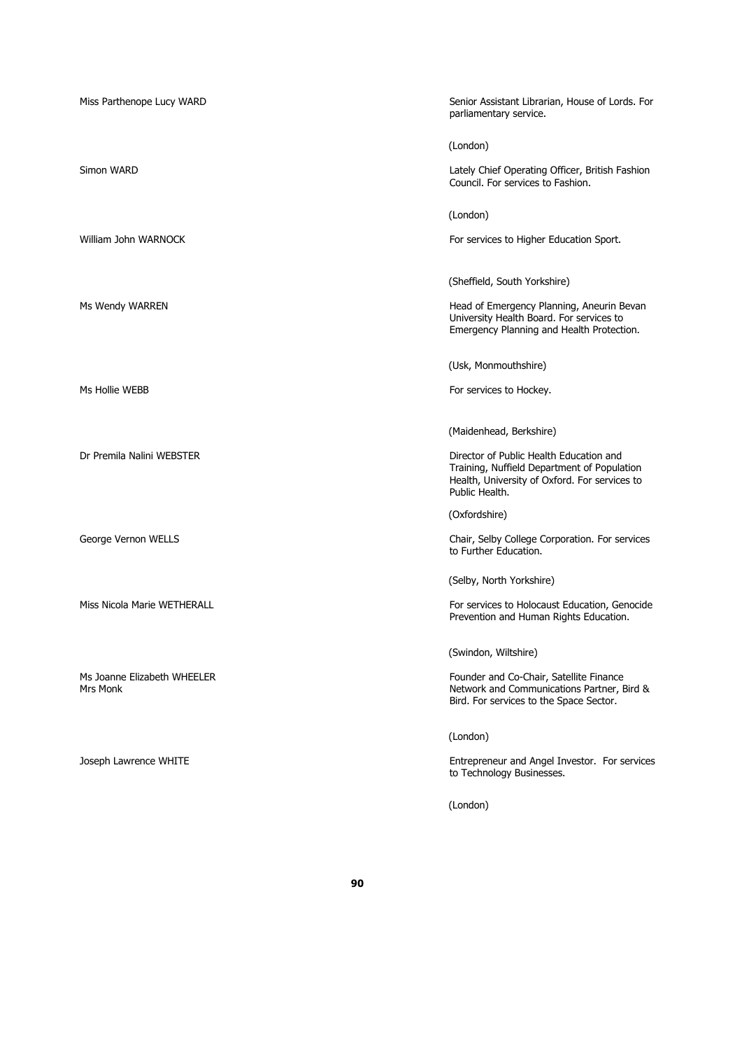| | |
|---|---|
| Miss Parthenope Lucy WARD | Senior Assistant Librarian, House of Lords. For parliamentary service.<br><br>(London) |
| Simon WARD | Lately Chief Operating Officer, British Fashion Council. For services to Fashion.<br><br>(London) |
| William John WARNOCK | For services to Higher Education Sport.<br><br>(Sheffield, South Yorkshire) |
| Ms Wendy WARREN | Head of Emergency Planning, Aneurin Bevan University Health Board. For services to Emergency Planning and Health Protection.<br><br>(Usk, Monmouthshire) |
| Ms Hollie WEBB | For services to Hockey.<br><br>(Maidenhead, Berkshire) |
| Dr Premila Nalini WEBSTER | Director of Public Health Education and Training, Nuffield Department of Population Health, University of Oxford. For services to Public Health.<br><br>(Oxfordshire) |
| George Vernon WELLS | Chair, Selby College Corporation. For services to Further Education.<br><br>(Selby, North Yorkshire) |
| Miss Nicola Marie WETHERALL | For services to Holocaust Education, Genocide Prevention and Human Rights Education.<br><br>(Swindon, Wiltshire) |
| Ms Joanne Elizabeth WHEELER<br>Mrs Monk | Founder and Co-Chair, Satellite Finance Network and Communications Partner, Bird & Bird. For services to the Space Sector.<br><br>(London) |
| Joseph Lawrence WHITE | Entrepreneur and Angel Investor. For services to Technology Businesses.<br><br>(London) |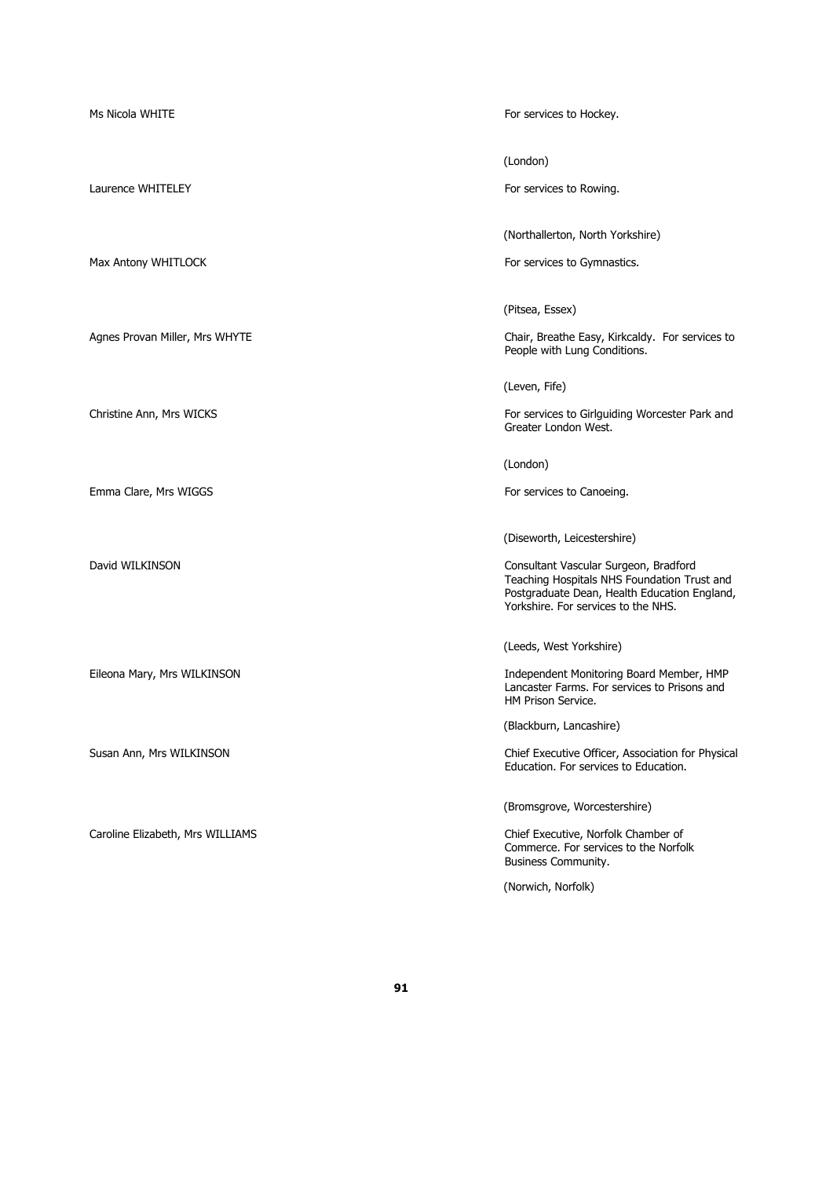| | |
|---|---|
| Ms Nicola WHITE | For services to Hockey. |
| | (London) |
| Laurence WHITELEY | For services to Rowing. |
| | (Northallerton, North Yorkshire) |
| Max Antony WHITLOCK | For services to Gymnastics. |
| | (Pitsea, Essex) |
| Agnes Provan Miller, Mrs WHYTE | Chair, Breathe Easy, Kirkcaldy. For services to People with Lung Conditions. |
| | (Leven, Fife) |
| Christine Ann, Mrs WICKS | For services to Girlguiding Worcester Park and Greater London West. |
| | (London) |
| Emma Clare, Mrs WIGGS | For services to Canoeing. |
| | (Diseworth, Leicestershire) |
| David WILKINSON | Consultant Vascular Surgeon, Bradford Teaching Hospitals NHS Foundation Trust and Postgraduate Dean, Health Education England, Yorkshire. For services to the NHS. |
| | (Leeds, West Yorkshire) |
| Eileona Mary, Mrs WILKINSON | Independent Monitoring Board Member, HMP Lancaster Farms. For services to Prisons and HM Prison Service. |
| | (Blackburn, Lancashire) |
| Susan Ann, Mrs WILKINSON | Chief Executive Officer, Association for Physical Education. For services to Education. |
| | (Bromsgrove, Worcestershire) |
| Caroline Elizabeth, Mrs WILLIAMS | Chief Executive, Norfolk Chamber of Commerce. For services to the Norfolk Business Community. |
| | (Norwich, Norfolk) |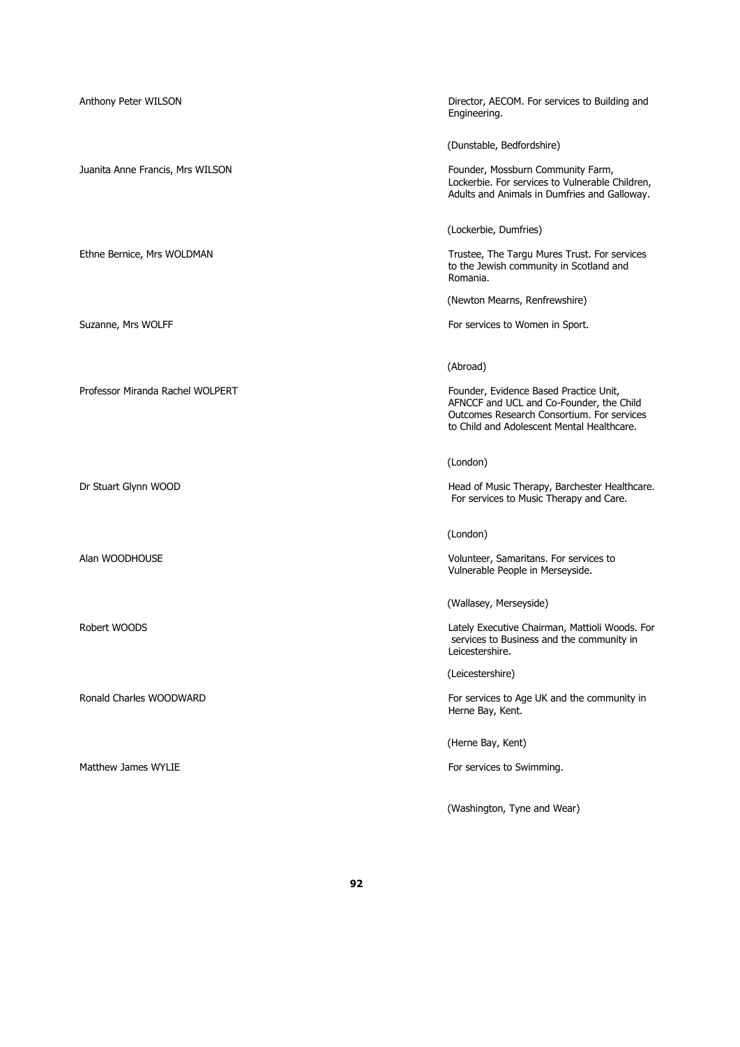| | |
|---|---|
| Anthony Peter WILSON | Director, AECOM. For services to Building and Engineering. |
| | (Dunstable, Bedfordshire) |
| Juanita Anne Francis, Mrs WILSON | Founder, Mossburn Community Farm, Lockerbie. For services to Vulnerable Children, Adults and Animals in Dumfries and Galloway. |
| | (Lockerbie, Dumfries) |
| Ethne Bernice, Mrs WOLDMAN | Trustee, The Targu Mures Trust. For services to the Jewish community in Scotland and Romania. |
| | (Newton Mearns, Renfrewshire) |
| Suzanne, Mrs WOLFF | For services to Women in Sport. |
| | (Abroad) |
| Professor Miranda Rachel WOLPERT | Founder, Evidence Based Practice Unit, AFNCCF and UCL and Co-Founder, the Child Outcomes Research Consortium. For services to Child and Adolescent Mental Healthcare. |
| | (London) |
| Dr Stuart Glynn WOOD | Head of Music Therapy, Barchester Healthcare. For services to Music Therapy and Care. |
| | (London) |
| Alan WOODHOUSE | Volunteer, Samaritans. For services to Vulnerable People in Merseyside. |
| | (Wallasey, Merseyside) |
| Robert WOODS | Lately Executive Chairman, Mattioli Woods. For services to Business and the community in Leicestershire. |
| | (Leicestershire) |
| Ronald Charles WOODWARD | For services to Age UK and the community in Herne Bay, Kent. |
| | (Herne Bay, Kent) |
| Matthew James WYLIE | For services to Swimming. |
| | (Washington, Tyne and Wear) |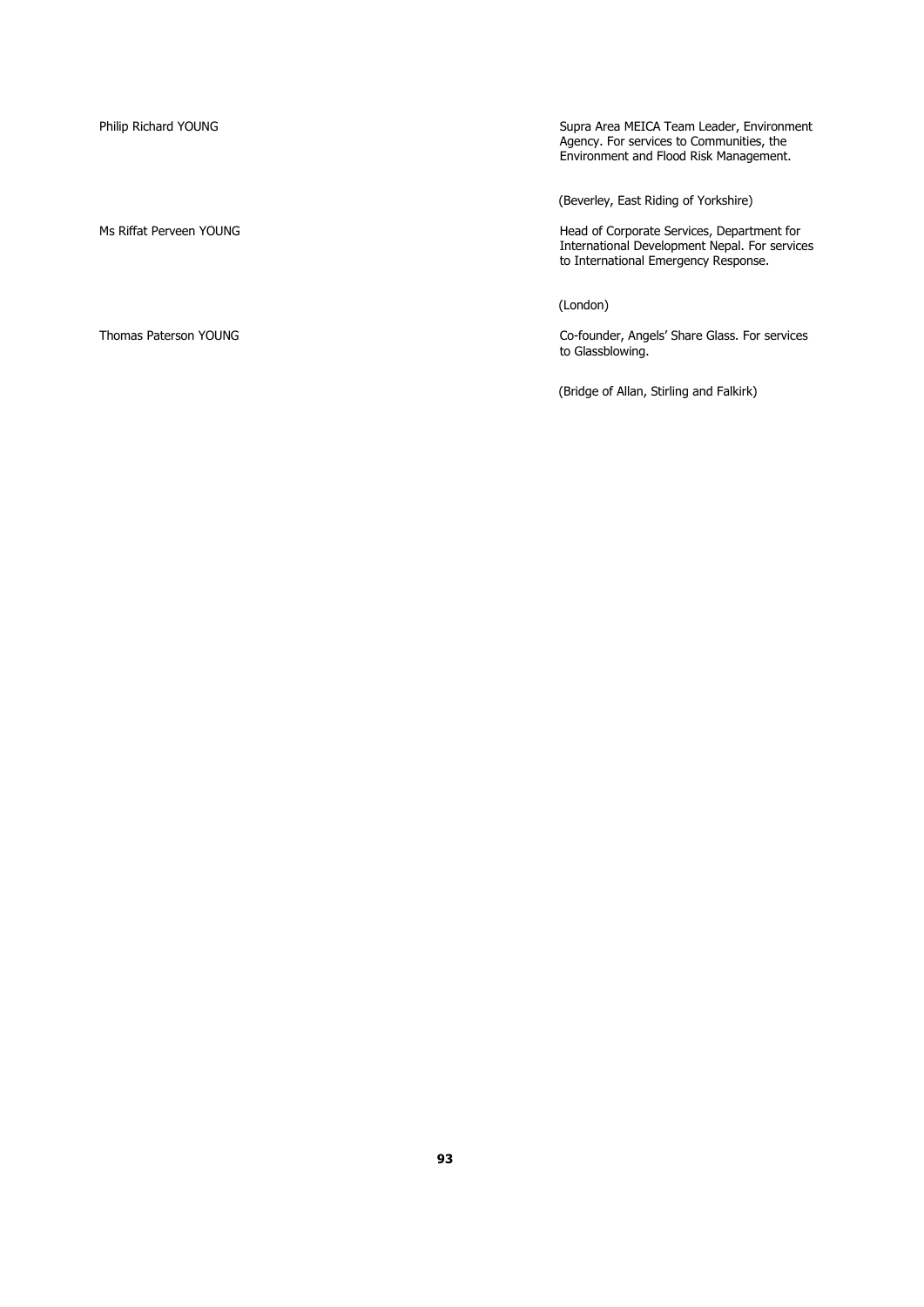| | |
|---|---|
| Philip Richard YOUNG | Supra Area MEICA Team Leader, Environment Agency. For services to Communities, the Environment and Flood Risk Management.<br><br>(Beverley, East Riding of Yorkshire) |
| Ms Riffat Perveen YOUNG | Head of Corporate Services, Department for International Development Nepal. For services to International Emergency Response.<br><br>(London) |
| Thomas Paterson YOUNG | Co-founder, Angels' Share Glass. For services to Glassblowing.<br><br>(Bridge of Allan, Stirling and Falkirk) |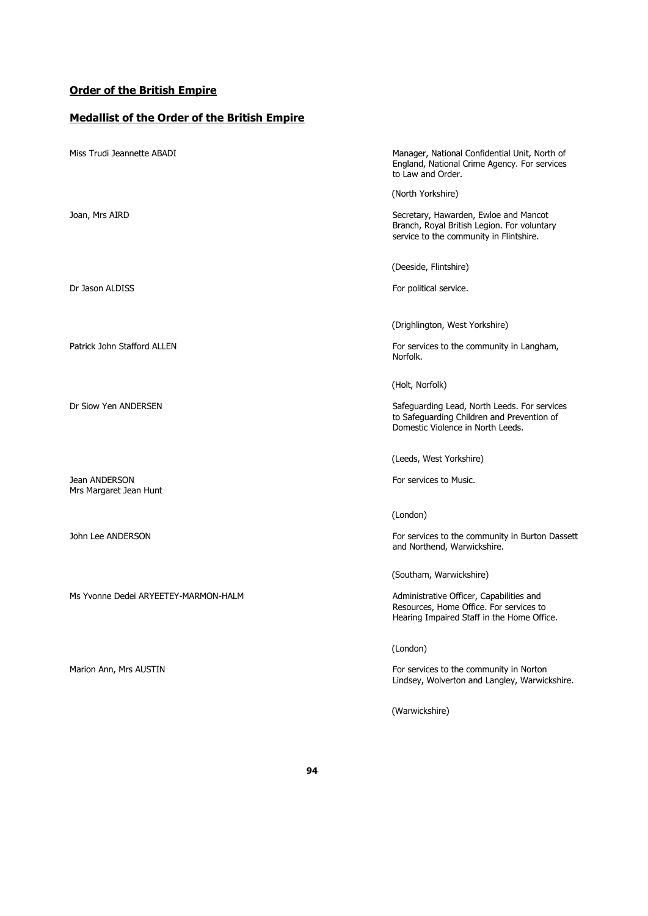## **Order of the British Empire**

## **Medallist of the Order of the British Empire**

| Name | Citation |
| --- | --- |
| Miss Trudi Jeannette ABADI | Manager, National Confidential Unit, North of England, National Crime Agency. For services to Law and Order.<br><br>(North Yorkshire) |
| Joan, Mrs AIRD | Secretary, Hawarden, Ewloe and Mancot Branch, Royal British Legion. For voluntary service to the community in Flintshire.<br><br>(Deeside, Flintshire) |
| Dr Jason ALDISS | For political service.<br><br>(Drighlington, West Yorkshire) |
| Patrick John Stafford ALLEN | For services to the community in Langham, Norfolk.<br><br>(Holt, Norfolk) |
| Dr Siow Yen ANDERSEN | Safeguarding Lead, North Leeds. For services to Safeguarding Children and Prevention of Domestic Violence in North Leeds.<br><br>(Leeds, West Yorkshire) |
| Jean ANDERSON<br>Mrs Margaret Jean Hunt | For services to Music.<br><br>(London) |
| John Lee ANDERSON | For services to the community in Burton Dassett and Northend, Warwickshire.<br><br>(Southam, Warwickshire) |
| Ms Yvonne Dedei ARYEETEY-MARMON-HALM | Administrative Officer, Capabilities and Resources, Home Office. For services to Hearing Impaired Staff in the Home Office.<br><br>(London) |
| Marion Ann, Mrs AUSTIN | For services to the community in Norton Lindsey, Wolverton and Langley, Warwickshire.<br><br>(Warwickshire) |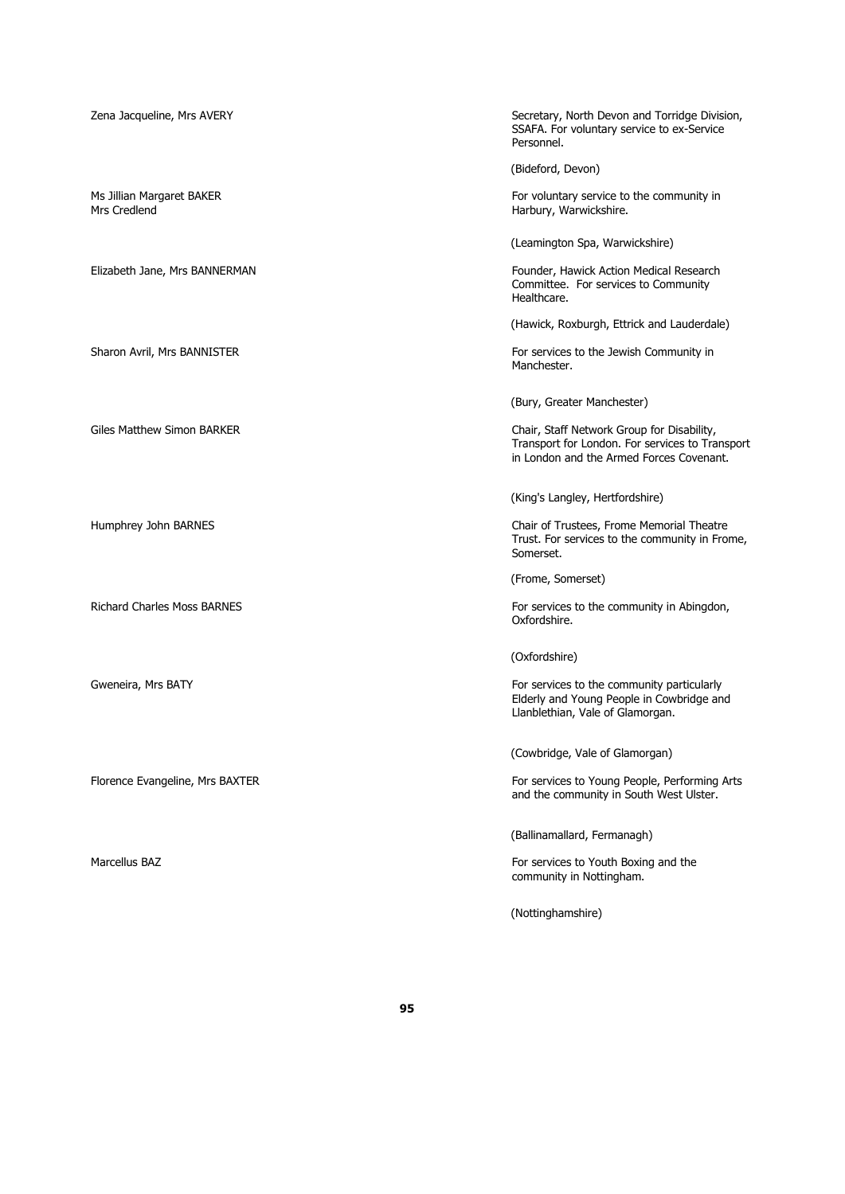| | |
|---|---|
| Zena Jacqueline, Mrs AVERY | Secretary, North Devon and Torridge Division, SSAFA. For voluntary service to ex-Service Personnel.<br><br>(Bideford, Devon) |
| Ms Jillian Margaret BAKER<br>Mrs Credlend | For voluntary service to the community in Harbury, Warwickshire.<br><br>(Leamington Spa, Warwickshire) |
| Elizabeth Jane, Mrs BANNERMAN | Founder, Hawick Action Medical Research Committee. For services to Community Healthcare.<br><br>(Hawick, Roxburgh, Ettrick and Lauderdale) |
| Sharon Avril, Mrs BANNISTER | For services to the Jewish Community in Manchester.<br><br>(Bury, Greater Manchester) |
| Giles Matthew Simon BARKER | Chair, Staff Network Group for Disability, Transport for London. For services to Transport in London and the Armed Forces Covenant.<br><br>(King's Langley, Hertfordshire) |
| Humphrey John BARNES | Chair of Trustees, Frome Memorial Theatre Trust. For services to the community in Frome, Somerset.<br><br>(Frome, Somerset) |
| Richard Charles Moss BARNES | For services to the community in Abingdon, Oxfordshire.<br><br>(Oxfordshire) |
| Gweneira, Mrs BATY | For services to the community particularly Elderly and Young People in Cowbridge and Llanblethian, Vale of Glamorgan.<br><br>(Cowbridge, Vale of Glamorgan) |
| Florence Evangeline, Mrs BAXTER | For services to Young People, Performing Arts and the community in South West Ulster.<br><br>(Ballinamallard, Fermanagh) |
| Marcellus BAZ | For services to Youth Boxing and the community in Nottingham.<br><br>(Nottinghamshire) |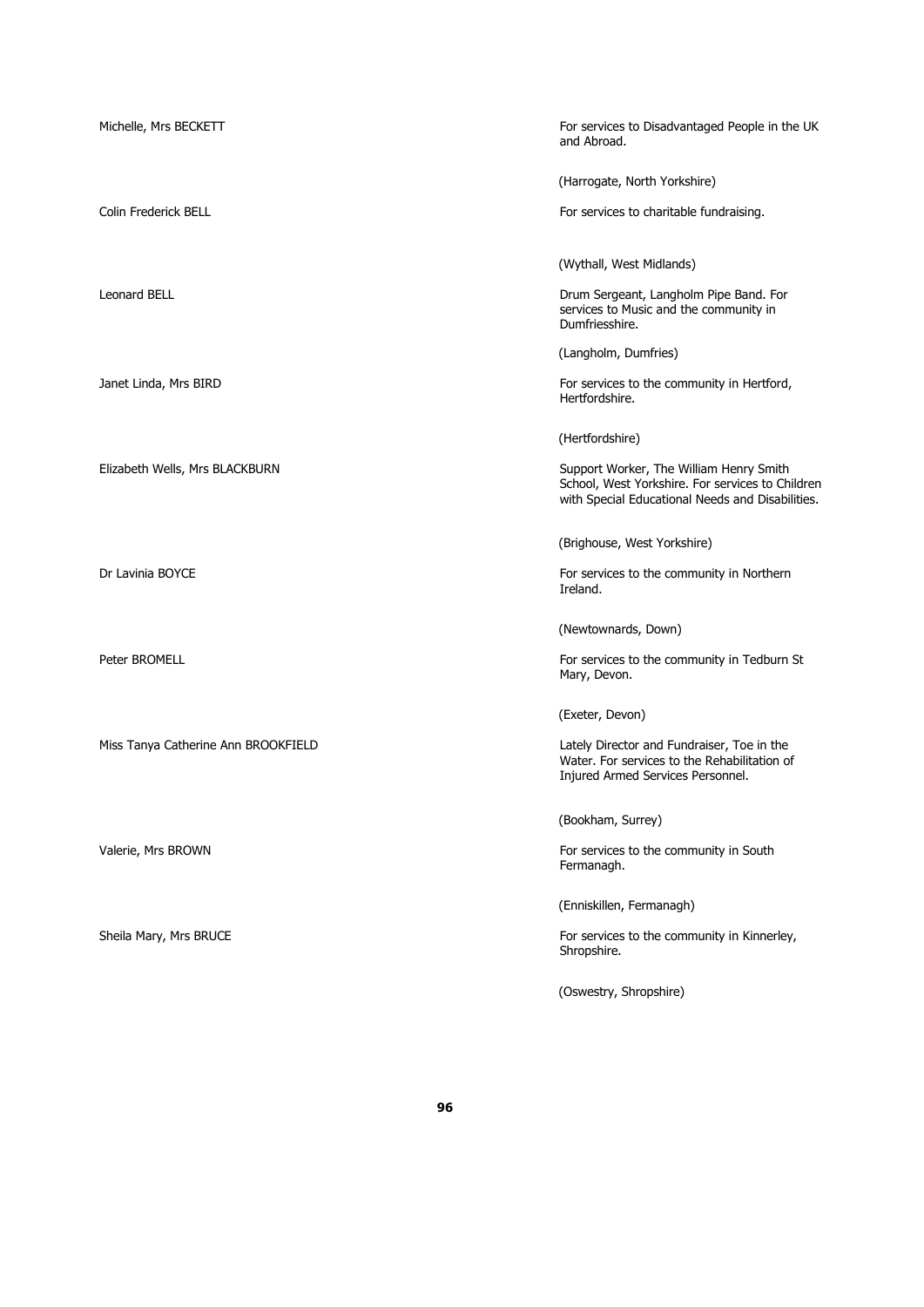| | |
|---|---|
| Michelle, Mrs BECKETT | For services to Disadvantaged People in the UK and Abroad. |
| | (Harrogate, North Yorkshire) |
| Colin Frederick BELL | For services to charitable fundraising. |
| | (Wythall, West Midlands) |
| Leonard BELL | Drum Sergeant, Langholm Pipe Band. For services to Music and the community in Dumfriesshire. |
| | (Langholm, Dumfries) |
| Janet Linda, Mrs BIRD | For services to the community in Hertford, Hertfordshire. |
| | (Hertfordshire) |
| Elizabeth Wells, Mrs BLACKBURN | Support Worker, The William Henry Smith School, West Yorkshire. For services to Children with Special Educational Needs and Disabilities. |
| | (Brighouse, West Yorkshire) |
| Dr Lavinia BOYCE | For services to the community in Northern Ireland. |
| | (Newtownards, Down) |
| Peter BROMELL | For services to the community in Tedburn St Mary, Devon. |
| | (Exeter, Devon) |
| Miss Tanya Catherine Ann BROOKFIELD | Lately Director and Fundraiser, Toe in the Water. For services to the Rehabilitation of Injured Armed Services Personnel. |
| | (Bookham, Surrey) |
| Valerie, Mrs BROWN | For services to the community in South Fermanagh. |
| | (Enniskillen, Fermanagh) |
| Sheila Mary, Mrs BRUCE | For services to the community in Kinnerley, Shropshire. |
| | (Oswestry, Shropshire) |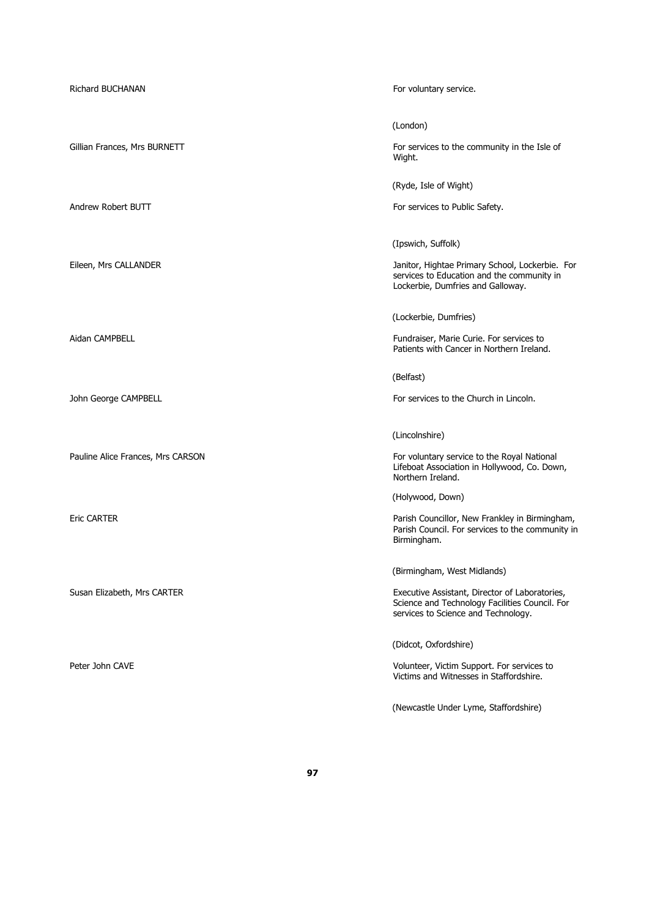| | |
|---|---|
| Richard BUCHANAN | For voluntary service.<br><br>(London) |
| Gillian Frances, Mrs BURNETT | For services to the community in the Isle of Wight.<br><br>(Ryde, Isle of Wight) |
| Andrew Robert BUTT | For services to Public Safety.<br><br>(Ipswich, Suffolk) |
| Eileen, Mrs CALLANDER | Janitor, Hightae Primary School, Lockerbie. For services to Education and the community in Lockerbie, Dumfries and Galloway.<br><br>(Lockerbie, Dumfries) |
| Aidan CAMPBELL | Fundraiser, Marie Curie. For services to Patients with Cancer in Northern Ireland.<br><br>(Belfast) |
| John George CAMPBELL | For services to the Church in Lincoln.<br><br>(Lincolnshire) |
| Pauline Alice Frances, Mrs CARSON | For voluntary service to the Royal National Lifeboat Association in Hollywood, Co. Down, Northern Ireland.<br><br>(Holywood, Down) |
| Eric CARTER | Parish Councillor, New Frankley in Birmingham, Parish Council. For services to the community in Birmingham.<br><br>(Birmingham, West Midlands) |
| Susan Elizabeth, Mrs CARTER | Executive Assistant, Director of Laboratories, Science and Technology Facilities Council. For services to Science and Technology.<br><br>(Didcot, Oxfordshire) |
| Peter John CAVE | Volunteer, Victim Support. For services to Victims and Witnesses in Staffordshire.<br><br>(Newcastle Under Lyme, Staffordshire) |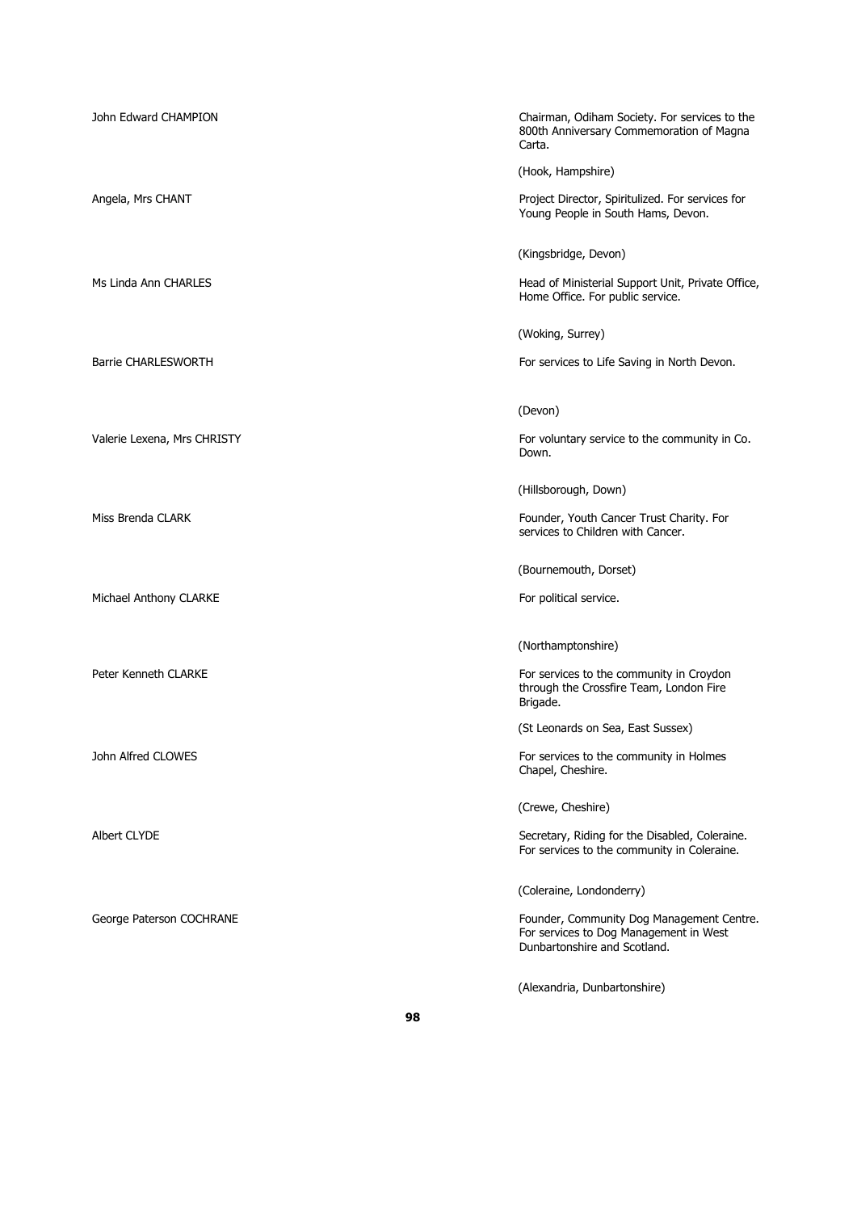| | |
|---|---|
| John Edward CHAMPION | Chairman, Odiham Society. For services to the 800th Anniversary Commemoration of Magna Carta.<br><br>(Hook, Hampshire) |
| Angela, Mrs CHANT | Project Director, Spiritulized. For services for Young People in South Hams, Devon.<br><br>(Kingsbridge, Devon) |
| Ms Linda Ann CHARLES | Head of Ministerial Support Unit, Private Office, Home Office. For public service.<br><br>(Woking, Surrey) |
| Barrie CHARLESWORTH | For services to Life Saving in North Devon.<br><br>(Devon) |
| Valerie Lexena, Mrs CHRISTY | For voluntary service to the community in Co. Down.<br><br>(Hillsborough, Down) |
| Miss Brenda CLARK | Founder, Youth Cancer Trust Charity. For services to Children with Cancer.<br><br>(Bournemouth, Dorset) |
| Michael Anthony CLARKE | For political service.<br><br>(Northamptonshire) |
| Peter Kenneth CLARKE | For services to the community in Croydon through the Crossfire Team, London Fire Brigade.<br><br>(St Leonards on Sea, East Sussex) |
| John Alfred CLOWES | For services to the community in Holmes Chapel, Cheshire.<br><br>(Crewe, Cheshire) |
| Albert CLYDE | Secretary, Riding for the Disabled, Coleraine. For services to the community in Coleraine.<br><br>(Coleraine, Londonderry) |
| George Paterson COCHRANE | Founder, Community Dog Management Centre. For services to Dog Management in West Dunbartonshire and Scotland.<br><br>(Alexandria, Dunbartonshire) |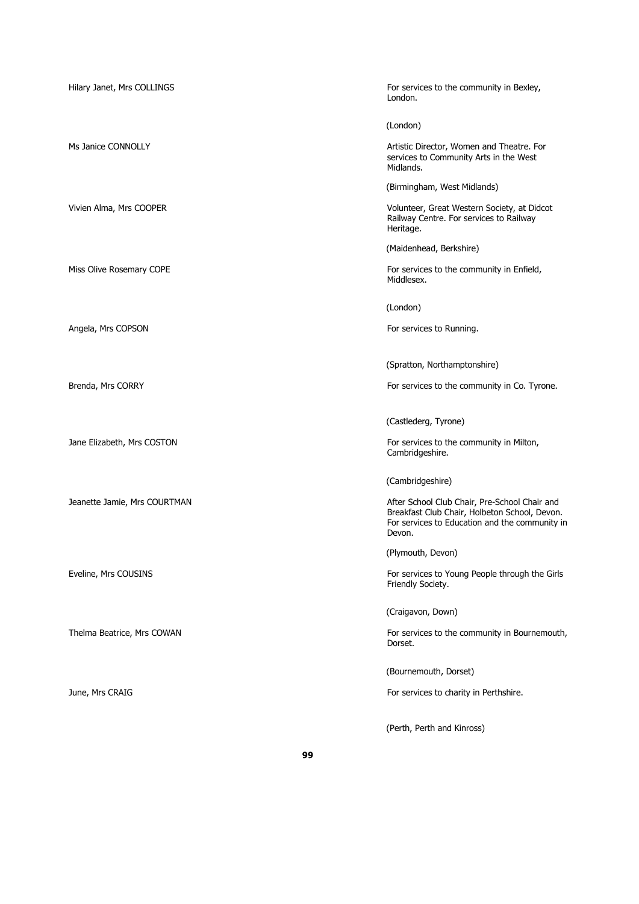Hilary Janet, Mrs COLLINGS

For services to the community in Bexley, London.

(London)

Ms Janice CONNOLLY

Artistic Director, Women and Theatre. For services to Community Arts in the West Midlands.

(Birmingham, West Midlands)

Vivien Alma, Mrs COOPER

Volunteer, Great Western Society, at Didcot Railway Centre. For services to Railway Heritage.

(Maidenhead, Berkshire)

Miss Olive Rosemary COPE

For services to the community in Enfield, Middlesex.

(London)

Angela, Mrs COPSON

For services to Running.

(Spratton, Northamptonshire)

Brenda, Mrs CORRY

For services to the community in Co. Tyrone.

(Castlederg, Tyrone)

Jane Elizabeth, Mrs COSTON

For services to the community in Milton, Cambridgeshire.

(Cambridgeshire)

Jeanette Jamie, Mrs COURTMAN

After School Club Chair, Pre-School Chair and Breakfast Club Chair, Holbeton School, Devon. For services to Education and the community in Devon.

(Plymouth, Devon)

Eveline, Mrs COUSINS

For services to Young People through the Girls Friendly Society.

(Craigavon, Down)

Thelma Beatrice, Mrs COWAN

For services to the community in Bournemouth, Dorset.

(Bournemouth, Dorset)

June, Mrs CRAIG

For services to charity in Perthshire.

(Perth, Perth and Kinross)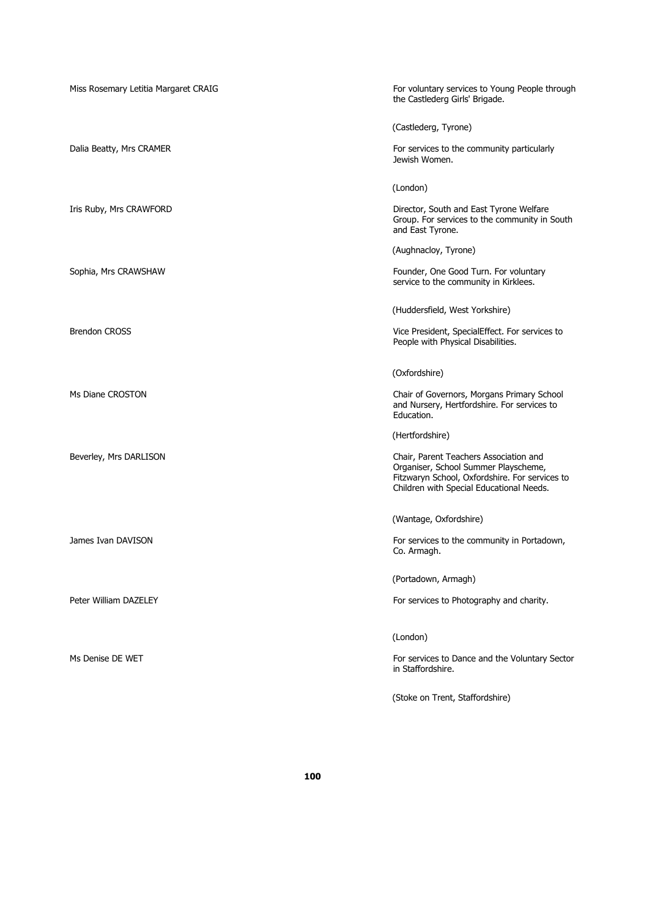| Name | Citation |
| --- | --- |
| Miss Rosemary Letitia Margaret CRAIG | For voluntary services to Young People through the Castlederg Girls' Brigade. (Castlederg, Tyrone) |
| Dalia Beatty, Mrs CRAMER | For services to the community particularly Jewish Women. (London) |
| Iris Ruby, Mrs CRAWFORD | Director, South and East Tyrone Welfare Group. For services to the community in South and East Tyrone. (Aughnacloy, Tyrone) |
| Sophia, Mrs CRAWSHAW | Founder, One Good Turn. For voluntary service to the community in Kirklees. (Huddersfield, West Yorkshire) |
| Brendon CROSS | Vice President, SpecialEffect. For services to People with Physical Disabilities. (Oxfordshire) |
| Ms Diane CROSTON | Chair of Governors, Morgans Primary School and Nursery, Hertfordshire. For services to Education. (Hertfordshire) |
| Beverley, Mrs DARLISON | Chair, Parent Teachers Association and Organiser, School Summer Playscheme, Fitzwaryn School, Oxfordshire. For services to Children with Special Educational Needs. (Wantage, Oxfordshire) |
| James Ivan DAVISON | For services to the community in Portadown, Co. Armagh. (Portadown, Armagh) |
| Peter William DAZELEY | For services to Photography and charity. (London) |
| Ms Denise DE WET | For services to Dance and the Voluntary Sector in Staffordshire. (Stoke on Trent, Staffordshire) |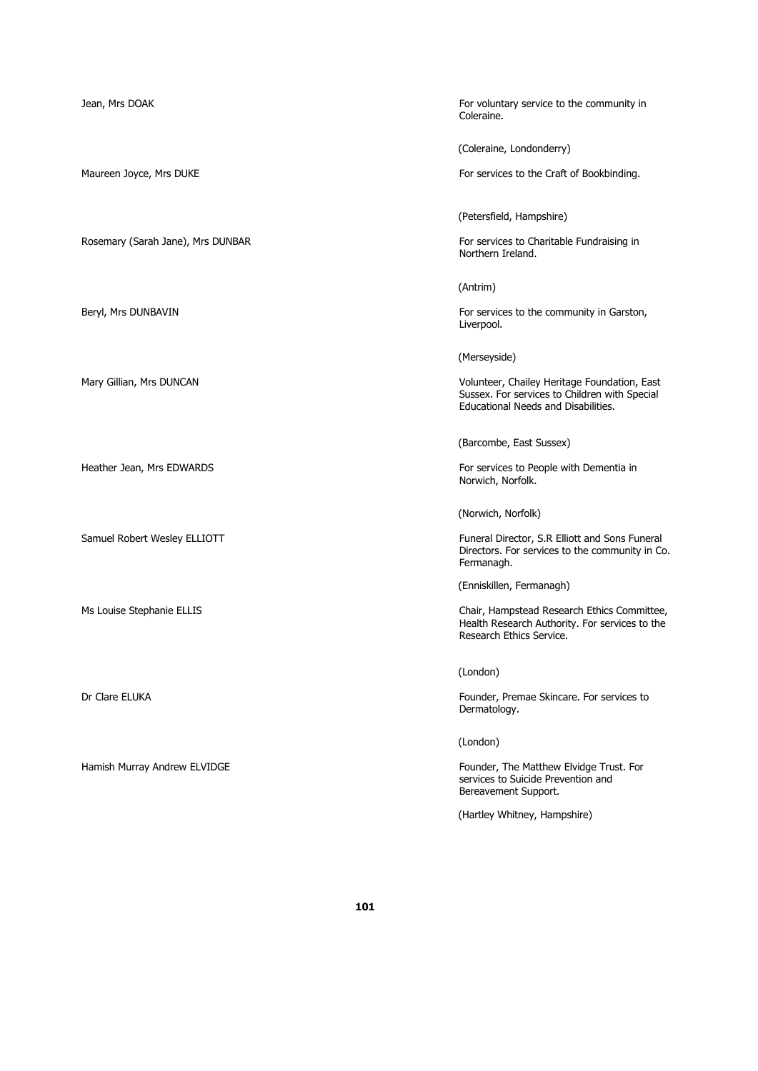| | |
|---|---|
| Jean, Mrs DOAK | For voluntary service to the community in Coleraine.<br><br>(Coleraine, Londonderry) |
| Maureen Joyce, Mrs DUKE | For services to the Craft of Bookbinding.<br><br>(Petersfield, Hampshire) |
| Rosemary (Sarah Jane), Mrs DUNBAR | For services to Charitable Fundraising in Northern Ireland.<br><br>(Antrim) |
| Beryl, Mrs DUNBAVIN | For services to the community in Garston, Liverpool.<br><br>(Merseyside) |
| Mary Gillian, Mrs DUNCAN | Volunteer, Chailey Heritage Foundation, East Sussex. For services to Children with Special Educational Needs and Disabilities.<br><br>(Barcombe, East Sussex) |
| Heather Jean, Mrs EDWARDS | For services to People with Dementia in Norwich, Norfolk.<br><br>(Norwich, Norfolk) |
| Samuel Robert Wesley ELLIOTT | Funeral Director, S.R Elliott and Sons Funeral Directors. For services to the community in Co. Fermanagh.<br><br>(Enniskillen, Fermanagh) |
| Ms Louise Stephanie ELLIS | Chair, Hampstead Research Ethics Committee, Health Research Authority. For services to the Research Ethics Service.<br><br>(London) |
| Dr Clare ELUKA | Founder, Premae Skincare. For services to Dermatology.<br><br>(London) |
| Hamish Murray Andrew ELVIDGE | Founder, The Matthew Elvidge Trust. For services to Suicide Prevention and Bereavement Support.<br><br>(Hartley Whitney, Hampshire) |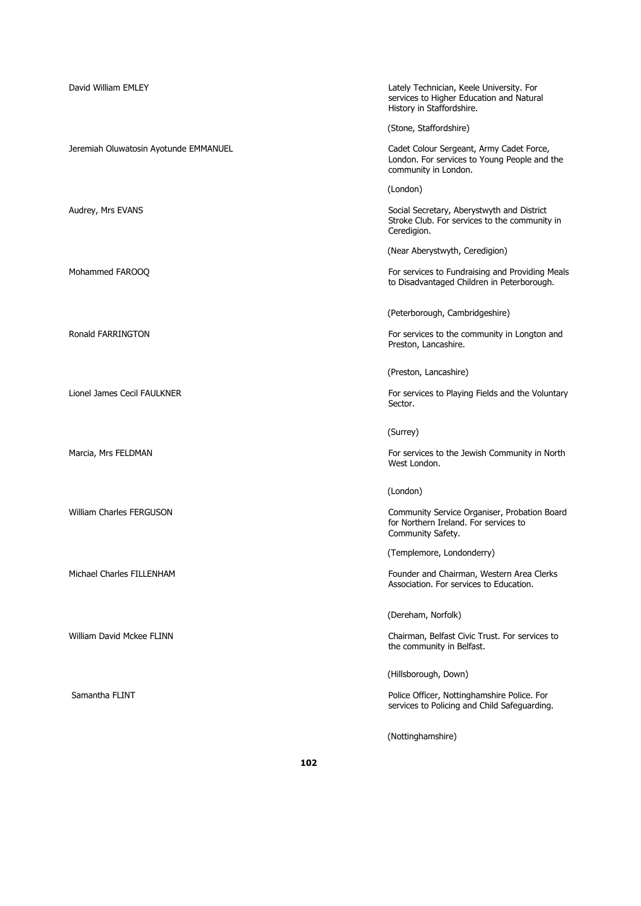| | |
|---|---|
| David William EMLEY | Lately Technician, Keele University. For services to Higher Education and Natural History in Staffordshire.<br><br>(Stone, Staffordshire) |
| Jeremiah Oluwatosin Ayotunde EMMANUEL | Cadet Colour Sergeant, Army Cadet Force, London. For services to Young People and the community in London.<br><br>(London) |
| Audrey, Mrs EVANS | Social Secretary, Aberystwyth and District Stroke Club. For services to the community in Ceredigion.<br><br>(Near Aberystwyth, Ceredigion) |
| Mohammed FAROOQ | For services to Fundraising and Providing Meals to Disadvantaged Children in Peterborough.<br><br>(Peterborough, Cambridgeshire) |
| Ronald FARRINGTON | For services to the community in Longton and Preston, Lancashire.<br><br>(Preston, Lancashire) |
| Lionel James Cecil FAULKNER | For services to Playing Fields and the Voluntary Sector.<br><br>(Surrey) |
| Marcia, Mrs FELDMAN | For services to the Jewish Community in North West London.<br><br>(London) |
| William Charles FERGUSON | Community Service Organiser, Probation Board for Northern Ireland. For services to Community Safety.<br><br>(Templemore, Londonderry) |
| Michael Charles FILLENHAM | Founder and Chairman, Western Area Clerks Association. For services to Education.<br><br>(Dereham, Norfolk) |
| William David Mckee FLINN | Chairman, Belfast Civic Trust. For services to the community in Belfast.<br><br>(Hillsborough, Down) |
| Samantha FLINT | Police Officer, Nottinghamshire Police. For services to Policing and Child Safeguarding.<br><br>(Nottinghamshire) |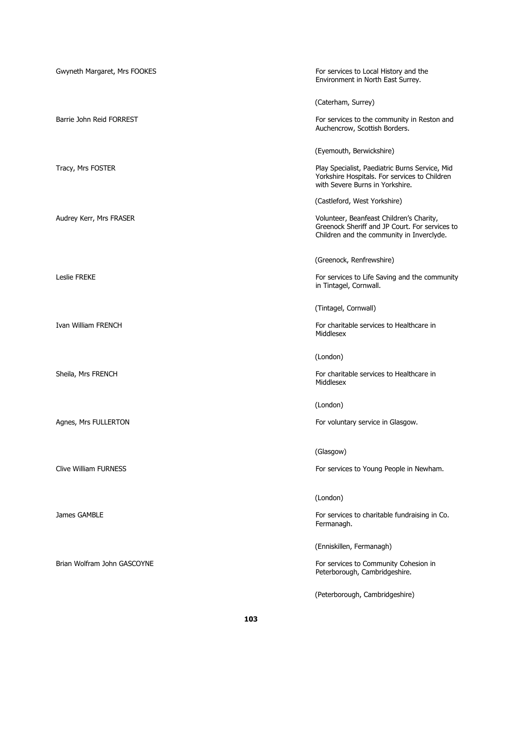| | |
|---|---|
| Gwyneth Margaret, Mrs FOOKES | For services to Local History and the Environment in North East Surey.<br><br>(Caterham, Surrey) |
| Barrie John Reid FORREST | For services to the community in Reston and Auchencrow, Scottish Borders.<br><br>(Eyemouth, Berwickshire) |
| Tracy, Mrs FOSTER | Play Specialist, Paediatric Burns Service, Mid Yorkshire Hospitals. For services to Children with Severe Burns in Yorkshire.<br><br>(Castleford, West Yorkshire) |
| Audrey Kerr, Mrs FRASER | Volunteer, Beanfeast Children's Charity, Greenock Sheriff and JP Court. For services to Children and the community in Inverclyde.<br><br>(Greenock, Renfrewshire) |
| Leslie FREKE | For services to Life Saving and the community in Tintagel, Cornwall.<br><br>(Tintagel, Cornwall) |
| Ivan William FRENCH | For charitable services to Healthcare in Middlesex<br><br>(London) |
| Sheila, Mrs FRENCH | For charitable services to Healthcare in Middlesex<br><br>(London) |
| Agnes, Mrs FULLERTON | For voluntary service in Glasgow.<br><br>(Glasgow) |
| Clive William FURNESS | For services to Young People in Newham.<br><br>(London) |
| James GAMBLE | For services to charitable fundraising in Co. Fermanagh.<br><br>(Enniskillen, Fermanagh) |
| Brian Wolfram John GASCOYNE | For services to Community Cohesion in Peterborough, Cambridgeshire.<br><br>(Peterborough, Cambridgeshire) |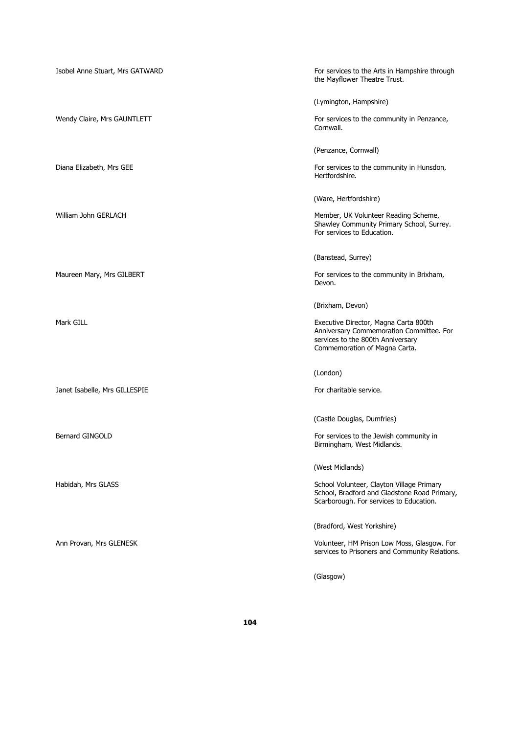Isobel Anne Stuart, Mrs GATWARD

For services to the Arts in Hampshire through the Mayflower Theatre Trust.

(Lymington, Hampshire)

Wendy Claire, Mrs GAUNTLETT

For services to the community in Penzance, Cornwall.

(Penzance, Cornwall)

Diana Elizabeth, Mrs GEE

For services to the community in Hunsdon, Hertfordshire.

(Ware, Hertfordshire)

William John GERLACH

Member, UK Volunteer Reading Scheme, Shawley Community Primary School, Surrey. For services to Education.

(Banstead, Surrey)

Maureen Mary, Mrs GILBERT

For services to the community in Brixham, Devon.

(Brixham, Devon)

Mark GILL

Executive Director, Magna Carta 800th Anniversary Commemoration Committee. For services to the 800th Anniversary Commemoration of Magna Carta.

(London)

Janet Isabelle, Mrs GILLESPIE

For charitable service.

(Castle Douglas, Dumfries)

Bernard GINGOLD

For services to the Jewish community in Birmingham, West Midlands.

(West Midlands)

Habidah, Mrs GLASS

School Volunteer, Clayton Village Primary School, Bradford and Gladstone Road Primary, Scarborough. For services to Education.

(Bradford, West Yorkshire)

Ann Provan, Mrs GLENESK

Volunteer, HM Prison Low Moss, Glasgow. For services to Prisoners and Community Relations.

(Glasgow)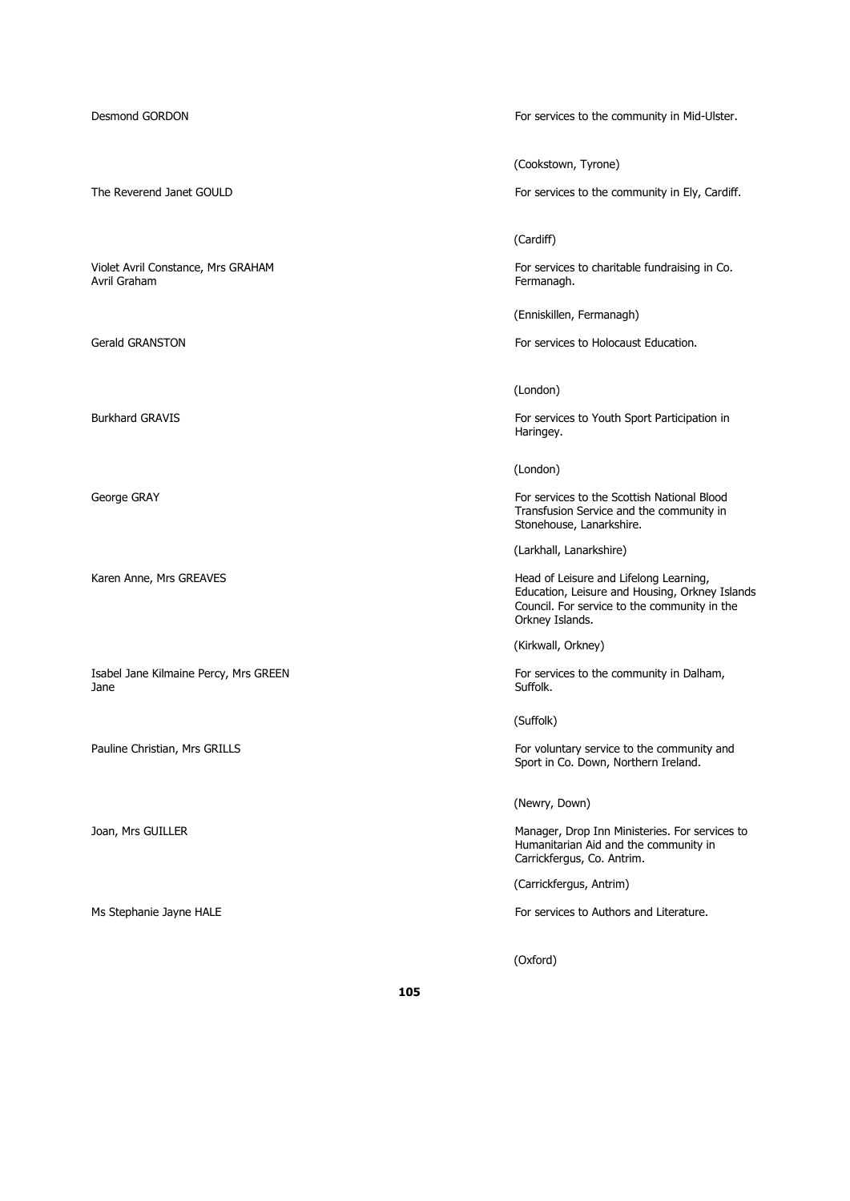| | |
|---|---|
| Desmond GORDON | For services to the community in Mid-Ulster.<br><br>(Cookstown, Tyrone) |
| The Reverend Janet GOULD | For services to the community in Ely, Cardiff.<br><br>(Cardiff) |
| Violet Avril Constance, Mrs GRAHAM<br>Avril Graham | For services to charitable fundraising in Co. Fermanagh.<br><br>(Enniskillen, Fermanagh) |
| Gerald GRANSTON | For services to Holocaust Education.<br><br>(London) |
| Burkhard GRAVIS | For services to Youth Sport Participation in Haringey.<br><br>(London) |
| George GRAY | For services to the Scottish National Blood Transfusion Service and the community in Stonehouse, Lanarkshire.<br><br>(Larkhall, Lanarkshire) |
| Karen Anne, Mrs GREAVES | Head of Leisure and Lifelong Learning, Education, Leisure and Housing, Orkney Islands Council. For service to the community in the Orkney Islands.<br><br>(Kirkwall, Orkney) |
| Isabel Jane Kilmaine Percy, Mrs GREEN<br>Jane | For services to the community in Dalham, Suffolk.<br><br>(Suffolk) |
| Pauline Christian, Mrs GRILLS | For voluntary service to the community and Sport in Co. Down, Northern Ireland.<br><br>(Newry, Down) |
| Joan, Mrs GUILLER | Manager, Drop Inn Ministeries. For services to Humanitarian Aid and the community in Carrickfergus, Co. Antrim.<br><br>(Carrickfergus, Antrim) |
| Ms Stephanie Jayne HALE | For services to Authors and Literature.<br><br>(Oxford) |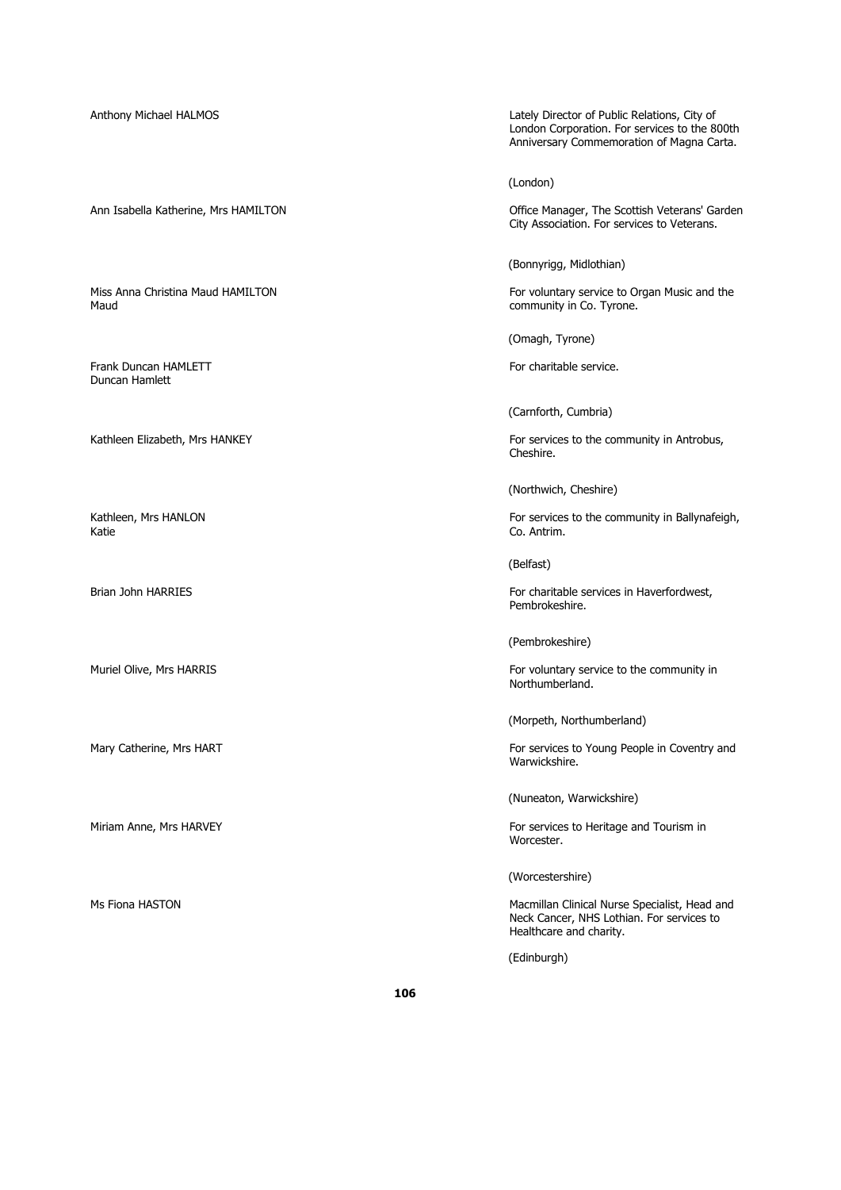Anthony Michael HALMOS

Lately Director of Public Relations, City of London Corporation. For services to the 800th Anniversary Commemoration of Magna Carta.

(London)

Ann Isabella Katherine, Mrs HAMILTON

Office Manager, The Scottish Veterans' Garden City Association. For services to Veterans.

(Bonnyrigg, Midlothian)

Miss Anna Christina Maud HAMILTON
Maud

For voluntary service to Organ Music and the community in Co. Tyrone.

(Omagh, Tyrone)

Frank Duncan HAMLETT
Duncan Hamlett

For charitable service.

(Carnforth, Cumbria)

Kathleen Elizabeth, Mrs HANKEY

For services to the community in Antrobus, Cheshire.

(Northwich, Cheshire)

Kathleen, Mrs HANLON
Katie

For services to the community in Ballynafeigh, Co. Antrim.

(Belfast)

Brian John HARRIES

For charitable services in Haverfordwest, Pembrokeshire.

(Pembrokeshire)

Muriel Olive, Mrs HARRIS

For voluntary service to the community in Northumberland.

(Morpeth, Northumberland)

Mary Catherine, Mrs HART

For services to Young People in Coventry and Warwickshire.

(Nuneaton, Warwickshire)

Miriam Anne, Mrs HARVEY

For services to Heritage and Tourism in Worcester.

(Worcestershire)

Ms Fiona HASTON

Macmillan Clinical Nurse Specialist, Head and Neck Cancer, NHS Lothian. For services to Healthcare and charity.

(Edinburgh)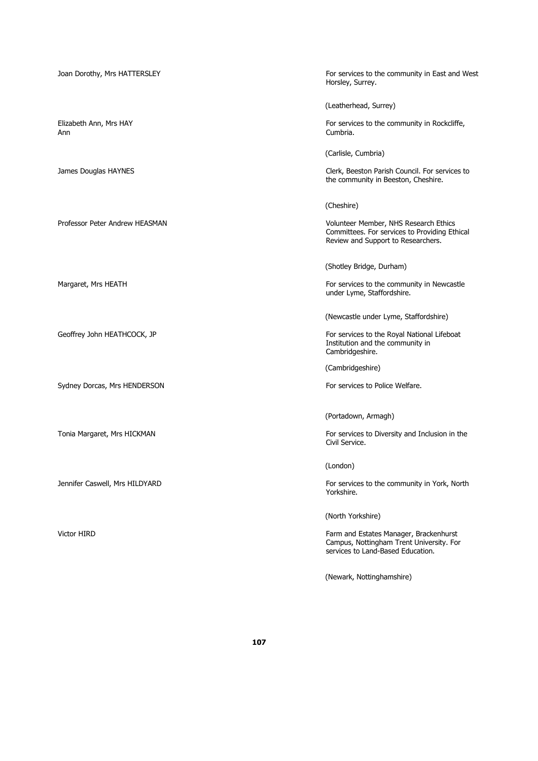Joan Dorothy, Mrs HATTERSLEY

For services to the community in East and West Horsley, Surrey.

(Leatherhead, Surrey)

Elizabeth Ann, Mrs HAY
Ann

For services to the community in Rockcliffe, Cumbria.

(Carlisle, Cumbria)

James Douglas HAYNES

Clerk, Beeston Parish Council. For services to the community in Beeston, Cheshire.

(Cheshire)

Professor Peter Andrew HEASMAN

Volunteer Member, NHS Research Ethics Committees. For services to Providing Ethical Review and Support to Researchers.

(Shotley Bridge, Durham)

Margaret, Mrs HEATH

For services to the community in Newcastle under Lyme, Staffordshire.

(Newcastle under Lyme, Staffordshire)

Geoffrey John HEATHCOCK, JP

For services to the Royal National Lifeboat Institution and the community in Cambridgeshire.

(Cambridgeshire)

Sydney Dorcas, Mrs HENDERSON

For services to Police Welfare.

(Portadown, Armagh)

Tonia Margaret, Mrs HICKMAN

For services to Diversity and Inclusion in the Civil Service.

(London)

Jennifer Caswell, Mrs HILDYARD

For services to the community in York, North Yorkshire.

(North Yorkshire)

Victor HIRD

Farm and Estates Manager, Brackenhurst Campus, Nottingham Trent University. For services to Land-Based Education.

(Newark, Nottinghamshire)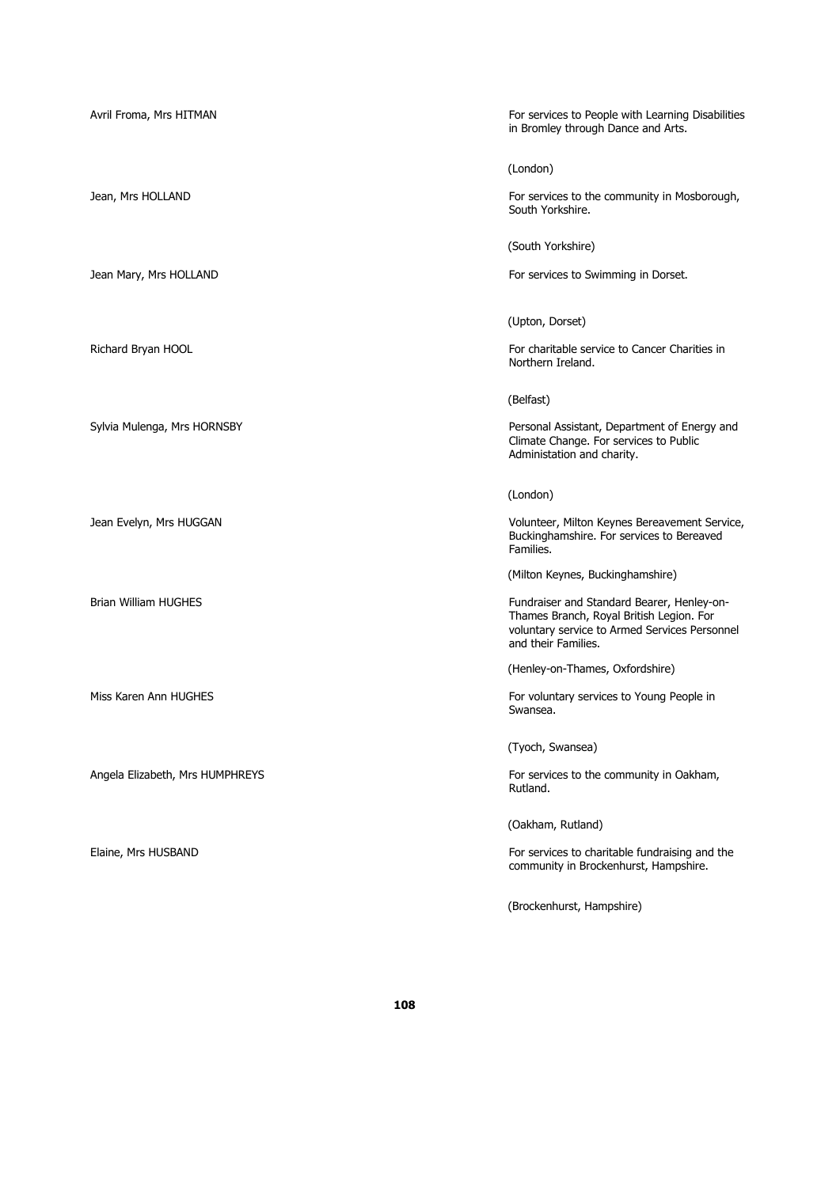Avril Froma, Mrs HITMAN

For services to People with Learning Disabilities in Bromley through Dance and Arts.

(London)

Jean, Mrs HOLLAND

For services to the community in Mosborough, South Yorkshire.

(South Yorkshire)

Jean Mary, Mrs HOLLAND

For services to Swimming in Dorset.

(Upton, Dorset)

Richard Bryan HOOL

For charitable service to Cancer Charities in Northern Ireland.

(Belfast)

Sylvia Mulenga, Mrs HORNSBY

Personal Assistant, Department of Energy and Climate Change. For services to Public Administation and charity.

(London)

Jean Evelyn, Mrs HUGGAN

Volunteer, Milton Keynes Bereavement Service, Buckinghamshire. For services to Bereaved Families.

(Milton Keynes, Buckinghamshire)

Brian William HUGHES

Fundraiser and Standard Bearer, Henley-on-Thames Branch, Royal British Legion. For voluntary service to Armed Services Personnel and their Families.

(Henley-on-Thames, Oxfordshire)

Miss Karen Ann HUGHES

For voluntary services to Young People in Swansea.

(Tyoch, Swansea)

Angela Elizabeth, Mrs HUMPHREYS

For services to the community in Oakham, Rutland.

(Oakham, Rutland)

Elaine, Mrs HUSBAND

For services to charitable fundraising and the community in Brockenhurst, Hampshire.

(Brockenhurst, Hampshire)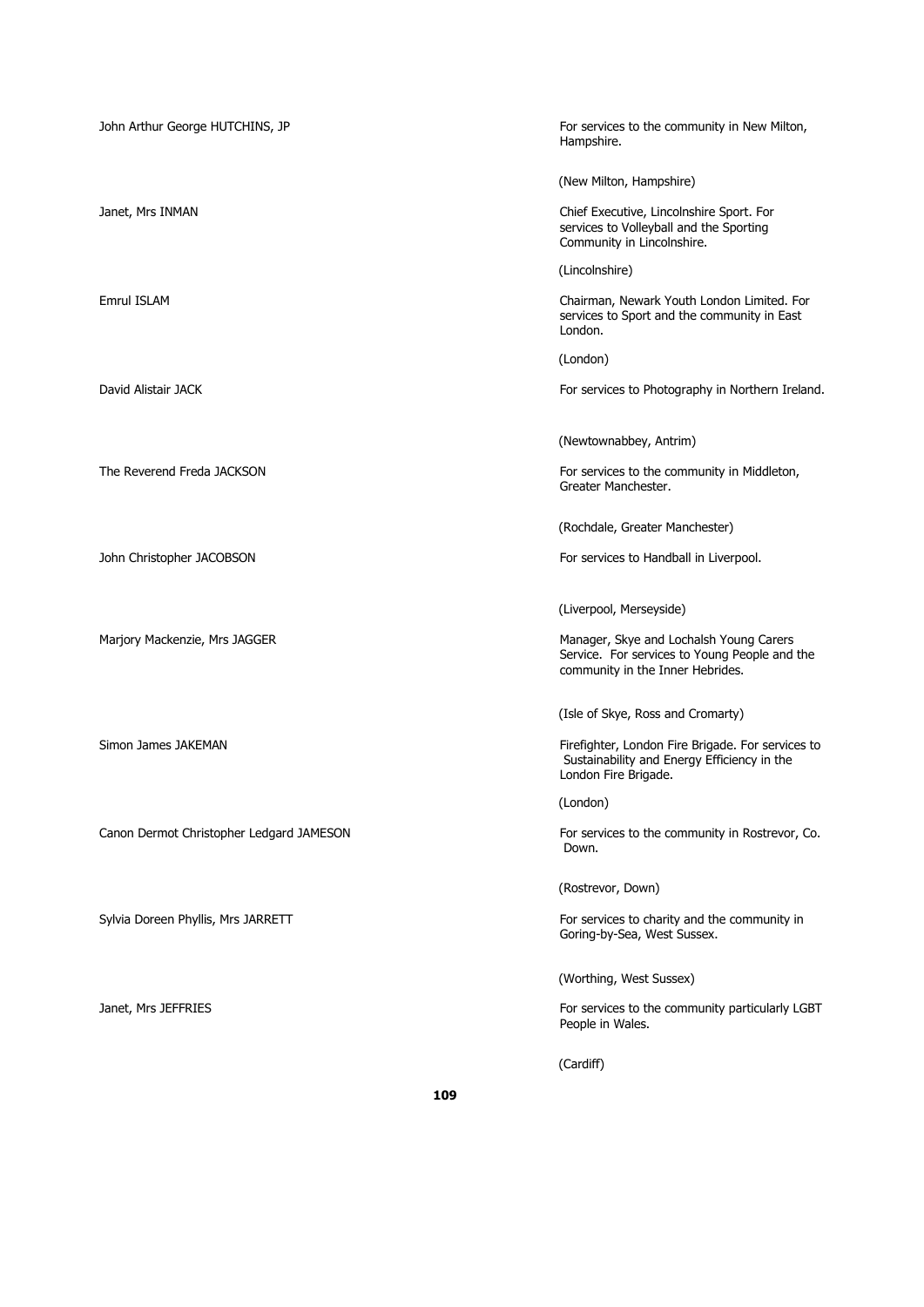| | |
|---|---|
| John Arthur George HUTCHINS, JP | For services to the community in New Milton, Hampshire.<br><br>(New Milton, Hampshire) |
| Janet, Mrs INMAN | Chief Executive, Lincolnshire Sport. For services to Volleyball and the Sporting Community in Lincolnshire.<br><br>(Lincolnshire) |
| Emrul ISLAM | Chairman, Newark Youth London Limited. For services to Sport and the community in East London.<br><br>(London) |
| David Alistair JACK | For services to Photography in Northern Ireland.<br><br>(Newtownabbey, Antrim) |
| The Reverend Freda JACKSON | For services to the community in Middleton, Greater Manchester.<br><br>(Rochdale, Greater Manchester) |
| John Christopher JACOBSON | For services to Handball in Liverpool.<br><br>(Liverpool, Merseyside) |
| Marjory Mackenzie, Mrs JAGGER | Manager, Skye and Lochalsh Young Carers Service. For services to Young People and the community in the Inner Hebrides.<br><br>(Isle of Skye, Ross and Cromarty) |
| Simon James JAKEMAN | Firefighter, London Fire Brigade. For services to Sustainability and Energy Efficiency in the London Fire Brigade.<br><br>(London) |
| Canon Dermot Christopher Ledgard JAMESON | For services to the community in Rostrevor, Co. Down.<br><br>(Rostrevor, Down) |
| Sylvia Doreen Phyllis, Mrs JARRETT | For services to charity and the community in Goring-by-Sea, West Sussex.<br><br>(Worthing, West Sussex) |
| Janet, Mrs JEFFRIES | For services to the community particularly LGBT People in Wales.<br><br>(Cardiff) |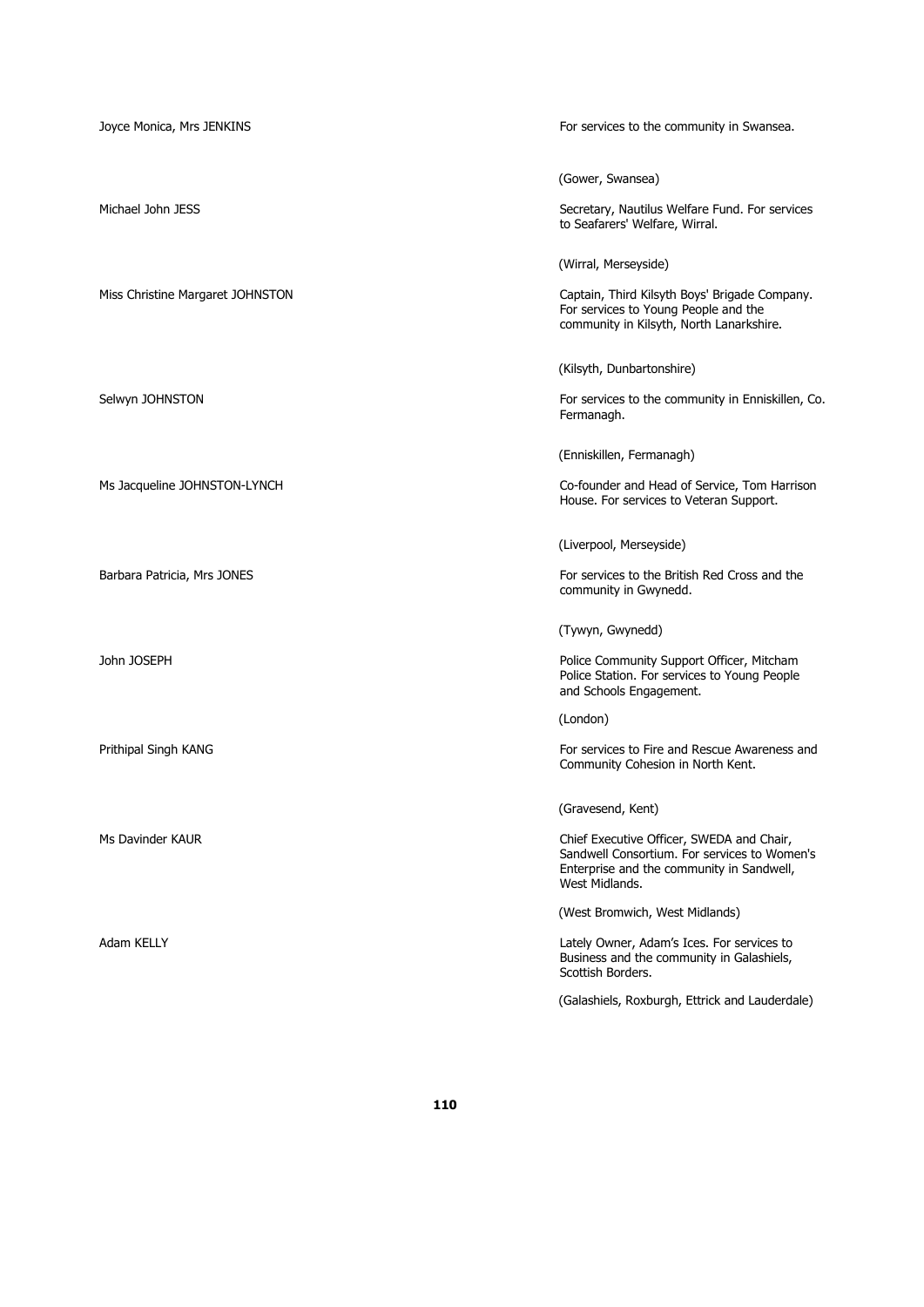Joyce Monica, Mrs JENKINS

For services to the community in Swansea.

(Gower, Swansea)

Michael John JESS

Secretary, Nautilus Welfare Fund. For services to Seafarers' Welfare, Wirral.

(Wirral, Merseyside)

Miss Christine Margaret JOHNSTON

Captain, Third Kilsyth Boys' Brigade Company. For services to Young People and the community in Kilsyth, North Lanarkshire.

(Kilsyth, Dunbartonshire)

Selwyn JOHNSTON

For services to the community in Enniskillen, Co. Fermanagh.

(Enniskillen, Fermanagh)

Ms Jacqueline JOHNSTON-LYNCH

Co-founder and Head of Service, Tom Harrison House. For services to Veteran Support.

(Liverpool, Merseyside)

Barbara Patricia, Mrs JONES

For services to the British Red Cross and the community in Gwynedd.

(Tywyn, Gwynedd)

John JOSEPH

Police Community Support Officer, Mitcham Police Station. For services to Young People and Schools Engagement.

(London)

Prithipal Singh KANG

For services to Fire and Rescue Awareness and Community Cohesion in North Kent.

(Gravesend, Kent)

Ms Davinder KAUR

Chief Executive Officer, SWEDA and Chair, Sandwell Consortium. For services to Women's Enterprise and the community in Sandwell, West Midlands.

(West Bromwich, West Midlands)

Adam KELLY

Lately Owner, Adam's Ices. For services to Business and the community in Galashiels, Scottish Borders.

(Galashiels, Roxburgh, Ettrick and Lauderdale)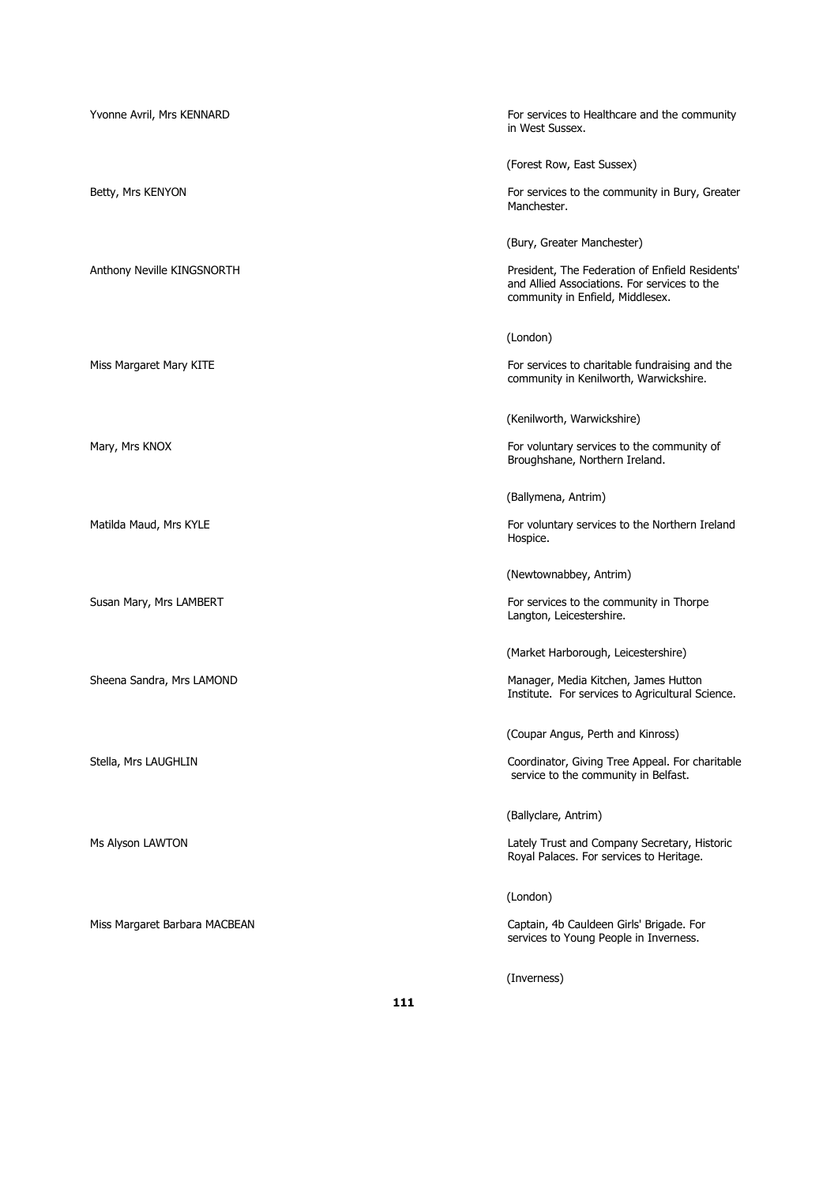Yvonne Avril, Mrs KENNARD

For services to Healthcare and the community in West Sussex.

(Forest Row, East Sussex)

Betty, Mrs KENYON

For services to the community in Bury, Greater Manchester.

(Bury, Greater Manchester)

Anthony Neville KINGSNORTH

President, The Federation of Enfield Residents' and Allied Associations. For services to the community in Enfield, Middlesex.

(London)

Miss Margaret Mary KITE

For services to charitable fundraising and the community in Kenilworth, Warwickshire.

(Kenilworth, Warwickshire)

Mary, Mrs KNOX

For voluntary services to the community of Broughshane, Northern Ireland.

(Ballymena, Antrim)

Matilda Maud, Mrs KYLE

For voluntary services to the Northern Ireland Hospice.

(Newtownabbey, Antrim)

Susan Mary, Mrs LAMBERT

For services to the community in Thorpe Langton, Leicestershire.

(Market Harborough, Leicestershire)

Sheena Sandra, Mrs LAMOND

Manager, Media Kitchen, James Hutton Institute. For services to Agricultural Science.

(Coupar Angus, Perth and Kinross)

Stella, Mrs LAUGHLIN

Coordinator, Giving Tree Appeal. For charitable service to the community in Belfast.

(Ballyclare, Antrim)

Ms Alyson LAWTON

Lately Trust and Company Secretary, Historic Royal Palaces. For services to Heritage.

(London)

Miss Margaret Barbara MACBEAN

Captain, 4b Cauldeen Girls' Brigade. For services to Young People in Inverness.

(Inverness)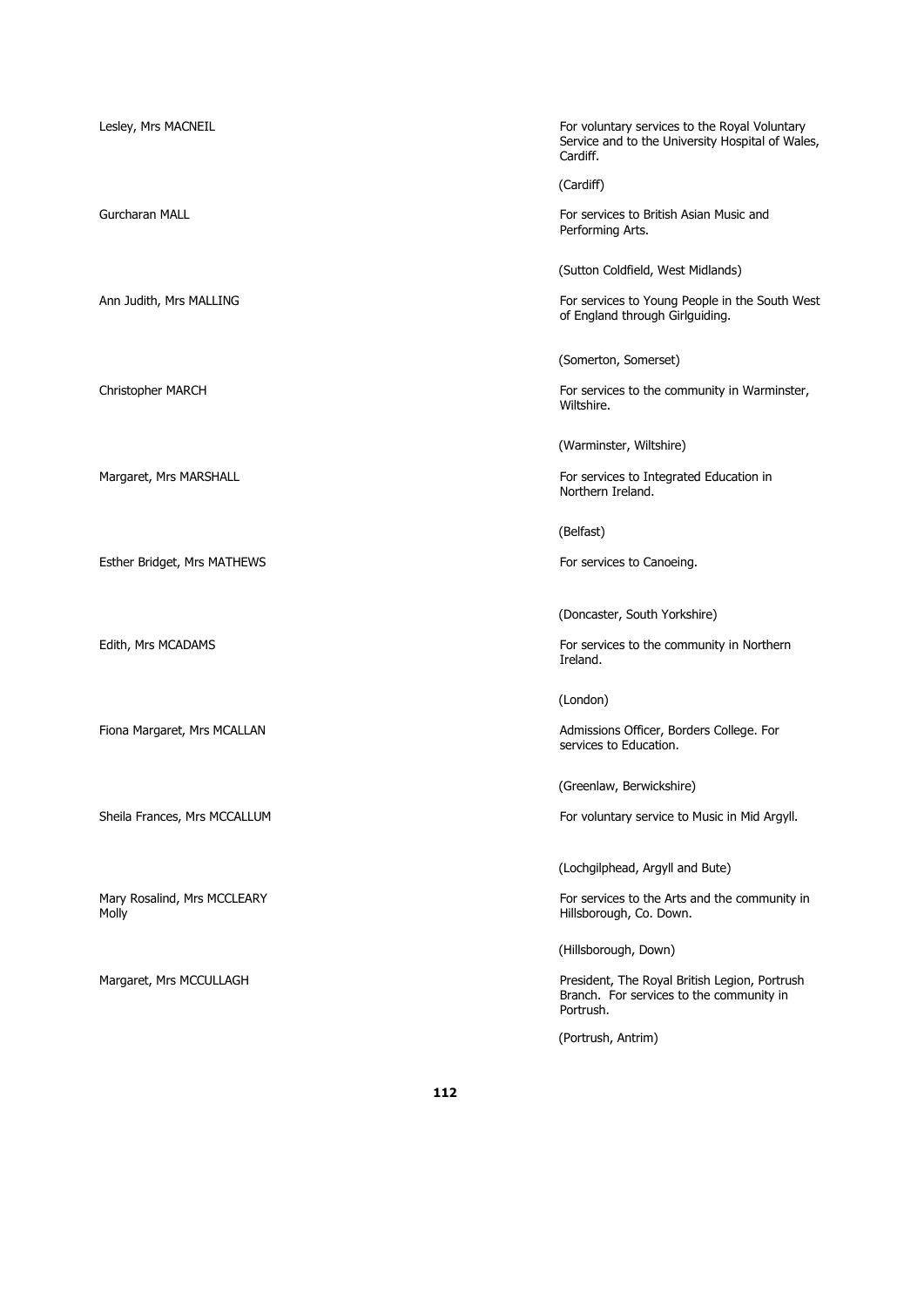| | |
|---|---|
| Lesley, Mrs MACNEIL | For voluntary services to the Royal Voluntary Service and to the University Hospital of Wales, Cardiff.<br><br>(Cardiff) |
| Gurcharan MALL | For services to British Asian Music and Performing Arts.<br><br>(Sutton Coldfield, West Midlands) |
| Ann Judith, Mrs MALLING | For services to Young People in the South West of England through Girlguiding.<br><br>(Somerton, Somerset) |
| Christopher MARCH | For services to the community in Warminster, Wiltshire.<br><br>(Warminster, Wiltshire) |
| Margaret, Mrs MARSHALL | For services to Integrated Education in Northern Ireland.<br><br>(Belfast) |
| Esther Bridget, Mrs MATHEWS | For services to Canoeing.<br><br>(Doncaster, South Yorkshire) |
| Edith, Mrs MCADAMS | For services to the community in Northern Ireland.<br><br>(London) |
| Fiona Margaret, Mrs MCALLAN | Admissions Officer, Borders College. For services to Education.<br><br>(Greenlaw, Berwickshire) |
| Sheila Frances, Mrs MCCALLUM | For voluntary service to Music in Mid Argyll.<br><br>(Lochgilphead, Argyll and Bute) |
| Mary Rosalind, Mrs MCCLEARY Molly | For services to the Arts and the community in Hillsborough, Co. Down.<br><br>(Hillsborough, Down) |
| Margaret, Mrs MCCULLAGH | President, The Royal British Legion, Portrush Branch. For services to the community in Portrush.<br><br>(Portrush, Antrim) |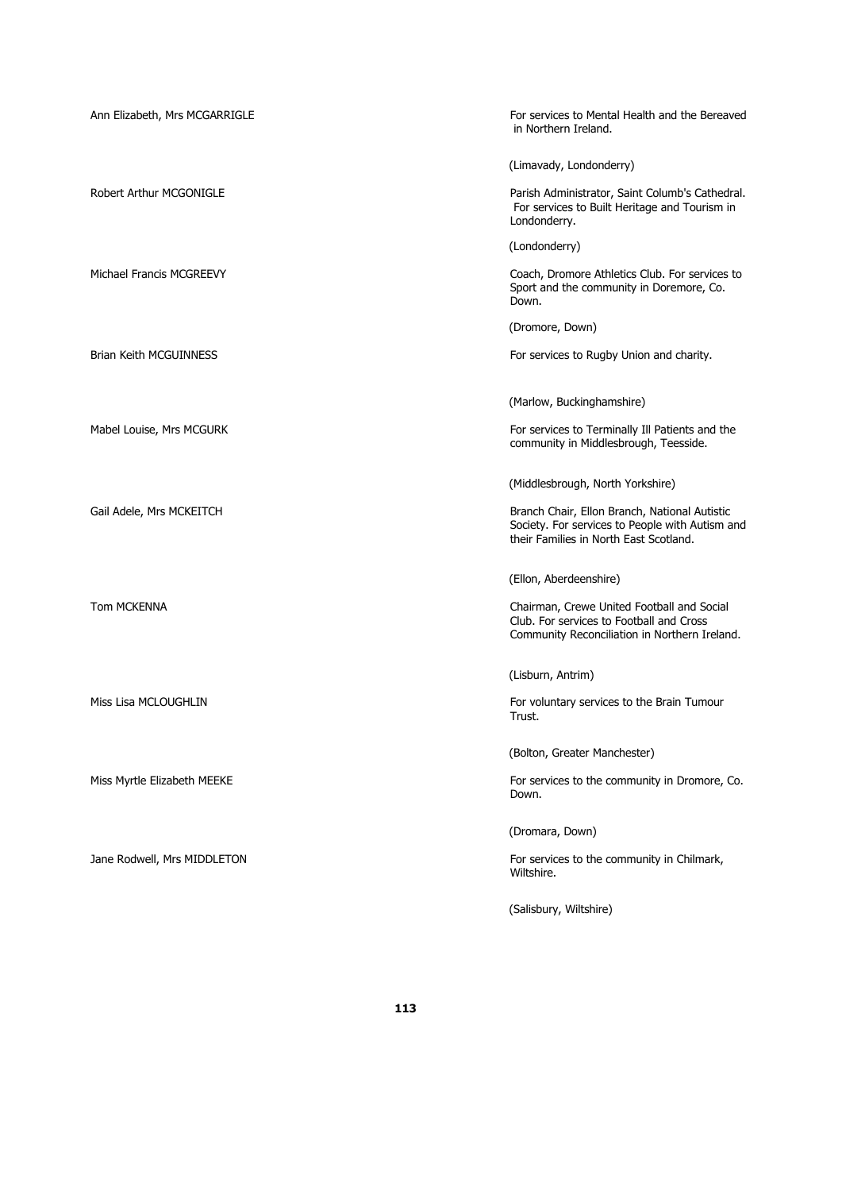| | |
|---|---|
| Ann Elizabeth, Mrs MCGARRIGLE | For services to Mental Health and the Bereaved in Northern Ireland.<br><br>(Limavady, Londonderry) |
| Robert Arthur MCGONIGLE | Parish Administrator, Saint Columb's Cathedral. For services to Built Heritage and Tourism in Londonderry.<br><br>(Londonderry) |
| Michael Francis MCGREEVY | Coach, Dromore Athletics Club. For services to Sport and the community in Doremore, Co. Down.<br><br>(Dromore, Down) |
| Brian Keith MCGUINNESS | For services to Rugby Union and charity.<br><br>(Marlow, Buckinghamshire) |
| Mabel Louise, Mrs MCGURK | For services to Terminally Ill Patients and the community in Middlesbrough, Teesside.<br><br>(Middlesbrough, North Yorkshire) |
| Gail Adele, Mrs MCKEITCH | Branch Chair, Ellon Branch, National Autistic Society. For services to People with Autism and their Families in North East Scotland.<br><br>(Ellon, Aberdeenshire) |
| Tom MCKENNA | Chairman, Crewe United Football and Social Club. For services to Football and Cross Community Reconciliation in Northern Ireland.<br><br>(Lisburn, Antrim) |
| Miss Lisa MCLOUGHLIN | For voluntary services to the Brain Tumour Trust.<br><br>(Bolton, Greater Manchester) |
| Miss Myrtle Elizabeth MEEKE | For services to the community in Dromore, Co. Down.<br><br>(Dromara, Down) |
| Jane Rodwell, Mrs MIDDLETON | For services to the community in Chilmark, Wiltshire.<br><br>(Salisbury, Wiltshire) |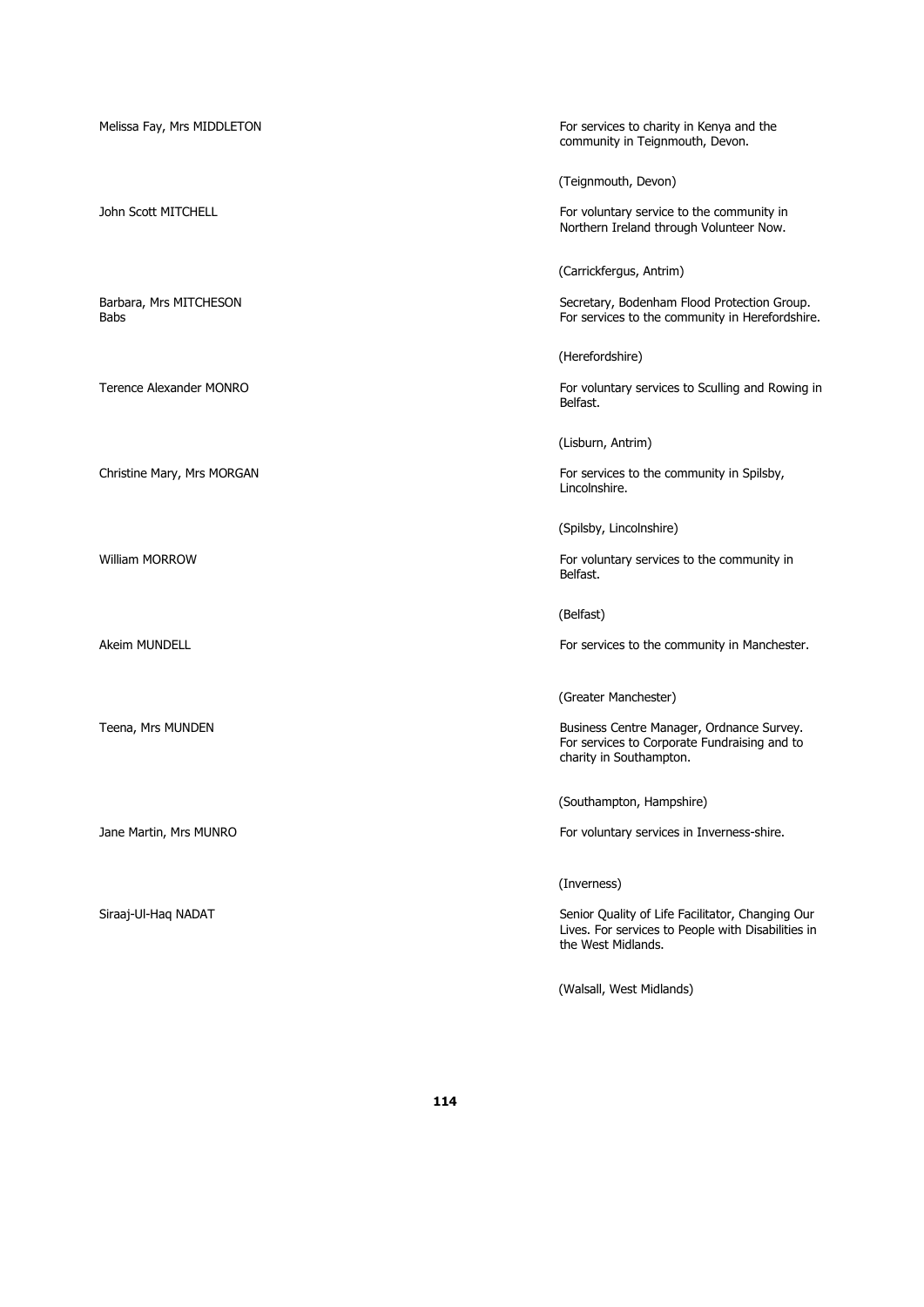| | |
|---|---|
| Melissa Fay, Mrs MIDDLETON | For services to charity in Kenya and the community in Teignmouth, Devon.<br><br>(Teignmouth, Devon) |
| John Scott MITCHELL | For voluntary service to the community in Northern Ireland through Volunteer Now.<br><br>(Carrickfergus, Antrim) |
| Barbara, Mrs MITCHESON<br>Babs | Secretary, Bodenham Flood Protection Group. For services to the community in Herefordshire.<br><br>(Herefordshire) |
| Terence Alexander MONRO | For voluntary services to Sculling and Rowing in Belfast.<br><br>(Lisburn, Antrim) |
| Christine Mary, Mrs MORGAN | For services to the community in Spilsby, Lincolnshire.<br><br>(Spilsby, Lincolnshire) |
| William MORROW | For voluntary services to the community in Belfast.<br><br>(Belfast) |
| Akeim MUNDELL | For services to the community in Manchester.<br><br>(Greater Manchester) |
| Teena, Mrs MUNDEN | Business Centre Manager, Ordnance Survey. For services to Corporate Fundraising and to charity in Southampton.<br><br>(Southampton, Hampshire) |
| Jane Martin, Mrs MUNRO | For voluntary services in Inverness-shire.<br><br>(Inverness) |
| Siraaj-Ul-Haq NADAT | Senior Quality of Life Facilitator, Changing Our Lives. For services to People with Disabilities in the West Midlands.<br><br>(Walsall, West Midlands) |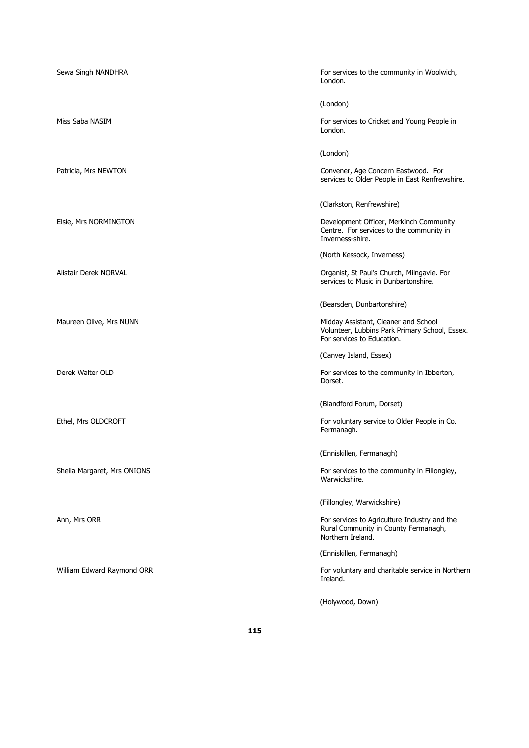| | |
|---|---|
| Sewa Singh NANDHRA | For services to the community in Woolwich, London.<br><br>(London) |
| Miss Saba NASIM | For services to Cricket and Young People in London.<br><br>(London) |
| Patricia, Mrs NEWTON | Convener, Age Concern Eastwood. For services to Older People in East Renfrewshire.<br><br>(Clarkston, Renfrewshire) |
| Elsie, Mrs NORMINGTON | Development Officer, Merkinch Community Centre. For services to the community in Inverness-shire.<br><br>(North Kessock, Inverness) |
| Alistair Derek NORVAL | Organist, St Paul's Church, Milngavie. For services to Music in Dunbartonshire.<br><br>(Bearsden, Dunbartonshire) |
| Maureen Olive, Mrs NUNN | Midday Assistant, Cleaner and School Volunteer, Lubbins Park Primary School, Essex. For services to Education.<br><br>(Canvey Island, Essex) |
| Derek Walter OLD | For services to the community in Ibberton, Dorset.<br><br>(Blandford Forum, Dorset) |
| Ethel, Mrs OLDCROFT | For voluntary service to Older People in Co. Fermanagh.<br><br>(Enniskillen, Fermanagh) |
| Sheila Margaret, Mrs ONIONS | For services to the community in Fillongley, Warwickshire.<br><br>(Fillongley, Warwickshire) |
| Ann, Mrs ORR | For services to Agriculture Industry and the Rural Community in County Fermanagh, Northern Ireland.<br><br>(Enniskillen, Fermanagh) |
| William Edward Raymond ORR | For voluntary and charitable service in Northern Ireland.<br><br>(Holywood, Down) |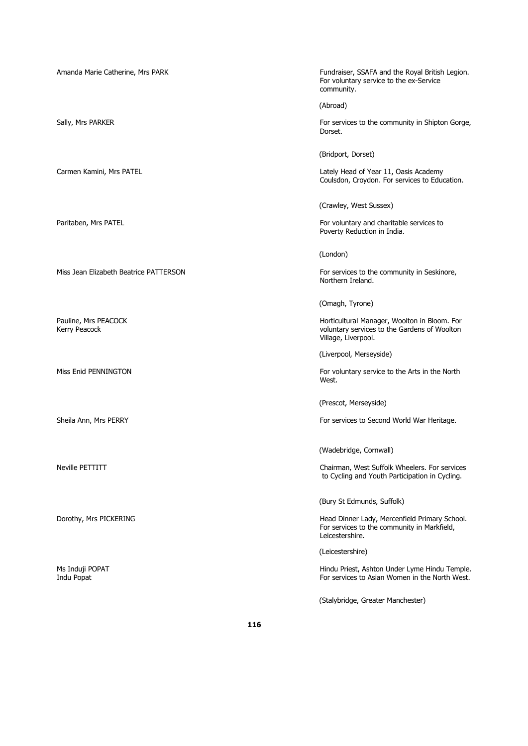| | |
|---|---|
| Amanda Marie Catherine, Mrs PARK | Fundraiser, SSAFA and the Royal British Legion. For voluntary service to the ex-Service community.<br><br>(Abroad) |
| Sally, Mrs PARKER | For services to the community in Shipton Gorge, Dorset.<br><br>(Bridport, Dorset) |
| Carmen Kamini, Mrs PATEL | Lately Head of Year 11, Oasis Academy Coulsdon, Croydon. For services to Education.<br><br>(Crawley, West Sussex) |
| Paritaben, Mrs PATEL | For voluntary and charitable services to Poverty Reduction in India.<br><br>(London) |
| Miss Jean Elizabeth Beatrice PATTERSON | For services to the community in Seskinore, Northern Ireland.<br><br>(Omagh, Tyrone) |
| Pauline, Mrs PEACOCK<br>Kerry Peacock | Horticultural Manager, Woolton in Bloom. For voluntary services to the Gardens of Woolton Village, Liverpool.<br><br>(Liverpool, Merseyside) |
| Miss Enid PENNINGTON | For voluntary service to the Arts in the North West.<br><br>(Prescot, Merseyside) |
| Sheila Ann, Mrs PERRY | For services to Second World War Heritage.<br><br>(Wadebridge, Cornwall) |
| Neville PETTITT | Chairman, West Suffolk Wheelers. For services to Cycling and Youth Participation in Cycling.<br><br>(Bury St Edmunds, Suffolk) |
| Dorothy, Mrs PICKERING | Head Dinner Lady, Mercenfield Primary School. For services to the community in Markfield, Leicestershire.<br><br>(Leicestershire) |
| Ms Induji POPAT<br>Indu Popat | Hindu Priest, Ashton Under Lyme Hindu Temple. For services to Asian Women in the North West.<br><br>(Stalybridge, Greater Manchester) |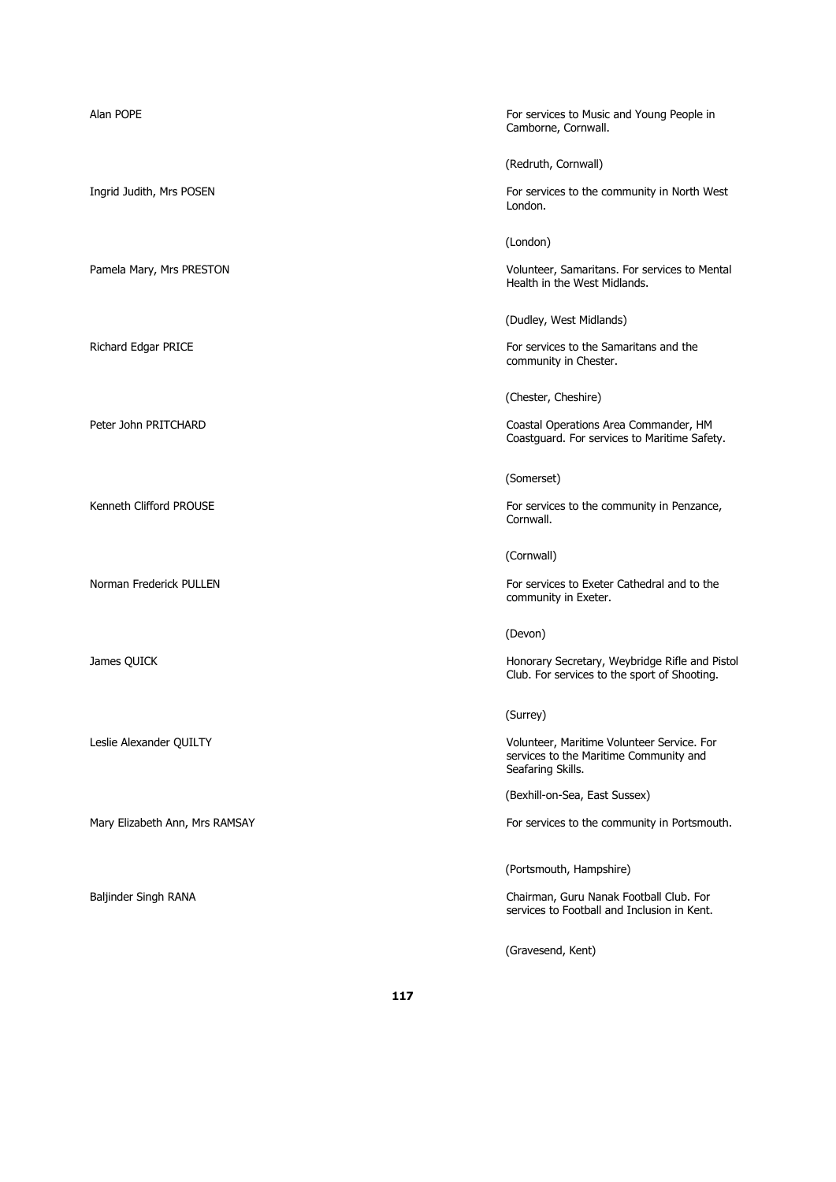| | |
|---|---|
| Alan POPE | For services to Music and Young People in Camborne, Cornwall. |
| | (Redruth, Cornwall) |
| Ingrid Judith, Mrs POSEN | For services to the community in North West London. |
| | (London) |
| Pamela Mary, Mrs PRESTON | Volunteer, Samaritans. For services to Mental Health in the West Midlands. |
| | (Dudley, West Midlands) |
| Richard Edgar PRICE | For services to the Samaritans and the community in Chester. |
| | (Chester, Cheshire) |
| Peter John PRITCHARD | Coastal Operations Area Commander, HM Coastguard. For services to Maritime Safety. |
| | (Somerset) |
| Kenneth Clifford PROUSE | For services to the community in Penzance, Cornwall. |
| | (Cornwall) |
| Norman Frederick PULLEN | For services to Exeter Cathedral and to the community in Exeter. |
| | (Devon) |
| James QUICK | Honorary Secretary, Weybridge Rifle and Pistol Club. For services to the sport of Shooting. |
| | (Surrey) |
| Leslie Alexander QUILTY | Volunteer, Maritime Volunteer Service. For services to the Maritime Community and Seafaring Skills. |
| | (Bexhill-on-Sea, East Sussex) |
| Mary Elizabeth Ann, Mrs RAMSAY | For services to the community in Portsmouth. |
| | (Portsmouth, Hampshire) |
| Baljinder Singh RANA | Chairman, Guru Nanak Football Club. For services to Football and Inclusion in Kent. |
| | (Gravesend, Kent) |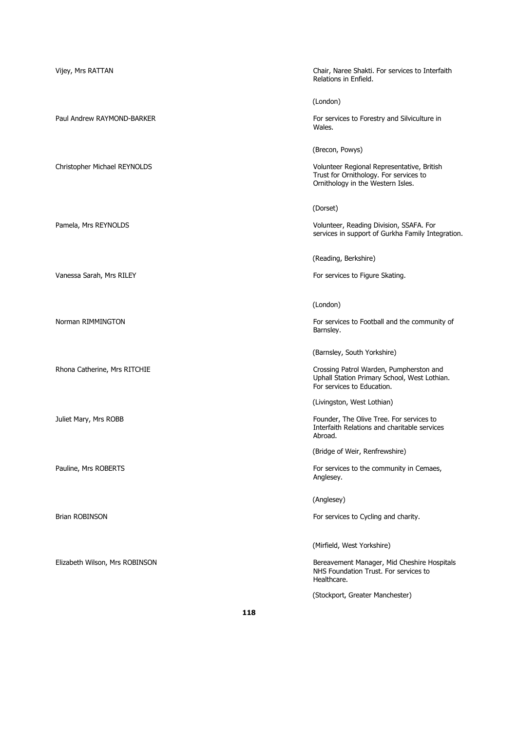Vijey, Mrs RATTAN

Chair, Naree Shakti. For services to Interfaith Relations in Enfield.

(London)

Paul Andrew RAYMOND-BARKER

For services to Forestry and Silviculture in Wales.

(Brecon, Powys)

Christopher Michael REYNOLDS

Volunteer Regional Representative, British Trust for Ornithology. For services to Ornithology in the Western Isles.

(Dorset)

Pamela, Mrs REYNOLDS

Volunteer, Reading Division, SSAFA. For services in support of Gurkha Family Integration.

(Reading, Berkshire)

Vanessa Sarah, Mrs RILEY

For services to Figure Skating.

(London)

Norman RIMMINGTON

For services to Football and the community of Barnsley.

(Barnsley, South Yorkshire)

Rhona Catherine, Mrs RITCHIE

Crossing Patrol Warden, Pumpherston and Uphall Station Primary School, West Lothian. For services to Education.

(Livingston, West Lothian)

Juliet Mary, Mrs ROBB

Founder, The Olive Tree. For services to Interfaith Relations and charitable services Abroad.

(Bridge of Weir, Renfrewshire)

Pauline, Mrs ROBERTS

For services to the community in Cemaes, Anglesey.

(Anglesey)

Brian ROBINSON

For services to Cycling and charity.

(Mirfield, West Yorkshire)

Elizabeth Wilson, Mrs ROBINSON

Bereavement Manager, Mid Cheshire Hospitals NHS Foundation Trust. For services to Healthcare.

(Stockport, Greater Manchester)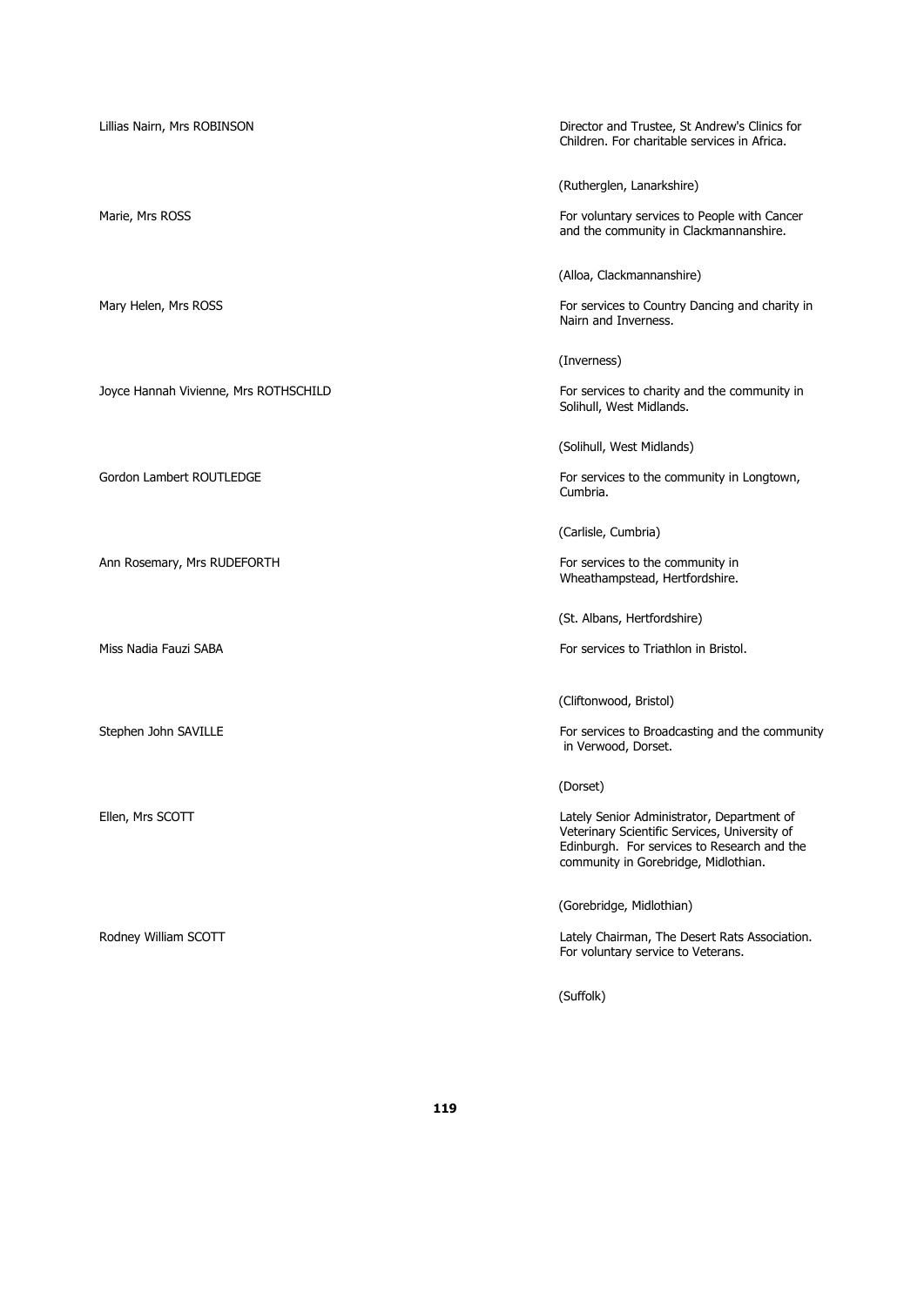| | |
|---|---|
| Lillias Nairn, Mrs ROBINSON | Director and Trustee, St Andrew's Clinics for Children. For charitable services in Africa. |
| | (Rutherglen, Lanarkshire) |
| Marie, Mrs ROSS | For voluntary services to People with Cancer and the community in Clackmannanshire. |
| | (Alloa, Clackmannanshire) |
| Mary Helen, Mrs ROSS | For services to Country Dancing and charity in Nairn and Inverness. |
| | (Inverness) |
| Joyce Hannah Vivienne, Mrs ROTHSCHILD | For services to charity and the community in Solihull, West Midlands. |
| | (Solihull, West Midlands) |
| Gordon Lambert ROUTLEDGE | For services to the community in Longtown, Cumbria. |
| | (Carlisle, Cumbria) |
| Ann Rosemary, Mrs RUDEFORTH | For services to the community in Wheathampstead, Hertfordshire. |
| | (St. Albans, Hertfordshire) |
| Miss Nadia Fauzi SABA | For services to Triathlon in Bristol. |
| | (Cliftonwood, Bristol) |
| Stephen John SAVILLE | For services to Broadcasting and the community in Verwood, Dorset. |
| | (Dorset) |
| Ellen, Mrs SCOTT | Lately Senior Administrator, Department of Veterinary Scientific Services, University of Edinburgh. For services to Research and the community in Gorebridge, Midlothian. |
| | (Gorebridge, Midlothian) |
| Rodney William SCOTT | Lately Chairman, The Desert Rats Association. For voluntary service to Veterans. |
| | (Suffolk) |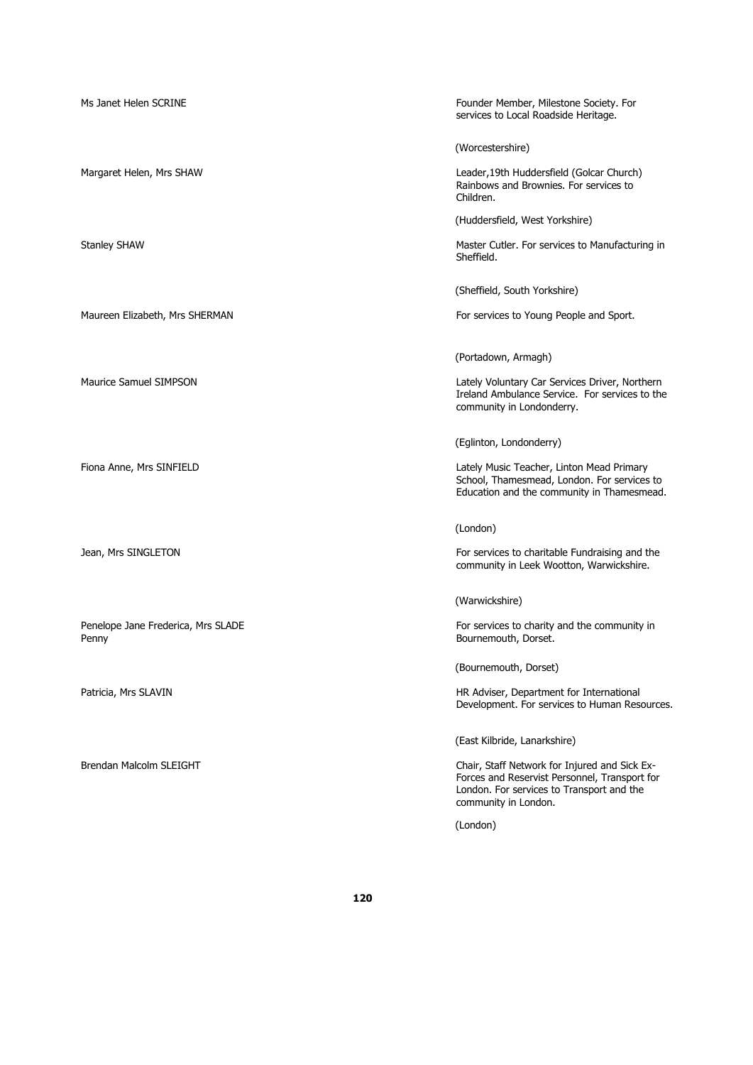| | |
|---|---|
| Ms Janet Helen SCRINE | Founder Member, Milestone Society. For services to Local Roadside Heritage.<br><br>(Worcestershire) |
| Margaret Helen, Mrs SHAW | Leader,19th Huddersfield (Golcar Church) Rainbows and Brownies. For services to Children.<br><br>(Huddersfield, West Yorkshire) |
| Stanley SHAW | Master Cutler. For services to Manufacturing in Sheffield.<br><br>(Sheffield, South Yorkshire) |
| Maureen Elizabeth, Mrs SHERMAN | For services to Young People and Sport.<br><br>(Portadown, Armagh) |
| Maurice Samuel SIMPSON | Lately Voluntary Car Services Driver, Northern Ireland Ambulance Service. For services to the community in Londonderry.<br><br>(Eglinton, Londonderry) |
| Fiona Anne, Mrs SINFIELD | Lately Music Teacher, Linton Mead Primary School, Thamesmead, London. For services to Education and the community in Thamesmead.<br><br>(London) |
| Jean, Mrs SINGLETON | For services to charitable Fundraising and the community in Leek Wootton, Warwickshire.<br><br>(Warwickshire) |
| Penelope Jane Frederica, Mrs SLADE<br>Penny | For services to charity and the community in Bournemouth, Dorset.<br><br>(Bournemouth, Dorset) |
| Patricia, Mrs SLAVIN | HR Adviser, Department for International Development. For services to Human Resources.<br><br>(East Kilbride, Lanarkshire) |
| Brendan Malcolm SLEIGHT | Chair, Staff Network for Injured and Sick Ex-Forces and Reservist Personnel, Transport for London. For services to Transport and the community in London.<br><br>(London) |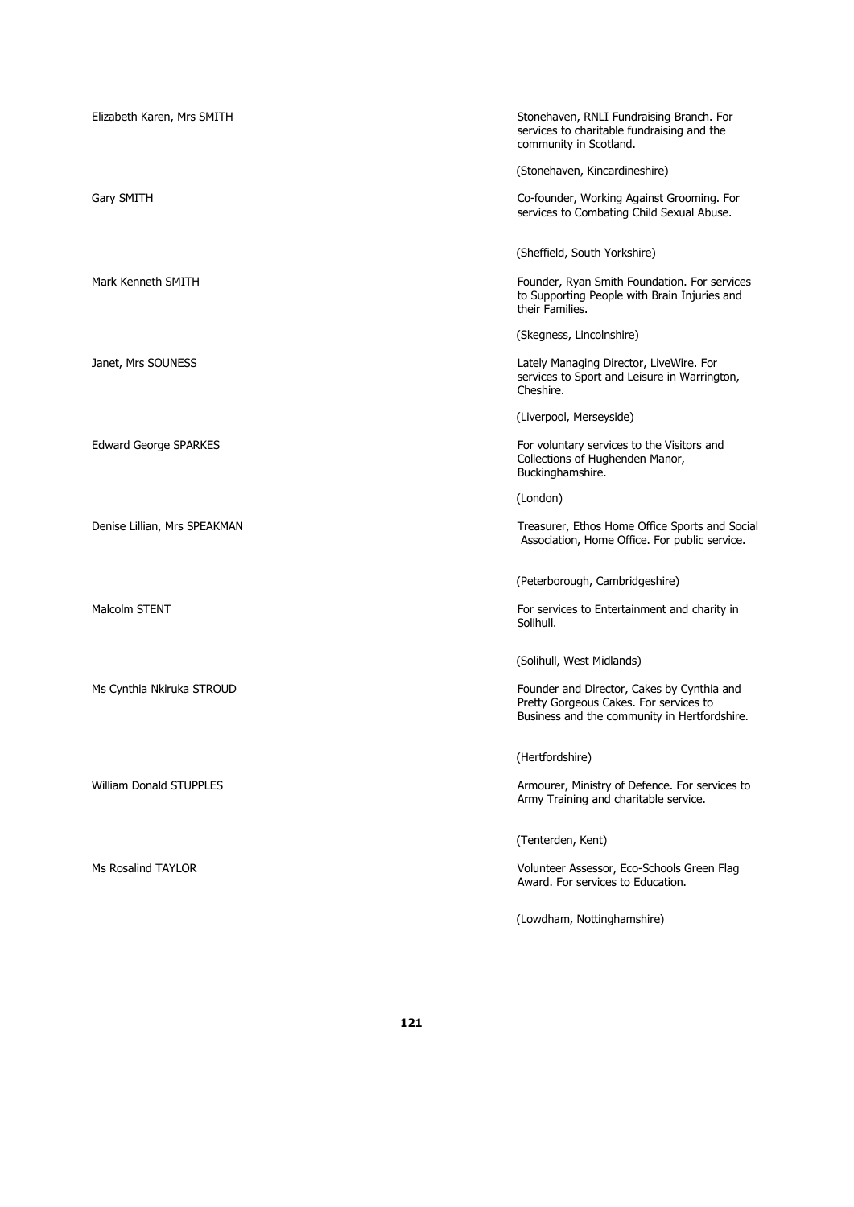| | |
|---|---|
| Elizabeth Karen, Mrs SMITH | Stonehaven, RNLI Fundraising Branch. For services to charitable fundraising and the community in Scotland.<br><br>(Stonehaven, Kincardineshire) |
| Gary SMITH | Co-founder, Working Against Grooming. For services to Combating Child Sexual Abuse.<br><br>(Sheffield, South Yorkshire) |
| Mark Kenneth SMITH | Founder, Ryan Smith Foundation. For services to Supporting People with Brain Injuries and their Families.<br><br>(Skegness, Lincolnshire) |
| Janet, Mrs SOUNESS | Lately Managing Director, LiveWire. For services to Sport and Leisure in Warrington, Cheshire.<br><br>(Liverpool, Merseyside) |
| Edward George SPARKES | For voluntary services to the Visitors and Collections of Hughenden Manor, Buckinghamshire.<br><br>(London) |
| Denise Lillian, Mrs SPEAKMAN | Treasurer, Ethos Home Office Sports and Social Association, Home Office. For public service.<br><br>(Peterborough, Cambridgeshire) |
| Malcolm STENT | For services to Entertainment and charity in Solihull.<br><br>(Solihull, West Midlands) |
| Ms Cynthia Nkiruka STROUD | Founder and Director, Cakes by Cynthia and Pretty Gorgeous Cakes. For services to Business and the community in Hertfordshire.<br><br>(Hertfordshire) |
| William Donald STUPPLES | Armourer, Ministry of Defence. For services to Army Training and charitable service.<br><br>(Tenterden, Kent) |
| Ms Rosalind TAYLOR | Volunteer Assessor, Eco-Schools Green Flag Award. For services to Education.<br><br>(Lowdham, Nottinghamshire) |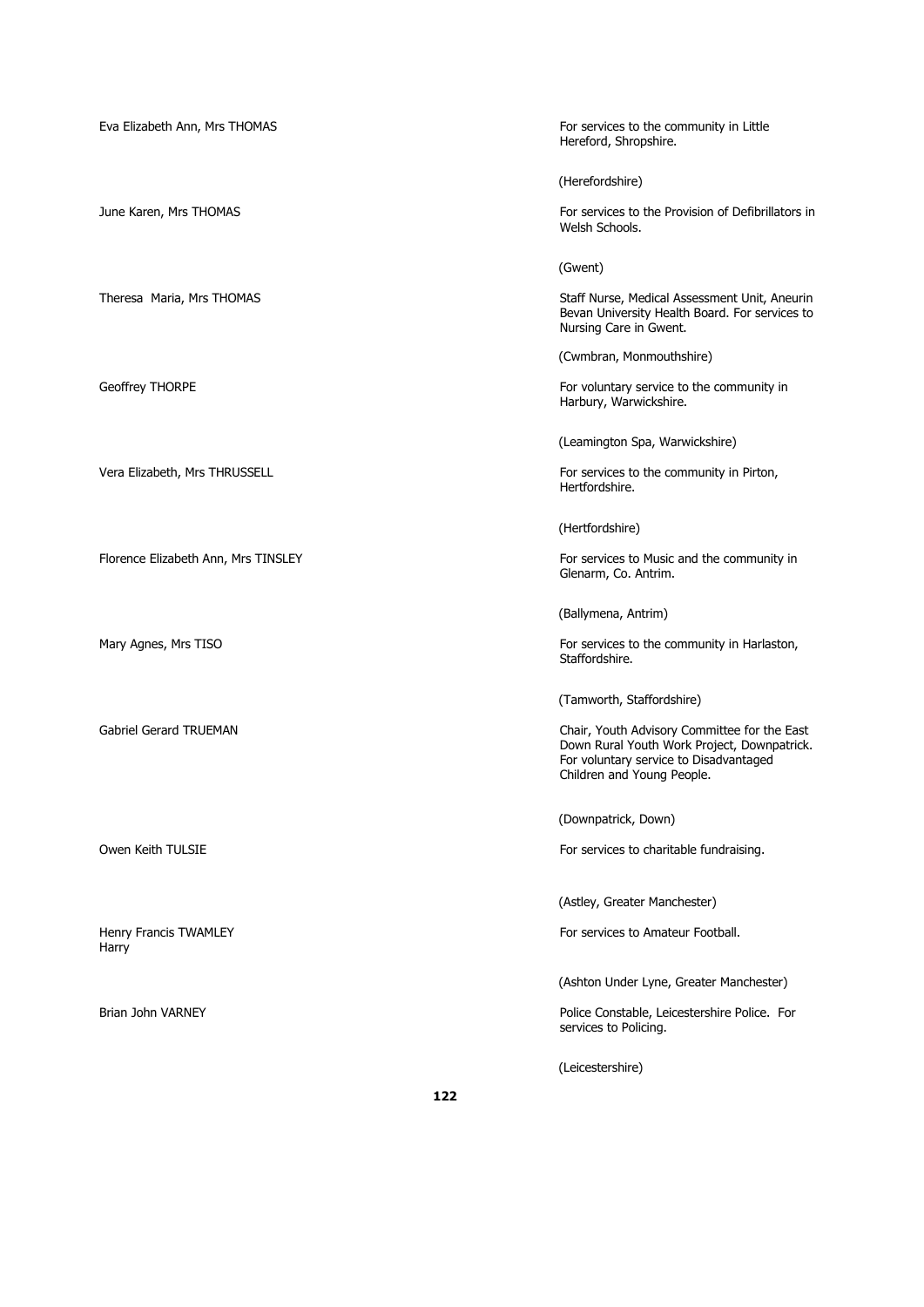Eva Elizabeth Ann, Mrs THOMAS

For services to the community in Little Hereford, Shropshire.

(Herefordshire)

June Karen, Mrs THOMAS

For services to the Provision of Defibrillators in Welsh Schools.

(Gwent)

Theresa Maria, Mrs THOMAS

Staff Nurse, Medical Assessment Unit, Aneurin Bevan University Health Board. For services to Nursing Care in Gwent.

(Cwmbran, Monmouthshire)

Geoffrey THORPE

For voluntary service to the community in Harbury, Warwickshire.

(Leamington Spa, Warwickshire)

Vera Elizabeth, Mrs THRUSSELL

For services to the community in Pirton, Hertfordshire.

(Hertfordshire)

Florence Elizabeth Ann, Mrs TINSLEY

For services to Music and the community in Glenarm, Co. Antrim.

(Ballymena, Antrim)

Mary Agnes, Mrs TISO

For services to the community in Harlaston, Staffordshire.

(Tamworth, Staffordshire)

Gabriel Gerard TRUEMAN

Chair, Youth Advisory Committee for the East Down Rural Youth Work Project, Downpatrick. For voluntary service to Disadvantaged Children and Young People.

(Downpatrick, Down)

Owen Keith TULSIE

For services to charitable fundraising.

(Astley, Greater Manchester)

Henry Francis TWAMLEY
Harry

For services to Amateur Football.

(Ashton Under Lyne, Greater Manchester)

Brian John VARNEY

Police Constable, Leicestershire Police. For services to Policing.

(Leicestershire)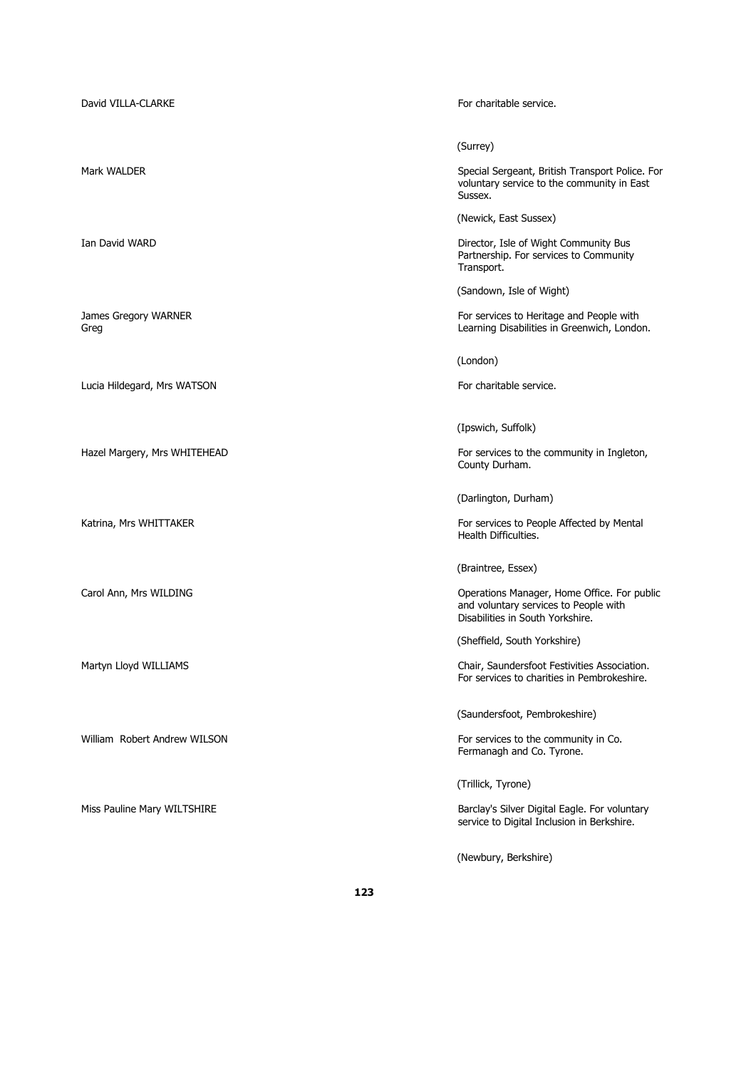| | |
|---|---|
| David VILLA-CLARKE | For charitable service.<br><br>(Surrey) |
| Mark WALDER | Special Sergeant, British Transport Police. For voluntary service to the community in East Sussex.<br><br>(Newick, East Sussex) |
| Ian David WARD | Director, Isle of Wight Community Bus Partnership. For services to Community Transport.<br><br>(Sandown, Isle of Wight) |
| James Gregory WARNER<br>Greg | For services to Heritage and People with Learning Disabilities in Greenwich, London.<br><br>(London) |
| Lucia Hildegard, Mrs WATSON | For charitable service.<br><br>(Ipswich, Suffolk) |
| Hazel Margery, Mrs WHITEHEAD | For services to the community in Ingleton, County Durham.<br><br>(Darlington, Durham) |
| Katrina, Mrs WHITTAKER | For services to People Affected by Mental Health Difficulties.<br><br>(Braintree, Essex) |
| Carol Ann, Mrs WILDING | Operations Manager, Home Office. For public and voluntary services to People with Disabilities in South Yorkshire.<br><br>(Sheffield, South Yorkshire) |
| Martyn Lloyd WILLIAMS | Chair, Saundersfoot Festivities Association. For services to charities in Pembrokeshire.<br><br>(Saundersfoot, Pembrokeshire) |
| William Robert Andrew WILSON | For services to the community in Co. Fermanagh and Co. Tyrone.<br><br>(Trillick, Tyrone) |
| Miss Pauline Mary WILTSHIRE | Barclay's Silver Digital Eagle. For voluntary service to Digital Inclusion in Berkshire.<br><br>(Newbury, Berkshire) |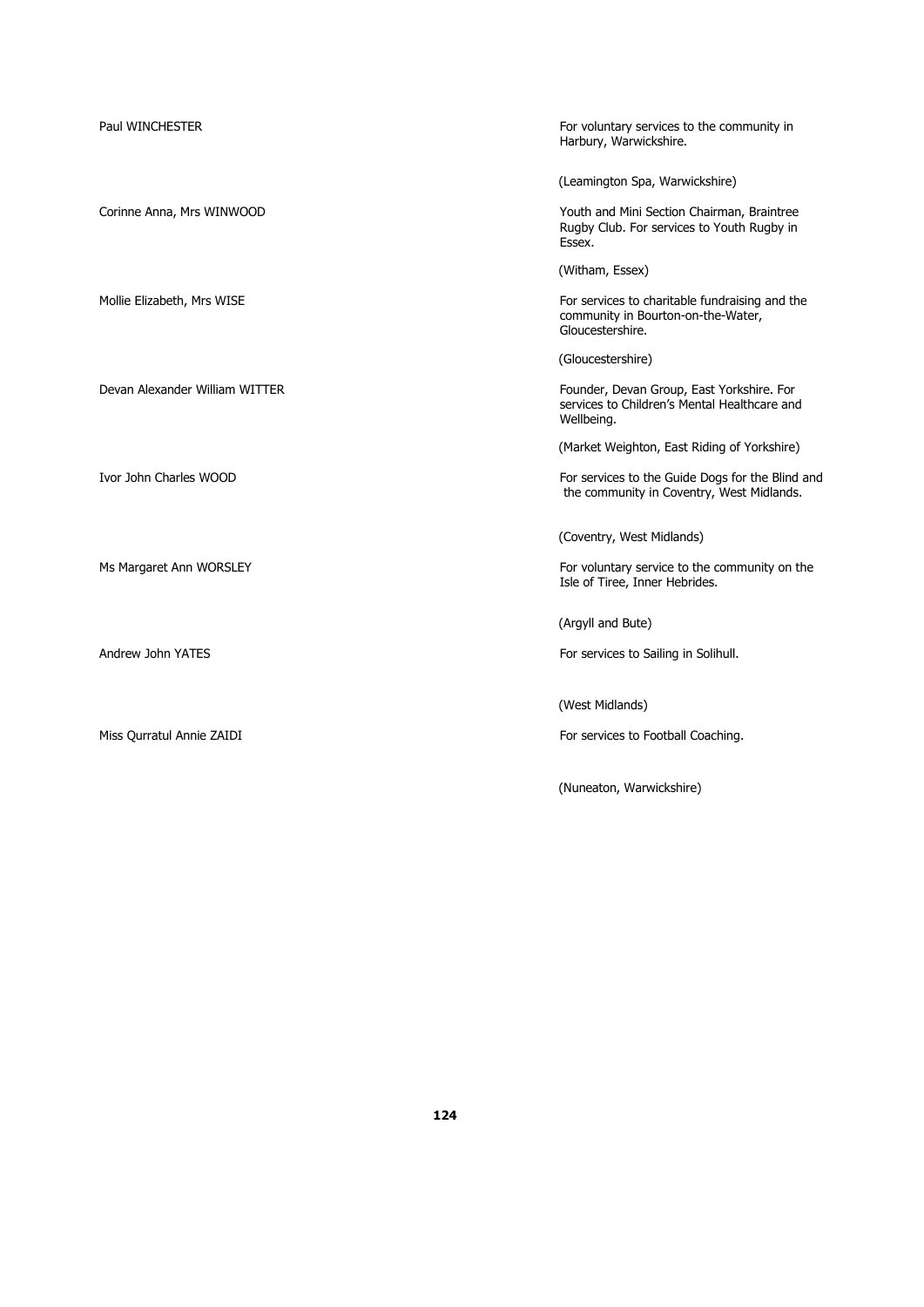| | |
|---|---|
| Paul WINCHESTER | For voluntary services to the community in Harbury, Warwickshire.<br><br>(Leamington Spa, Warwickshire) |
| Corinne Anna, Mrs WINWOOD | Youth and Mini Section Chairman, Braintree Rugby Club. For services to Youth Rugby in Essex.<br><br>(Witham, Essex) |
| Mollie Elizabeth, Mrs WISE | For services to charitable fundraising and the community in Bourton-on-the-Water, Gloucestershire.<br><br>(Gloucestershire) |
| Devan Alexander William WITTER | Founder, Devan Group, East Yorkshire. For services to Children's Mental Healthcare and Wellbeing.<br><br>(Market Weighton, East Riding of Yorkshire) |
| Ivor John Charles WOOD | For services to the Guide Dogs for the Blind and the community in Coventry, West Midlands.<br><br>(Coventry, West Midlands) |
| Ms Margaret Ann WORSLEY | For voluntary service to the community on the Isle of Tiree, Inner Hebrides.<br><br>(Argyll and Bute) |
| Andrew John YATES | For services to Sailing in Solihull.<br><br>(West Midlands) |
| Miss Qurratul Annie ZAIDI | For services to Football Coaching.<br><br>(Nuneaton, Warwickshire) |